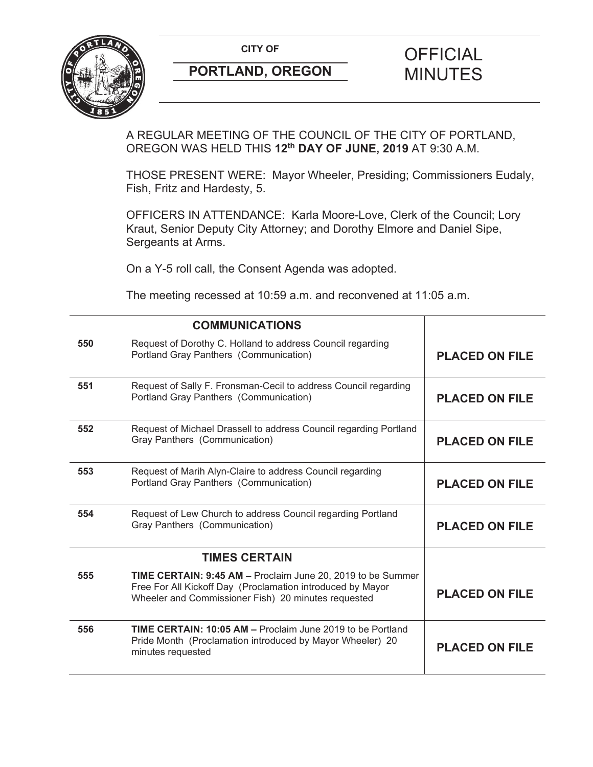CITY OF

**PORTLAND, OREGON**

# OFFICIAL MINUTES

A REGULAR MEETING OF THE COUNCIL OF THE CITY OF PORTLAND, OREGON WAS HELD THIS **12th DAY OF JUNE, 2019** AT 9:30 A.M.

THOSE PRESENT WERE: Mayor Wheeler, Presiding; Commissioners Eudaly, Fish, Fritz and Hardesty, 5.

OFFICERS IN ATTENDANCE: Karla Moore-Love, Clerk of the Council; Lory Kraut, Senior Deputy City Attorney; and Dorothy Elmore and Daniel Sipe, Sergeants at Arms.

On a Y-5 roll call, the Consent Agenda was adopted.

The meeting recessed at 10:59 a.m. and reconvened at 11:05 a.m.

| | **COMMUNICATIONS** | |
|---|---|---|
| **550** | Request of Dorothy C. Holland to address Council regarding Portland Gray Panthers (Communication) | **PLACED ON FILE** |
| **551** | Request of Sally F. Fronsman-Cecil to address Council regarding Portland Gray Panthers (Communication) | **PLACED ON FILE** |
| **552** | Request of Michael Drassell to address Council regarding Portland Gray Panthers (Communication) | **PLACED ON FILE** |
| **553** | Request of Marih Alyn-Claire to address Council regarding Portland Gray Panthers (Communication) | **PLACED ON FILE** |
| **554** | Request of Lew Church to address Council regarding Portland Gray Panthers (Communication) | **PLACED ON FILE** |
| | **TIMES CERTAIN** | |
| **555** | **TIME CERTAIN: 9:45 AM –** Proclaim June 20, 2019 to be Summer Free For All Kickoff Day (Proclamation introduced by Mayor Wheeler and Commissioner Fish) 20 minutes requested | **PLACED ON FILE** |
| **556** | **TIME CERTAIN: 10:05 AM –** Proclaim June 2019 to be Portland Pride Month (Proclamation introduced by Mayor Wheeler) 20 minutes requested | **PLACED ON FILE** |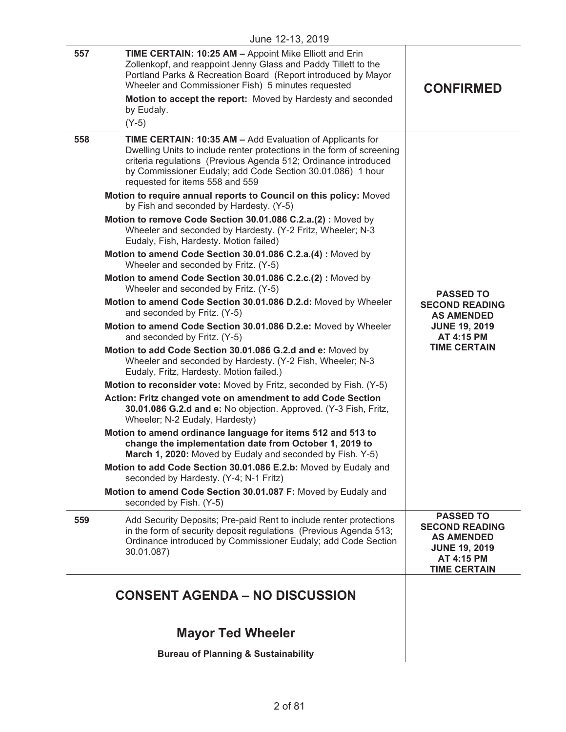June 12-13, 2019

| | | |
|---|---|---|
| 557 | **TIME CERTAIN: 10:25 AM –** Appoint Mike Elliott and Erin Zollenkopf, and reappoint Jenny Glass and Paddy Tillett to the Portland Parks & Recreation Board (Report introduced by Mayor Wheeler and Commissioner Fish) 5 minutes requested<br><br>**Motion to accept the report:** Moved by Hardesty and seconded by Eudaly.<br>(Y-5) | **CONFIRMED** |
| 558 | **TIME CERTAIN: 10:35 AM –** Add Evaluation of Applicants for Dwelling Units to include renter protections in the form of screening criteria regulations (Previous Agenda 512; Ordinance introduced by Commissioner Eudaly; add Code Section 30.01.086) 1 hour requested for items 558 and 559<br><br>**Motion to require annual reports to Council on this policy:** Moved by Fish and seconded by Hardesty. (Y-5)<br><br>**Motion to remove Code Section 30.01.086 C.2.a.(2) :** Moved by Wheeler and seconded by Hardesty. (Y-2 Fritz, Wheeler; N-3 Eudaly, Fish, Hardesty. Motion failed)<br><br>**Motion to amend Code Section 30.01.086 C.2.a.(4) :** Moved by Wheeler and seconded by Fritz. (Y-5)<br><br>**Motion to amend Code Section 30.01.086 C.2.c.(2) :** Moved by Wheeler and seconded by Fritz. (Y-5)<br><br>**Motion to amend Code Section 30.01.086 D.2.d:** Moved by Wheeler and seconded by Fritz. (Y-5)<br><br>**Motion to amend Code Section 30.01.086 D.2.e:** Moved by Wheeler and seconded by Fritz. (Y-5)<br><br>**Motion to add Code Section 30.01.086 G.2.d and e:** Moved by Wheeler and seconded by Hardesty. (Y-2 Fish, Wheeler; N-3 Eudaly, Fritz, Hardesty. Motion failed.)<br><br>**Motion to reconsider vote:** Moved by Fritz, seconded by Fish. (Y-5)<br><br>**Action: Fritz changed vote on amendment to add Code Section 30.01.086 G.2.d and e:** No objection. Approved. (Y-3 Fish, Fritz, Wheeler; N-2 Eudaly, Hardesty)<br><br>**Motion to amend ordinance language for items 512 and 513 to change the implementation date from October 1, 2019 to March 1, 2020:** Moved by Eudaly and seconded by Fish. Y-5)<br><br>**Motion to add Code Section 30.01.086 E.2.b:** Moved by Eudaly and seconded by Hardesty. (Y-4; N-1 Fritz)<br><br>**Motion to amend Code Section 30.01.087 F:** Moved by Eudaly and seconded by Fish. (Y-5) | **PASSED TO SECOND READING AS AMENDED JUNE 19, 2019 AT 4:15 PM TIME CERTAIN** |
| 559 | Add Security Deposits; Pre-paid Rent to include renter protections in the form of security deposit regulations (Previous Agenda 513; Ordinance introduced by Commissioner Eudaly; add Code Section 30.01.087) | **PASSED TO SECOND READING AS AMENDED JUNE 19, 2019 AT 4:15 PM TIME CERTAIN** |

## CONSENT AGENDA – NO DISCUSSION

### Mayor Ted Wheeler

**Bureau of Planning & Sustainability**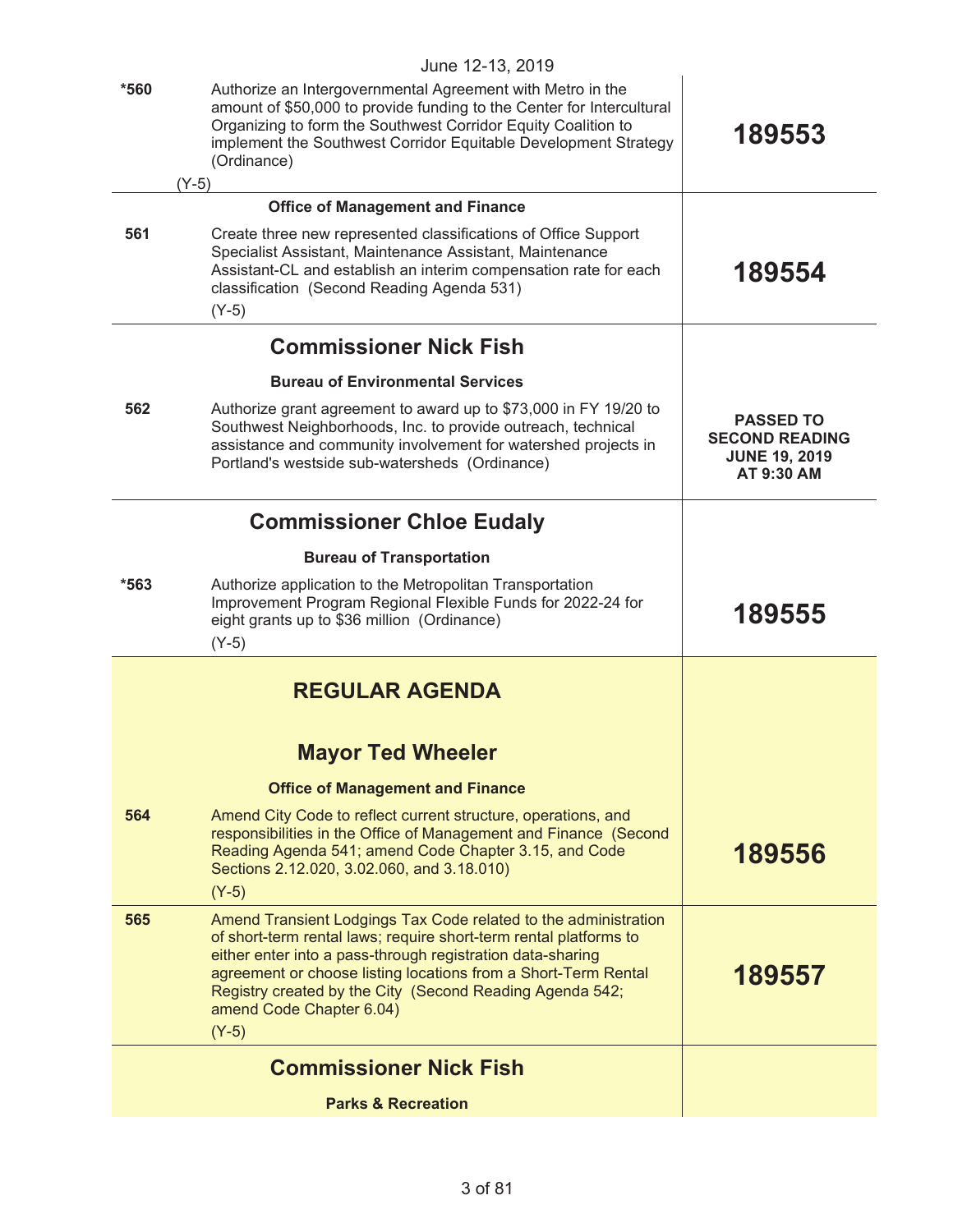June 12-13, 2019

| | | |
|---|---|---|
| *560 | Authorize an Intergovernmental Agreement with Metro in the amount of $50,000 to provide funding to the Center for Intercultural Organizing to form the Southwest Corridor Equity Coalition to implement the Southwest Corridor Equitable Development Strategy (Ordinance)<br>(Y-5) | **189553** |
| | **Office of Management and Finance** | |
| 561 | Create three new represented classifications of Office Support Specialist Assistant, Maintenance Assistant, Maintenance Assistant-CL and establish an interim compensation rate for each classification (Second Reading Agenda 531)<br>(Y-5) | **189554** |
| | **Commissioner Nick Fish** | |
| | **Bureau of Environmental Services** | |
| 562 | Authorize grant agreement to award up to $73,000 in FY 19/20 to Southwest Neighborhoods, Inc. to provide outreach, technical assistance and community involvement for watershed projects in Portland's westside sub-watersheds (Ordinance) | **PASSED TO SECOND READING JUNE 19, 2019 AT 9:30 AM** |
| | **Commissioner Chloe Eudaly** | |
| | **Bureau of Transportation** | |
| *563 | Authorize application to the Metropolitan Transportation Improvement Program Regional Flexible Funds for 2022-24 for eight grants up to $36 million (Ordinance)<br>(Y-5) | **189555** |
| | **REGULAR AGENDA** | |
| | **Mayor Ted Wheeler** | |
| | **Office of Management and Finance** | |
| 564 | Amend City Code to reflect current structure, operations, and responsibilities in the Office of Management and Finance (Second Reading Agenda 541; amend Code Chapter 3.15, and Code Sections 2.12.020, 3.02.060, and 3.18.010)<br>(Y-5) | **189556** |
| 565 | Amend Transient Lodgings Tax Code related to the administration of short-term rental laws; require short-term rental platforms to either enter into a pass-through registration data-sharing agreement or choose listing locations from a Short-Term Rental Registry created by the City (Second Reading Agenda 542; amend Code Chapter 6.04)<br>(Y-5) | **189557** |
| | **Commissioner Nick Fish** | |
| | **Parks & Recreation** | |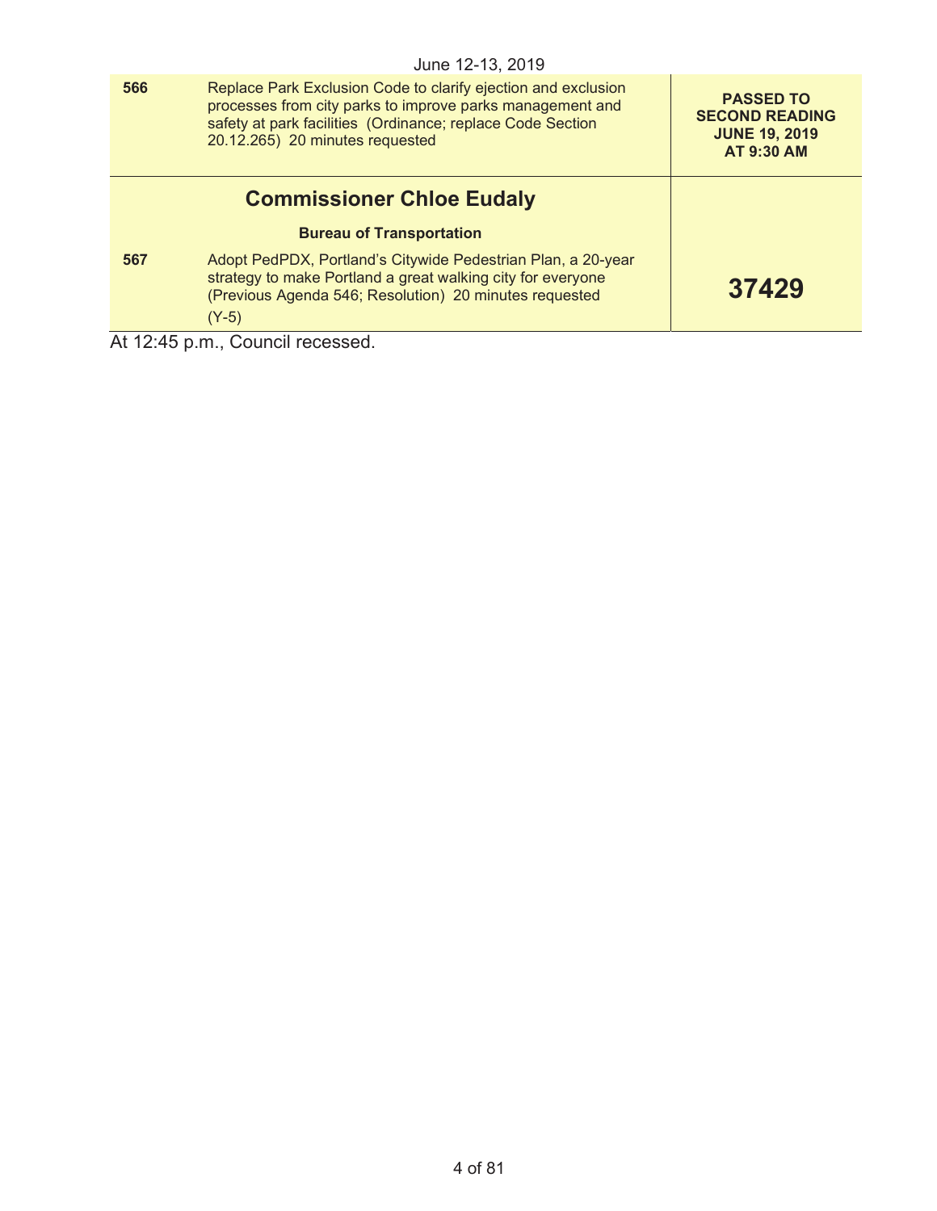| | | |
|---|---|---|
| **566** | Replace Park Exclusion Code to clarify ejection and exclusion processes from city parks to improve parks management and safety at park facilities (Ordinance; replace Code Section 20.12.265) 20 minutes requested | **PASSED TO SECOND READING JUNE 19, 2019 AT 9:30 AM** |

## Commissioner Chloe Eudaly

**Bureau of Transportation**

| | | |
|---|---|---|
| **567** | Adopt PedPDX, Portland's Citywide Pedestrian Plan, a 20-year strategy to make Portland a great walking city for everyone (Previous Agenda 546; Resolution) 20 minutes requested<br>(Y-5) | **37429** |

At 12:45 p.m., Council recessed.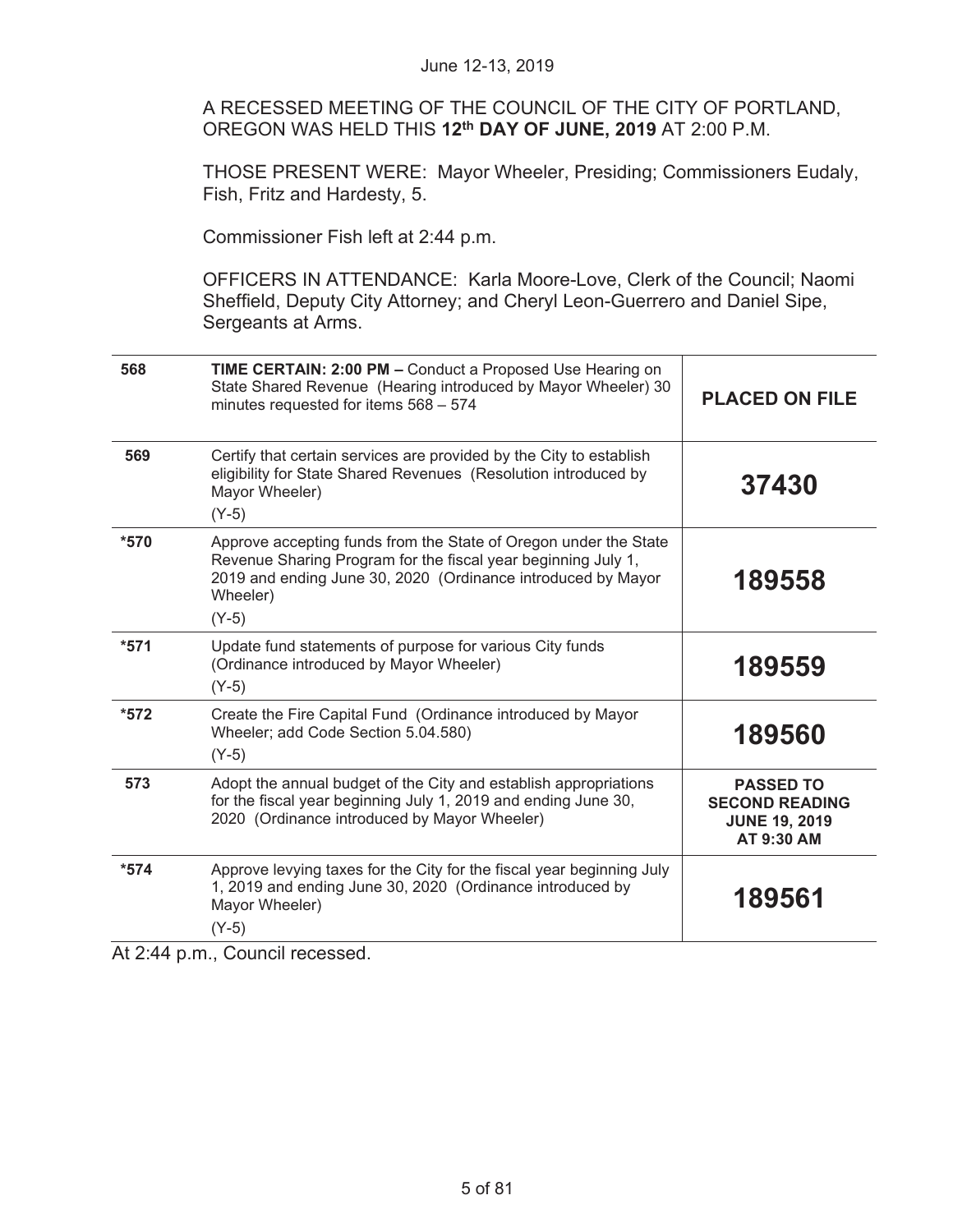June 12-13, 2019

A RECESSED MEETING OF THE COUNCIL OF THE CITY OF PORTLAND, OREGON WAS HELD THIS **12th DAY OF JUNE, 2019** AT 2:00 P.M.

THOSE PRESENT WERE: Mayor Wheeler, Presiding; Commissioners Eudaly, Fish, Fritz and Hardesty, 5.

Commissioner Fish left at 2:44 p.m.

OFFICERS IN ATTENDANCE: Karla Moore-Love, Clerk of the Council; Naomi Sheffield, Deputy City Attorney; and Cheryl Leon-Guerrero and Daniel Sipe, Sergeants at Arms.

| | | |
|---|---|---|
| 568 | **TIME CERTAIN: 2:00 PM –** Conduct a Proposed Use Hearing on State Shared Revenue (Hearing introduced by Mayor Wheeler) 30 minutes requested for items 568 – 574 | **PLACED ON FILE** |
| 569 | Certify that certain services are provided by the City to establish eligibility for State Shared Revenues (Resolution introduced by Mayor Wheeler)<br>(Y-5) | **37430** |
| *570 | Approve accepting funds from the State of Oregon under the State Revenue Sharing Program for the fiscal year beginning July 1, 2019 and ending June 30, 2020 (Ordinance introduced by Mayor Wheeler)<br>(Y-5) | **189558** |
| *571 | Update fund statements of purpose for various City funds (Ordinance introduced by Mayor Wheeler)<br>(Y-5) | **189559** |
| *572 | Create the Fire Capital Fund (Ordinance introduced by Mayor Wheeler; add Code Section 5.04.580)<br>(Y-5) | **189560** |
| 573 | Adopt the annual budget of the City and establish appropriations for the fiscal year beginning July 1, 2019 and ending June 30, 2020 (Ordinance introduced by Mayor Wheeler) | **PASSED TO SECOND READING JUNE 19, 2019 AT 9:30 AM** |
| *574 | Approve levying taxes for the City for the fiscal year beginning July 1, 2019 and ending June 30, 2020 (Ordinance introduced by Mayor Wheeler)<br>(Y-5) | **189561** |

At 2:44 p.m., Council recessed.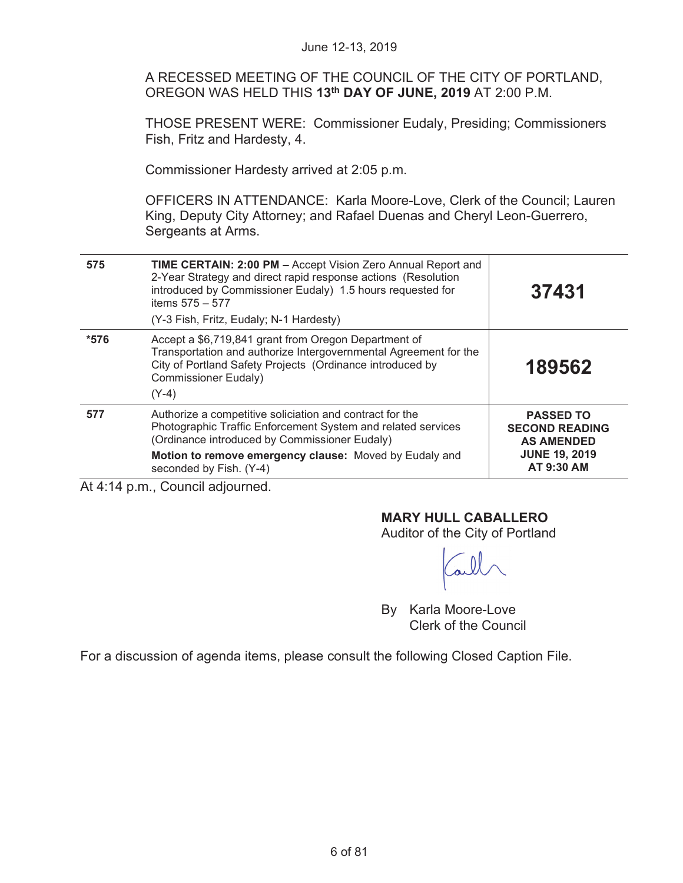June 12-13, 2019

A RECESSED MEETING OF THE COUNCIL OF THE CITY OF PORTLAND, OREGON WAS HELD THIS **13th DAY OF JUNE, 2019** AT 2:00 P.M.

THOSE PRESENT WERE: Commissioner Eudaly, Presiding; Commissioners Fish, Fritz and Hardesty, 4.

Commissioner Hardesty arrived at 2:05 p.m.

OFFICERS IN ATTENDANCE: Karla Moore-Love, Clerk of the Council; Lauren King, Deputy City Attorney; and Rafael Duenas and Cheryl Leon-Guerrero, Sergeants at Arms.

| | | |
|---|---|---|
| **575** | **TIME CERTAIN: 2:00 PM –** Accept Vision Zero Annual Report and 2-Year Strategy and direct rapid response actions (Resolution introduced by Commissioner Eudaly) 1.5 hours requested for items 575 – 577<br>(Y-3 Fish, Fritz, Eudaly; N-1 Hardesty) | **37431** |
| ***576** | Accept a $6,719,841 grant from Oregon Department of Transportation and authorize Intergovernmental Agreement for the City of Portland Safety Projects (Ordinance introduced by Commissioner Eudaly)<br>(Y-4) | **189562** |
| **577** | Authorize a competitive soliciation and contract for the Photographic Traffic Enforcement System and related services (Ordinance introduced by Commissioner Eudaly)<br>**Motion to remove emergency clause:** Moved by Eudaly and seconded by Fish. (Y-4) | **PASSED TO SECOND READING AS AMENDED JUNE 19, 2019 AT 9:30 AM** |

At 4:14 p.m., Council adjourned.

**MARY HULL CABALLERO**
Auditor of the City of Portland

By Karla Moore-Love
Clerk of the Council

For a discussion of agenda items, please consult the following Closed Caption File.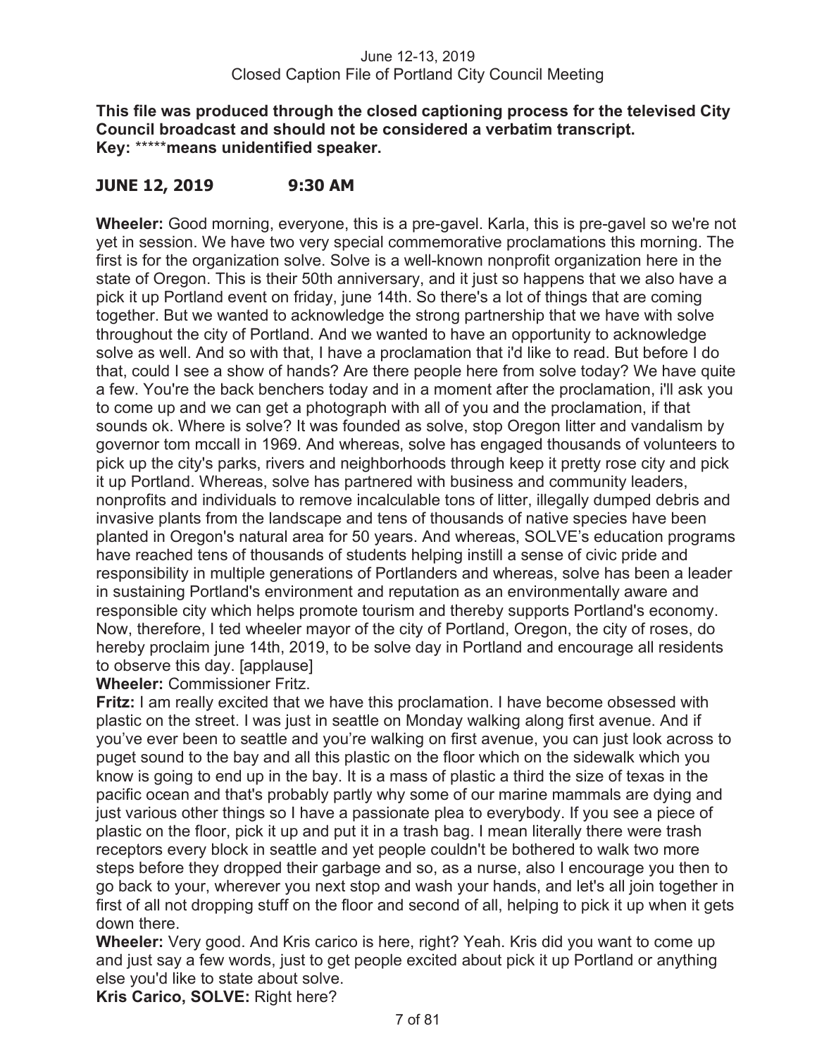**This file was produced through the closed captioning process for the televised City Council broadcast and should not be considered a verbatim transcript.**
**Key: *****means unidentified speaker.**

## JUNE 12, 2019 9:30 AM

**Wheeler:** Good morning, everyone, this is a pre-gavel. Karla, this is pre-gavel so we're not yet in session. We have two very special commemorative proclamations this morning. The first is for the organization solve. Solve is a well-known nonprofit organization here in the state of Oregon. This is their 50th anniversary, and it just so happens that we also have a pick it up Portland event on friday, june 14th. So there's a lot of things that are coming together. But we wanted to acknowledge the strong partnership that we have with solve throughout the city of Portland. And we wanted to have an opportunity to acknowledge solve as well. And so with that, I have a proclamation that i'd like to read. But before I do that, could I see a show of hands? Are there people here from solve today? We have quite a few. You're the back benchers today and in a moment after the proclamation, i'll ask you to come up and we can get a photograph with all of you and the proclamation, if that sounds ok. Where is solve? It was founded as solve, stop Oregon litter and vandalism by governor tom mccall in 1969. And whereas, solve has engaged thousands of volunteers to pick up the city's parks, rivers and neighborhoods through keep it pretty rose city and pick it up Portland. Whereas, solve has partnered with business and community leaders, nonprofits and individuals to remove incalculable tons of litter, illegally dumped debris and invasive plants from the landscape and tens of thousands of native species have been planted in Oregon's natural area for 50 years. And whereas, SOLVE's education programs have reached tens of thousands of students helping instill a sense of civic pride and responsibility in multiple generations of Portlanders and whereas, solve has been a leader in sustaining Portland's environment and reputation as an environmentally aware and responsible city which helps promote tourism and thereby supports Portland's economy. Now, therefore, I ted wheeler mayor of the city of Portland, Oregon, the city of roses, do hereby proclaim june 14th, 2019, to be solve day in Portland and encourage all residents to observe this day. [applause]

**Wheeler:** Commissioner Fritz.

**Fritz:** I am really excited that we have this proclamation. I have become obsessed with plastic on the street. I was just in seattle on Monday walking along first avenue. And if you've ever been to seattle and you're walking on first avenue, you can just look across to puget sound to the bay and all this plastic on the floor which on the sidewalk which you know is going to end up in the bay. It is a mass of plastic a third the size of texas in the pacific ocean and that's probably partly why some of our marine mammals are dying and just various other things so I have a passionate plea to everybody. If you see a piece of plastic on the floor, pick it up and put it in a trash bag. I mean literally there were trash receptors every block in seattle and yet people couldn't be bothered to walk two more steps before they dropped their garbage and so, as a nurse, also I encourage you then to go back to your, wherever you next stop and wash your hands, and let's all join together in first of all not dropping stuff on the floor and second of all, helping to pick it up when it gets down there.

**Wheeler:** Very good. And Kris carico is here, right? Yeah. Kris did you want to come up and just say a few words, just to get people excited about pick it up Portland or anything else you'd like to state about solve.

**Kris Carico, SOLVE:** Right here?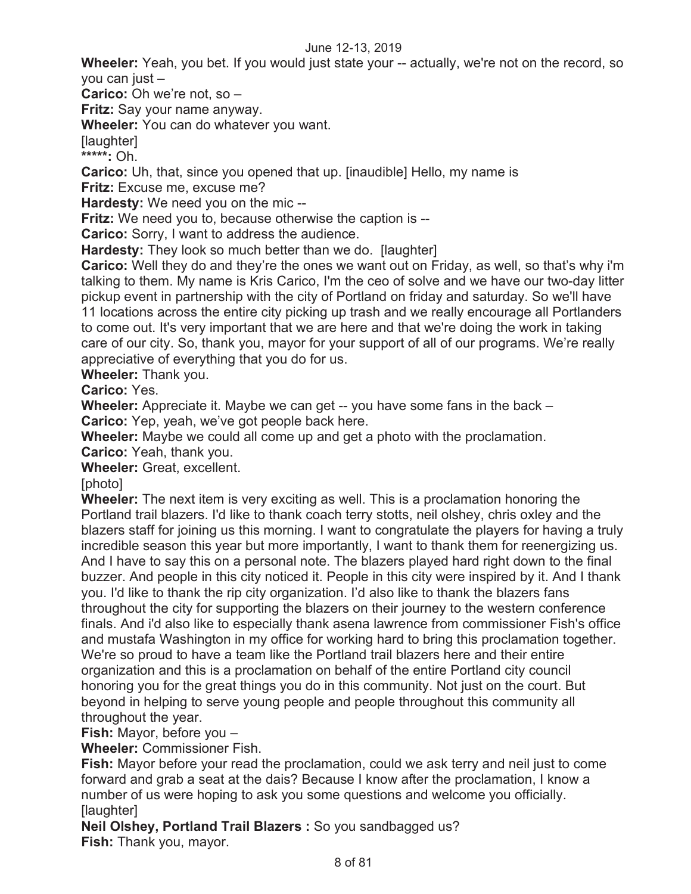**Wheeler:** Yeah, you bet. If you would just state your -- actually, we're not on the record, so you can just –

**Carico:** Oh we're not, so –

**Fritz:** Say your name anyway.

**Wheeler:** You can do whatever you want.

[laughter]

*****: Oh.

**Carico:** Uh, that, since you opened that up. [inaudible] Hello, my name is

**Fritz:** Excuse me, excuse me?

**Hardesty:** We need you on the mic --

**Fritz:** We need you to, because otherwise the caption is --

**Carico:** Sorry, I want to address the audience.

**Hardesty:** They look so much better than we do. [laughter]

**Carico:** Well they do and they're the ones we want out on Friday, as well, so that's why i'm talking to them. My name is Kris Carico, I'm the ceo of solve and we have our two-day litter pickup event in partnership with the city of Portland on friday and saturday. So we'll have 11 locations across the entire city picking up trash and we really encourage all Portlanders to come out. It's very important that we are here and that we're doing the work in taking care of our city. So, thank you, mayor for your support of all of our programs. We're really appreciative of everything that you do for us.

**Wheeler:** Thank you.

**Carico:** Yes.

**Wheeler:** Appreciate it. Maybe we can get -- you have some fans in the back –

**Carico:** Yep, yeah, we've got people back here.

**Wheeler:** Maybe we could all come up and get a photo with the proclamation.

**Carico:** Yeah, thank you.

**Wheeler:** Great, excellent.

[photo]

**Wheeler:** The next item is very exciting as well. This is a proclamation honoring the Portland trail blazers. I'd like to thank coach terry stotts, neil olshey, chris oxley and the blazers staff for joining us this morning. I want to congratulate the players for having a truly incredible season this year but more importantly, I want to thank them for reenergizing us. And I have to say this on a personal note. The blazers played hard right down to the final buzzer. And people in this city noticed it. People in this city were inspired by it. And I thank you. I'd like to thank the rip city organization. I'd also like to thank the blazers fans throughout the city for supporting the blazers on their journey to the western conference finals. And i'd also like to especially thank asena lawrence from commissioner Fish's office and mustafa Washington in my office for working hard to bring this proclamation together. We're so proud to have a team like the Portland trail blazers here and their entire organization and this is a proclamation on behalf of the entire Portland city council honoring you for the great things you do in this community. Not just on the court. But beyond in helping to serve young people and people throughout this community all throughout the year.

**Fish:** Mayor, before you –

**Wheeler:** Commissioner Fish.

**Fish:** Mayor before your read the proclamation, could we ask terry and neil just to come forward and grab a seat at the dais? Because I know after the proclamation, I know a number of us were hoping to ask you some questions and welcome you officially. [laughter]

**Neil Olshey, Portland Trail Blazers :** So you sandbagged us?

**Fish:** Thank you, mayor.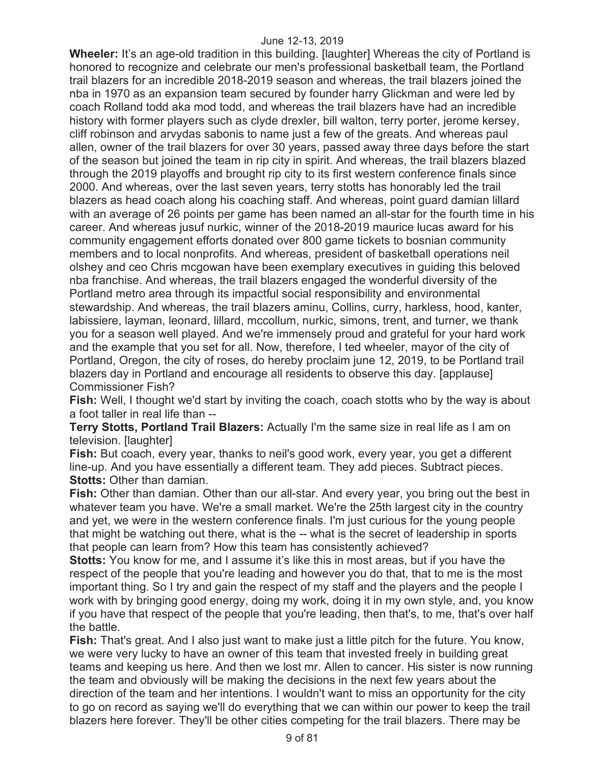**Wheeler:** It's an age-old tradition in this building. [laughter] Whereas the city of Portland is honored to recognize and celebrate our men's professional basketball team, the Portland trail blazers for an incredible 2018-2019 season and whereas, the trail blazers joined the nba in 1970 as an expansion team secured by founder harry Glickman and were led by coach Rolland todd aka mod todd, and whereas the trail blazers have had an incredible history with former players such as clyde drexler, bill walton, terry porter, jerome kersey, cliff robinson and arvydas sabonis to name just a few of the greats. And whereas paul allen, owner of the trail blazers for over 30 years, passed away three days before the start of the season but joined the team in rip city in spirit. And whereas, the trail blazers blazed through the 2019 playoffs and brought rip city to its first western conference finals since 2000. And whereas, over the last seven years, terry stotts has honorably led the trail blazers as head coach along his coaching staff. And whereas, point guard damian lillard with an average of 26 points per game has been named an all-star for the fourth time in his career. And whereas jusuf nurkic, winner of the 2018-2019 maurice lucas award for his community engagement efforts donated over 800 game tickets to bosnian community members and to local nonprofits. And whereas, president of basketball operations neil olshey and ceo Chris mcgowan have been exemplary executives in guiding this beloved nba franchise. And whereas, the trail blazers engaged the wonderful diversity of the Portland metro area through its impactful social responsibility and environmental stewardship. And whereas, the trail blazers aminu, Collins, curry, harkless, hood, kanter, labissiere, layman, leonard, lillard, mccollum, nurkic, simons, trent, and turner, we thank you for a season well played. And we're immensely proud and grateful for your hard work and the example that you set for all. Now, therefore, I ted wheeler, mayor of the city of Portland, Oregon, the city of roses, do hereby proclaim june 12, 2019, to be Portland trail blazers day in Portland and encourage all residents to observe this day. [applause] Commissioner Fish?

**Fish:** Well, I thought we'd start by inviting the coach, coach stotts who by the way is about a foot taller in real life than --

**Terry Stotts, Portland Trail Blazers:** Actually I'm the same size in real life as I am on television. [laughter]

**Fish:** But coach, every year, thanks to neil's good work, every year, you get a different line-up. And you have essentially a different team. They add pieces. Subtract pieces.

**Stotts:** Other than damian.

**Fish:** Other than damian. Other than our all-star. And every year, you bring out the best in whatever team you have. We're a small market. We're the 25th largest city in the country and yet, we were in the western conference finals. I'm just curious for the young people that might be watching out there, what is the -- what is the secret of leadership in sports that people can learn from? How this team has consistently achieved?

**Stotts:** You know for me, and I assume it's like this in most areas, but if you have the respect of the people that you're leading and however you do that, that to me is the most important thing. So I try and gain the respect of my staff and the players and the people I work with by bringing good energy, doing my work, doing it in my own style, and, you know if you have that respect of the people that you're leading, then that's, to me, that's over half the battle.

**Fish:** That's great. And I also just want to make just a little pitch for the future. You know, we were very lucky to have an owner of this team that invested freely in building great teams and keeping us here. And then we lost mr. Allen to cancer. His sister is now running the team and obviously will be making the decisions in the next few years about the direction of the team and her intentions. I wouldn't want to miss an opportunity for the city to go on record as saying we'll do everything that we can within our power to keep the trail blazers here forever. They'll be other cities competing for the trail blazers. There may be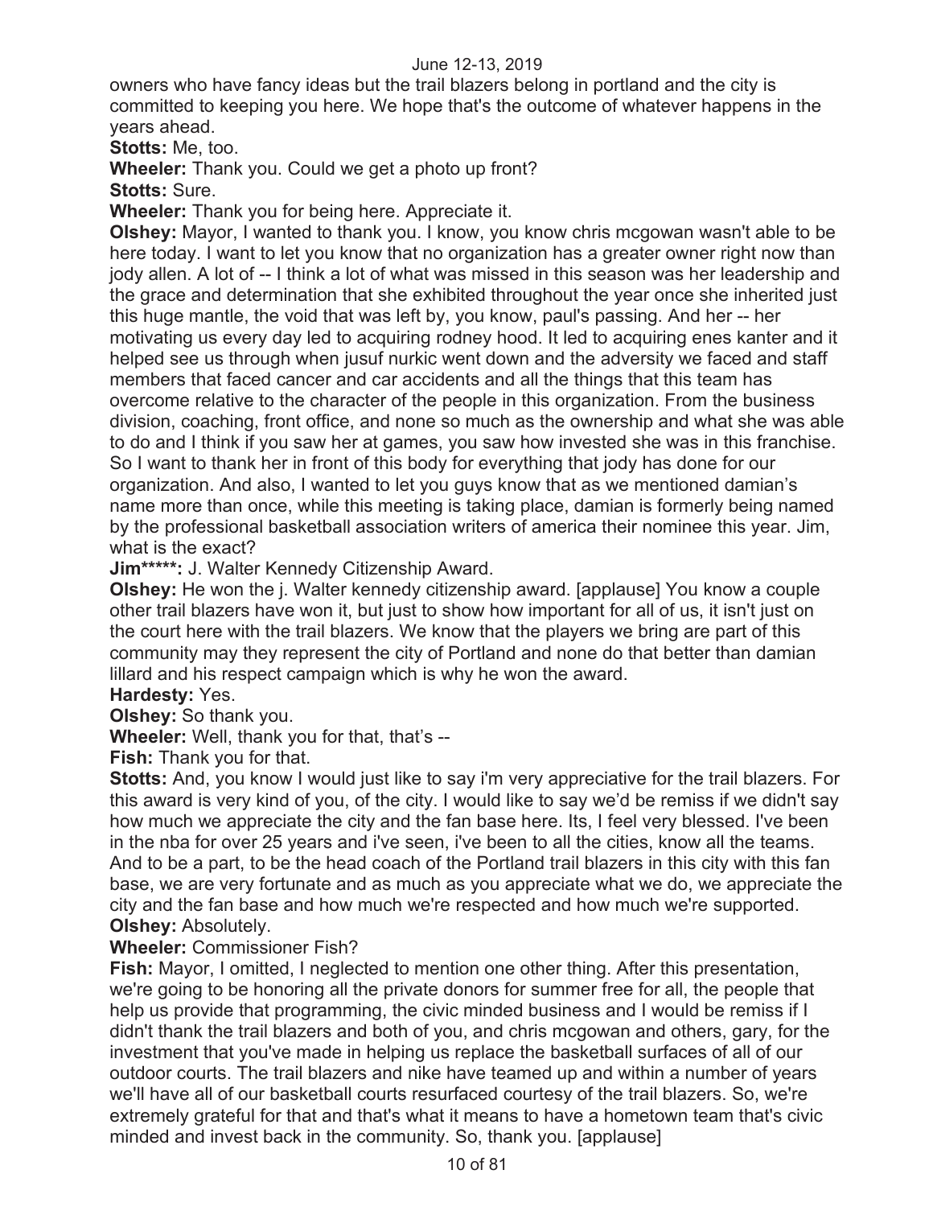owners who have fancy ideas but the trail blazers belong in portland and the city is committed to keeping you here. We hope that's the outcome of whatever happens in the years ahead.

**Stotts:** Me, too.

**Wheeler:** Thank you. Could we get a photo up front?

**Stotts:** Sure.

**Wheeler:** Thank you for being here. Appreciate it.

**Olshey:** Mayor, I wanted to thank you. I know, you know chris mcgowan wasn't able to be here today. I want to let you know that no organization has a greater owner right now than jody allen. A lot of -- I think a lot of what was missed in this season was her leadership and the grace and determination that she exhibited throughout the year once she inherited just this huge mantle, the void that was left by, you know, paul's passing. And her -- her motivating us every day led to acquiring rodney hood. It led to acquiring enes kanter and it helped see us through when jusuf nurkic went down and the adversity we faced and staff members that faced cancer and car accidents and all the things that this team has overcome relative to the character of the people in this organization. From the business division, coaching, front office, and none so much as the ownership and what she was able to do and I think if you saw her at games, you saw how invested she was in this franchise. So I want to thank her in front of this body for everything that jody has done for our organization. And also, I wanted to let you guys know that as we mentioned damian's name more than once, while this meeting is taking place, damian is formerly being named by the professional basketball association writers of america their nominee this year. Jim, what is the exact?

**Jim*****:** J. Walter Kennedy Citizenship Award.

**Olshey:** He won the j. Walter kennedy citizenship award. [applause] You know a couple other trail blazers have won it, but just to show how important for all of us, it isn't just on the court here with the trail blazers. We know that the players we bring are part of this community may they represent the city of Portland and none do that better than damian lillard and his respect campaign which is why he won the award.

**Hardesty:** Yes.

**Olshey:** So thank you.

**Wheeler:** Well, thank you for that, that's --

**Fish:** Thank you for that.

**Stotts:** And, you know I would just like to say i'm very appreciative for the trail blazers. For this award is very kind of you, of the city. I would like to say we'd be remiss if we didn't say how much we appreciate the city and the fan base here. Its, I feel very blessed. I've been in the nba for over 25 years and i've seen, i've been to all the cities, know all the teams. And to be a part, to be the head coach of the Portland trail blazers in this city with this fan base, we are very fortunate and as much as you appreciate what we do, we appreciate the city and the fan base and how much we're respected and how much we're supported.

**Olshey:** Absolutely.

**Wheeler:** Commissioner Fish?

**Fish:** Mayor, I omitted, I neglected to mention one other thing. After this presentation, we're going to be honoring all the private donors for summer free for all, the people that help us provide that programming, the civic minded business and I would be remiss if I didn't thank the trail blazers and both of you, and chris mcgowan and others, gary, for the investment that you've made in helping us replace the basketball surfaces of all of our outdoor courts. The trail blazers and nike have teamed up and within a number of years we'll have all of our basketball courts resurfaced courtesy of the trail blazers. So, we're extremely grateful for that and that's what it means to have a hometown team that's civic minded and invest back in the community. So, thank you. [applause]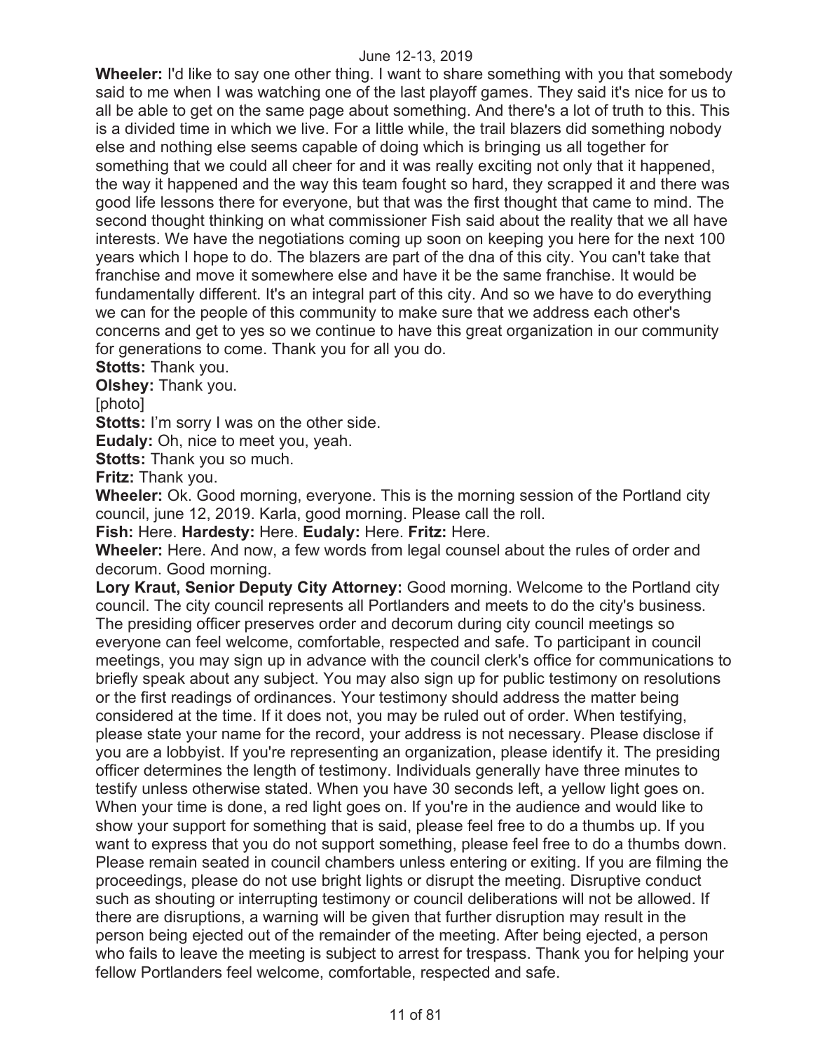**Wheeler:** I'd like to say one other thing. I want to share something with you that somebody said to me when I was watching one of the last playoff games. They said it's nice for us to all be able to get on the same page about something. And there's a lot of truth to this. This is a divided time in which we live. For a little while, the trail blazers did something nobody else and nothing else seems capable of doing which is bringing us all together for something that we could all cheer for and it was really exciting not only that it happened, the way it happened and the way this team fought so hard, they scrapped it and there was good life lessons there for everyone, but that was the first thought that came to mind. The second thought thinking on what commissioner Fish said about the reality that we all have interests. We have the negotiations coming up soon on keeping you here for the next 100 years which I hope to do. The blazers are part of the dna of this city. You can't take that franchise and move it somewhere else and have it be the same franchise. It would be fundamentally different. It's an integral part of this city. And so we have to do everything we can for the people of this community to make sure that we address each other's concerns and get to yes so we continue to have this great organization in our community for generations to come. Thank you for all you do.

**Stotts:** Thank you.

**Olshey:** Thank you.

[photo]

**Stotts:** I'm sorry I was on the other side.

**Eudaly:** Oh, nice to meet you, yeah.

**Stotts:** Thank you so much.

**Fritz:** Thank you.

**Wheeler:** Ok. Good morning, everyone. This is the morning session of the Portland city council, june 12, 2019. Karla, good morning. Please call the roll.

**Fish:** Here. **Hardesty:** Here. **Eudaly:** Here. **Fritz:** Here.

**Wheeler:** Here. And now, a few words from legal counsel about the rules of order and decorum. Good morning.

**Lory Kraut, Senior Deputy City Attorney:** Good morning. Welcome to the Portland city council. The city council represents all Portlanders and meets to do the city's business. The presiding officer preserves order and decorum during city council meetings so everyone can feel welcome, comfortable, respected and safe. To participant in council meetings, you may sign up in advance with the council clerk's office for communications to briefly speak about any subject. You may also sign up for public testimony on resolutions or the first readings of ordinances. Your testimony should address the matter being considered at the time. If it does not, you may be ruled out of order. When testifying, please state your name for the record, your address is not necessary. Please disclose if you are a lobbyist. If you're representing an organization, please identify it. The presiding officer determines the length of testimony. Individuals generally have three minutes to testify unless otherwise stated. When you have 30 seconds left, a yellow light goes on. When your time is done, a red light goes on. If you're in the audience and would like to show your support for something that is said, please feel free to do a thumbs up. If you want to express that you do not support something, please feel free to do a thumbs down. Please remain seated in council chambers unless entering or exiting. If you are filming the proceedings, please do not use bright lights or disrupt the meeting. Disruptive conduct such as shouting or interrupting testimony or council deliberations will not be allowed. If there are disruptions, a warning will be given that further disruption may result in the person being ejected out of the remainder of the meeting. After being ejected, a person who fails to leave the meeting is subject to arrest for trespass. Thank you for helping your fellow Portlanders feel welcome, comfortable, respected and safe.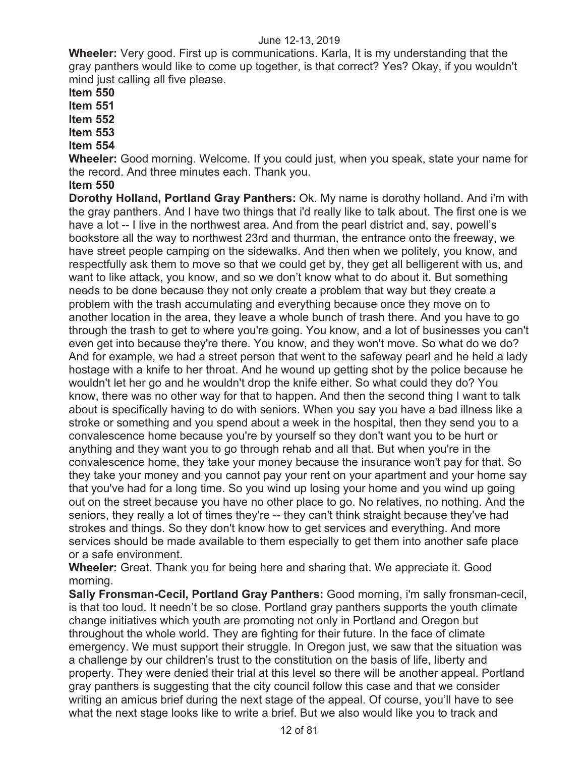**Wheeler:** Very good. First up is communications. Karla, It is my understanding that the gray panthers would like to come up together, is that correct? Yes? Okay, if you wouldn't mind just calling all five please.

**Item 550**

**Item 551**

**Item 552**

**Item 553**

**Item 554**

**Wheeler:** Good morning. Welcome. If you could just, when you speak, state your name for the record. And three minutes each. Thank you.

**Item 550**

**Dorothy Holland, Portland Gray Panthers:** Ok. My name is dorothy holland. And i'm with the gray panthers. And I have two things that i'd really like to talk about. The first one is we have a lot -- I live in the northwest area. And from the pearl district and, say, powell's bookstore all the way to northwest 23rd and thurman, the entrance onto the freeway, we have street people camping on the sidewalks. And then when we politely, you know, and respectfully ask them to move so that we could get by, they get all belligerent with us, and want to like attack, you know, and so we don't know what to do about it. But something needs to be done because they not only create a problem that way but they create a problem with the trash accumulating and everything because once they move on to another location in the area, they leave a whole bunch of trash there. And you have to go through the trash to get to where you're going. You know, and a lot of businesses you can't even get into because they're there. You know, and they won't move. So what do we do? And for example, we had a street person that went to the safeway pearl and he held a lady hostage with a knife to her throat. And he wound up getting shot by the police because he wouldn't let her go and he wouldn't drop the knife either. So what could they do? You know, there was no other way for that to happen. And then the second thing I want to talk about is specifically having to do with seniors. When you say you have a bad illness like a stroke or something and you spend about a week in the hospital, then they send you to a convalescence home because you're by yourself so they don't want you to be hurt or anything and they want you to go through rehab and all that. But when you're in the convalescence home, they take your money because the insurance won't pay for that. So they take your money and you cannot pay your rent on your apartment and your home say that you've had for a long time. So you wind up losing your home and you wind up going out on the street because you have no other place to go. No relatives, no nothing. And the seniors, they really a lot of times they're -- they can't think straight because they've had strokes and things. So they don't know how to get services and everything. And more services should be made available to them especially to get them into another safe place or a safe environment.

**Wheeler:** Great. Thank you for being here and sharing that. We appreciate it. Good morning.

**Sally Fronsman-Cecil, Portland Gray Panthers:** Good morning, i'm sally fronsman-cecil, is that too loud. It needn't be so close. Portland gray panthers supports the youth climate change initiatives which youth are promoting not only in Portland and Oregon but throughout the whole world. They are fighting for their future. In the face of climate emergency. We must support their struggle. In Oregon just, we saw that the situation was a challenge by our children's trust to the constitution on the basis of life, liberty and property. They were denied their trial at this level so there will be another appeal. Portland gray panthers is suggesting that the city council follow this case and that we consider writing an amicus brief during the next stage of the appeal. Of course, you'll have to see what the next stage looks like to write a brief. But we also would like you to track and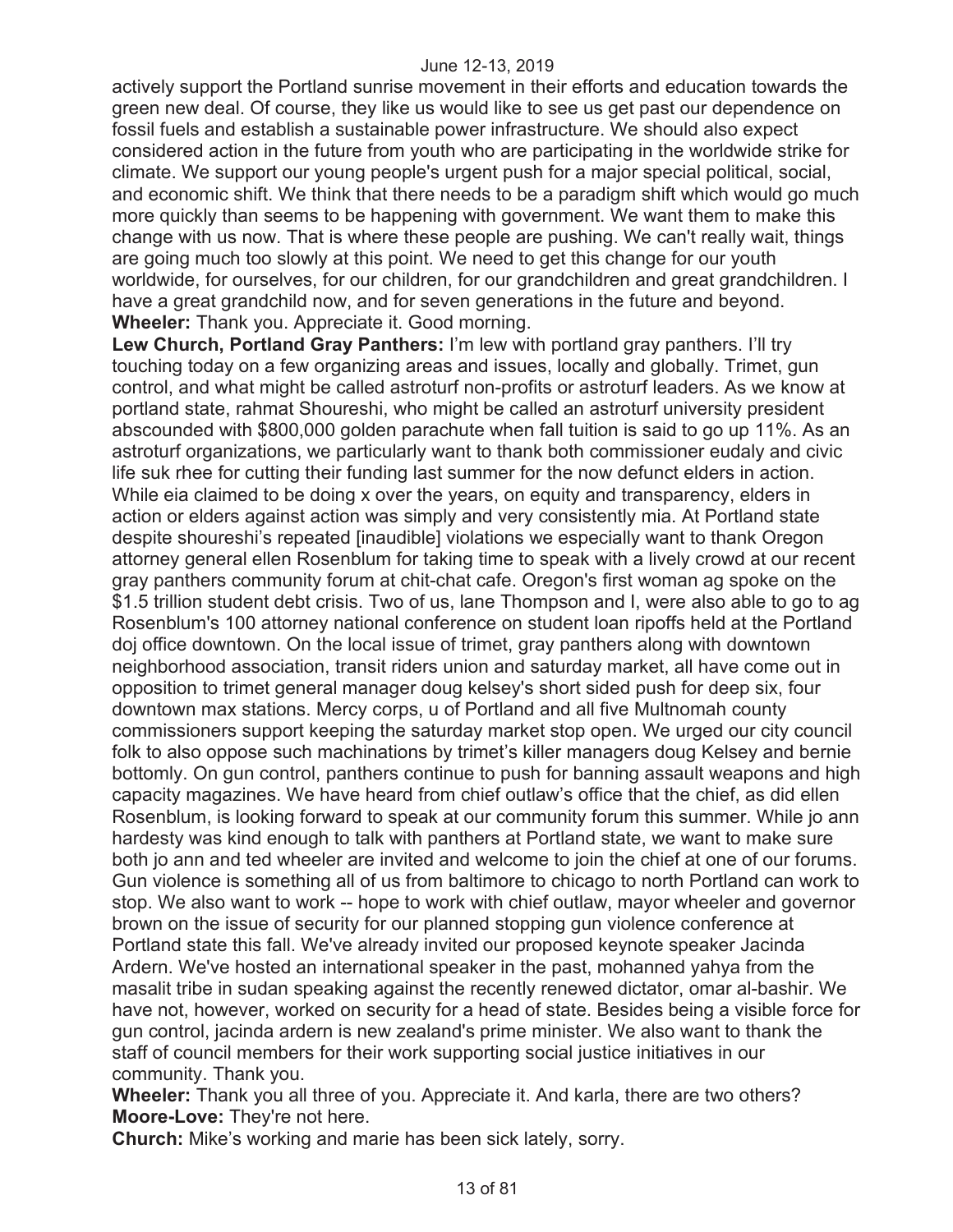actively support the Portland sunrise movement in their efforts and education towards the green new deal. Of course, they like us would like to see us get past our dependence on fossil fuels and establish a sustainable power infrastructure. We should also expect considered action in the future from youth who are participating in the worldwide strike for climate. We support our young people's urgent push for a major special political, social, and economic shift. We think that there needs to be a paradigm shift which would go much more quickly than seems to be happening with government. We want them to make this change with us now. That is where these people are pushing. We can't really wait, things are going much too slowly at this point. We need to get this change for our youth worldwide, for ourselves, for our children, for our grandchildren and great grandchildren. I have a great grandchild now, and for seven generations in the future and beyond.

**Wheeler:** Thank you. Appreciate it. Good morning.

**Lew Church, Portland Gray Panthers:** I'm lew with portland gray panthers. I'll try touching today on a few organizing areas and issues, locally and globally. Trimet, gun control, and what might be called astroturf non-profits or astroturf leaders. As we know at portland state, rahmat Shoureshi, who might be called an astroturf university president abscounded with $800,000 golden parachute when fall tuition is said to go up 11%. As an astroturf organizations, we particularly want to thank both commissioner eudaly and civic life suk rhee for cutting their funding last summer for the now defunct elders in action. While eia claimed to be doing x over the years, on equity and transparency, elders in action or elders against action was simply and very consistently mia. At Portland state despite shoureshi's repeated [inaudible] violations we especially want to thank Oregon attorney general ellen Rosenblum for taking time to speak with a lively crowd at our recent gray panthers community forum at chit-chat cafe. Oregon's first woman ag spoke on the $1.5 trillion student debt crisis. Two of us, lane Thompson and I, were also able to go to ag Rosenblum's 100 attorney national conference on student loan ripoffs held at the Portland doj office downtown. On the local issue of trimet, gray panthers along with downtown neighborhood association, transit riders union and saturday market, all have come out in opposition to trimet general manager doug kelsey's short sided push for deep six, four downtown max stations. Mercy corps, u of Portland and all five Multnomah county commissioners support keeping the saturday market stop open. We urged our city council folk to also oppose such machinations by trimet's killer managers doug Kelsey and bernie bottomly. On gun control, panthers continue to push for banning assault weapons and high capacity magazines. We have heard from chief outlaw's office that the chief, as did ellen Rosenblum, is looking forward to speak at our community forum this summer. While jo ann hardesty was kind enough to talk with panthers at Portland state, we want to make sure both jo ann and ted wheeler are invited and welcome to join the chief at one of our forums. Gun violence is something all of us from baltimore to chicago to north Portland can work to stop. We also want to work -- hope to work with chief outlaw, mayor wheeler and governor brown on the issue of security for our planned stopping gun violence conference at Portland state this fall. We've already invited our proposed keynote speaker Jacinda Ardern. We've hosted an international speaker in the past, mohanned yahya from the masalit tribe in sudan speaking against the recently renewed dictator, omar al-bashir. We have not, however, worked on security for a head of state. Besides being a visible force for gun control, jacinda ardern is new zealand's prime minister. We also want to thank the staff of council members for their work supporting social justice initiatives in our community. Thank you.

**Wheeler:** Thank you all three of you. Appreciate it. And karla, there are two others?

**Moore-Love:** They're not here.

**Church:** Mike's working and marie has been sick lately, sorry.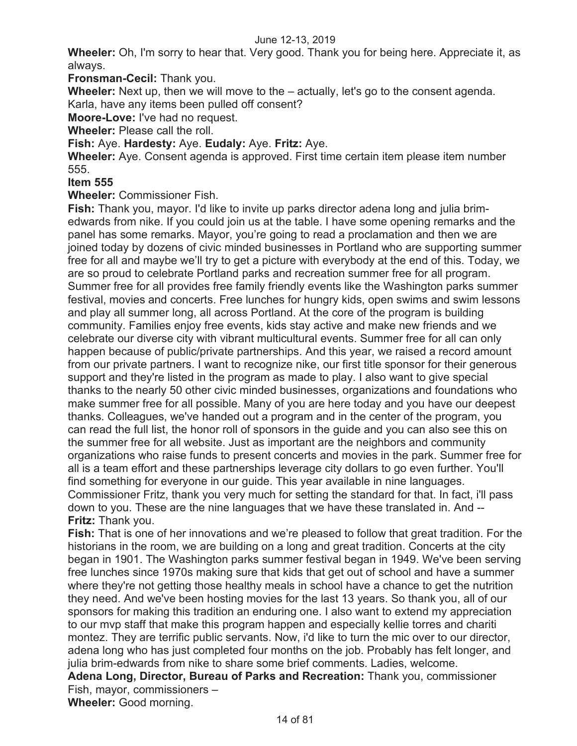**Wheeler:** Oh, I'm sorry to hear that. Very good. Thank you for being here. Appreciate it, as always.

**Fronsman-Cecil:** Thank you.

**Wheeler:** Next up, then we will move to the – actually, let's go to the consent agenda. Karla, have any items been pulled off consent?

**Moore-Love:** I've had no request.

**Wheeler:** Please call the roll.

**Fish:** Aye. **Hardesty:** Aye. **Eudaly:** Aye. **Fritz:** Aye.

**Wheeler:** Aye. Consent agenda is approved. First time certain item please item number 555.

**Item 555**

**Wheeler:** Commissioner Fish.

**Fish:** Thank you, mayor. I'd like to invite up parks director adena long and julia brim-edwards from nike. If you could join us at the table. I have some opening remarks and the panel has some remarks. Mayor, you're going to read a proclamation and then we are joined today by dozens of civic minded businesses in Portland who are supporting summer free for all and maybe we'll try to get a picture with everybody at the end of this. Today, we are so proud to celebrate Portland parks and recreation summer free for all program. Summer free for all provides free family friendly events like the Washington parks summer festival, movies and concerts. Free lunches for hungry kids, open swims and swim lessons and play all summer long, all across Portland. At the core of the program is building community. Families enjoy free events, kids stay active and make new friends and we celebrate our diverse city with vibrant multicultural events. Summer free for all can only happen because of public/private partnerships. And this year, we raised a record amount from our private partners. I want to recognize nike, our first title sponsor for their generous support and they're listed in the program as made to play. I also want to give special thanks to the nearly 50 other civic minded businesses, organizations and foundations who make summer free for all possible. Many of you are here today and you have our deepest thanks. Colleagues, we've handed out a program and in the center of the program, you can read the full list, the honor roll of sponsors in the guide and you can also see this on the summer free for all website. Just as important are the neighbors and community organizations who raise funds to present concerts and movies in the park. Summer free for all is a team effort and these partnerships leverage city dollars to go even further. You'll find something for everyone in our guide. This year available in nine languages. Commissioner Fritz, thank you very much for setting the standard for that. In fact, i'll pass down to you. These are the nine languages that we have these translated in. And --

**Fritz:** Thank you.

**Fish:** That is one of her innovations and we're pleased to follow that great tradition. For the historians in the room, we are building on a long and great tradition. Concerts at the city began in 1901. The Washington parks summer festival began in 1949. We've been serving free lunches since 1970s making sure that kids that get out of school and have a summer where they're not getting those healthy meals in school have a chance to get the nutrition they need. And we've been hosting movies for the last 13 years. So thank you, all of our sponsors for making this tradition an enduring one. I also want to extend my appreciation to our mvp staff that make this program happen and especially kellie torres and chariti montez. They are terrific public servants. Now, i'd like to turn the mic over to our director, adena long who has just completed four months on the job. Probably has felt longer, and julia brim-edwards from nike to share some brief comments. Ladies, welcome.

**Adena Long, Director, Bureau of Parks and Recreation:** Thank you, commissioner Fish, mayor, commissioners –

**Wheeler:** Good morning.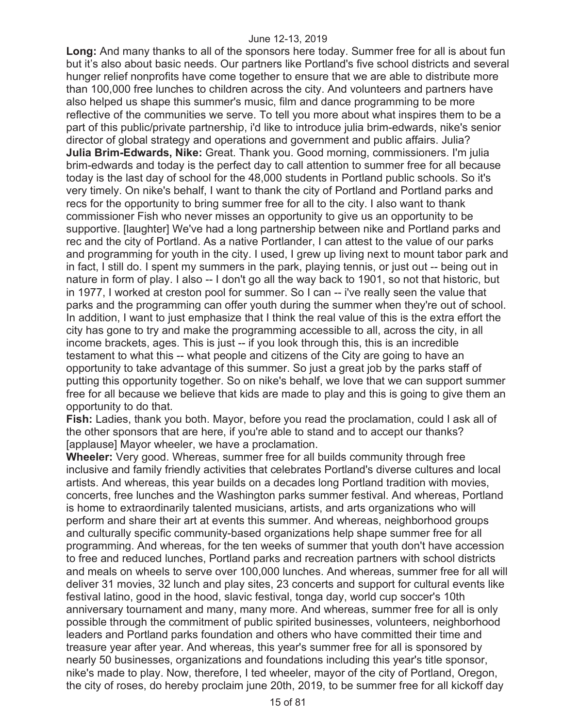**Long:** And many thanks to all of the sponsors here today. Summer free for all is about fun but it's also about basic needs. Our partners like Portland's five school districts and several hunger relief nonprofits have come together to ensure that we are able to distribute more than 100,000 free lunches to children across the city. And volunteers and partners have also helped us shape this summer's music, film and dance programming to be more reflective of the communities we serve. To tell you more about what inspires them to be a part of this public/private partnership, i'd like to introduce julia brim-edwards, nike's senior director of global strategy and operations and government and public affairs. Julia?

**Julia Brim-Edwards, Nike:** Great. Thank you. Good morning, commissioners. I'm julia brim-edwards and today is the perfect day to call attention to summer free for all because today is the last day of school for the 48,000 students in Portland public schools. So it's very timely. On nike's behalf, I want to thank the city of Portland and Portland parks and recs for the opportunity to bring summer free for all to the city. I also want to thank commissioner Fish who never misses an opportunity to give us an opportunity to be supportive. [laughter] We've had a long partnership between nike and Portland parks and rec and the city of Portland. As a native Portlander, I can attest to the value of our parks and programming for youth in the city. I used, I grew up living next to mount tabor park and in fact, I still do. I spent my summers in the park, playing tennis, or just out -- being out in nature in form of play. I also -- I don't go all the way back to 1901, so not that historic, but in 1977, I worked at creston pool for summer. So I can -- i've really seen the value that parks and the programming can offer youth during the summer when they're out of school. In addition, I want to just emphasize that I think the real value of this is the extra effort the city has gone to try and make the programming accessible to all, across the city, in all income brackets, ages. This is just -- if you look through this, this is an incredible testament to what this -- what people and citizens of the City are going to have an opportunity to take advantage of this summer. So just a great job by the parks staff of putting this opportunity together. So on nike's behalf, we love that we can support summer free for all because we believe that kids are made to play and this is going to give them an opportunity to do that.

**Fish:** Ladies, thank you both. Mayor, before you read the proclamation, could I ask all of the other sponsors that are here, if you're able to stand and to accept our thanks? [applause] Mayor wheeler, we have a proclamation.

**Wheeler:** Very good. Whereas, summer free for all builds community through free inclusive and family friendly activities that celebrates Portland's diverse cultures and local artists. And whereas, this year builds on a decades long Portland tradition with movies, concerts, free lunches and the Washington parks summer festival. And whereas, Portland is home to extraordinarily talented musicians, artists, and arts organizations who will perform and share their art at events this summer. And whereas, neighborhood groups and culturally specific community-based organizations help shape summer free for all programming. And whereas, for the ten weeks of summer that youth don't have accession to free and reduced lunches, Portland parks and recreation partners with school districts and meals on wheels to serve over 100,000 lunches. And whereas, summer free for all will deliver 31 movies, 32 lunch and play sites, 23 concerts and support for cultural events like festival latino, good in the hood, slavic festival, tonga day, world cup soccer's 10th anniversary tournament and many, many more. And whereas, summer free for all is only possible through the commitment of public spirited businesses, volunteers, neighborhood leaders and Portland parks foundation and others who have committed their time and treasure year after year. And whereas, this year's summer free for all is sponsored by nearly 50 businesses, organizations and foundations including this year's title sponsor, nike's made to play. Now, therefore, I ted wheeler, mayor of the city of Portland, Oregon, the city of roses, do hereby proclaim june 20th, 2019, to be summer free for all kickoff day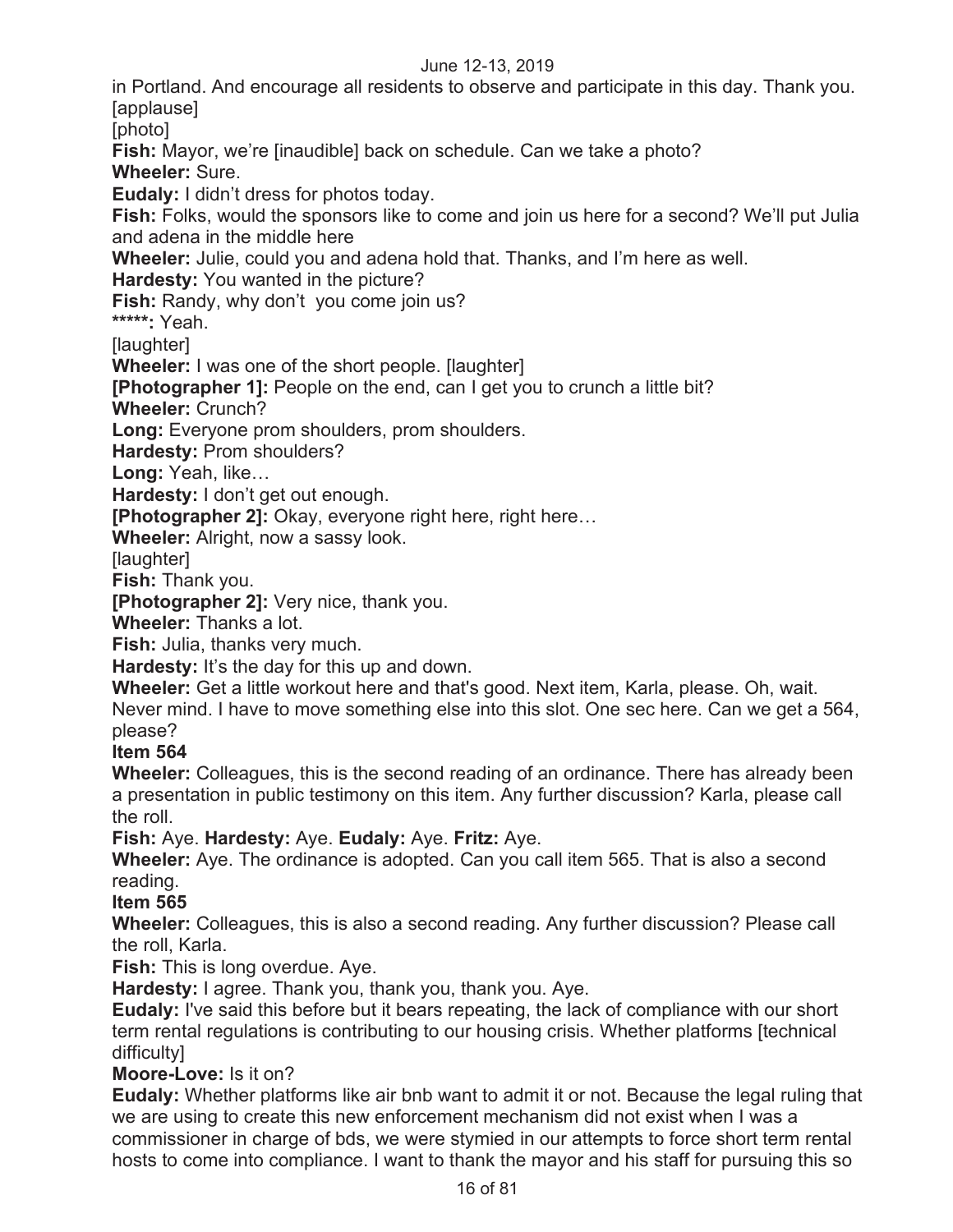in Portland. And encourage all residents to observe and participate in this day. Thank you. [applause]

[photo]

**Fish:** Mayor, we're [inaudible] back on schedule. Can we take a photo?

**Wheeler:** Sure.

**Eudaly:** I didn't dress for photos today.

**Fish:** Folks, would the sponsors like to come and join us here for a second? We'll put Julia and adena in the middle here

**Wheeler:** Julie, could you and adena hold that. Thanks, and I'm here as well.

**Hardesty:** You wanted in the picture?

**Fish:** Randy, why don't you come join us?

*****: Yeah.

[laughter]

**Wheeler:** I was one of the short people. [laughter]

**[Photographer 1]:** People on the end, can I get you to crunch a little bit?

**Wheeler:** Crunch?

**Long:** Everyone prom shoulders, prom shoulders.

**Hardesty:** Prom shoulders?

**Long:** Yeah, like…

**Hardesty:** I don't get out enough.

**[Photographer 2]:** Okay, everyone right here, right here…

**Wheeler:** Alright, now a sassy look.

[laughter]

**Fish:** Thank you.

**[Photographer 2]:** Very nice, thank you.

**Wheeler:** Thanks a lot.

**Fish:** Julia, thanks very much.

**Hardesty:** It's the day for this up and down.

**Wheeler:** Get a little workout here and that's good. Next item, Karla, please. Oh, wait. Never mind. I have to move something else into this slot. One sec here. Can we get a 564, please?

**Item 564**

**Wheeler:** Colleagues, this is the second reading of an ordinance. There has already been a presentation in public testimony on this item. Any further discussion? Karla, please call the roll.

**Fish:** Aye. **Hardesty:** Aye. **Eudaly:** Aye. **Fritz:** Aye.

**Wheeler:** Aye. The ordinance is adopted. Can you call item 565. That is also a second reading.

**Item 565**

**Wheeler:** Colleagues, this is also a second reading. Any further discussion? Please call the roll, Karla.

**Fish:** This is long overdue. Aye.

**Hardesty:** I agree. Thank you, thank you, thank you. Aye.

**Eudaly:** I've said this before but it bears repeating, the lack of compliance with our short term rental regulations is contributing to our housing crisis. Whether platforms [technical difficulty]

**Moore-Love:** Is it on?

**Eudaly:** Whether platforms like air bnb want to admit it or not. Because the legal ruling that we are using to create this new enforcement mechanism did not exist when I was a commissioner in charge of bds, we were stymied in our attempts to force short term rental hosts to come into compliance. I want to thank the mayor and his staff for pursuing this so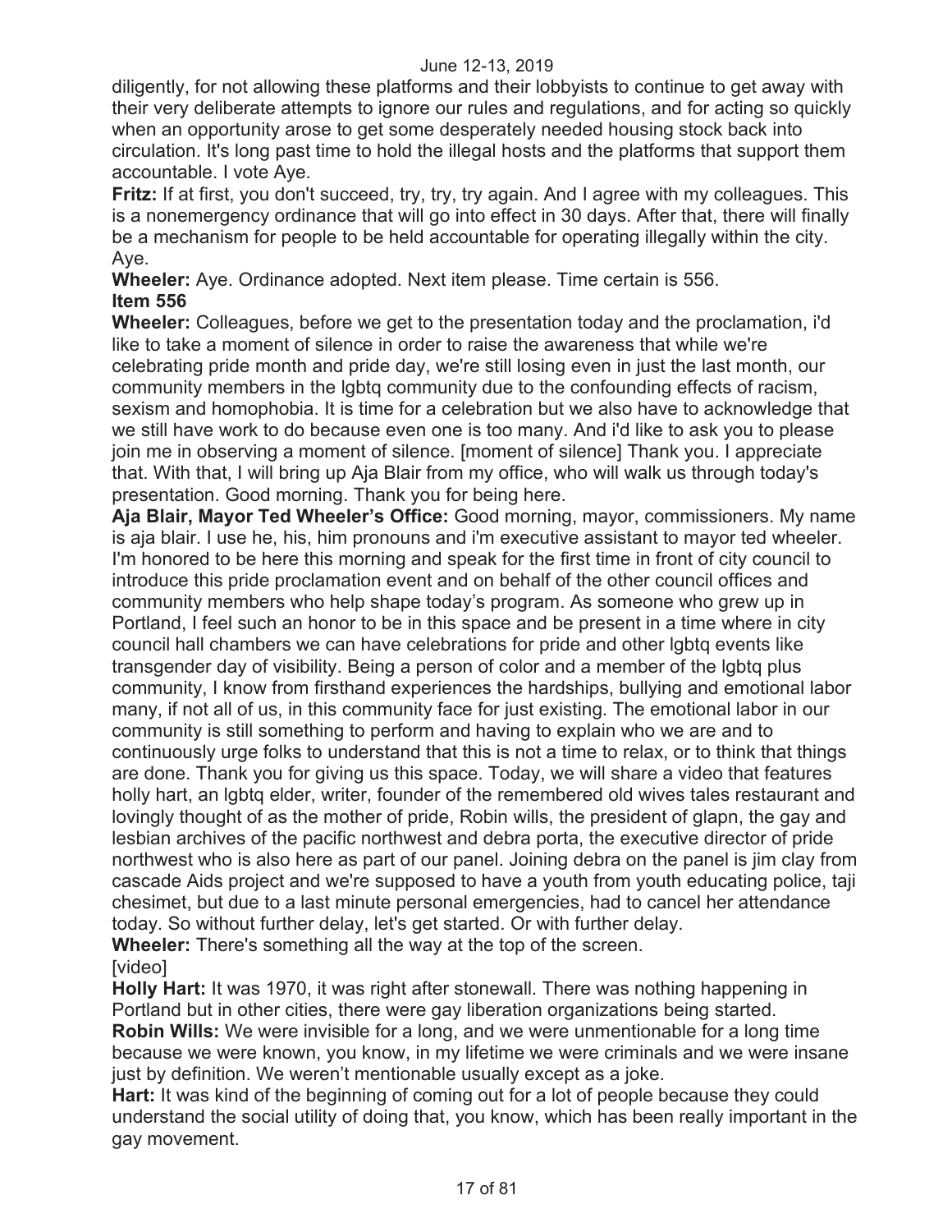diligently, for not allowing these platforms and their lobbyists to continue to get away with their very deliberate attempts to ignore our rules and regulations, and for acting so quickly when an opportunity arose to get some desperately needed housing stock back into circulation. It's long past time to hold the illegal hosts and the platforms that support them accountable. I vote Aye.

**Fritz:** If at first, you don't succeed, try, try, try again. And I agree with my colleagues. This is a nonemergency ordinance that will go into effect in 30 days. After that, there will finally be a mechanism for people to be held accountable for operating illegally within the city. Aye.

**Wheeler:** Aye. Ordinance adopted. Next item please. Time certain is 556.

**Item 556**

**Wheeler:** Colleagues, before we get to the presentation today and the proclamation, i'd like to take a moment of silence in order to raise the awareness that while we're celebrating pride month and pride day, we're still losing even in just the last month, our community members in the lgbtq community due to the confounding effects of racism, sexism and homophobia. It is time for a celebration but we also have to acknowledge that we still have work to do because even one is too many. And i'd like to ask you to please join me in observing a moment of silence. [moment of silence] Thank you. I appreciate that. With that, I will bring up Aja Blair from my office, who will walk us through today's presentation. Good morning. Thank you for being here.

**Aja Blair, Mayor Ted Wheeler's Office:** Good morning, mayor, commissioners. My name is aja blair. I use he, his, him pronouns and i'm executive assistant to mayor ted wheeler. I'm honored to be here this morning and speak for the first time in front of city council to introduce this pride proclamation event and on behalf of the other council offices and community members who help shape today's program. As someone who grew up in Portland, I feel such an honor to be in this space and be present in a time where in city council hall chambers we can have celebrations for pride and other lgbtq events like transgender day of visibility. Being a person of color and a member of the lgbtq plus community, I know from firsthand experiences the hardships, bullying and emotional labor many, if not all of us, in this community face for just existing. The emotional labor in our community is still something to perform and having to explain who we are and to continuously urge folks to understand that this is not a time to relax, or to think that things are done. Thank you for giving us this space. Today, we will share a video that features holly hart, an lgbtq elder, writer, founder of the remembered old wives tales restaurant and lovingly thought of as the mother of pride, Robin wills, the president of glapn, the gay and lesbian archives of the pacific northwest and debra porta, the executive director of pride northwest who is also here as part of our panel. Joining debra on the panel is jim clay from cascade Aids project and we're supposed to have a youth from youth educating police, taji chesimet, but due to a last minute personal emergencies, had to cancel her attendance today. So without further delay, let's get started. Or with further delay.

**Wheeler:** There's something all the way at the top of the screen.

[video]

**Holly Hart:** It was 1970, it was right after stonewall. There was nothing happening in Portland but in other cities, there were gay liberation organizations being started.

**Robin Wills:** We were invisible for a long, and we were unmentionable for a long time because we were known, you know, in my lifetime we were criminals and we were insane just by definition. We weren't mentionable usually except as a joke.

**Hart:** It was kind of the beginning of coming out for a lot of people because they could understand the social utility of doing that, you know, which has been really important in the gay movement.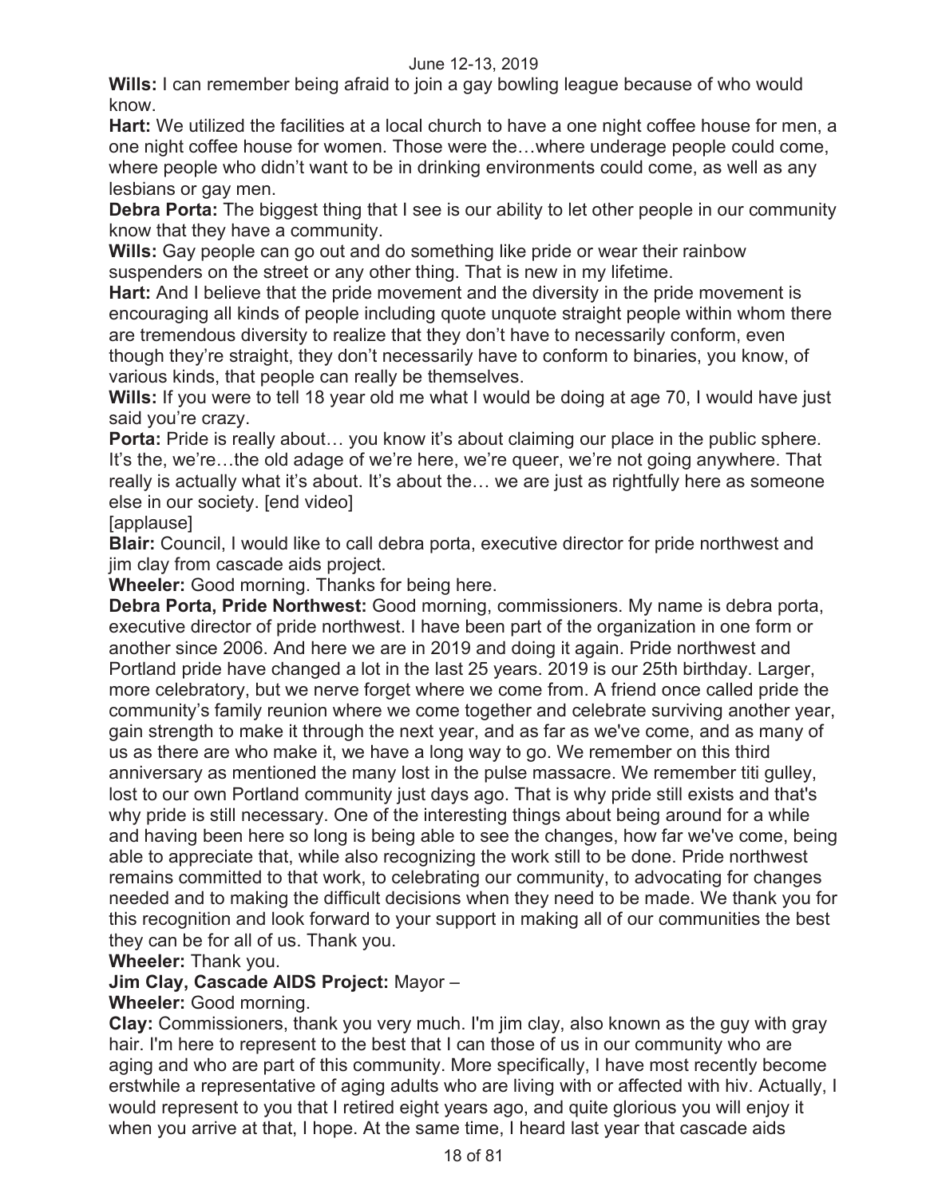**Wills:** I can remember being afraid to join a gay bowling league because of who would know.

**Hart:** We utilized the facilities at a local church to have a one night coffee house for men, a one night coffee house for women. Those were the…where underage people could come, where people who didn't want to be in drinking environments could come, as well as any lesbians or gay men.

**Debra Porta:** The biggest thing that I see is our ability to let other people in our community know that they have a community.

**Wills:** Gay people can go out and do something like pride or wear their rainbow suspenders on the street or any other thing. That is new in my lifetime.

**Hart:** And I believe that the pride movement and the diversity in the pride movement is encouraging all kinds of people including quote unquote straight people within whom there are tremendous diversity to realize that they don't have to necessarily conform, even though they're straight, they don't necessarily have to conform to binaries, you know, of various kinds, that people can really be themselves.

**Wills:** If you were to tell 18 year old me what I would be doing at age 70, I would have just said you're crazy.

**Porta:** Pride is really about… you know it's about claiming our place in the public sphere. It's the, we're…the old adage of we're here, we're queer, we're not going anywhere. That really is actually what it's about. It's about the… we are just as rightfully here as someone else in our society. [end video]

[applause]

**Blair:** Council, I would like to call debra porta, executive director for pride northwest and jim clay from cascade aids project.

**Wheeler:** Good morning. Thanks for being here.

**Debra Porta, Pride Northwest:** Good morning, commissioners. My name is debra porta, executive director of pride northwest. I have been part of the organization in one form or another since 2006. And here we are in 2019 and doing it again. Pride northwest and Portland pride have changed a lot in the last 25 years. 2019 is our 25th birthday. Larger, more celebratory, but we nerve forget where we come from. A friend once called pride the community's family reunion where we come together and celebrate surviving another year, gain strength to make it through the next year, and as far as we've come, and as many of us as there are who make it, we have a long way to go. We remember on this third anniversary as mentioned the many lost in the pulse massacre. We remember titi gulley, lost to our own Portland community just days ago. That is why pride still exists and that's why pride is still necessary. One of the interesting things about being around for a while and having been here so long is being able to see the changes, how far we've come, being able to appreciate that, while also recognizing the work still to be done. Pride northwest remains committed to that work, to celebrating our community, to advocating for changes needed and to making the difficult decisions when they need to be made. We thank you for this recognition and look forward to your support in making all of our communities the best they can be for all of us. Thank you.

**Wheeler:** Thank you.

**Jim Clay, Cascade AIDS Project:** Mayor –

**Wheeler:** Good morning.

**Clay:** Commissioners, thank you very much. I'm jim clay, also known as the guy with gray hair. I'm here to represent to the best that I can those of us in our community who are aging and who are part of this community. More specifically, I have most recently become erstwhile a representative of aging adults who are living with or affected with hiv. Actually, I would represent to you that I retired eight years ago, and quite glorious you will enjoy it when you arrive at that, I hope. At the same time, I heard last year that cascade aids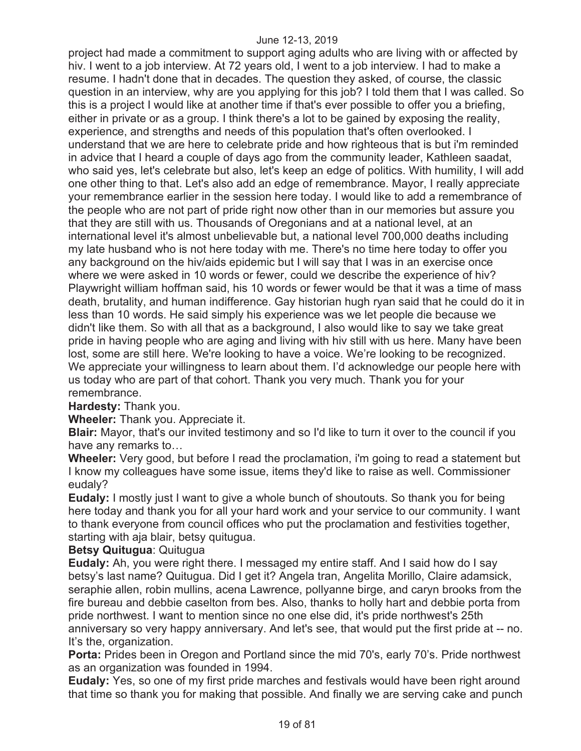project had made a commitment to support aging adults who are living with or affected by hiv. I went to a job interview. At 72 years old, I went to a job interview. I had to make a resume. I hadn't done that in decades. The question they asked, of course, the classic question in an interview, why are you applying for this job? I told them that I was called. So this is a project I would like at another time if that's ever possible to offer you a briefing, either in private or as a group. I think there's a lot to be gained by exposing the reality, experience, and strengths and needs of this population that's often overlooked. I understand that we are here to celebrate pride and how righteous that is but i'm reminded in advice that I heard a couple of days ago from the community leader, Kathleen saadat, who said yes, let's celebrate but also, let's keep an edge of politics. With humility, I will add one other thing to that. Let's also add an edge of remembrance. Mayor, I really appreciate your remembrance earlier in the session here today. I would like to add a remembrance of the people who are not part of pride right now other than in our memories but assure you that they are still with us. Thousands of Oregonians and at a national level, at an international level it's almost unbelievable but, a national level 700,000 deaths including my late husband who is not here today with me. There's no time here today to offer you any background on the hiv/aids epidemic but I will say that I was in an exercise once where we were asked in 10 words or fewer, could we describe the experience of hiv? Playwright william hoffman said, his 10 words or fewer would be that it was a time of mass death, brutality, and human indifference. Gay historian hugh ryan said that he could do it in less than 10 words. He said simply his experience was we let people die because we didn't like them. So with all that as a background, I also would like to say we take great pride in having people who are aging and living with hiv still with us here. Many have been lost, some are still here. We're looking to have a voice. We're looking to be recognized. We appreciate your willingness to learn about them. I'd acknowledge our people here with us today who are part of that cohort. Thank you very much. Thank you for your remembrance.

**Hardesty:** Thank you.

**Wheeler:** Thank you. Appreciate it.

**Blair:** Mayor, that's our invited testimony and so I'd like to turn it over to the council if you have any remarks to…

**Wheeler:** Very good, but before I read the proclamation, i'm going to read a statement but I know my colleagues have some issue, items they'd like to raise as well. Commissioner eudaly?

**Eudaly:** I mostly just I want to give a whole bunch of shoutouts. So thank you for being here today and thank you for all your hard work and your service to our community. I want to thank everyone from council offices who put the proclamation and festivities together, starting with aja blair, betsy quitugua.

**Betsy Quitugua**: Quitugua

**Eudaly:** Ah, you were right there. I messaged my entire staff. And I said how do I say betsy's last name? Quitugua. Did I get it? Angela tran, Angelita Morillo, Claire adamsick, seraphie allen, robin mullins, acena Lawrence, pollyanne birge, and caryn brooks from the fire bureau and debbie caselton from bes. Also, thanks to holly hart and debbie porta from pride northwest. I want to mention since no one else did, it's pride northwest's 25th anniversary so very happy anniversary. And let's see, that would put the first pride at -- no. It's the, organization.

**Porta:** Prides been in Oregon and Portland since the mid 70's, early 70's. Pride northwest as an organization was founded in 1994.

**Eudaly:** Yes, so one of my first pride marches and festivals would have been right around that time so thank you for making that possible. And finally we are serving cake and punch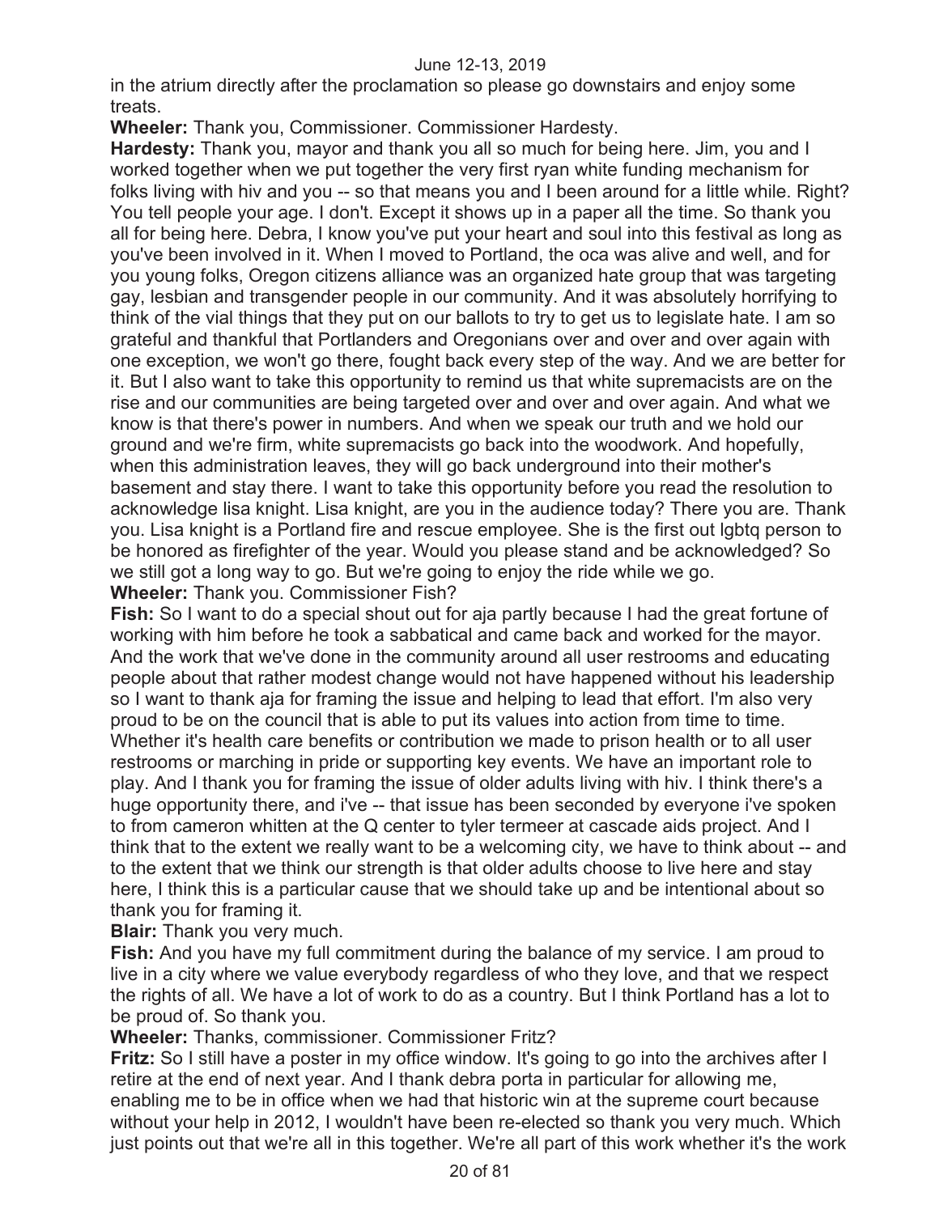in the atrium directly after the proclamation so please go downstairs and enjoy some treats.

**Wheeler:** Thank you, Commissioner. Commissioner Hardesty.

**Hardesty:** Thank you, mayor and thank you all so much for being here. Jim, you and I worked together when we put together the very first ryan white funding mechanism for folks living with hiv and you -- so that means you and I been around for a little while. Right? You tell people your age. I don't. Except it shows up in a paper all the time. So thank you all for being here. Debra, I know you've put your heart and soul into this festival as long as you've been involved in it. When I moved to Portland, the oca was alive and well, and for you young folks, Oregon citizens alliance was an organized hate group that was targeting gay, lesbian and transgender people in our community. And it was absolutely horrifying to think of the vial things that they put on our ballots to try to get us to legislate hate. I am so grateful and thankful that Portlanders and Oregonians over and over and over again with one exception, we won't go there, fought back every step of the way. And we are better for it. But I also want to take this opportunity to remind us that white supremacists are on the rise and our communities are being targeted over and over and over again. And what we know is that there's power in numbers. And when we speak our truth and we hold our ground and we're firm, white supremacists go back into the woodwork. And hopefully, when this administration leaves, they will go back underground into their mother's basement and stay there. I want to take this opportunity before you read the resolution to acknowledge lisa knight. Lisa knight, are you in the audience today? There you are. Thank you. Lisa knight is a Portland fire and rescue employee. She is the first out lgbtq person to be honored as firefighter of the year. Would you please stand and be acknowledged? So we still got a long way to go. But we're going to enjoy the ride while we go.

**Wheeler:** Thank you. Commissioner Fish?

**Fish:** So I want to do a special shout out for aja partly because I had the great fortune of working with him before he took a sabbatical and came back and worked for the mayor. And the work that we've done in the community around all user restrooms and educating people about that rather modest change would not have happened without his leadership so I want to thank aja for framing the issue and helping to lead that effort. I'm also very proud to be on the council that is able to put its values into action from time to time. Whether it's health care benefits or contribution we made to prison health or to all user restrooms or marching in pride or supporting key events. We have an important role to play. And I thank you for framing the issue of older adults living with hiv. I think there's a huge opportunity there, and i've -- that issue has been seconded by everyone i've spoken to from cameron whitten at the Q center to tyler termeer at cascade aids project. And I think that to the extent we really want to be a welcoming city, we have to think about -- and to the extent that we think our strength is that older adults choose to live here and stay here, I think this is a particular cause that we should take up and be intentional about so thank you for framing it.

**Blair:** Thank you very much.

**Fish:** And you have my full commitment during the balance of my service. I am proud to live in a city where we value everybody regardless of who they love, and that we respect the rights of all. We have a lot of work to do as a country. But I think Portland has a lot to be proud of. So thank you.

**Wheeler:** Thanks, commissioner. Commissioner Fritz?

**Fritz:** So I still have a poster in my office window. It's going to go into the archives after I retire at the end of next year. And I thank debra porta in particular for allowing me, enabling me to be in office when we had that historic win at the supreme court because without your help in 2012, I wouldn't have been re-elected so thank you very much. Which just points out that we're all in this together. We're all part of this work whether it's the work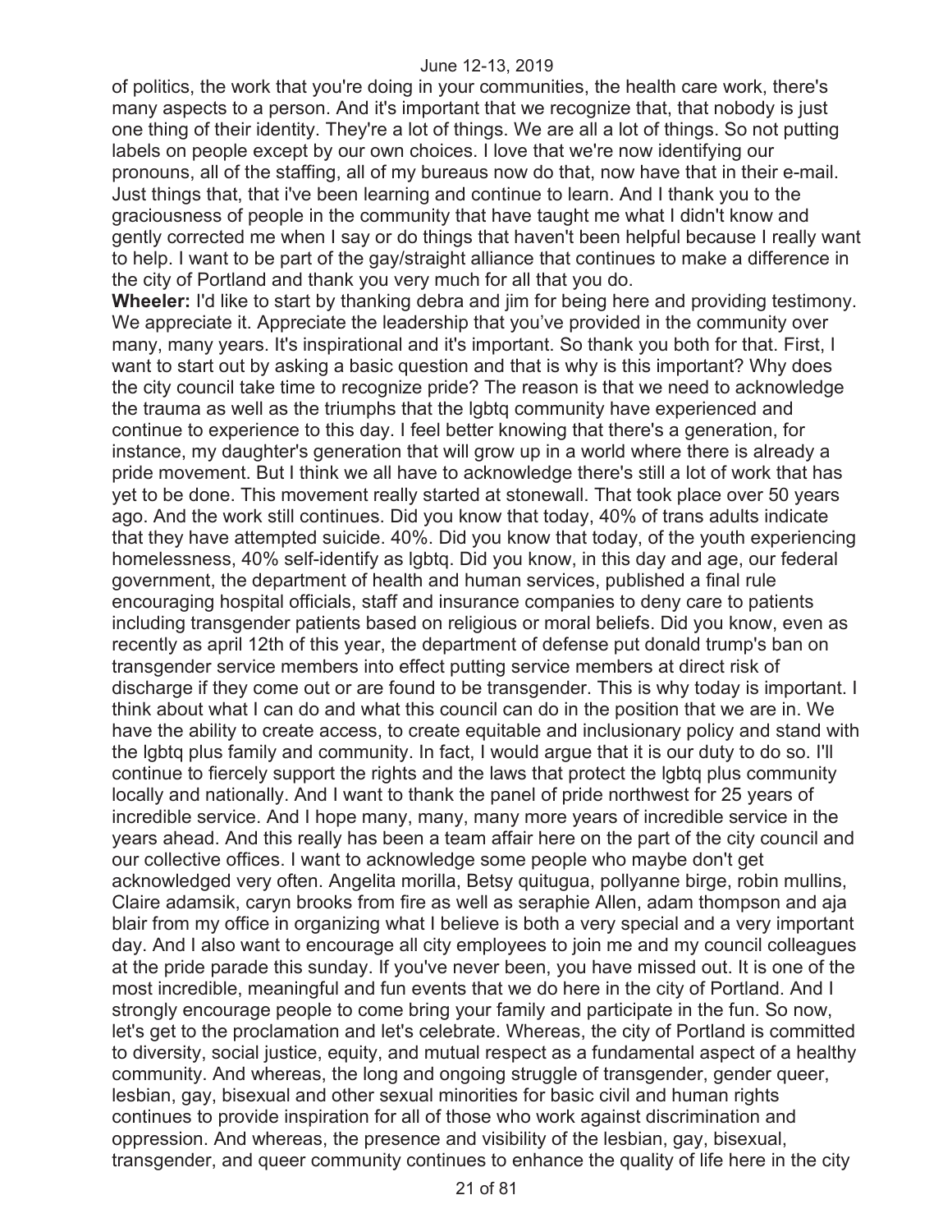of politics, the work that you're doing in your communities, the health care work, there's many aspects to a person. And it's important that we recognize that, that nobody is just one thing of their identity. They're a lot of things. We are all a lot of things. So not putting labels on people except by our own choices. I love that we're now identifying our pronouns, all of the staffing, all of my bureaus now do that, now have that in their e-mail. Just things that, that i've been learning and continue to learn. And I thank you to the graciousness of people in the community that have taught me what I didn't know and gently corrected me when I say or do things that haven't been helpful because I really want to help. I want to be part of the gay/straight alliance that continues to make a difference in the city of Portland and thank you very much for all that you do.

**Wheeler:** I'd like to start by thanking debra and jim for being here and providing testimony. We appreciate it. Appreciate the leadership that you've provided in the community over many, many years. It's inspirational and it's important. So thank you both for that. First, I want to start out by asking a basic question and that is why is this important? Why does the city council take time to recognize pride? The reason is that we need to acknowledge the trauma as well as the triumphs that the lgbtq community have experienced and continue to experience to this day. I feel better knowing that there's a generation, for instance, my daughter's generation that will grow up in a world where there is already a pride movement. But I think we all have to acknowledge there's still a lot of work that has yet to be done. This movement really started at stonewall. That took place over 50 years ago. And the work still continues. Did you know that today, 40% of trans adults indicate that they have attempted suicide. 40%. Did you know that today, of the youth experiencing homelessness, 40% self-identify as lgbtq. Did you know, in this day and age, our federal government, the department of health and human services, published a final rule encouraging hospital officials, staff and insurance companies to deny care to patients including transgender patients based on religious or moral beliefs. Did you know, even as recently as april 12th of this year, the department of defense put donald trump's ban on transgender service members into effect putting service members at direct risk of discharge if they come out or are found to be transgender. This is why today is important. I think about what I can do and what this council can do in the position that we are in. We have the ability to create access, to create equitable and inclusionary policy and stand with the lgbtq plus family and community. In fact, I would argue that it is our duty to do so. I'll continue to fiercely support the rights and the laws that protect the lgbtq plus community locally and nationally. And I want to thank the panel of pride northwest for 25 years of incredible service. And I hope many, many, many more years of incredible service in the years ahead. And this really has been a team affair here on the part of the city council and our collective offices. I want to acknowledge some people who maybe don't get acknowledged very often. Angelita morilla, Betsy quitugua, pollyanne birge, robin mullins, Claire adamsik, caryn brooks from fire as well as seraphie Allen, adam thompson and aja blair from my office in organizing what I believe is both a very special and a very important day. And I also want to encourage all city employees to join me and my council colleagues at the pride parade this sunday. If you've never been, you have missed out. It is one of the most incredible, meaningful and fun events that we do here in the city of Portland. And I strongly encourage people to come bring your family and participate in the fun. So now, let's get to the proclamation and let's celebrate. Whereas, the city of Portland is committed to diversity, social justice, equity, and mutual respect as a fundamental aspect of a healthy community. And whereas, the long and ongoing struggle of transgender, gender queer, lesbian, gay, bisexual and other sexual minorities for basic civil and human rights continues to provide inspiration for all of those who work against discrimination and oppression. And whereas, the presence and visibility of the lesbian, gay, bisexual, transgender, and queer community continues to enhance the quality of life here in the city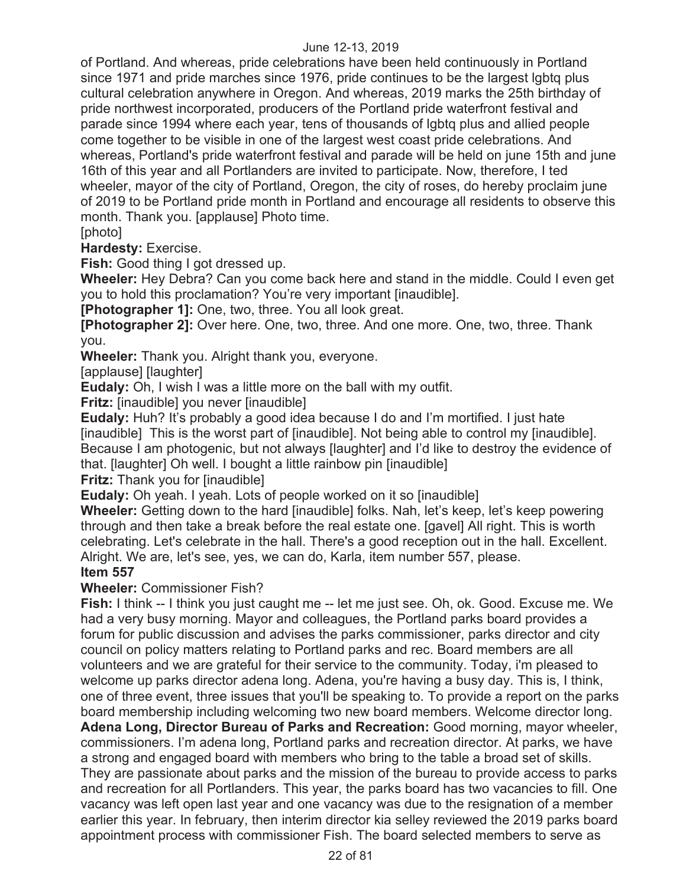of Portland. And whereas, pride celebrations have been held continuously in Portland since 1971 and pride marches since 1976, pride continues to be the largest lgbtq plus cultural celebration anywhere in Oregon. And whereas, 2019 marks the 25th birthday of pride northwest incorporated, producers of the Portland pride waterfront festival and parade since 1994 where each year, tens of thousands of lgbtq plus and allied people come together to be visible in one of the largest west coast pride celebrations. And whereas, Portland's pride waterfront festival and parade will be held on june 15th and june 16th of this year and all Portlanders are invited to participate. Now, therefore, I ted wheeler, mayor of the city of Portland, Oregon, the city of roses, do hereby proclaim june of 2019 to be Portland pride month in Portland and encourage all residents to observe this month. Thank you. [applause] Photo time.

[photo]

**Hardesty:** Exercise.

**Fish:** Good thing I got dressed up.

**Wheeler:** Hey Debra? Can you come back here and stand in the middle. Could I even get you to hold this proclamation? You're very important [inaudible].

**[Photographer 1]:** One, two, three. You all look great.

**[Photographer 2]:** Over here. One, two, three. And one more. One, two, three. Thank you.

**Wheeler:** Thank you. Alright thank you, everyone.

[applause] [laughter]

**Eudaly:** Oh, I wish I was a little more on the ball with my outfit.

**Fritz:** [inaudible] you never [inaudible]

**Eudaly:** Huh? It's probably a good idea because I do and I'm mortified. I just hate [inaudible] This is the worst part of [inaudible]. Not being able to control my [inaudible]. Because I am photogenic, but not always [laughter] and I'd like to destroy the evidence of that. [laughter] Oh well. I bought a little rainbow pin [inaudible]

**Fritz:** Thank you for [inaudible]

**Eudaly:** Oh yeah. I yeah. Lots of people worked on it so [inaudible]

**Wheeler:** Getting down to the hard [inaudible] folks. Nah, let's keep, let's keep powering through and then take a break before the real estate one. [gavel] All right. This is worth celebrating. Let's celebrate in the hall. There's a good reception out in the hall. Excellent. Alright. We are, let's see, yes, we can do, Karla, item number 557, please.

**Item 557**

**Wheeler:** Commissioner Fish?

**Fish:** I think -- I think you just caught me -- let me just see. Oh, ok. Good. Excuse me. We had a very busy morning. Mayor and colleagues, the Portland parks board provides a forum for public discussion and advises the parks commissioner, parks director and city council on policy matters relating to Portland parks and rec. Board members are all volunteers and we are grateful for their service to the community. Today, i'm pleased to welcome up parks director adena long. Adena, you're having a busy day. This is, I think, one of three event, three issues that you'll be speaking to. To provide a report on the parks board membership including welcoming two new board members. Welcome director long.

**Adena Long, Director Bureau of Parks and Recreation:** Good morning, mayor wheeler, commissioners. I'm adena long, Portland parks and recreation director. At parks, we have a strong and engaged board with members who bring to the table a broad set of skills. They are passionate about parks and the mission of the bureau to provide access to parks and recreation for all Portlanders. This year, the parks board has two vacancies to fill. One vacancy was left open last year and one vacancy was due to the resignation of a member earlier this year. In february, then interim director kia selley reviewed the 2019 parks board appointment process with commissioner Fish. The board selected members to serve as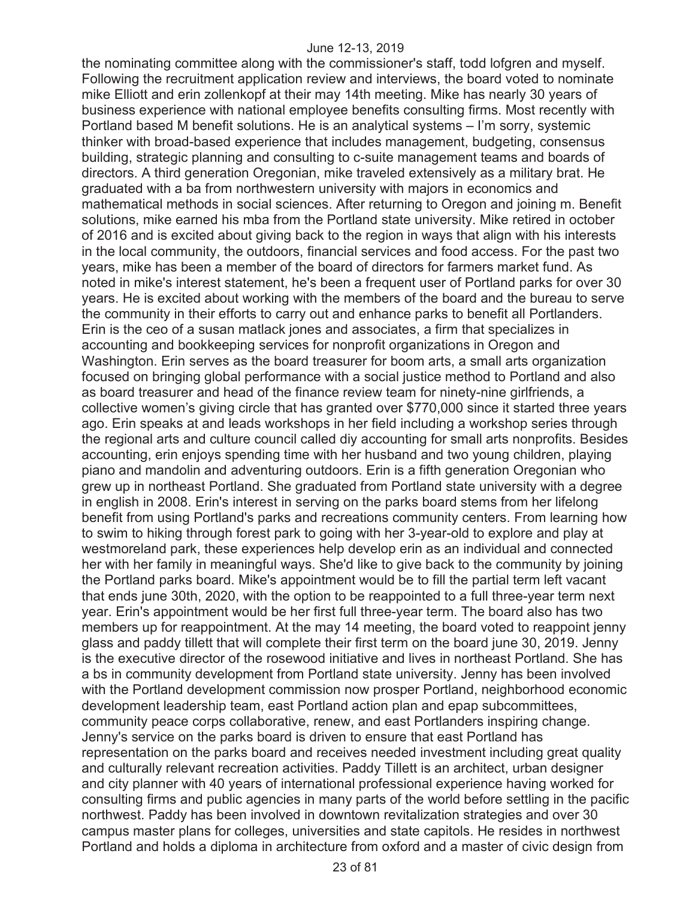the nominating committee along with the commissioner's staff, todd lofgren and myself. Following the recruitment application review and interviews, the board voted to nominate mike Elliott and erin zollenkopf at their may 14th meeting. Mike has nearly 30 years of business experience with national employee benefits consulting firms. Most recently with Portland based M benefit solutions. He is an analytical systems – I'm sorry, systemic thinker with broad-based experience that includes management, budgeting, consensus building, strategic planning and consulting to c-suite management teams and boards of directors. A third generation Oregonian, mike traveled extensively as a military brat. He graduated with a ba from northwestern university with majors in economics and mathematical methods in social sciences. After returning to Oregon and joining m. Benefit solutions, mike earned his mba from the Portland state university. Mike retired in october of 2016 and is excited about giving back to the region in ways that align with his interests in the local community, the outdoors, financial services and food access. For the past two years, mike has been a member of the board of directors for farmers market fund. As noted in mike's interest statement, he's been a frequent user of Portland parks for over 30 years. He is excited about working with the members of the board and the bureau to serve the community in their efforts to carry out and enhance parks to benefit all Portlanders. Erin is the ceo of a susan matlack jones and associates, a firm that specializes in accounting and bookkeeping services for nonprofit organizations in Oregon and Washington. Erin serves as the board treasurer for boom arts, a small arts organization focused on bringing global performance with a social justice method to Portland and also as board treasurer and head of the finance review team for ninety-nine girlfriends, a collective women's giving circle that has granted over $770,000 since it started three years ago. Erin speaks at and leads workshops in her field including a workshop series through the regional arts and culture council called diy accounting for small arts nonprofits. Besides accounting, erin enjoys spending time with her husband and two young children, playing piano and mandolin and adventuring outdoors. Erin is a fifth generation Oregonian who grew up in northeast Portland. She graduated from Portland state university with a degree in english in 2008. Erin's interest in serving on the parks board stems from her lifelong benefit from using Portland's parks and recreations community centers. From learning how to swim to hiking through forest park to going with her 3-year-old to explore and play at westmoreland park, these experiences help develop erin as an individual and connected her with her family in meaningful ways. She'd like to give back to the community by joining the Portland parks board. Mike's appointment would be to fill the partial term left vacant that ends june 30th, 2020, with the option to be reappointed to a full three-year term next year. Erin's appointment would be her first full three-year term. The board also has two members up for reappointment. At the may 14 meeting, the board voted to reappoint jenny glass and paddy tillett that will complete their first term on the board june 30, 2019. Jenny is the executive director of the rosewood initiative and lives in northeast Portland. She has a bs in community development from Portland state university. Jenny has been involved with the Portland development commission now prosper Portland, neighborhood economic development leadership team, east Portland action plan and epap subcommittees, community peace corps collaborative, renew, and east Portlanders inspiring change. Jenny's service on the parks board is driven to ensure that east Portland has representation on the parks board and receives needed investment including great quality and culturally relevant recreation activities. Paddy Tillett is an architect, urban designer and city planner with 40 years of international professional experience having worked for consulting firms and public agencies in many parts of the world before settling in the pacific northwest. Paddy has been involved in downtown revitalization strategies and over 30 campus master plans for colleges, universities and state capitols. He resides in northwest Portland and holds a diploma in architecture from oxford and a master of civic design from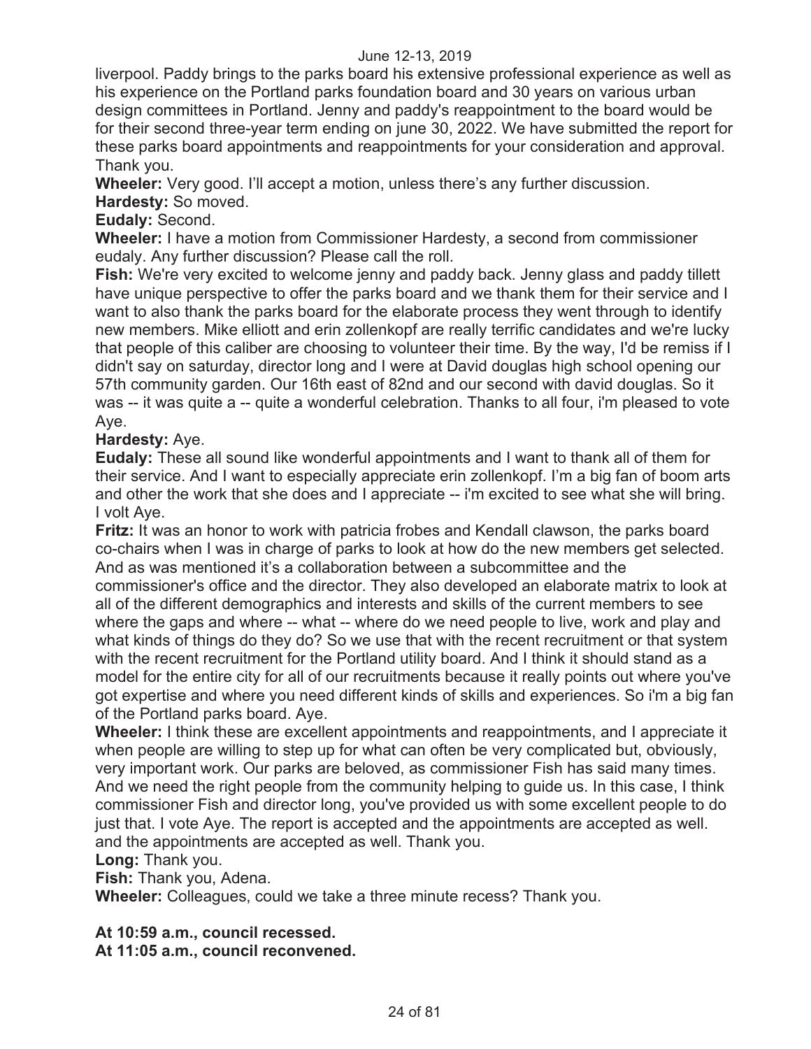liverpool. Paddy brings to the parks board his extensive professional experience as well as his experience on the Portland parks foundation board and 30 years on various urban design committees in Portland. Jenny and paddy's reappointment to the board would be for their second three-year term ending on june 30, 2022. We have submitted the report for these parks board appointments and reappointments for your consideration and approval. Thank you.

**Wheeler:** Very good. I'll accept a motion, unless there's any further discussion.

**Hardesty:** So moved.

**Eudaly:** Second.

**Wheeler:** I have a motion from Commissioner Hardesty, a second from commissioner eudaly. Any further discussion? Please call the roll.

**Fish:** We're very excited to welcome jenny and paddy back. Jenny glass and paddy tillett have unique perspective to offer the parks board and we thank them for their service and I want to also thank the parks board for the elaborate process they went through to identify new members. Mike elliott and erin zollenkopf are really terrific candidates and we're lucky that people of this caliber are choosing to volunteer their time. By the way, I'd be remiss if I didn't say on saturday, director long and I were at David douglas high school opening our 57th community garden. Our 16th east of 82nd and our second with david douglas. So it was -- it was quite a -- quite a wonderful celebration. Thanks to all four, i'm pleased to vote Aye.

**Hardesty:** Aye.

**Eudaly:** These all sound like wonderful appointments and I want to thank all of them for their service. And I want to especially appreciate erin zollenkopf. I'm a big fan of boom arts and other the work that she does and I appreciate -- i'm excited to see what she will bring. I volt Aye.

**Fritz:** It was an honor to work with patricia frobes and Kendall clawson, the parks board co-chairs when I was in charge of parks to look at how do the new members get selected. And as was mentioned it's a collaboration between a subcommittee and the commissioner's office and the director. They also developed an elaborate matrix to look at all of the different demographics and interests and skills of the current members to see where the gaps and where -- what -- where do we need people to live, work and play and what kinds of things do they do? So we use that with the recent recruitment or that system with the recent recruitment for the Portland utility board. And I think it should stand as a model for the entire city for all of our recruitments because it really points out where you've got expertise and where you need different kinds of skills and experiences. So i'm a big fan of the Portland parks board. Aye.

**Wheeler:** I think these are excellent appointments and reappointments, and I appreciate it when people are willing to step up for what can often be very complicated but, obviously, very important work. Our parks are beloved, as commissioner Fish has said many times. And we need the right people from the community helping to guide us. In this case, I think commissioner Fish and director long, you've provided us with some excellent people to do just that. I vote Aye. The report is accepted and the appointments are accepted as well. and the appointments are accepted as well. Thank you.

**Long:** Thank you.

**Fish:** Thank you, Adena.

**Wheeler:** Colleagues, could we take a three minute recess? Thank you.

**At 10:59 a.m., council recessed.**
**At 11:05 a.m., council reconvened.**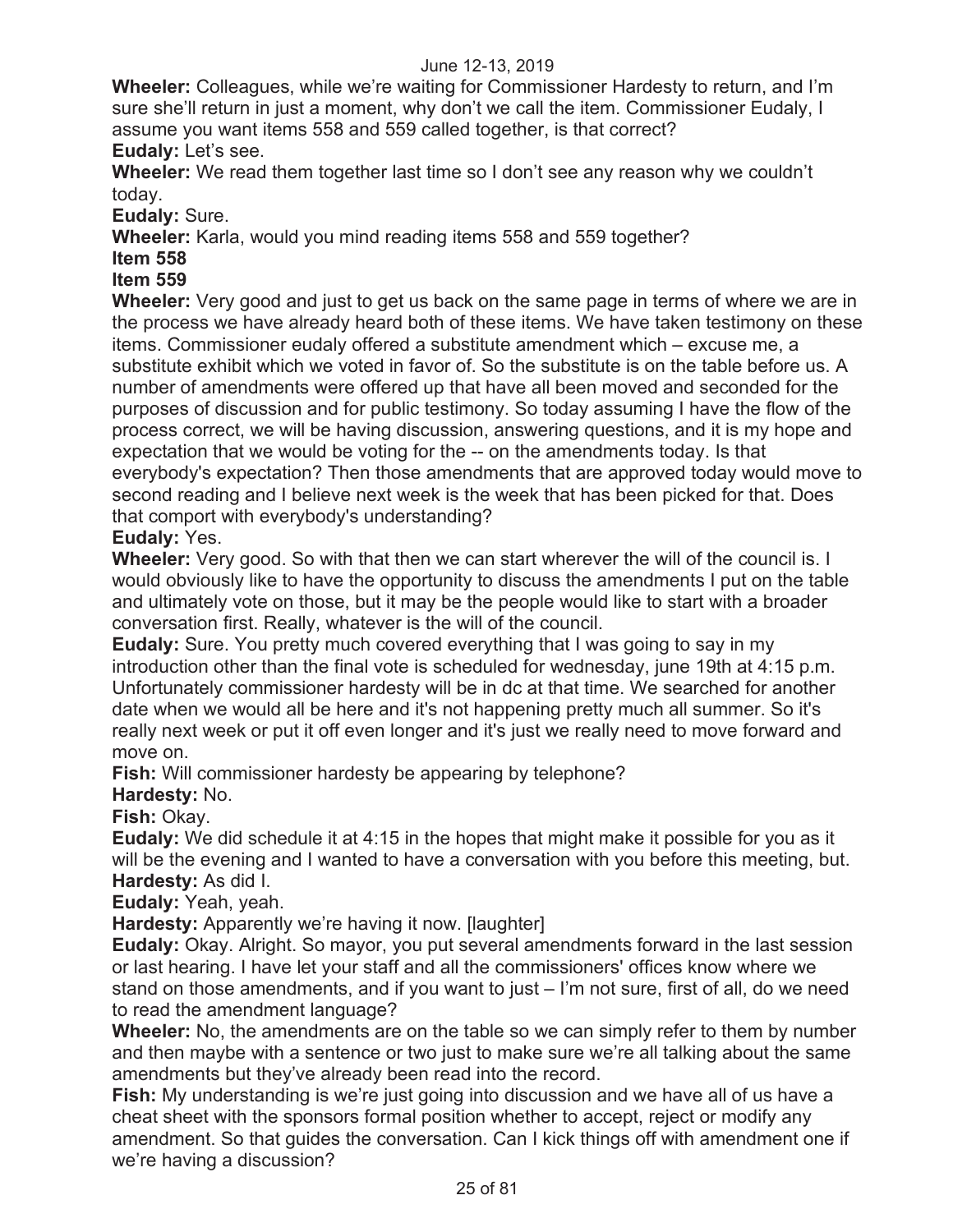**Wheeler:** Colleagues, while we're waiting for Commissioner Hardesty to return, and I'm sure she'll return in just a moment, why don't we call the item. Commissioner Eudaly, I assume you want items 558 and 559 called together, is that correct?

**Eudaly:** Let's see.

**Wheeler:** We read them together last time so I don't see any reason why we couldn't today.

**Eudaly:** Sure.

**Wheeler:** Karla, would you mind reading items 558 and 559 together?

**Item 558**

**Item 559**

**Wheeler:** Very good and just to get us back on the same page in terms of where we are in the process we have already heard both of these items. We have taken testimony on these items. Commissioner eudaly offered a substitute amendment which – excuse me, a substitute exhibit which we voted in favor of. So the substitute is on the table before us. A number of amendments were offered up that have all been moved and seconded for the purposes of discussion and for public testimony. So today assuming I have the flow of the process correct, we will be having discussion, answering questions, and it is my hope and expectation that we would be voting for the -- on the amendments today. Is that everybody's expectation? Then those amendments that are approved today would move to second reading and I believe next week is the week that has been picked for that. Does that comport with everybody's understanding?

**Eudaly:** Yes.

**Wheeler:** Very good. So with that then we can start wherever the will of the council is. I would obviously like to have the opportunity to discuss the amendments I put on the table and ultimately vote on those, but it may be the people would like to start with a broader conversation first. Really, whatever is the will of the council.

**Eudaly:** Sure. You pretty much covered everything that I was going to say in my introduction other than the final vote is scheduled for wednesday, june 19th at 4:15 p.m. Unfortunately commissioner hardesty will be in dc at that time. We searched for another date when we would all be here and it's not happening pretty much all summer. So it's really next week or put it off even longer and it's just we really need to move forward and move on.

**Fish:** Will commissioner hardesty be appearing by telephone?

**Hardesty:** No.

**Fish:** Okay.

**Eudaly:** We did schedule it at 4:15 in the hopes that might make it possible for you as it will be the evening and I wanted to have a conversation with you before this meeting, but.

**Hardesty:** As did I.

**Eudaly:** Yeah, yeah.

**Hardesty:** Apparently we're having it now. [laughter]

**Eudaly:** Okay. Alright. So mayor, you put several amendments forward in the last session or last hearing. I have let your staff and all the commissioners' offices know where we stand on those amendments, and if you want to just – I'm not sure, first of all, do we need to read the amendment language?

**Wheeler:** No, the amendments are on the table so we can simply refer to them by number and then maybe with a sentence or two just to make sure we're all talking about the same amendments but they've already been read into the record.

**Fish:** My understanding is we're just going into discussion and we have all of us have a cheat sheet with the sponsors formal position whether to accept, reject or modify any amendment. So that guides the conversation. Can I kick things off with amendment one if we're having a discussion?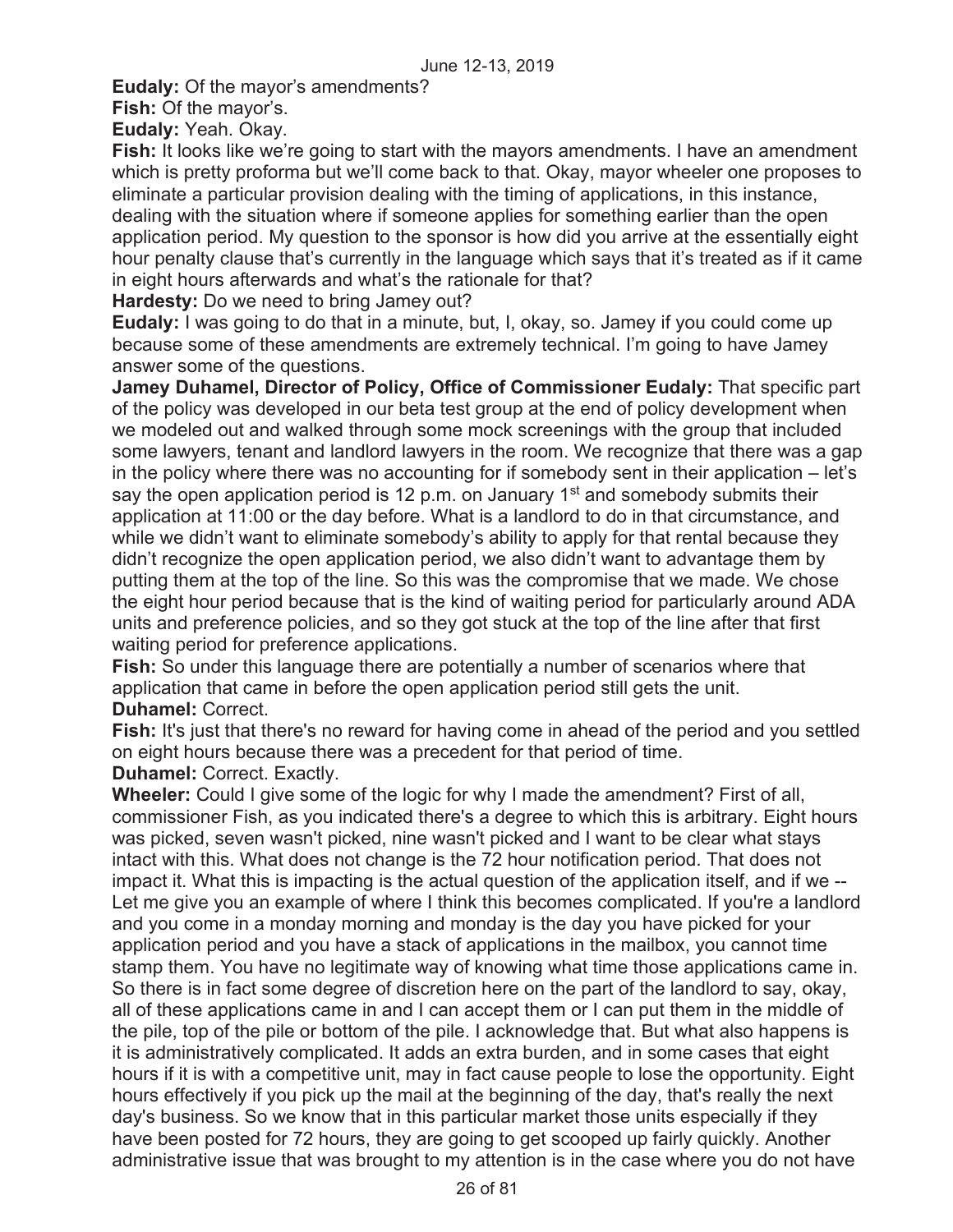**Eudaly:** Of the mayor's amendments?

**Fish:** Of the mayor's.

**Eudaly:** Yeah. Okay.

**Fish:** It looks like we're going to start with the mayors amendments. I have an amendment which is pretty proforma but we'll come back to that. Okay, mayor wheeler one proposes to eliminate a particular provision dealing with the timing of applications, in this instance, dealing with the situation where if someone applies for something earlier than the open application period. My question to the sponsor is how did you arrive at the essentially eight hour penalty clause that's currently in the language which says that it's treated as if it came in eight hours afterwards and what's the rationale for that?

**Hardesty:** Do we need to bring Jamey out?

**Eudaly:** I was going to do that in a minute, but, I, okay, so. Jamey if you could come up because some of these amendments are extremely technical. I'm going to have Jamey answer some of the questions.

**Jamey Duhamel, Director of Policy, Office of Commissioner Eudaly:** That specific part of the policy was developed in our beta test group at the end of policy development when we modeled out and walked through some mock screenings with the group that included some lawyers, tenant and landlord lawyers in the room. We recognize that there was a gap in the policy where there was no accounting for if somebody sent in their application – let's say the open application period is 12 p.m. on January 1st and somebody submits their application at 11:00 or the day before. What is a landlord to do in that circumstance, and while we didn't want to eliminate somebody's ability to apply for that rental because they didn't recognize the open application period, we also didn't want to advantage them by putting them at the top of the line. So this was the compromise that we made. We chose the eight hour period because that is the kind of waiting period for particularly around ADA units and preference policies, and so they got stuck at the top of the line after that first waiting period for preference applications.

**Fish:** So under this language there are potentially a number of scenarios where that application that came in before the open application period still gets the unit.

**Duhamel:** Correct.

**Fish:** It's just that there's no reward for having come in ahead of the period and you settled on eight hours because there was a precedent for that period of time.

**Duhamel:** Correct. Exactly.

**Wheeler:** Could I give some of the logic for why I made the amendment? First of all, commissioner Fish, as you indicated there's a degree to which this is arbitrary. Eight hours was picked, seven wasn't picked, nine wasn't picked and I want to be clear what stays intact with this. What does not change is the 72 hour notification period. That does not impact it. What this is impacting is the actual question of the application itself, and if we -- Let me give you an example of where I think this becomes complicated. If you're a landlord and you come in a monday morning and monday is the day you have picked for your application period and you have a stack of applications in the mailbox, you cannot time stamp them. You have no legitimate way of knowing what time those applications came in. So there is in fact some degree of discretion here on the part of the landlord to say, okay, all of these applications came in and I can accept them or I can put them in the middle of the pile, top of the pile or bottom of the pile. I acknowledge that. But what also happens is it is administratively complicated. It adds an extra burden, and in some cases that eight hours if it is with a competitive unit, may in fact cause people to lose the opportunity. Eight hours effectively if you pick up the mail at the beginning of the day, that's really the next day's business. So we know that in this particular market those units especially if they have been posted for 72 hours, they are going to get scooped up fairly quickly. Another administrative issue that was brought to my attention is in the case where you do not have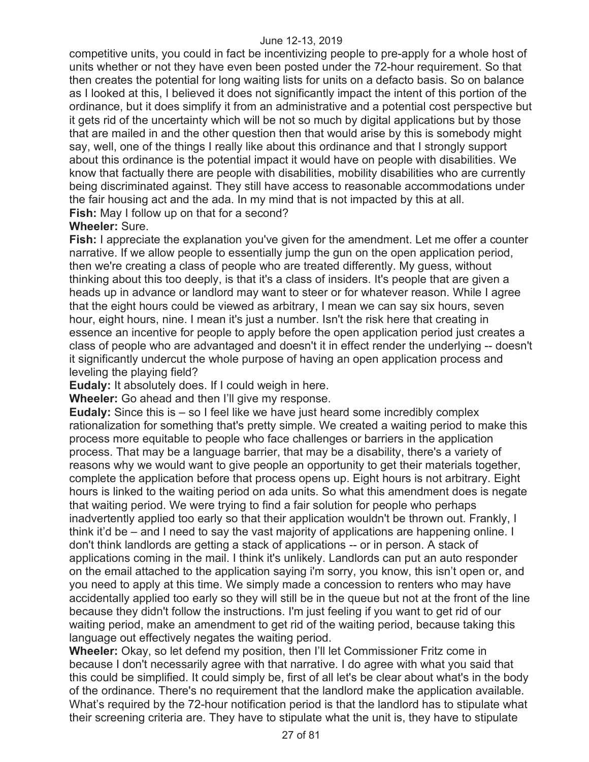competitive units, you could in fact be incentivizing people to pre-apply for a whole host of units whether or not they have even been posted under the 72-hour requirement. So that then creates the potential for long waiting lists for units on a defacto basis. So on balance as I looked at this, I believed it does not significantly impact the intent of this portion of the ordinance, but it does simplify it from an administrative and a potential cost perspective but it gets rid of the uncertainty which will be not so much by digital applications but by those that are mailed in and the other question then that would arise by this is somebody might say, well, one of the things I really like about this ordinance and that I strongly support about this ordinance is the potential impact it would have on people with disabilities. We know that factually there are people with disabilities, mobility disabilities who are currently being discriminated against. They still have access to reasonable accommodations under the fair housing act and the ada. In my mind that is not impacted by this at all.

**Fish:** May I follow up on that for a second?

**Wheeler:** Sure.

**Fish:** I appreciate the explanation you've given for the amendment. Let me offer a counter narrative. If we allow people to essentially jump the gun on the open application period, then we're creating a class of people who are treated differently. My guess, without thinking about this too deeply, is that it's a class of insiders. It's people that are given a heads up in advance or landlord may want to steer or for whatever reason. While I agree that the eight hours could be viewed as arbitrary, I mean we can say six hours, seven hour, eight hours, nine. I mean it's just a number. Isn't the risk here that creating in essence an incentive for people to apply before the open application period just creates a class of people who are advantaged and doesn't it in effect render the underlying -- doesn't it significantly undercut the whole purpose of having an open application process and leveling the playing field?

**Eudaly:** It absolutely does. If I could weigh in here.

**Wheeler:** Go ahead and then I'll give my response.

**Eudaly:** Since this is – so I feel like we have just heard some incredibly complex rationalization for something that's pretty simple. We created a waiting period to make this process more equitable to people who face challenges or barriers in the application process. That may be a language barrier, that may be a disability, there's a variety of reasons why we would want to give people an opportunity to get their materials together, complete the application before that process opens up. Eight hours is not arbitrary. Eight hours is linked to the waiting period on ada units. So what this amendment does is negate that waiting period. We were trying to find a fair solution for people who perhaps inadvertently applied too early so that their application wouldn't be thrown out. Frankly, I think it'd be – and I need to say the vast majority of applications are happening online. I don't think landlords are getting a stack of applications -- or in person. A stack of applications coming in the mail. I think it's unlikely. Landlords can put an auto responder on the email attached to the application saying i'm sorry, you know, this isn't open or, and you need to apply at this time. We simply made a concession to renters who may have accidentally applied too early so they will still be in the queue but not at the front of the line because they didn't follow the instructions. I'm just feeling if you want to get rid of our waiting period, make an amendment to get rid of the waiting period, because taking this language out effectively negates the waiting period.

**Wheeler:** Okay, so let defend my position, then I'll let Commissioner Fritz come in because I don't necessarily agree with that narrative. I do agree with what you said that this could be simplified. It could simply be, first of all let's be clear about what's in the body of the ordinance. There's no requirement that the landlord make the application available. What's required by the 72-hour notification period is that the landlord has to stipulate what their screening criteria are. They have to stipulate what the unit is, they have to stipulate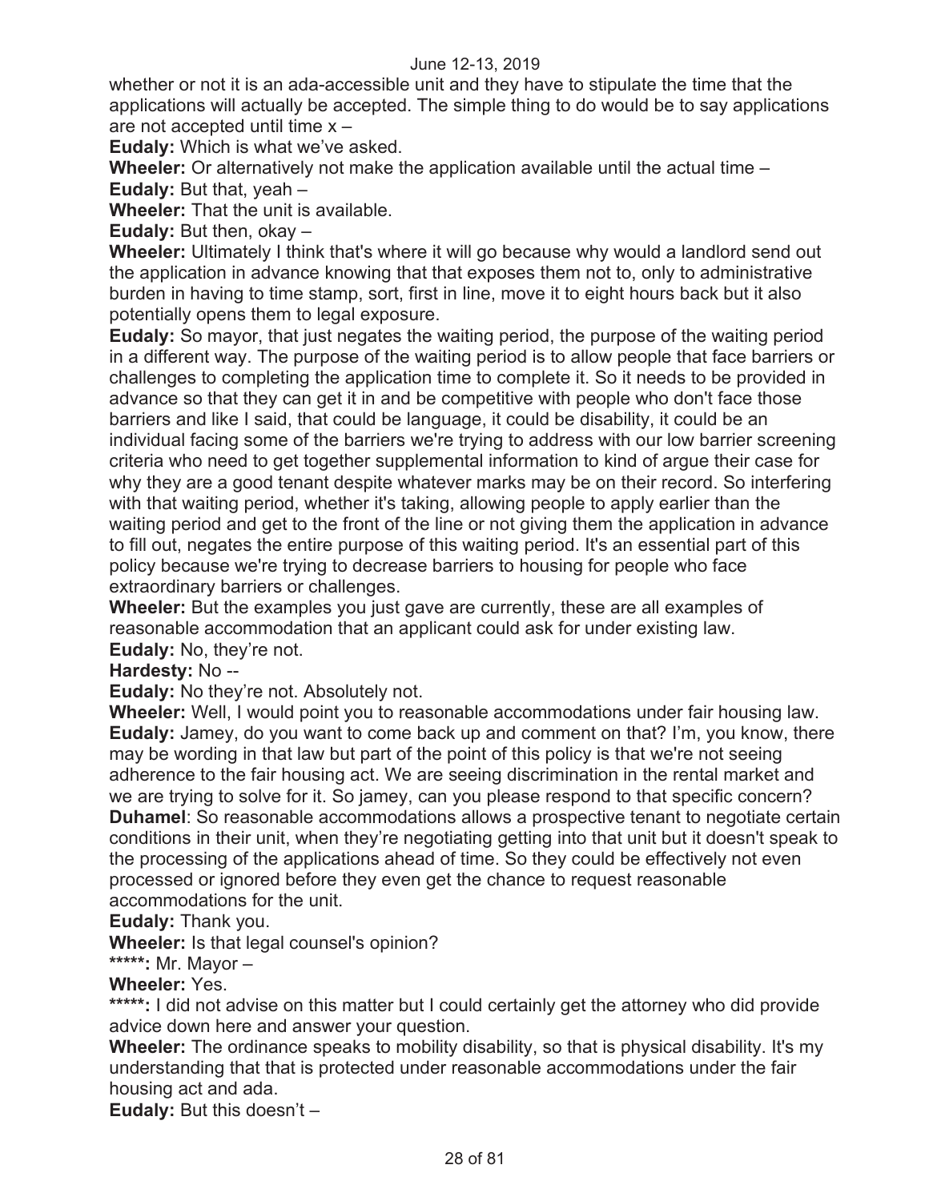whether or not it is an ada-accessible unit and they have to stipulate the time that the applications will actually be accepted. The simple thing to do would be to say applications are not accepted until time x –

**Eudaly:** Which is what we've asked.

**Wheeler:** Or alternatively not make the application available until the actual time –

**Eudaly:** But that, yeah –

**Wheeler:** That the unit is available.

**Eudaly:** But then, okay –

**Wheeler:** Ultimately I think that's where it will go because why would a landlord send out the application in advance knowing that that exposes them not to, only to administrative burden in having to time stamp, sort, first in line, move it to eight hours back but it also potentially opens them to legal exposure.

**Eudaly:** So mayor, that just negates the waiting period, the purpose of the waiting period in a different way. The purpose of the waiting period is to allow people that face barriers or challenges to completing the application time to complete it. So it needs to be provided in advance so that they can get it in and be competitive with people who don't face those barriers and like I said, that could be language, it could be disability, it could be an individual facing some of the barriers we're trying to address with our low barrier screening criteria who need to get together supplemental information to kind of argue their case for why they are a good tenant despite whatever marks may be on their record. So interfering with that waiting period, whether it's taking, allowing people to apply earlier than the waiting period and get to the front of the line or not giving them the application in advance to fill out, negates the entire purpose of this waiting period. It's an essential part of this policy because we're trying to decrease barriers to housing for people who face extraordinary barriers or challenges.

**Wheeler:** But the examples you just gave are currently, these are all examples of reasonable accommodation that an applicant could ask for under existing law.

**Eudaly:** No, they're not.

**Hardesty:** No --

**Eudaly:** No they're not. Absolutely not.

**Wheeler:** Well, I would point you to reasonable accommodations under fair housing law.

**Eudaly:** Jamey, do you want to come back up and comment on that? I'm, you know, there may be wording in that law but part of the point of this policy is that we're not seeing adherence to the fair housing act. We are seeing discrimination in the rental market and we are trying to solve for it. So jamey, can you please respond to that specific concern?

**Duhamel**: So reasonable accommodations allows a prospective tenant to negotiate certain conditions in their unit, when they're negotiating getting into that unit but it doesn't speak to the processing of the applications ahead of time. So they could be effectively not even processed or ignored before they even get the chance to request reasonable accommodations for the unit.

**Eudaly:** Thank you.

**Wheeler:** Is that legal counsel's opinion?

**\*\*\*\*\*:** Mr. Mayor –

**Wheeler:** Yes.

**\*\*\*\*\*:** I did not advise on this matter but I could certainly get the attorney who did provide advice down here and answer your question.

**Wheeler:** The ordinance speaks to mobility disability, so that is physical disability. It's my understanding that that is protected under reasonable accommodations under the fair housing act and ada.

**Eudaly:** But this doesn't –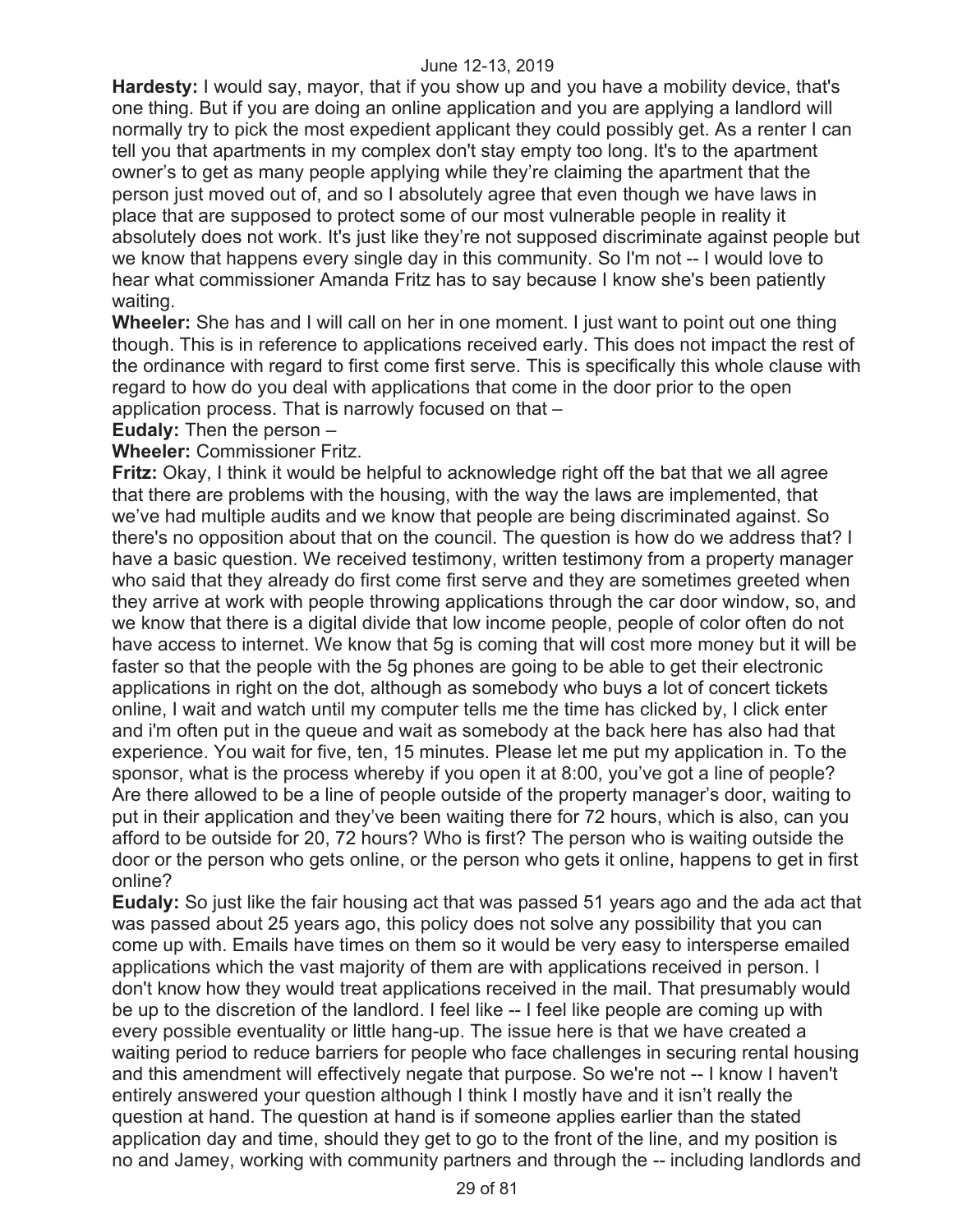**Hardesty:** I would say, mayor, that if you show up and you have a mobility device, that's one thing. But if you are doing an online application and you are applying a landlord will normally try to pick the most expedient applicant they could possibly get. As a renter I can tell you that apartments in my complex don't stay empty too long. It's to the apartment owner's to get as many people applying while they're claiming the apartment that the person just moved out of, and so I absolutely agree that even though we have laws in place that are supposed to protect some of our most vulnerable people in reality it absolutely does not work. It's just like they're not supposed discriminate against people but we know that happens every single day in this community. So I'm not -- I would love to hear what commissioner Amanda Fritz has to say because I know she's been patiently waiting.

**Wheeler:** She has and I will call on her in one moment. I just want to point out one thing though. This is in reference to applications received early. This does not impact the rest of the ordinance with regard to first come first serve. This is specifically this whole clause with regard to how do you deal with applications that come in the door prior to the open application process. That is narrowly focused on that –

**Eudaly:** Then the person –

**Wheeler:** Commissioner Fritz.

**Fritz:** Okay, I think it would be helpful to acknowledge right off the bat that we all agree that there are problems with the housing, with the way the laws are implemented, that we've had multiple audits and we know that people are being discriminated against. So there's no opposition about that on the council. The question is how do we address that? I have a basic question. We received testimony, written testimony from a property manager who said that they already do first come first serve and they are sometimes greeted when they arrive at work with people throwing applications through the car door window, so, and we know that there is a digital divide that low income people, people of color often do not have access to internet. We know that 5g is coming that will cost more money but it will be faster so that the people with the 5g phones are going to be able to get their electronic applications in right on the dot, although as somebody who buys a lot of concert tickets online, I wait and watch until my computer tells me the time has clicked by, I click enter and i'm often put in the queue and wait as somebody at the back here has also had that experience. You wait for five, ten, 15 minutes. Please let me put my application in. To the sponsor, what is the process whereby if you open it at 8:00, you've got a line of people? Are there allowed to be a line of people outside of the property manager's door, waiting to put in their application and they've been waiting there for 72 hours, which is also, can you afford to be outside for 20, 72 hours? Who is first? The person who is waiting outside the door or the person who gets online, or the person who gets it online, happens to get in first online?

**Eudaly:** So just like the fair housing act that was passed 51 years ago and the ada act that was passed about 25 years ago, this policy does not solve any possibility that you can come up with. Emails have times on them so it would be very easy to intersperse emailed applications which the vast majority of them are with applications received in person. I don't know how they would treat applications received in the mail. That presumably would be up to the discretion of the landlord. I feel like -- I feel like people are coming up with every possible eventuality or little hang-up. The issue here is that we have created a waiting period to reduce barriers for people who face challenges in securing rental housing and this amendment will effectively negate that purpose. So we're not -- I know I haven't entirely answered your question although I think I mostly have and it isn't really the question at hand. The question at hand is if someone applies earlier than the stated application day and time, should they get to go to the front of the line, and my position is no and Jamey, working with community partners and through the -- including landlords and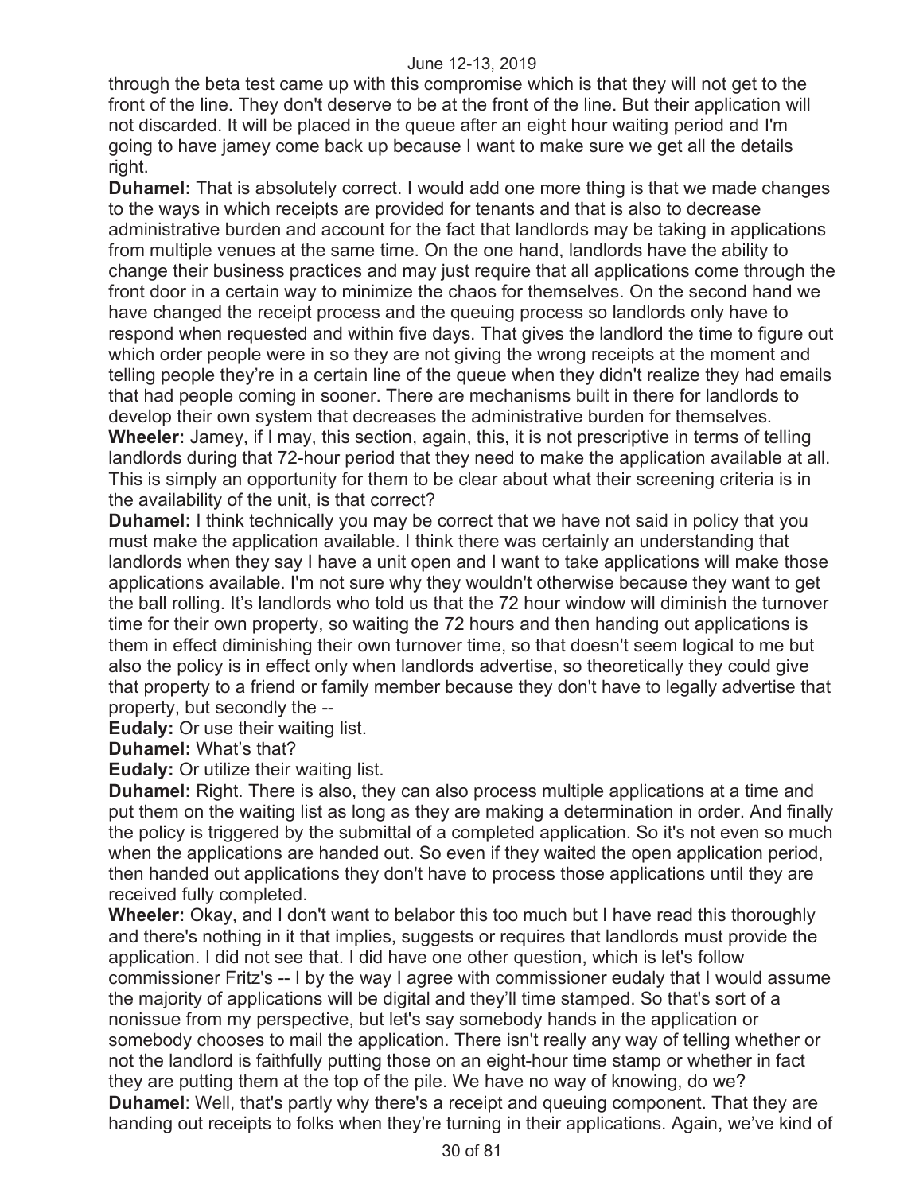through the beta test came up with this compromise which is that they will not get to the front of the line. They don't deserve to be at the front of the line. But their application will not discarded. It will be placed in the queue after an eight hour waiting period and I'm going to have jamey come back up because I want to make sure we get all the details right.

**Duhamel:** That is absolutely correct. I would add one more thing is that we made changes to the ways in which receipts are provided for tenants and that is also to decrease administrative burden and account for the fact that landlords may be taking in applications from multiple venues at the same time. On the one hand, landlords have the ability to change their business practices and may just require that all applications come through the front door in a certain way to minimize the chaos for themselves. On the second hand we have changed the receipt process and the queuing process so landlords only have to respond when requested and within five days. That gives the landlord the time to figure out which order people were in so they are not giving the wrong receipts at the moment and telling people they're in a certain line of the queue when they didn't realize they had emails that had people coming in sooner. There are mechanisms built in there for landlords to develop their own system that decreases the administrative burden for themselves.

**Wheeler:** Jamey, if I may, this section, again, this, it is not prescriptive in terms of telling landlords during that 72-hour period that they need to make the application available at all. This is simply an opportunity for them to be clear about what their screening criteria is in the availability of the unit, is that correct?

**Duhamel:** I think technically you may be correct that we have not said in policy that you must make the application available. I think there was certainly an understanding that landlords when they say I have a unit open and I want to take applications will make those applications available. I'm not sure why they wouldn't otherwise because they want to get the ball rolling. It's landlords who told us that the 72 hour window will diminish the turnover time for their own property, so waiting the 72 hours and then handing out applications is them in effect diminishing their own turnover time, so that doesn't seem logical to me but also the policy is in effect only when landlords advertise, so theoretically they could give that property to a friend or family member because they don't have to legally advertise that property, but secondly the --

**Eudaly:** Or use their waiting list.

**Duhamel:** What's that?

**Eudaly:** Or utilize their waiting list.

**Duhamel:** Right. There is also, they can also process multiple applications at a time and put them on the waiting list as long as they are making a determination in order. And finally the policy is triggered by the submittal of a completed application. So it's not even so much when the applications are handed out. So even if they waited the open application period, then handed out applications they don't have to process those applications until they are received fully completed.

**Wheeler:** Okay, and I don't want to belabor this too much but I have read this thoroughly and there's nothing in it that implies, suggests or requires that landlords must provide the application. I did not see that. I did have one other question, which is let's follow commissioner Fritz's -- I by the way I agree with commissioner eudaly that I would assume the majority of applications will be digital and they'll time stamped. So that's sort of a nonissue from my perspective, but let's say somebody hands in the application or somebody chooses to mail the application. There isn't really any way of telling whether or not the landlord is faithfully putting those on an eight-hour time stamp or whether in fact they are putting them at the top of the pile. We have no way of knowing, do we?

**Duhamel**: Well, that's partly why there's a receipt and queuing component. That they are handing out receipts to folks when they're turning in their applications. Again, we've kind of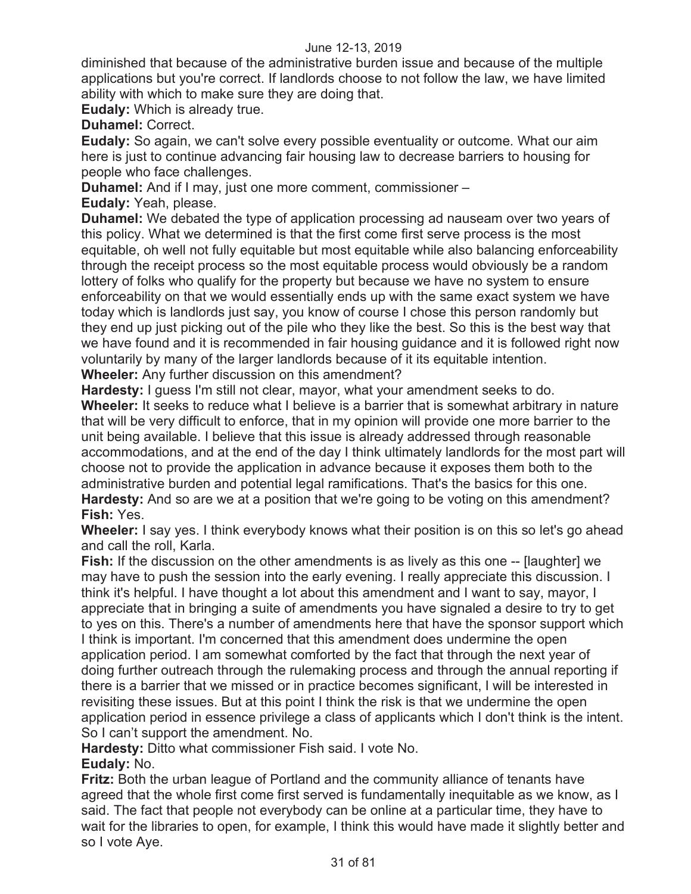diminished that because of the administrative burden issue and because of the multiple applications but you're correct. If landlords choose to not follow the law, we have limited ability with which to make sure they are doing that.

**Eudaly:** Which is already true.

**Duhamel:** Correct.

**Eudaly:** So again, we can't solve every possible eventuality or outcome. What our aim here is just to continue advancing fair housing law to decrease barriers to housing for people who face challenges.

**Duhamel:** And if I may, just one more comment, commissioner –

**Eudaly:** Yeah, please.

**Duhamel:** We debated the type of application processing ad nauseam over two years of this policy. What we determined is that the first come first serve process is the most equitable, oh well not fully equitable but most equitable while also balancing enforceability through the receipt process so the most equitable process would obviously be a random lottery of folks who qualify for the property but because we have no system to ensure enforceability on that we would essentially ends up with the same exact system we have today which is landlords just say, you know of course I chose this person randomly but they end up just picking out of the pile who they like the best. So this is the best way that we have found and it is recommended in fair housing guidance and it is followed right now voluntarily by many of the larger landlords because of it its equitable intention.

**Wheeler:** Any further discussion on this amendment?

**Hardesty:** I guess I'm still not clear, mayor, what your amendment seeks to do.

**Wheeler:** It seeks to reduce what I believe is a barrier that is somewhat arbitrary in nature that will be very difficult to enforce, that in my opinion will provide one more barrier to the unit being available. I believe that this issue is already addressed through reasonable accommodations, and at the end of the day I think ultimately landlords for the most part will choose not to provide the application in advance because it exposes them both to the administrative burden and potential legal ramifications. That's the basics for this one.

**Hardesty:** And so are we at a position that we're going to be voting on this amendment?

**Fish:** Yes.

**Wheeler:** I say yes. I think everybody knows what their position is on this so let's go ahead and call the roll, Karla.

**Fish:** If the discussion on the other amendments is as lively as this one -- [laughter] we may have to push the session into the early evening. I really appreciate this discussion. I think it's helpful. I have thought a lot about this amendment and I want to say, mayor, I appreciate that in bringing a suite of amendments you have signaled a desire to try to get to yes on this. There's a number of amendments here that have the sponsor support which I think is important. I'm concerned that this amendment does undermine the open application period. I am somewhat comforted by the fact that through the next year of doing further outreach through the rulemaking process and through the annual reporting if there is a barrier that we missed or in practice becomes significant, I will be interested in revisiting these issues. But at this point I think the risk is that we undermine the open application period in essence privilege a class of applicants which I don't think is the intent. So I can't support the amendment. No.

**Hardesty:** Ditto what commissioner Fish said. I vote No.

**Eudaly:** No.

**Fritz:** Both the urban league of Portland and the community alliance of tenants have agreed that the whole first come first served is fundamentally inequitable as we know, as I said. The fact that people not everybody can be online at a particular time, they have to wait for the libraries to open, for example, I think this would have made it slightly better and so I vote Aye.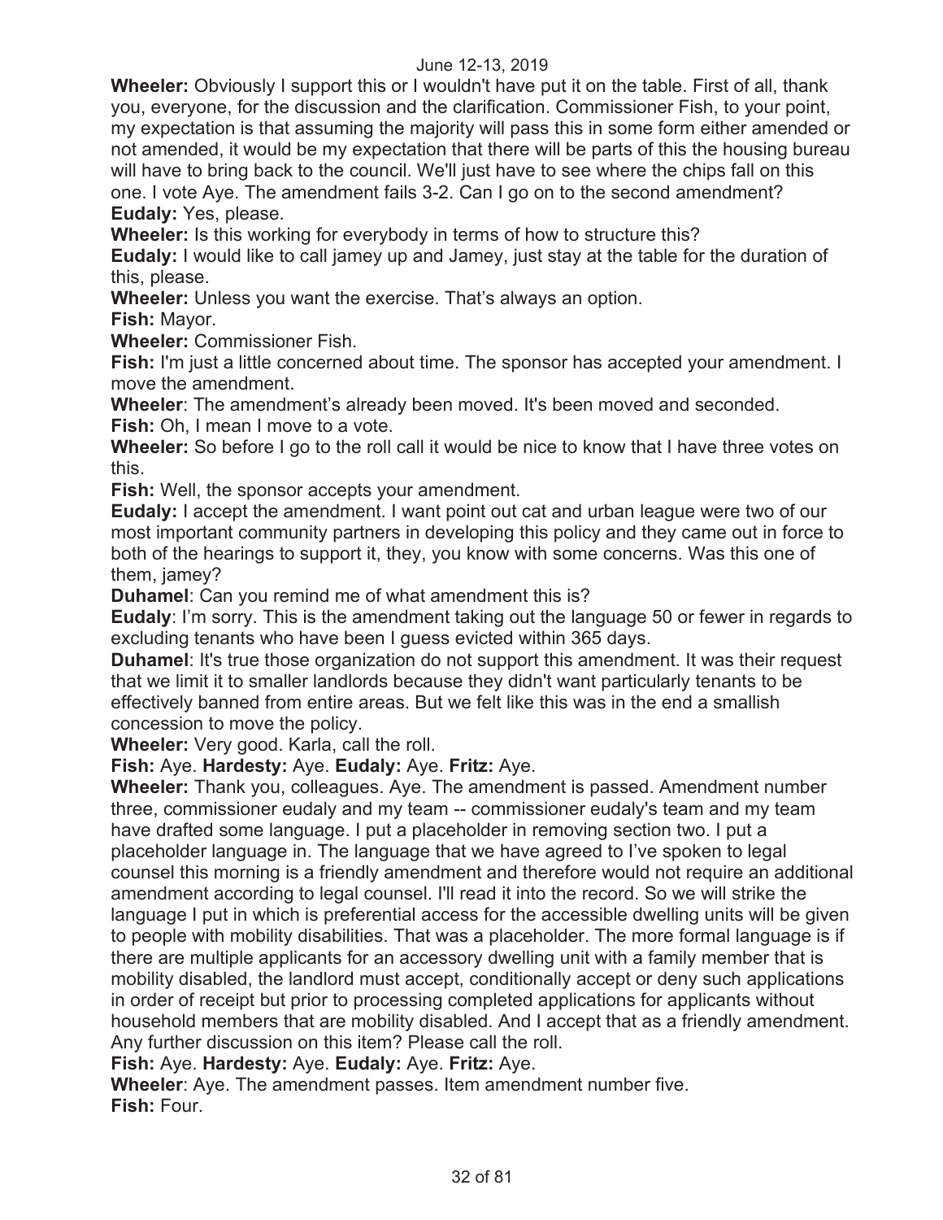**Wheeler:** Obviously I support this or I wouldn't have put it on the table. First of all, thank you, everyone, for the discussion and the clarification. Commissioner Fish, to your point, my expectation is that assuming the majority will pass this in some form either amended or not amended, it would be my expectation that there will be parts of this the housing bureau will have to bring back to the council. We'll just have to see where the chips fall on this one. I vote Aye. The amendment fails 3-2. Can I go on to the second amendment?

**Eudaly:** Yes, please.

**Wheeler:** Is this working for everybody in terms of how to structure this?

**Eudaly:** I would like to call jamey up and Jamey, just stay at the table for the duration of this, please.

**Wheeler:** Unless you want the exercise. That's always an option.

**Fish:** Mayor.

**Wheeler:** Commissioner Fish.

**Fish:** I'm just a little concerned about time. The sponsor has accepted your amendment. I move the amendment.

**Wheeler**: The amendment's already been moved. It's been moved and seconded.

**Fish:** Oh, I mean I move to a vote.

**Wheeler:** So before I go to the roll call it would be nice to know that I have three votes on this.

**Fish:** Well, the sponsor accepts your amendment.

**Eudaly:** I accept the amendment. I want point out cat and urban league were two of our most important community partners in developing this policy and they came out in force to both of the hearings to support it, they, you know with some concerns. Was this one of them, jamey?

**Duhamel**: Can you remind me of what amendment this is?

**Eudaly**: I'm sorry. This is the amendment taking out the language 50 or fewer in regards to excluding tenants who have been I guess evicted within 365 days.

**Duhamel**: It's true those organization do not support this amendment. It was their request that we limit it to smaller landlords because they didn't want particularly tenants to be effectively banned from entire areas. But we felt like this was in the end a smallish concession to move the policy.

**Wheeler:** Very good. Karla, call the roll.

**Fish:** Aye. **Hardesty:** Aye. **Eudaly:** Aye. **Fritz:** Aye.

**Wheeler:** Thank you, colleagues. Aye. The amendment is passed. Amendment number three, commissioner eudaly and my team -- commissioner eudaly's team and my team have drafted some language. I put a placeholder in removing section two. I put a placeholder language in. The language that we have agreed to I've spoken to legal counsel this morning is a friendly amendment and therefore would not require an additional amendment according to legal counsel. I'll read it into the record. So we will strike the language I put in which is preferential access for the accessible dwelling units will be given to people with mobility disabilities. That was a placeholder. The more formal language is if there are multiple applicants for an accessory dwelling unit with a family member that is mobility disabled, the landlord must accept, conditionally accept or deny such applications in order of receipt but prior to processing completed applications for applicants without household members that are mobility disabled. And I accept that as a friendly amendment. Any further discussion on this item? Please call the roll.

**Fish:** Aye. **Hardesty:** Aye. **Eudaly:** Aye. **Fritz:** Aye.

**Wheeler**: Aye. The amendment passes. Item amendment number five.

**Fish:** Four.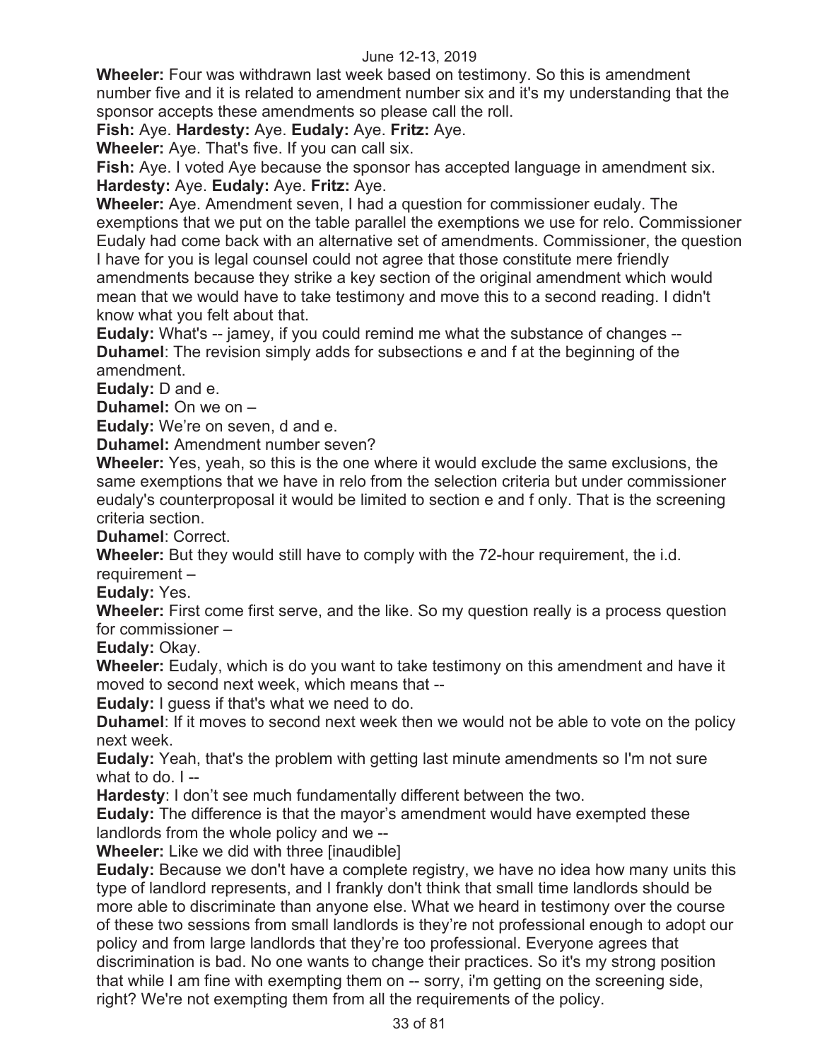**Wheeler:** Four was withdrawn last week based on testimony. So this is amendment number five and it is related to amendment number six and it's my understanding that the sponsor accepts these amendments so please call the roll.

**Fish:** Aye. **Hardesty:** Aye. **Eudaly:** Aye. **Fritz:** Aye.

**Wheeler:** Aye. That's five. If you can call six.

**Fish:** Aye. I voted Aye because the sponsor has accepted language in amendment six. **Hardesty:** Aye. **Eudaly:** Aye. **Fritz:** Aye.

**Wheeler:** Aye. Amendment seven, I had a question for commissioner eudaly. The exemptions that we put on the table parallel the exemptions we use for relo. Commissioner Eudaly had come back with an alternative set of amendments. Commissioner, the question I have for you is legal counsel could not agree that those constitute mere friendly amendments because they strike a key section of the original amendment which would mean that we would have to take testimony and move this to a second reading. I didn't know what you felt about that.

**Eudaly:** What's -- jamey, if you could remind me what the substance of changes --

**Duhamel**: The revision simply adds for subsections e and f at the beginning of the amendment.

**Eudaly:** D and e.

**Duhamel:** On we on –

**Eudaly:** We're on seven, d and e.

**Duhamel:** Amendment number seven?

**Wheeler:** Yes, yeah, so this is the one where it would exclude the same exclusions, the same exemptions that we have in relo from the selection criteria but under commissioner eudaly's counterproposal it would be limited to section e and f only. That is the screening criteria section.

**Duhamel**: Correct.

**Wheeler:** But they would still have to comply with the 72-hour requirement, the i.d. requirement –

**Eudaly:** Yes.

**Wheeler:** First come first serve, and the like. So my question really is a process question for commissioner –

**Eudaly:** Okay.

**Wheeler:** Eudaly, which is do you want to take testimony on this amendment and have it moved to second next week, which means that --

**Eudaly:** I guess if that's what we need to do.

**Duhamel**: If it moves to second next week then we would not be able to vote on the policy next week.

**Eudaly:** Yeah, that's the problem with getting last minute amendments so I'm not sure what to do. I --

**Hardesty**: I don't see much fundamentally different between the two.

**Eudaly:** The difference is that the mayor's amendment would have exempted these landlords from the whole policy and we --

**Wheeler:** Like we did with three [inaudible]

**Eudaly:** Because we don't have a complete registry, we have no idea how many units this type of landlord represents, and I frankly don't think that small time landlords should be more able to discriminate than anyone else. What we heard in testimony over the course of these two sessions from small landlords is they're not professional enough to adopt our policy and from large landlords that they're too professional. Everyone agrees that discrimination is bad. No one wants to change their practices. So it's my strong position that while I am fine with exempting them on -- sorry, i'm getting on the screening side, right? We're not exempting them from all the requirements of the policy.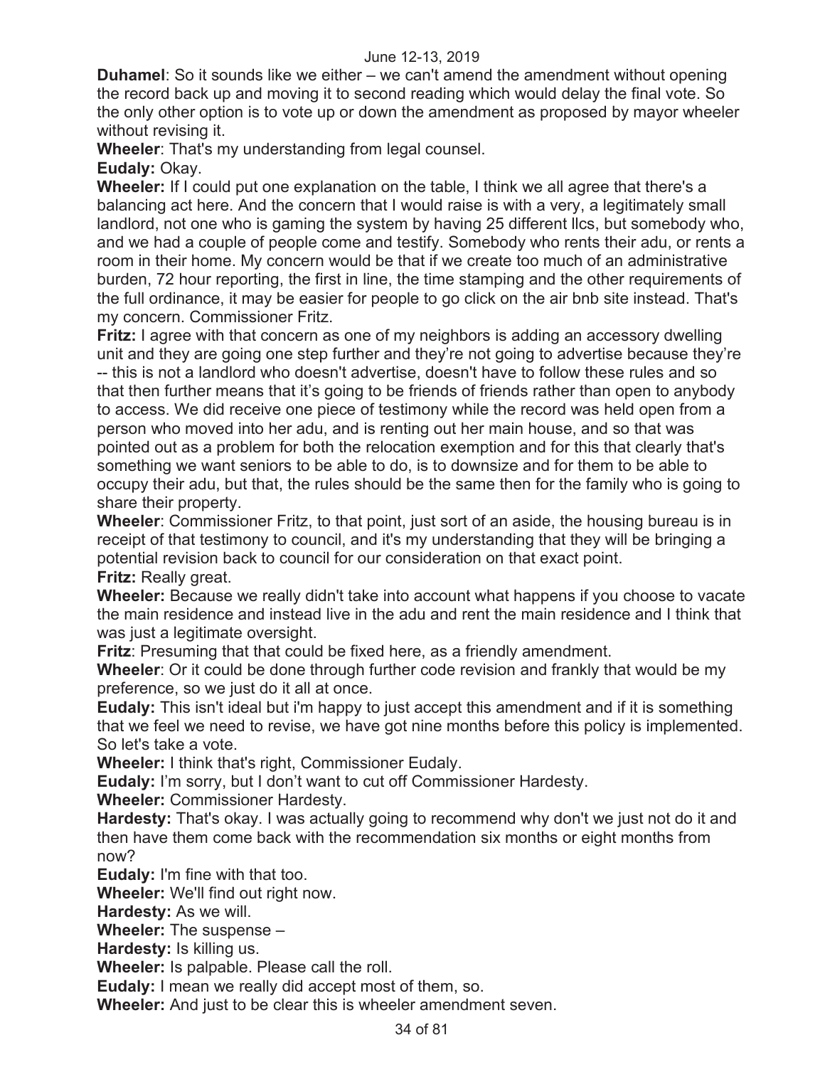**Duhamel**: So it sounds like we either – we can't amend the amendment without opening the record back up and moving it to second reading which would delay the final vote. So the only other option is to vote up or down the amendment as proposed by mayor wheeler without revising it.

**Wheeler**: That's my understanding from legal counsel.

**Eudaly:** Okay.

**Wheeler:** If I could put one explanation on the table, I think we all agree that there's a balancing act here. And the concern that I would raise is with a very, a legitimately small landlord, not one who is gaming the system by having 25 different llcs, but somebody who, and we had a couple of people come and testify. Somebody who rents their adu, or rents a room in their home. My concern would be that if we create too much of an administrative burden, 72 hour reporting, the first in line, the time stamping and the other requirements of the full ordinance, it may be easier for people to go click on the air bnb site instead. That's my concern. Commissioner Fritz.

**Fritz:** I agree with that concern as one of my neighbors is adding an accessory dwelling unit and they are going one step further and they're not going to advertise because they're -- this is not a landlord who doesn't advertise, doesn't have to follow these rules and so that then further means that it's going to be friends of friends rather than open to anybody to access. We did receive one piece of testimony while the record was held open from a person who moved into her adu, and is renting out her main house, and so that was pointed out as a problem for both the relocation exemption and for this that clearly that's something we want seniors to be able to do, is to downsize and for them to be able to occupy their adu, but that, the rules should be the same then for the family who is going to share their property.

**Wheeler**: Commissioner Fritz, to that point, just sort of an aside, the housing bureau is in receipt of that testimony to council, and it's my understanding that they will be bringing a potential revision back to council for our consideration on that exact point.

**Fritz:** Really great.

**Wheeler:** Because we really didn't take into account what happens if you choose to vacate the main residence and instead live in the adu and rent the main residence and I think that was just a legitimate oversight.

**Fritz**: Presuming that that could be fixed here, as a friendly amendment.

**Wheeler**: Or it could be done through further code revision and frankly that would be my preference, so we just do it all at once.

**Eudaly:** This isn't ideal but i'm happy to just accept this amendment and if it is something that we feel we need to revise, we have got nine months before this policy is implemented. So let's take a vote.

**Wheeler:** I think that's right, Commissioner Eudaly.

**Eudaly:** I'm sorry, but I don't want to cut off Commissioner Hardesty.

**Wheeler:** Commissioner Hardesty.

**Hardesty:** That's okay. I was actually going to recommend why don't we just not do it and then have them come back with the recommendation six months or eight months from now?

**Eudaly:** I'm fine with that too.

**Wheeler:** We'll find out right now.

**Hardesty:** As we will.

**Wheeler:** The suspense –

**Hardesty:** Is killing us.

**Wheeler:** Is palpable. Please call the roll.

**Eudaly:** I mean we really did accept most of them, so.

**Wheeler:** And just to be clear this is wheeler amendment seven.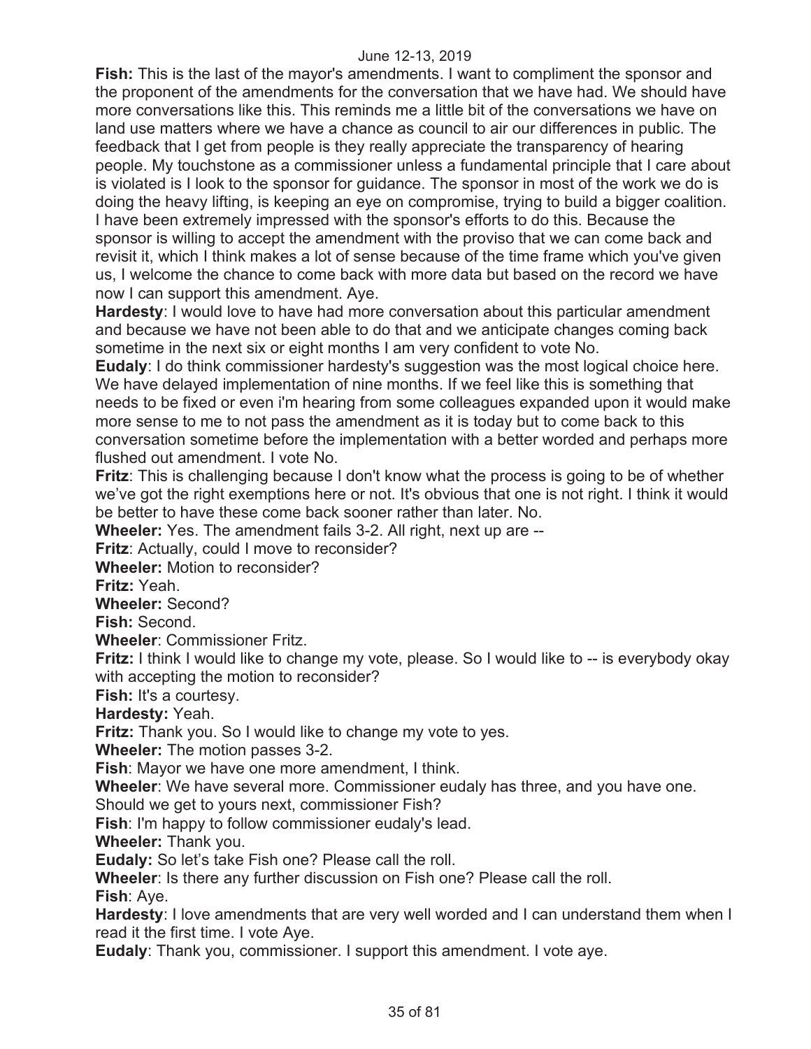**Fish:** This is the last of the mayor's amendments. I want to compliment the sponsor and the proponent of the amendments for the conversation that we have had. We should have more conversations like this. This reminds me a little bit of the conversations we have on land use matters where we have a chance as council to air our differences in public. The feedback that I get from people is they really appreciate the transparency of hearing people. My touchstone as a commissioner unless a fundamental principle that I care about is violated is I look to the sponsor for guidance. The sponsor in most of the work we do is doing the heavy lifting, is keeping an eye on compromise, trying to build a bigger coalition. I have been extremely impressed with the sponsor's efforts to do this. Because the sponsor is willing to accept the amendment with the proviso that we can come back and revisit it, which I think makes a lot of sense because of the time frame which you've given us, I welcome the chance to come back with more data but based on the record we have now I can support this amendment. Aye.

**Hardesty**: I would love to have had more conversation about this particular amendment and because we have not been able to do that and we anticipate changes coming back sometime in the next six or eight months I am very confident to vote No.

**Eudaly**: I do think commissioner hardesty's suggestion was the most logical choice here. We have delayed implementation of nine months. If we feel like this is something that needs to be fixed or even i'm hearing from some colleagues expanded upon it would make more sense to me to not pass the amendment as it is today but to come back to this conversation sometime before the implementation with a better worded and perhaps more flushed out amendment. I vote No.

**Fritz**: This is challenging because I don't know what the process is going to be of whether we've got the right exemptions here or not. It's obvious that one is not right. I think it would be better to have these come back sooner rather than later. No.

**Wheeler:** Yes. The amendment fails 3-2. All right, next up are --

**Fritz**: Actually, could I move to reconsider?

**Wheeler:** Motion to reconsider?

**Fritz:** Yeah.

**Wheeler:** Second?

**Fish:** Second.

**Wheeler**: Commissioner Fritz.

**Fritz:** I think I would like to change my vote, please. So I would like to -- is everybody okay with accepting the motion to reconsider?

**Fish:** It's a courtesy.

**Hardesty:** Yeah.

**Fritz:** Thank you. So I would like to change my vote to yes.

**Wheeler:** The motion passes 3-2.

**Fish**: Mayor we have one more amendment, I think.

**Wheeler**: We have several more. Commissioner eudaly has three, and you have one. Should we get to yours next, commissioner Fish?

**Fish**: I'm happy to follow commissioner eudaly's lead.

**Wheeler:** Thank you.

**Eudaly:** So let's take Fish one? Please call the roll.

**Wheeler**: Is there any further discussion on Fish one? Please call the roll.

**Fish**: Aye.

**Hardesty**: I love amendments that are very well worded and I can understand them when I read it the first time. I vote Aye.

**Eudaly**: Thank you, commissioner. I support this amendment. I vote aye.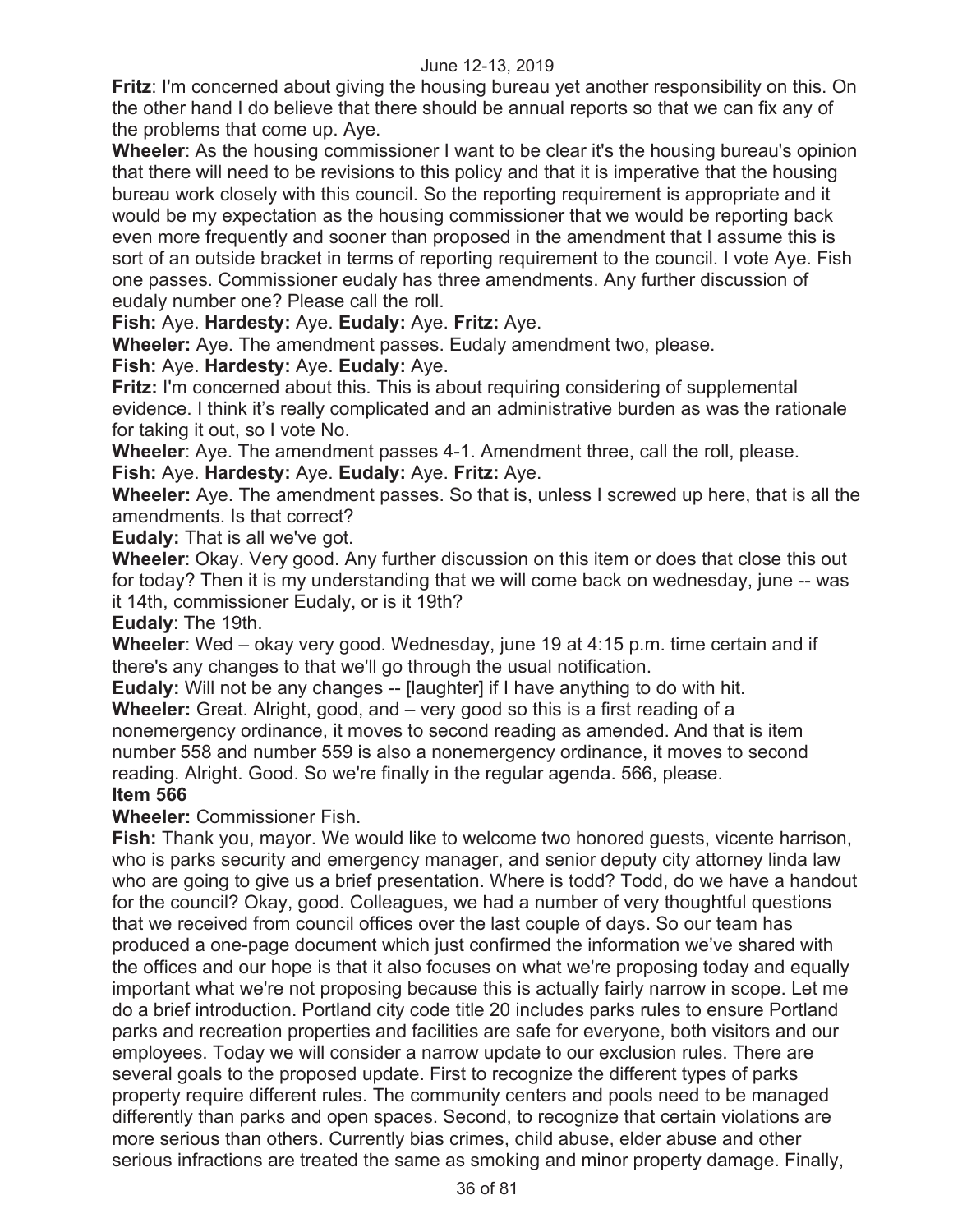**Fritz**: I'm concerned about giving the housing bureau yet another responsibility on this. On the other hand I do believe that there should be annual reports so that we can fix any of the problems that come up. Aye.

**Wheeler**: As the housing commissioner I want to be clear it's the housing bureau's opinion that there will need to be revisions to this policy and that it is imperative that the housing bureau work closely with this council. So the reporting requirement is appropriate and it would be my expectation as the housing commissioner that we would be reporting back even more frequently and sooner than proposed in the amendment that I assume this is sort of an outside bracket in terms of reporting requirement to the council. I vote Aye. Fish one passes. Commissioner eudaly has three amendments. Any further discussion of eudaly number one? Please call the roll.

**Fish:** Aye. **Hardesty:** Aye. **Eudaly:** Aye. **Fritz:** Aye.

**Wheeler:** Aye. The amendment passes. Eudaly amendment two, please.

**Fish:** Aye. **Hardesty:** Aye. **Eudaly:** Aye.

**Fritz:** I'm concerned about this. This is about requiring considering of supplemental evidence. I think it's really complicated and an administrative burden as was the rationale for taking it out, so I vote No.

**Wheeler**: Aye. The amendment passes 4-1. Amendment three, call the roll, please.

**Fish:** Aye. **Hardesty:** Aye. **Eudaly:** Aye. **Fritz:** Aye.

**Wheeler:** Aye. The amendment passes. So that is, unless I screwed up here, that is all the amendments. Is that correct?

**Eudaly:** That is all we've got.

**Wheeler**: Okay. Very good. Any further discussion on this item or does that close this out for today? Then it is my understanding that we will come back on wednesday, june -- was it 14th, commissioner Eudaly, or is it 19th?

**Eudaly**: The 19th.

**Wheeler**: Wed – okay very good. Wednesday, june 19 at 4:15 p.m. time certain and if there's any changes to that we'll go through the usual notification.

**Eudaly:** Will not be any changes -- [laughter] if I have anything to do with hit.

**Wheeler:** Great. Alright, good, and – very good so this is a first reading of a nonemergency ordinance, it moves to second reading as amended. And that is item number 558 and number 559 is also a nonemergency ordinance, it moves to second reading. Alright. Good. So we're finally in the regular agenda. 566, please.

**Item 566**

**Wheeler:** Commissioner Fish.

**Fish:** Thank you, mayor. We would like to welcome two honored guests, vicente harrison, who is parks security and emergency manager, and senior deputy city attorney linda law who are going to give us a brief presentation. Where is todd? Todd, do we have a handout for the council? Okay, good. Colleagues, we had a number of very thoughtful questions that we received from council offices over the last couple of days. So our team has produced a one-page document which just confirmed the information we've shared with the offices and our hope is that it also focuses on what we're proposing today and equally important what we're not proposing because this is actually fairly narrow in scope. Let me do a brief introduction. Portland city code title 20 includes parks rules to ensure Portland parks and recreation properties and facilities are safe for everyone, both visitors and our employees. Today we will consider a narrow update to our exclusion rules. There are several goals to the proposed update. First to recognize the different types of parks property require different rules. The community centers and pools need to be managed differently than parks and open spaces. Second, to recognize that certain violations are more serious than others. Currently bias crimes, child abuse, elder abuse and other serious infractions are treated the same as smoking and minor property damage. Finally,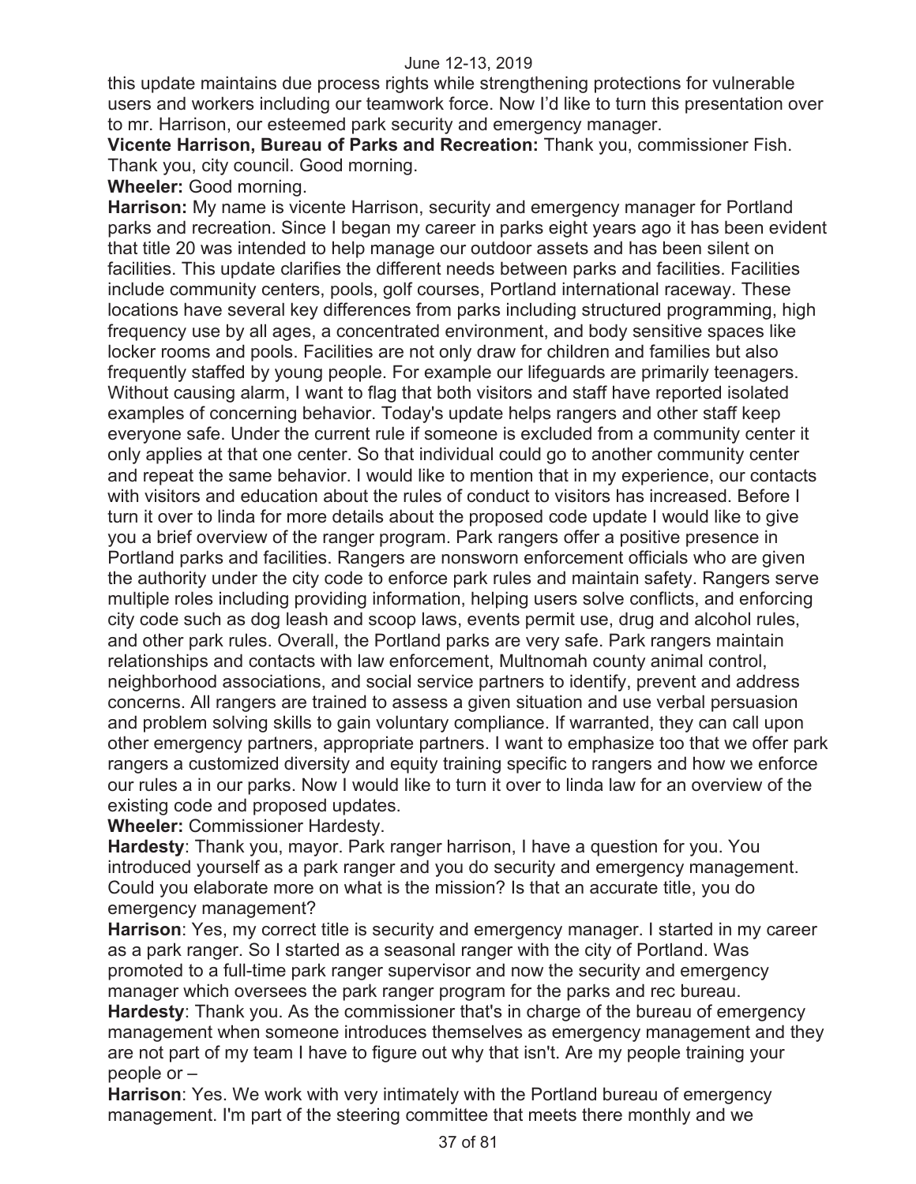this update maintains due process rights while strengthening protections for vulnerable users and workers including our teamwork force. Now I'd like to turn this presentation over to mr. Harrison, our esteemed park security and emergency manager.

**Vicente Harrison, Bureau of Parks and Recreation:** Thank you, commissioner Fish. Thank you, city council. Good morning.

**Wheeler:** Good morning.

**Harrison:** My name is vicente Harrison, security and emergency manager for Portland parks and recreation. Since I began my career in parks eight years ago it has been evident that title 20 was intended to help manage our outdoor assets and has been silent on facilities. This update clarifies the different needs between parks and facilities. Facilities include community centers, pools, golf courses, Portland international raceway. These locations have several key differences from parks including structured programming, high frequency use by all ages, a concentrated environment, and body sensitive spaces like locker rooms and pools. Facilities are not only draw for children and families but also frequently staffed by young people. For example our lifeguards are primarily teenagers. Without causing alarm, I want to flag that both visitors and staff have reported isolated examples of concerning behavior. Today's update helps rangers and other staff keep everyone safe. Under the current rule if someone is excluded from a community center it only applies at that one center. So that individual could go to another community center and repeat the same behavior. I would like to mention that in my experience, our contacts with visitors and education about the rules of conduct to visitors has increased. Before I turn it over to linda for more details about the proposed code update I would like to give you a brief overview of the ranger program. Park rangers offer a positive presence in Portland parks and facilities. Rangers are nonsworn enforcement officials who are given the authority under the city code to enforce park rules and maintain safety. Rangers serve multiple roles including providing information, helping users solve conflicts, and enforcing city code such as dog leash and scoop laws, events permit use, drug and alcohol rules, and other park rules. Overall, the Portland parks are very safe. Park rangers maintain relationships and contacts with law enforcement, Multnomah county animal control, neighborhood associations, and social service partners to identify, prevent and address concerns. All rangers are trained to assess a given situation and use verbal persuasion and problem solving skills to gain voluntary compliance. If warranted, they can call upon other emergency partners, appropriate partners. I want to emphasize too that we offer park rangers a customized diversity and equity training specific to rangers and how we enforce our rules a in our parks. Now I would like to turn it over to linda law for an overview of the existing code and proposed updates.

**Wheeler:** Commissioner Hardesty.

**Hardesty**: Thank you, mayor. Park ranger harrison, I have a question for you. You introduced yourself as a park ranger and you do security and emergency management. Could you elaborate more on what is the mission? Is that an accurate title, you do emergency management?

**Harrison**: Yes, my correct title is security and emergency manager. I started in my career as a park ranger. So I started as a seasonal ranger with the city of Portland. Was promoted to a full-time park ranger supervisor and now the security and emergency manager which oversees the park ranger program for the parks and rec bureau.

**Hardesty**: Thank you. As the commissioner that's in charge of the bureau of emergency management when someone introduces themselves as emergency management and they are not part of my team I have to figure out why that isn't. Are my people training your people or –

**Harrison**: Yes. We work with very intimately with the Portland bureau of emergency management. I'm part of the steering committee that meets there monthly and we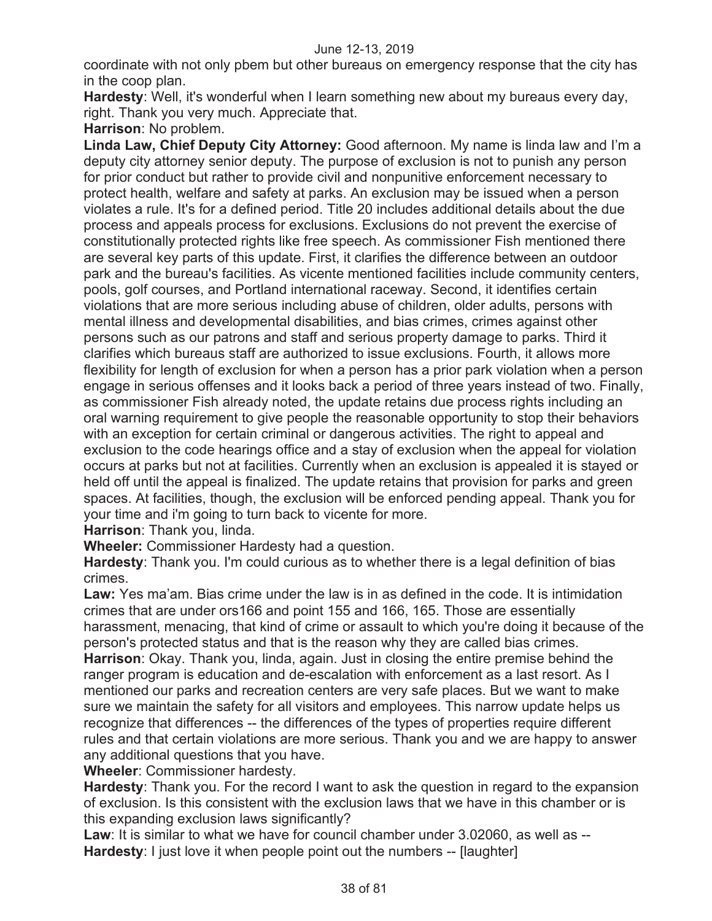coordinate with not only pbem but other bureaus on emergency response that the city has in the coop plan.

**Hardesty**: Well, it's wonderful when I learn something new about my bureaus every day, right. Thank you very much. Appreciate that.

**Harrison**: No problem.

**Linda Law, Chief Deputy City Attorney:** Good afternoon. My name is linda law and I'm a deputy city attorney senior deputy. The purpose of exclusion is not to punish any person for prior conduct but rather to provide civil and nonpunitive enforcement necessary to protect health, welfare and safety at parks. An exclusion may be issued when a person violates a rule. It's for a defined period. Title 20 includes additional details about the due process and appeals process for exclusions. Exclusions do not prevent the exercise of constitutionally protected rights like free speech. As commissioner Fish mentioned there are several key parts of this update. First, it clarifies the difference between an outdoor park and the bureau's facilities. As vicente mentioned facilities include community centers, pools, golf courses, and Portland international raceway. Second, it identifies certain violations that are more serious including abuse of children, older adults, persons with mental illness and developmental disabilities, and bias crimes, crimes against other persons such as our patrons and staff and serious property damage to parks. Third it clarifies which bureaus staff are authorized to issue exclusions. Fourth, it allows more flexibility for length of exclusion for when a person has a prior park violation when a person engage in serious offenses and it looks back a period of three years instead of two. Finally, as commissioner Fish already noted, the update retains due process rights including an oral warning requirement to give people the reasonable opportunity to stop their behaviors with an exception for certain criminal or dangerous activities. The right to appeal and exclusion to the code hearings office and a stay of exclusion when the appeal for violation occurs at parks but not at facilities. Currently when an exclusion is appealed it is stayed or held off until the appeal is finalized. The update retains that provision for parks and green spaces. At facilities, though, the exclusion will be enforced pending appeal. Thank you for your time and i'm going to turn back to vicente for more.

**Harrison**: Thank you, linda.

**Wheeler:** Commissioner Hardesty had a question.

**Hardesty**: Thank you. I'm could curious as to whether there is a legal definition of bias crimes.

**Law:** Yes ma'am. Bias crime under the law is in as defined in the code. It is intimidation crimes that are under ors166 and point 155 and 166, 165. Those are essentially harassment, menacing, that kind of crime or assault to which you're doing it because of the person's protected status and that is the reason why they are called bias crimes.

**Harrison**: Okay. Thank you, linda, again. Just in closing the entire premise behind the ranger program is education and de-escalation with enforcement as a last resort. As I mentioned our parks and recreation centers are very safe places. But we want to make sure we maintain the safety for all visitors and employees. This narrow update helps us recognize that differences -- the differences of the types of properties require different rules and that certain violations are more serious. Thank you and we are happy to answer any additional questions that you have.

**Wheeler**: Commissioner hardesty.

**Hardesty**: Thank you. For the record I want to ask the question in regard to the expansion of exclusion. Is this consistent with the exclusion laws that we have in this chamber or is this expanding exclusion laws significantly?

**Law**: It is similar to what we have for council chamber under 3.02060, as well as --

**Hardesty**: I just love it when people point out the numbers -- [laughter]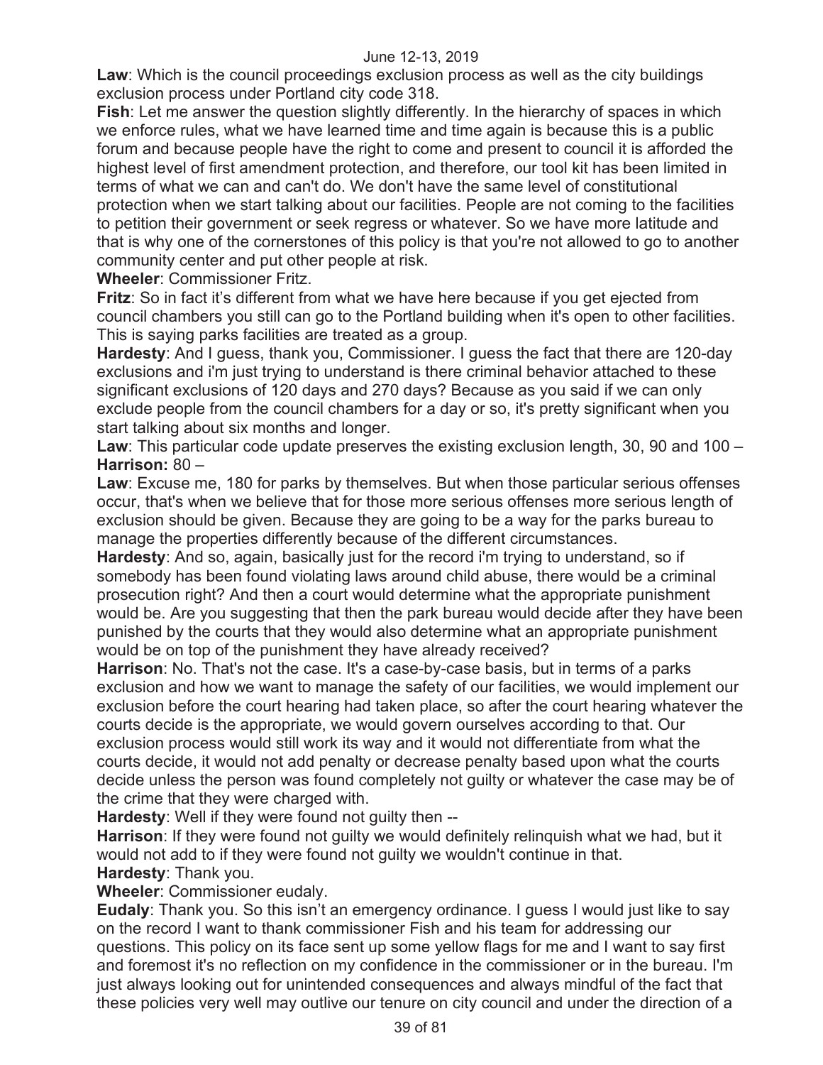**Law**: Which is the council proceedings exclusion process as well as the city buildings exclusion process under Portland city code 318.

**Fish**: Let me answer the question slightly differently. In the hierarchy of spaces in which we enforce rules, what we have learned time and time again is because this is a public forum and because people have the right to come and present to council it is afforded the highest level of first amendment protection, and therefore, our tool kit has been limited in terms of what we can and can't do. We don't have the same level of constitutional protection when we start talking about our facilities. People are not coming to the facilities to petition their government or seek regress or whatever. So we have more latitude and that is why one of the cornerstones of this policy is that you're not allowed to go to another community center and put other people at risk.

**Wheeler**: Commissioner Fritz.

**Fritz**: So in fact it's different from what we have here because if you get ejected from council chambers you still can go to the Portland building when it's open to other facilities. This is saying parks facilities are treated as a group.

**Hardesty**: And I guess, thank you, Commissioner. I guess the fact that there are 120-day exclusions and i'm just trying to understand is there criminal behavior attached to these significant exclusions of 120 days and 270 days? Because as you said if we can only exclude people from the council chambers for a day or so, it's pretty significant when you start talking about six months and longer.

**Law**: This particular code update preserves the existing exclusion length, 30, 90 and 100 –

**Harrison:** 80 –

**Law**: Excuse me, 180 for parks by themselves. But when those particular serious offenses occur, that's when we believe that for those more serious offenses more serious length of exclusion should be given. Because they are going to be a way for the parks bureau to manage the properties differently because of the different circumstances.

**Hardesty**: And so, again, basically just for the record i'm trying to understand, so if somebody has been found violating laws around child abuse, there would be a criminal prosecution right? And then a court would determine what the appropriate punishment would be. Are you suggesting that then the park bureau would decide after they have been punished by the courts that they would also determine what an appropriate punishment would be on top of the punishment they have already received?

**Harrison**: No. That's not the case. It's a case-by-case basis, but in terms of a parks exclusion and how we want to manage the safety of our facilities, we would implement our exclusion before the court hearing had taken place, so after the court hearing whatever the courts decide is the appropriate, we would govern ourselves according to that. Our exclusion process would still work its way and it would not differentiate from what the courts decide, it would not add penalty or decrease penalty based upon what the courts decide unless the person was found completely not guilty or whatever the case may be of the crime that they were charged with.

**Hardesty**: Well if they were found not guilty then --

**Harrison**: If they were found not guilty we would definitely relinquish what we had, but it would not add to if they were found not guilty we wouldn't continue in that.

**Hardesty**: Thank you.

**Wheeler**: Commissioner eudaly.

**Eudaly**: Thank you. So this isn't an emergency ordinance. I guess I would just like to say on the record I want to thank commissioner Fish and his team for addressing our questions. This policy on its face sent up some yellow flags for me and I want to say first and foremost it's no reflection on my confidence in the commissioner or in the bureau. I'm just always looking out for unintended consequences and always mindful of the fact that these policies very well may outlive our tenure on city council and under the direction of a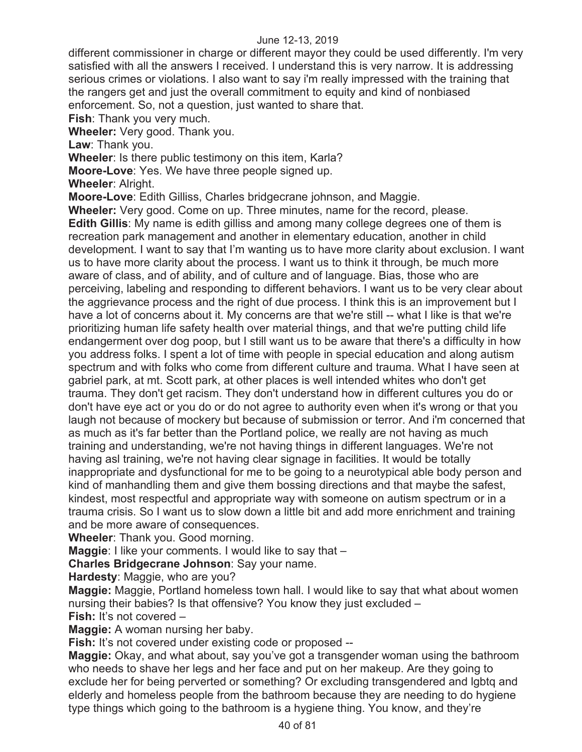different commissioner in charge or different mayor they could be used differently. I'm very satisfied with all the answers I received. I understand this is very narrow. It is addressing serious crimes or violations. I also want to say i'm really impressed with the training that the rangers get and just the overall commitment to equity and kind of nonbiased enforcement. So, not a question, just wanted to share that.

**Fish**: Thank you very much.

**Wheeler:** Very good. Thank you.

**Law**: Thank you.

**Wheeler**: Is there public testimony on this item, Karla?

**Moore-Love**: Yes. We have three people signed up.

**Wheeler**: Alright.

**Moore-Love**: Edith Gilliss, Charles bridgecrane johnson, and Maggie.

**Wheeler:** Very good. Come on up. Three minutes, name for the record, please.

**Edith Gillis**: My name is edith gilliss and among many college degrees one of them is recreation park management and another in elementary education, another in child development. I want to say that I'm wanting us to have more clarity about exclusion. I want us to have more clarity about the process. I want us to think it through, be much more aware of class, and of ability, and of culture and of language. Bias, those who are perceiving, labeling and responding to different behaviors. I want us to be very clear about the aggrievance process and the right of due process. I think this is an improvement but I have a lot of concerns about it. My concerns are that we're still -- what I like is that we're prioritizing human life safety health over material things, and that we're putting child life endangerment over dog poop, but I still want us to be aware that there's a difficulty in how you address folks. I spent a lot of time with people in special education and along autism spectrum and with folks who come from different culture and trauma. What I have seen at gabriel park, at mt. Scott park, at other places is well intended whites who don't get trauma. They don't get racism. They don't understand how in different cultures you do or don't have eye act or you do or do not agree to authority even when it's wrong or that you laugh not because of mockery but because of submission or terror. And i'm concerned that as much as it's far better than the Portland police, we really are not having as much training and understanding, we're not having things in different languages. We're not having asl training, we're not having clear signage in facilities. It would be totally inappropriate and dysfunctional for me to be going to a neurotypical able body person and kind of manhandling them and give them bossing directions and that maybe the safest, kindest, most respectful and appropriate way with someone on autism spectrum or in a trauma crisis. So I want us to slow down a little bit and add more enrichment and training and be more aware of consequences.

**Wheeler**: Thank you. Good morning.

**Maggie**: I like your comments. I would like to say that –

**Charles Bridgecrane Johnson**: Say your name.

**Hardesty**: Maggie, who are you?

**Maggie:** Maggie, Portland homeless town hall. I would like to say that what about women nursing their babies? Is that offensive? You know they just excluded –

**Fish:** It's not covered –

**Maggie:** A woman nursing her baby.

**Fish:** It's not covered under existing code or proposed --

**Maggie:** Okay, and what about, say you've got a transgender woman using the bathroom who needs to shave her legs and her face and put on her makeup. Are they going to exclude her for being perverted or something? Or excluding transgendered and lgbtq and elderly and homeless people from the bathroom because they are needing to do hygiene type things which going to the bathroom is a hygiene thing. You know, and they're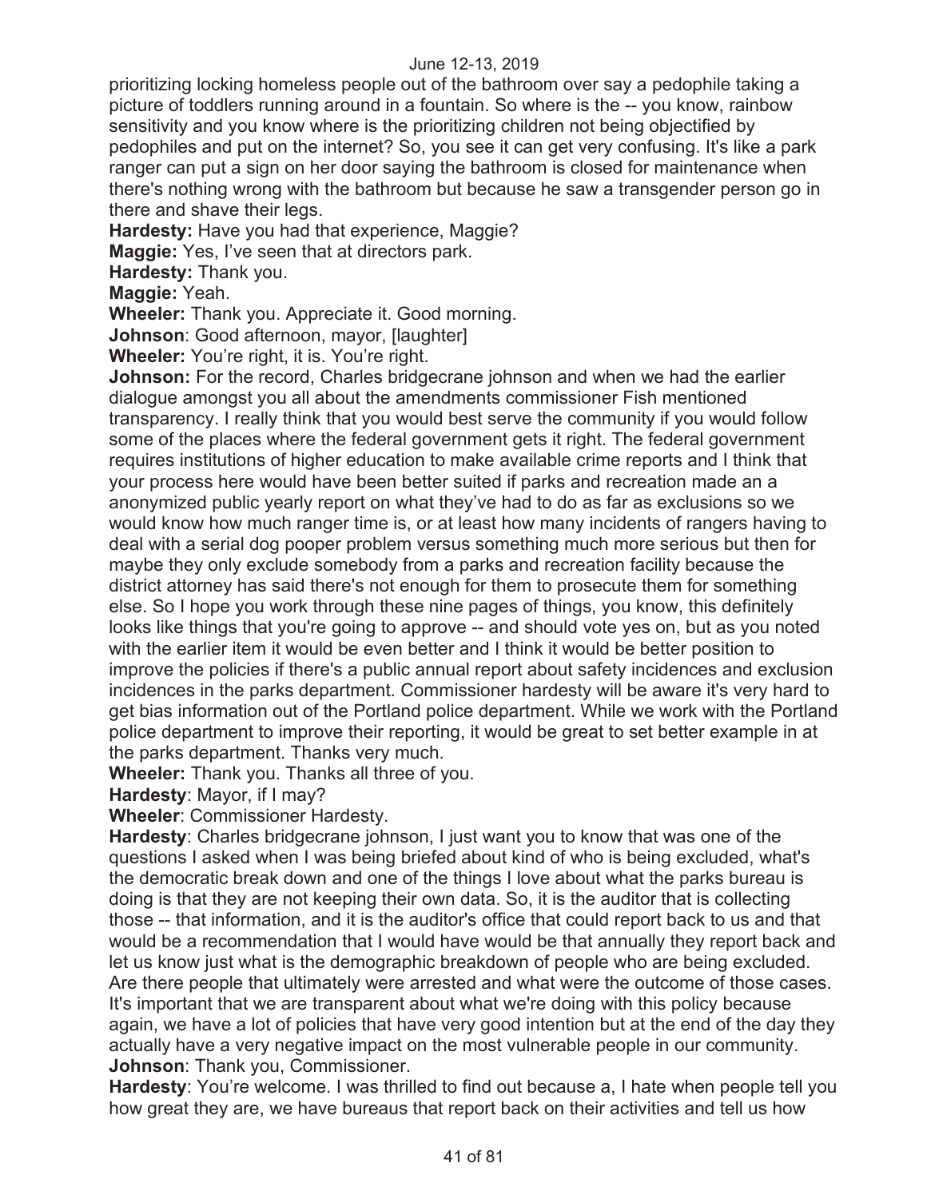prioritizing locking homeless people out of the bathroom over say a pedophile taking a picture of toddlers running around in a fountain. So where is the -- you know, rainbow sensitivity and you know where is the prioritizing children not being objectified by pedophiles and put on the internet? So, you see it can get very confusing. It's like a park ranger can put a sign on her door saying the bathroom is closed for maintenance when there's nothing wrong with the bathroom but because he saw a transgender person go in there and shave their legs.

**Hardesty:** Have you had that experience, Maggie?

**Maggie:** Yes, I've seen that at directors park.

**Hardesty:** Thank you.

**Maggie:** Yeah.

**Wheeler:** Thank you. Appreciate it. Good morning.

**Johnson**: Good afternoon, mayor, [laughter]

**Wheeler:** You're right, it is. You're right.

**Johnson:** For the record, Charles bridgecrane johnson and when we had the earlier dialogue amongst you all about the amendments commissioner Fish mentioned transparency. I really think that you would best serve the community if you would follow some of the places where the federal government gets it right. The federal government requires institutions of higher education to make available crime reports and I think that your process here would have been better suited if parks and recreation made an a anonymized public yearly report on what they've had to do as far as exclusions so we would know how much ranger time is, or at least how many incidents of rangers having to deal with a serial dog pooper problem versus something much more serious but then for maybe they only exclude somebody from a parks and recreation facility because the district attorney has said there's not enough for them to prosecute them for something else. So I hope you work through these nine pages of things, you know, this definitely looks like things that you're going to approve -- and should vote yes on, but as you noted with the earlier item it would be even better and I think it would be better position to improve the policies if there's a public annual report about safety incidences and exclusion incidences in the parks department. Commissioner hardesty will be aware it's very hard to get bias information out of the Portland police department. While we work with the Portland police department to improve their reporting, it would be great to set better example in at the parks department. Thanks very much.

**Wheeler:** Thank you. Thanks all three of you.

**Hardesty**: Mayor, if I may?

**Wheeler**: Commissioner Hardesty.

**Hardesty**: Charles bridgecrane johnson, I just want you to know that was one of the questions I asked when I was being briefed about kind of who is being excluded, what's the democratic break down and one of the things I love about what the parks bureau is doing is that they are not keeping their own data. So, it is the auditor that is collecting those -- that information, and it is the auditor's office that could report back to us and that would be a recommendation that I would have would be that annually they report back and let us know just what is the demographic breakdown of people who are being excluded. Are there people that ultimately were arrested and what were the outcome of those cases. It's important that we are transparent about what we're doing with this policy because again, we have a lot of policies that have very good intention but at the end of the day they actually have a very negative impact on the most vulnerable people in our community.

**Johnson**: Thank you, Commissioner.

**Hardesty**: You're welcome. I was thrilled to find out because a, I hate when people tell you how great they are, we have bureaus that report back on their activities and tell us how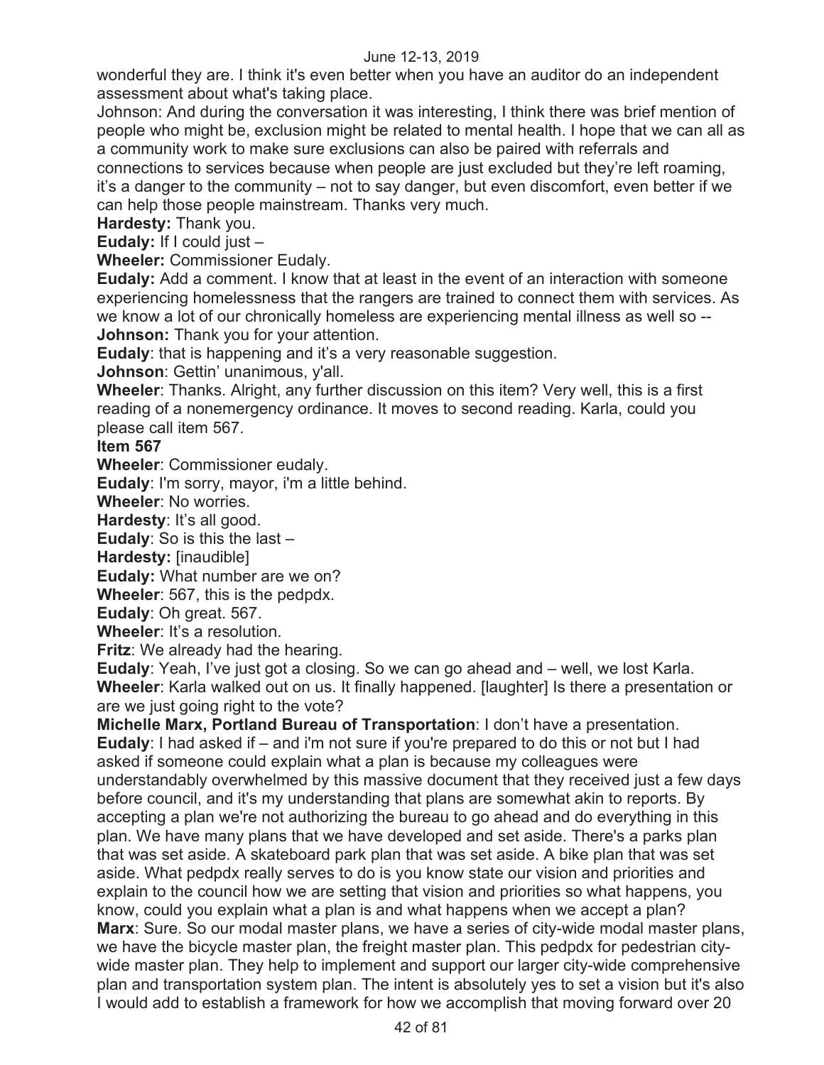wonderful they are. I think it's even better when you have an auditor do an independent assessment about what's taking place.

Johnson: And during the conversation it was interesting, I think there was brief mention of people who might be, exclusion might be related to mental health. I hope that we can all as a community work to make sure exclusions can also be paired with referrals and connections to services because when people are just excluded but they're left roaming, it's a danger to the community – not to say danger, but even discomfort, even better if we can help those people mainstream. Thanks very much.

**Hardesty:** Thank you.

**Eudaly:** If I could just –

**Wheeler:** Commissioner Eudaly.

**Eudaly:** Add a comment. I know that at least in the event of an interaction with someone experiencing homelessness that the rangers are trained to connect them with services. As we know a lot of our chronically homeless are experiencing mental illness as well so --

**Johnson:** Thank you for your attention.

**Eudaly**: that is happening and it's a very reasonable suggestion.

**Johnson**: Gettin' unanimous, y'all.

**Wheeler**: Thanks. Alright, any further discussion on this item? Very well, this is a first reading of a nonemergency ordinance. It moves to second reading. Karla, could you please call item 567.

**Item 567**

**Wheeler**: Commissioner eudaly.

**Eudaly**: I'm sorry, mayor, i'm a little behind.

**Wheeler**: No worries.

**Hardesty**: It's all good.

**Eudaly**: So is this the last –

**Hardesty:** [inaudible]

**Eudaly:** What number are we on?

**Wheeler**: 567, this is the pedpdx.

**Eudaly**: Oh great. 567.

**Wheeler**: It's a resolution.

**Fritz**: We already had the hearing.

**Eudaly**: Yeah, I've just got a closing. So we can go ahead and – well, we lost Karla.

**Wheeler**: Karla walked out on us. It finally happened. [laughter] Is there a presentation or are we just going right to the vote?

**Michelle Marx, Portland Bureau of Transportation**: I don't have a presentation.

**Eudaly**: I had asked if – and i'm not sure if you're prepared to do this or not but I had asked if someone could explain what a plan is because my colleagues were understandably overwhelmed by this massive document that they received just a few days before council, and it's my understanding that plans are somewhat akin to reports. By accepting a plan we're not authorizing the bureau to go ahead and do everything in this plan. We have many plans that we have developed and set aside. There's a parks plan that was set aside. A skateboard park plan that was set aside. A bike plan that was set aside. What pedpdx really serves to do is you know state our vision and priorities and explain to the council how we are setting that vision and priorities so what happens, you know, could you explain what a plan is and what happens when we accept a plan?

**Marx**: Sure. So our modal master plans, we have a series of city-wide modal master plans, we have the bicycle master plan, the freight master plan. This pedpdx for pedestrian city-wide master plan. They help to implement and support our larger city-wide comprehensive plan and transportation system plan. The intent is absolutely yes to set a vision but it's also I would add to establish a framework for how we accomplish that moving forward over 20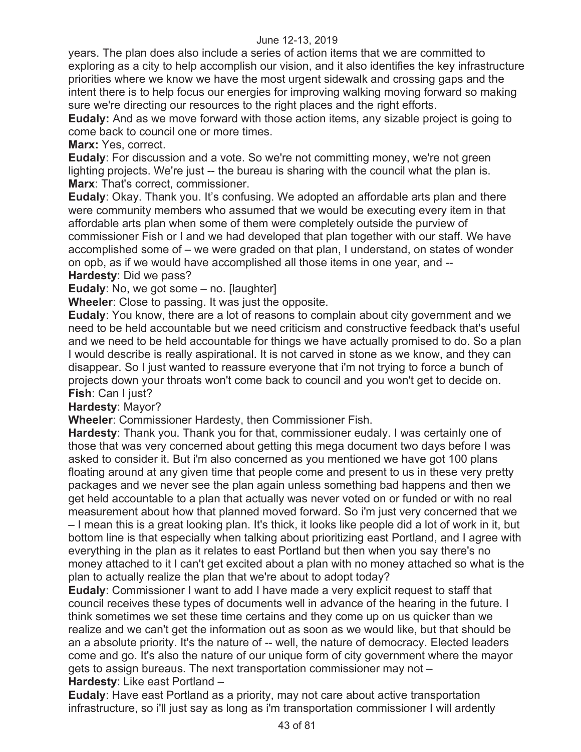years. The plan does also include a series of action items that we are committed to exploring as a city to help accomplish our vision, and it also identifies the key infrastructure priorities where we know we have the most urgent sidewalk and crossing gaps and the intent there is to help focus our energies for improving walking moving forward so making sure we're directing our resources to the right places and the right efforts.

**Eudaly:** And as we move forward with those action items, any sizable project is going to come back to council one or more times.

**Marx:** Yes, correct.

**Eudaly**: For discussion and a vote. So we're not committing money, we're not green lighting projects. We're just -- the bureau is sharing with the council what the plan is.

**Marx**: That's correct, commissioner.

**Eudaly**: Okay. Thank you. It's confusing. We adopted an affordable arts plan and there were community members who assumed that we would be executing every item in that affordable arts plan when some of them were completely outside the purview of commissioner Fish or I and we had developed that plan together with our staff. We have accomplished some of – we were graded on that plan, I understand, on states of wonder on opb, as if we would have accomplished all those items in one year, and --

**Hardesty**: Did we pass?

**Eudaly**: No, we got some – no. [laughter]

**Wheeler**: Close to passing. It was just the opposite.

**Eudaly**: You know, there are a lot of reasons to complain about city government and we need to be held accountable but we need criticism and constructive feedback that's useful and we need to be held accountable for things we have actually promised to do. So a plan I would describe is really aspirational. It is not carved in stone as we know, and they can disappear. So I just wanted to reassure everyone that i'm not trying to force a bunch of projects down your throats won't come back to council and you won't get to decide on.

**Fish**: Can I just?

**Hardesty**: Mayor?

**Wheeler**: Commissioner Hardesty, then Commissioner Fish.

**Hardesty**: Thank you. Thank you for that, commissioner eudaly. I was certainly one of those that was very concerned about getting this mega document two days before I was asked to consider it. But i'm also concerned as you mentioned we have got 100 plans floating around at any given time that people come and present to us in these very pretty packages and we never see the plan again unless something bad happens and then we get held accountable to a plan that actually was never voted on or funded or with no real measurement about how that planned moved forward. So i'm just very concerned that we – I mean this is a great looking plan. It's thick, it looks like people did a lot of work in it, but bottom line is that especially when talking about prioritizing east Portland, and I agree with everything in the plan as it relates to east Portland but then when you say there's no money attached to it I can't get excited about a plan with no money attached so what is the plan to actually realize the plan that we're about to adopt today?

**Eudaly**: Commissioner I want to add I have made a very explicit request to staff that council receives these types of documents well in advance of the hearing in the future. I think sometimes we set these time certains and they come up on us quicker than we realize and we can't get the information out as soon as we would like, but that should be an a absolute priority. It's the nature of -- well, the nature of democracy. Elected leaders come and go. It's also the nature of our unique form of city government where the mayor gets to assign bureaus. The next transportation commissioner may not –

**Hardesty**: Like east Portland –

**Eudaly**: Have east Portland as a priority, may not care about active transportation infrastructure, so i'll just say as long as i'm transportation commissioner I will ardently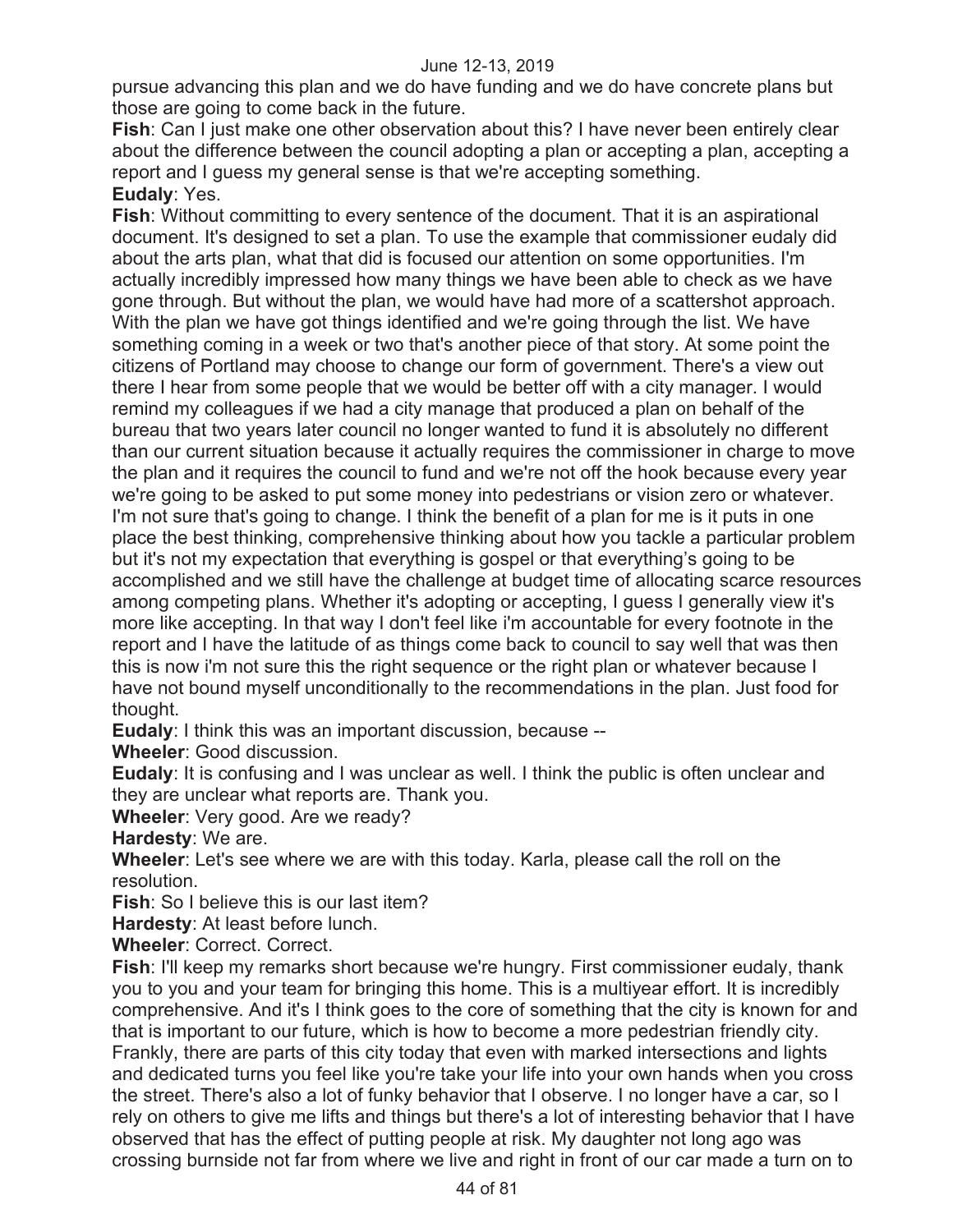pursue advancing this plan and we do have funding and we do have concrete plans but those are going to come back in the future.

**Fish**: Can I just make one other observation about this? I have never been entirely clear about the difference between the council adopting a plan or accepting a plan, accepting a report and I guess my general sense is that we're accepting something.

**Eudaly**: Yes.

**Fish**: Without committing to every sentence of the document. That it is an aspirational document. It's designed to set a plan. To use the example that commissioner eudaly did about the arts plan, what that did is focused our attention on some opportunities. I'm actually incredibly impressed how many things we have been able to check as we have gone through. But without the plan, we would have had more of a scattershot approach. With the plan we have got things identified and we're going through the list. We have something coming in a week or two that's another piece of that story. At some point the citizens of Portland may choose to change our form of government. There's a view out there I hear from some people that we would be better off with a city manager. I would remind my colleagues if we had a city manage that produced a plan on behalf of the bureau that two years later council no longer wanted to fund it is absolutely no different than our current situation because it actually requires the commissioner in charge to move the plan and it requires the council to fund and we're not off the hook because every year we're going to be asked to put some money into pedestrians or vision zero or whatever. I'm not sure that's going to change. I think the benefit of a plan for me is it puts in one place the best thinking, comprehensive thinking about how you tackle a particular problem but it's not my expectation that everything is gospel or that everything's going to be accomplished and we still have the challenge at budget time of allocating scarce resources among competing plans. Whether it's adopting or accepting, I guess I generally view it's more like accepting. In that way I don't feel like i'm accountable for every footnote in the report and I have the latitude of as things come back to council to say well that was then this is now i'm not sure this the right sequence or the right plan or whatever because I have not bound myself unconditionally to the recommendations in the plan. Just food for thought.

**Eudaly**: I think this was an important discussion, because --

**Wheeler**: Good discussion.

**Eudaly**: It is confusing and I was unclear as well. I think the public is often unclear and they are unclear what reports are. Thank you.

**Wheeler**: Very good. Are we ready?

**Hardesty**: We are.

**Wheeler**: Let's see where we are with this today. Karla, please call the roll on the resolution.

**Fish**: So I believe this is our last item?

**Hardesty**: At least before lunch.

**Wheeler**: Correct. Correct.

**Fish**: I'll keep my remarks short because we're hungry. First commissioner eudaly, thank you to you and your team for bringing this home. This is a multiyear effort. It is incredibly comprehensive. And it's I think goes to the core of something that the city is known for and that is important to our future, which is how to become a more pedestrian friendly city. Frankly, there are parts of this city today that even with marked intersections and lights and dedicated turns you feel like you're take your life into your own hands when you cross the street. There's also a lot of funky behavior that I observe. I no longer have a car, so I rely on others to give me lifts and things but there's a lot of interesting behavior that I have observed that has the effect of putting people at risk. My daughter not long ago was crossing burnside not far from where we live and right in front of our car made a turn on to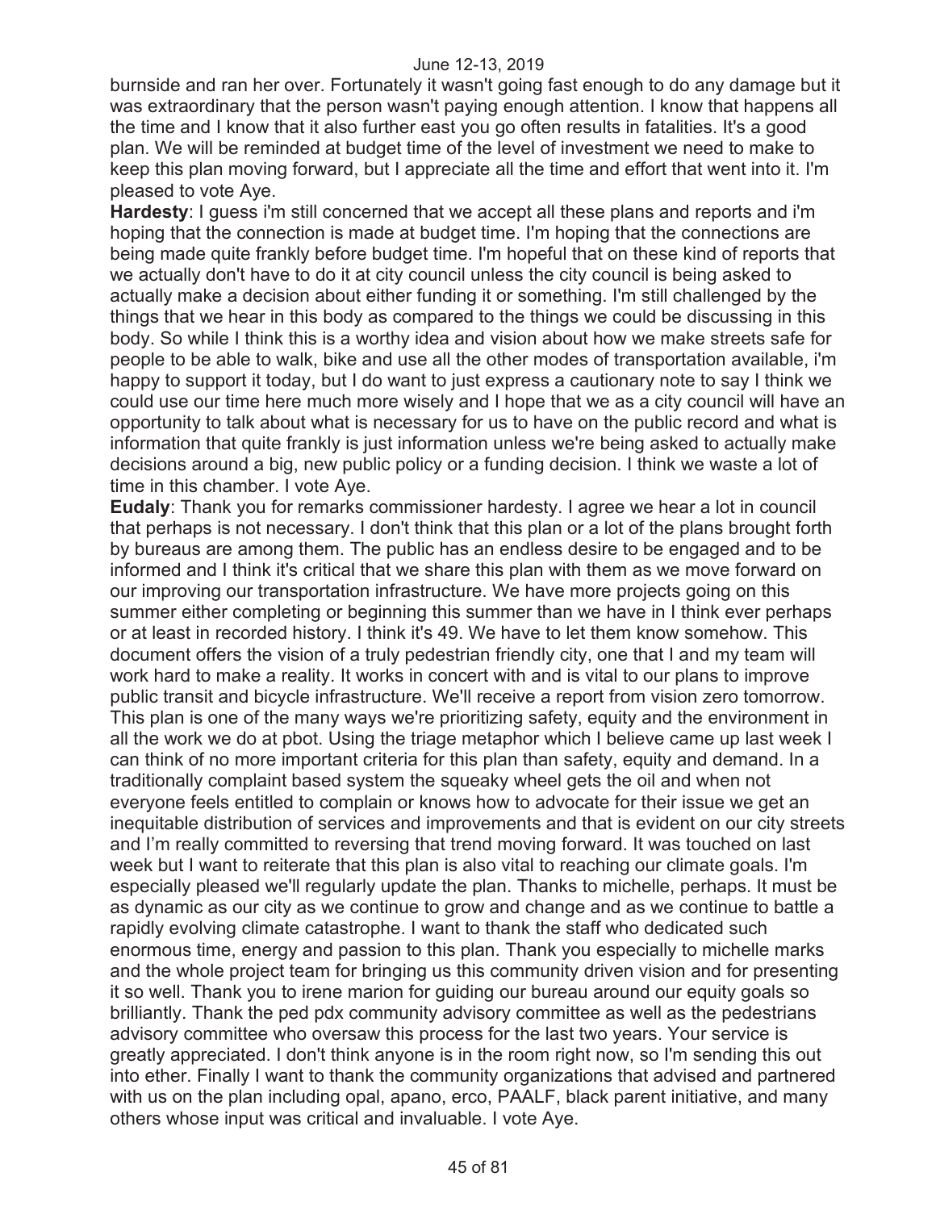burnside and ran her over. Fortunately it wasn't going fast enough to do any damage but it was extraordinary that the person wasn't paying enough attention. I know that happens all the time and I know that it also further east you go often results in fatalities. It's a good plan. We will be reminded at budget time of the level of investment we need to make to keep this plan moving forward, but I appreciate all the time and effort that went into it. I'm pleased to vote Aye.

**Hardesty**: I guess i'm still concerned that we accept all these plans and reports and i'm hoping that the connection is made at budget time. I'm hoping that the connections are being made quite frankly before budget time. I'm hopeful that on these kind of reports that we actually don't have to do it at city council unless the city council is being asked to actually make a decision about either funding it or something. I'm still challenged by the things that we hear in this body as compared to the things we could be discussing in this body. So while I think this is a worthy idea and vision about how we make streets safe for people to be able to walk, bike and use all the other modes of transportation available, i'm happy to support it today, but I do want to just express a cautionary note to say I think we could use our time here much more wisely and I hope that we as a city council will have an opportunity to talk about what is necessary for us to have on the public record and what is information that quite frankly is just information unless we're being asked to actually make decisions around a big, new public policy or a funding decision. I think we waste a lot of time in this chamber. I vote Aye.

**Eudaly**: Thank you for remarks commissioner hardesty. I agree we hear a lot in council that perhaps is not necessary. I don't think that this plan or a lot of the plans brought forth by bureaus are among them. The public has an endless desire to be engaged and to be informed and I think it's critical that we share this plan with them as we move forward on our improving our transportation infrastructure. We have more projects going on this summer either completing or beginning this summer than we have in I think ever perhaps or at least in recorded history. I think it's 49. We have to let them know somehow. This document offers the vision of a truly pedestrian friendly city, one that I and my team will work hard to make a reality. It works in concert with and is vital to our plans to improve public transit and bicycle infrastructure. We'll receive a report from vision zero tomorrow. This plan is one of the many ways we're prioritizing safety, equity and the environment in all the work we do at pbot. Using the triage metaphor which I believe came up last week I can think of no more important criteria for this plan than safety, equity and demand. In a traditionally complaint based system the squeaky wheel gets the oil and when not everyone feels entitled to complain or knows how to advocate for their issue we get an inequitable distribution of services and improvements and that is evident on our city streets and I'm really committed to reversing that trend moving forward. It was touched on last week but I want to reiterate that this plan is also vital to reaching our climate goals. I'm especially pleased we'll regularly update the plan. Thanks to michelle, perhaps. It must be as dynamic as our city as we continue to grow and change and as we continue to battle a rapidly evolving climate catastrophe. I want to thank the staff who dedicated such enormous time, energy and passion to this plan. Thank you especially to michelle marks and the whole project team for bringing us this community driven vision and for presenting it so well. Thank you to irene marion for guiding our bureau around our equity goals so brilliantly. Thank the ped pdx community advisory committee as well as the pedestrians advisory committee who oversaw this process for the last two years. Your service is greatly appreciated. I don't think anyone is in the room right now, so I'm sending this out into ether. Finally I want to thank the community organizations that advised and partnered with us on the plan including opal, apano, erco, PAALF, black parent initiative, and many others whose input was critical and invaluable. I vote Aye.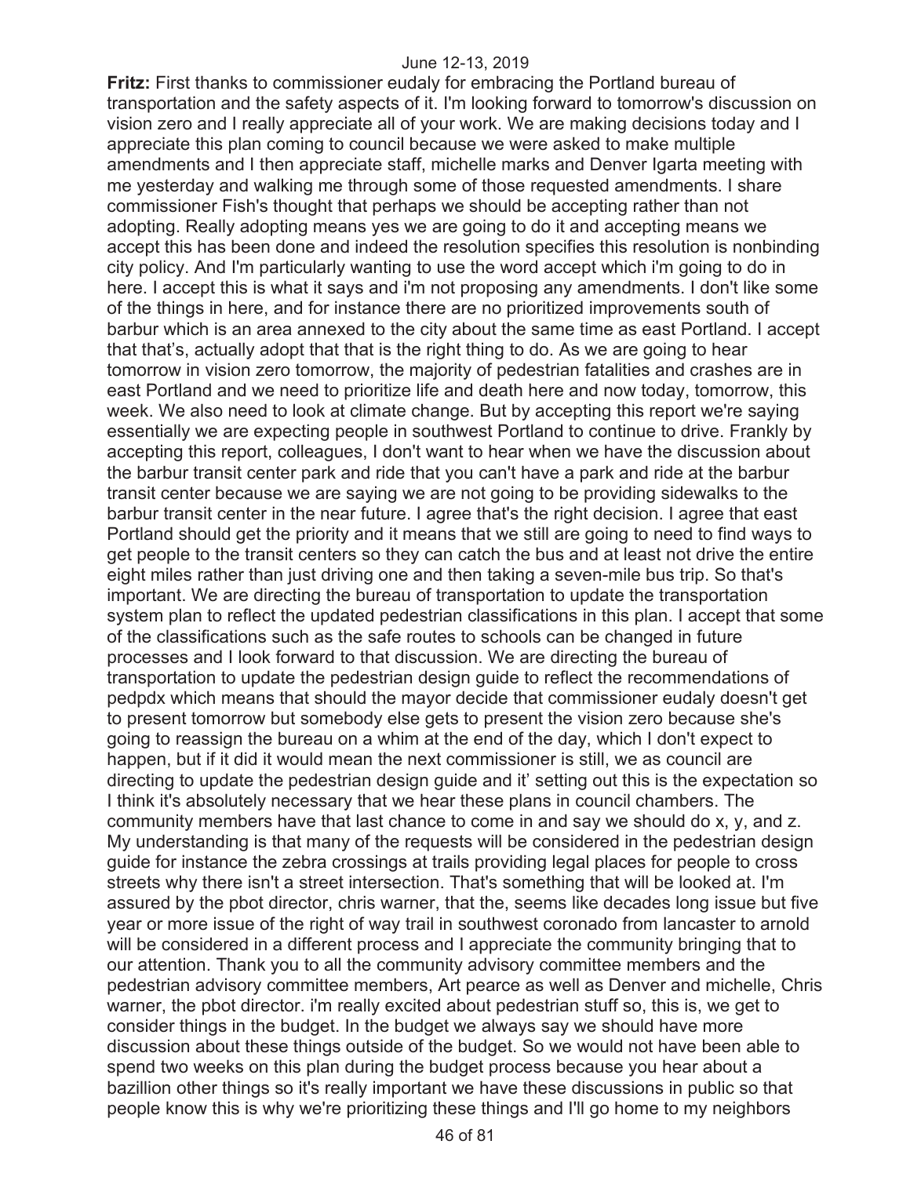**Fritz:** First thanks to commissioner eudaly for embracing the Portland bureau of transportation and the safety aspects of it. I'm looking forward to tomorrow's discussion on vision zero and I really appreciate all of your work. We are making decisions today and I appreciate this plan coming to council because we were asked to make multiple amendments and I then appreciate staff, michelle marks and Denver Igarta meeting with me yesterday and walking me through some of those requested amendments. I share commissioner Fish's thought that perhaps we should be accepting rather than not adopting. Really adopting means yes we are going to do it and accepting means we accept this has been done and indeed the resolution specifies this resolution is nonbinding city policy. And I'm particularly wanting to use the word accept which i'm going to do in here. I accept this is what it says and i'm not proposing any amendments. I don't like some of the things in here, and for instance there are no prioritized improvements south of barbur which is an area annexed to the city about the same time as east Portland. I accept that that's, actually adopt that that is the right thing to do. As we are going to hear tomorrow in vision zero tomorrow, the majority of pedestrian fatalities and crashes are in east Portland and we need to prioritize life and death here and now today, tomorrow, this week. We also need to look at climate change. But by accepting this report we're saying essentially we are expecting people in southwest Portland to continue to drive. Frankly by accepting this report, colleagues, I don't want to hear when we have the discussion about the barbur transit center park and ride that you can't have a park and ride at the barbur transit center because we are saying we are not going to be providing sidewalks to the barbur transit center in the near future. I agree that's the right decision. I agree that east Portland should get the priority and it means that we still are going to need to find ways to get people to the transit centers so they can catch the bus and at least not drive the entire eight miles rather than just driving one and then taking a seven-mile bus trip. So that's important. We are directing the bureau of transportation to update the transportation system plan to reflect the updated pedestrian classifications in this plan. I accept that some of the classifications such as the safe routes to schools can be changed in future processes and I look forward to that discussion. We are directing the bureau of transportation to update the pedestrian design guide to reflect the recommendations of pedpdx which means that should the mayor decide that commissioner eudaly doesn't get to present tomorrow but somebody else gets to present the vision zero because she's going to reassign the bureau on a whim at the end of the day, which I don't expect to happen, but if it did it would mean the next commissioner is still, we as council are directing to update the pedestrian design guide and it' setting out this is the expectation so I think it's absolutely necessary that we hear these plans in council chambers. The community members have that last chance to come in and say we should do x, y, and z. My understanding is that many of the requests will be considered in the pedestrian design guide for instance the zebra crossings at trails providing legal places for people to cross streets why there isn't a street intersection. That's something that will be looked at. I'm assured by the pbot director, chris warner, that the, seems like decades long issue but five year or more issue of the right of way trail in southwest coronado from lancaster to arnold will be considered in a different process and I appreciate the community bringing that to our attention. Thank you to all the community advisory committee members and the pedestrian advisory committee members, Art pearce as well as Denver and michelle, Chris warner, the pbot director. i'm really excited about pedestrian stuff so, this is, we get to consider things in the budget. In the budget we always say we should have more discussion about these things outside of the budget. So we would not have been able to spend two weeks on this plan during the budget process because you hear about a bazillion other things so it's really important we have these discussions in public so that people know this is why we're prioritizing these things and I'll go home to my neighbors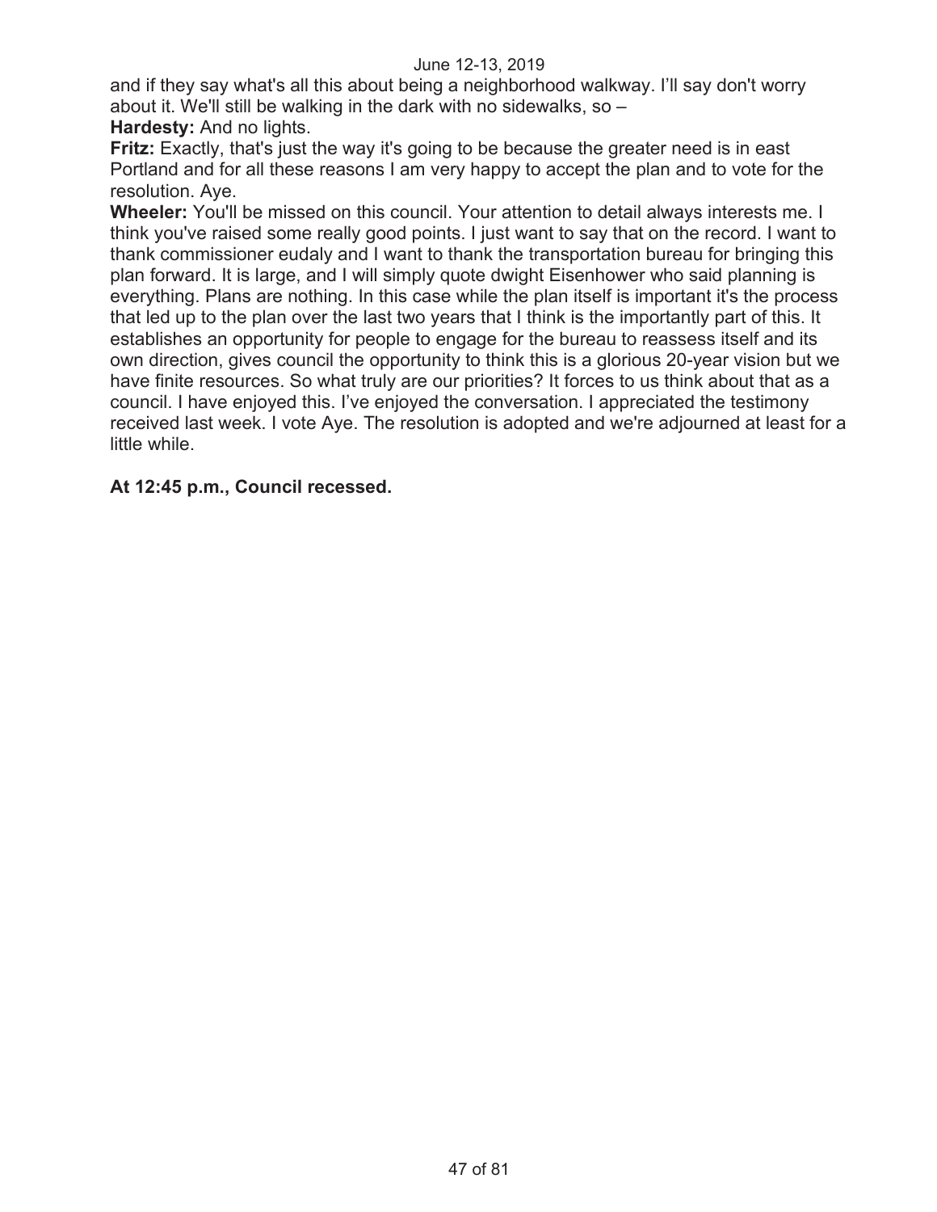and if they say what's all this about being a neighborhood walkway. I'll say don't worry about it. We'll still be walking in the dark with no sidewalks, so –

**Hardesty:** And no lights.

**Fritz:** Exactly, that's just the way it's going to be because the greater need is in east Portland and for all these reasons I am very happy to accept the plan and to vote for the resolution. Aye.

**Wheeler:** You'll be missed on this council. Your attention to detail always interests me. I think you've raised some really good points. I just want to say that on the record. I want to thank commissioner eudaly and I want to thank the transportation bureau for bringing this plan forward. It is large, and I will simply quote dwight Eisenhower who said planning is everything. Plans are nothing. In this case while the plan itself is important it's the process that led up to the plan over the last two years that I think is the importantly part of this. It establishes an opportunity for people to engage for the bureau to reassess itself and its own direction, gives council the opportunity to think this is a glorious 20-year vision but we have finite resources. So what truly are our priorities? It forces to us think about that as a council. I have enjoyed this. I've enjoyed the conversation. I appreciated the testimony received last week. I vote Aye. The resolution is adopted and we're adjourned at least for a little while.

**At 12:45 p.m., Council recessed.**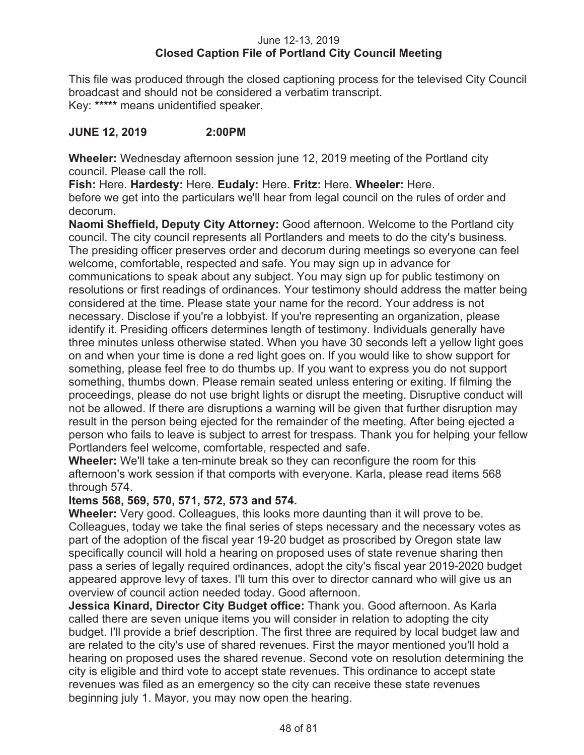June 12-13, 2019
**Closed Caption File of Portland City Council Meeting**

This file was produced through the closed captioning process for the televised City Council broadcast and should not be considered a verbatim transcript.
Key: ***** means unidentified speaker.

**JUNE 12, 2019 2:00PM**

**Wheeler:** Wednesday afternoon session june 12, 2019 meeting of the Portland city council. Please call the roll.
**Fish:** Here. **Hardesty:** Here. **Eudaly:** Here. **Fritz:** Here. **Wheeler:** Here.
before we get into the particulars we'll hear from legal council on the rules of order and decorum.
**Naomi Sheffield, Deputy City Attorney:** Good afternoon. Welcome to the Portland city council. The city council represents all Portlanders and meets to do the city's business. The presiding officer preserves order and decorum during meetings so everyone can feel welcome, comfortable, respected and safe. You may sign up in advance for communications to speak about any subject. You may sign up for public testimony on resolutions or first readings of ordinances. Your testimony should address the matter being considered at the time. Please state your name for the record. Your address is not necessary. Disclose if you're a lobbyist. If you're representing an organization, please identify it. Presiding officers determines length of testimony. Individuals generally have three minutes unless otherwise stated. When you have 30 seconds left a yellow light goes on and when your time is done a red light goes on. If you would like to show support for something, please feel free to do thumbs up. If you want to express you do not support something, thumbs down. Please remain seated unless entering or exiting. If filming the proceedings, please do not use bright lights or disrupt the meeting. Disruptive conduct will not be allowed. If there are disruptions a warning will be given that further disruption may result in the person being ejected for the remainder of the meeting. After being ejected a person who fails to leave is subject to arrest for trespass. Thank you for helping your fellow Portlanders feel welcome, comfortable, respected and safe.
**Wheeler:** We'll take a ten-minute break so they can reconfigure the room for this afternoon's work session if that comports with everyone. Karla, please read items 568 through 574.
**Items 568, 569, 570, 571, 572, 573 and 574.**
**Wheeler:** Very good. Colleagues, this looks more daunting than it will prove to be. Colleagues, today we take the final series of steps necessary and the necessary votes as part of the adoption of the fiscal year 19-20 budget as proscribed by Oregon state law specifically council will hold a hearing on proposed uses of state revenue sharing then pass a series of legally required ordinances, adopt the city's fiscal year 2019-2020 budget appeared approve levy of taxes. I'll turn this over to director cannard who will give us an overview of council action needed today. Good afternoon.
**Jessica Kinard, Director City Budget office:** Thank you. Good afternoon. As Karla called there are seven unique items you will consider in relation to adopting the city budget. I'll provide a brief description. The first three are required by local budget law and are related to the city's use of shared revenues. First the mayor mentioned you'll hold a hearing on proposed uses the shared revenue. Second vote on resolution determining the city is eligible and third vote to accept state revenues. This ordinance to accept state revenues was filed as an emergency so the city can receive these state revenues beginning july 1. Mayor, you may now open the hearing.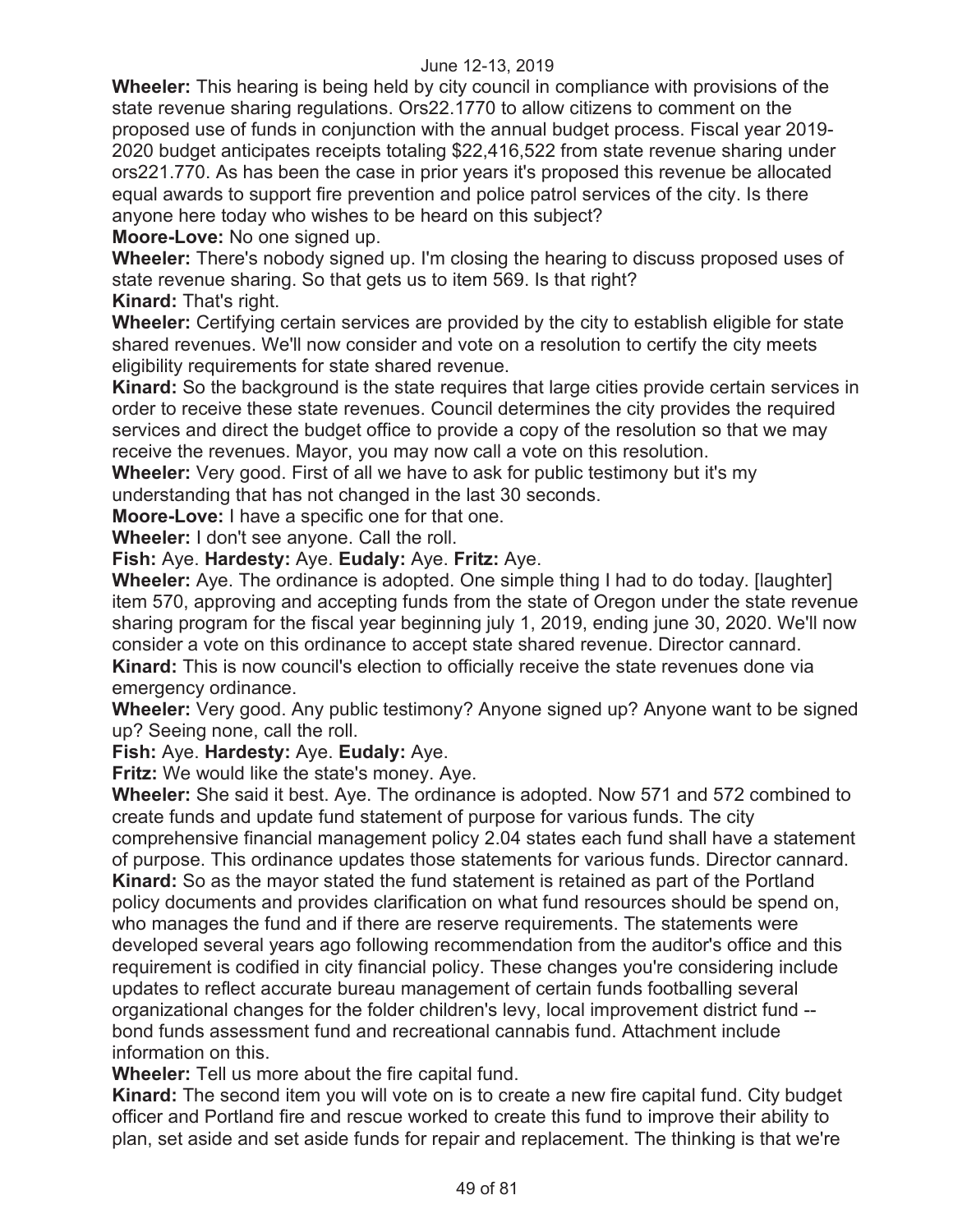**Wheeler:** This hearing is being held by city council in compliance with provisions of the state revenue sharing regulations. Ors22.1770 to allow citizens to comment on the proposed use of funds in conjunction with the annual budget process. Fiscal year 2019-2020 budget anticipates receipts totaling $22,416,522 from state revenue sharing under ors221.770. As has been the case in prior years it's proposed this revenue be allocated equal awards to support fire prevention and police patrol services of the city. Is there anyone here today who wishes to be heard on this subject?

**Moore-Love:** No one signed up.

**Wheeler:** There's nobody signed up. I'm closing the hearing to discuss proposed uses of state revenue sharing. So that gets us to item 569. Is that right?

**Kinard:** That's right.

**Wheeler:** Certifying certain services are provided by the city to establish eligible for state shared revenues. We'll now consider and vote on a resolution to certify the city meets eligibility requirements for state shared revenue.

**Kinard:** So the background is the state requires that large cities provide certain services in order to receive these state revenues. Council determines the city provides the required services and direct the budget office to provide a copy of the resolution so that we may receive the revenues. Mayor, you may now call a vote on this resolution.

**Wheeler:** Very good. First of all we have to ask for public testimony but it's my understanding that has not changed in the last 30 seconds.

**Moore-Love:** I have a specific one for that one.

**Wheeler:** I don't see anyone. Call the roll.

**Fish:** Aye. **Hardesty:** Aye. **Eudaly:** Aye. **Fritz:** Aye.

**Wheeler:** Aye. The ordinance is adopted. One simple thing I had to do today. [laughter] item 570, approving and accepting funds from the state of Oregon under the state revenue sharing program for the fiscal year beginning july 1, 2019, ending june 30, 2020. We'll now consider a vote on this ordinance to accept state shared revenue. Director cannard.

**Kinard:** This is now council's election to officially receive the state revenues done via emergency ordinance.

**Wheeler:** Very good. Any public testimony? Anyone signed up? Anyone want to be signed up? Seeing none, call the roll.

**Fish:** Aye. **Hardesty:** Aye. **Eudaly:** Aye.

**Fritz:** We would like the state's money. Aye.

**Wheeler:** She said it best. Aye. The ordinance is adopted. Now 571 and 572 combined to create funds and update fund statement of purpose for various funds. The city comprehensive financial management policy 2.04 states each fund shall have a statement of purpose. This ordinance updates those statements for various funds. Director cannard.

**Kinard:** So as the mayor stated the fund statement is retained as part of the Portland policy documents and provides clarification on what fund resources should be spend on, who manages the fund and if there are reserve requirements. The statements were developed several years ago following recommendation from the auditor's office and this requirement is codified in city financial policy. These changes you're considering include updates to reflect accurate bureau management of certain funds footballing several organizational changes for the folder children's levy, local improvement district fund -- bond funds assessment fund and recreational cannabis fund. Attachment include information on this.

**Wheeler:** Tell us more about the fire capital fund.

**Kinard:** The second item you will vote on is to create a new fire capital fund. City budget officer and Portland fire and rescue worked to create this fund to improve their ability to plan, set aside and set aside funds for repair and replacement. The thinking is that we're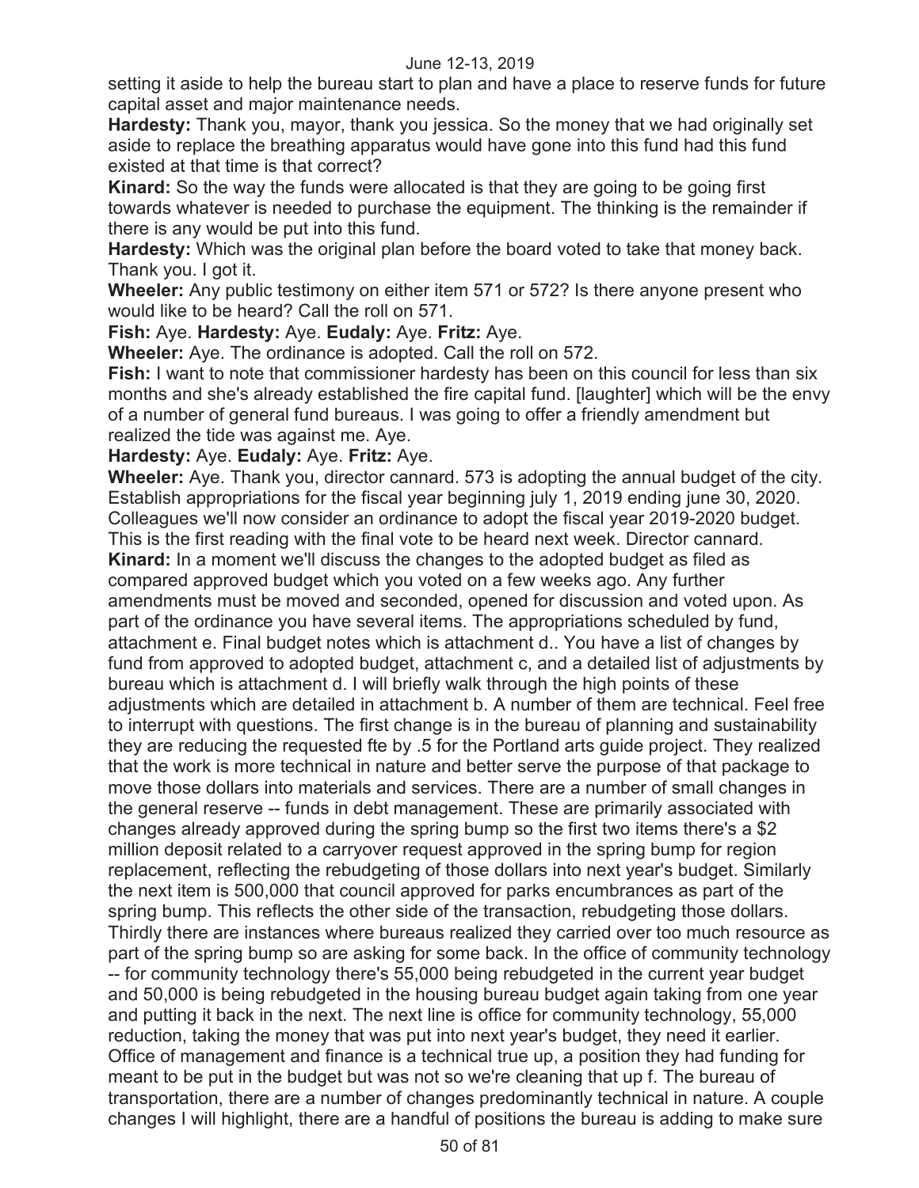setting it aside to help the bureau start to plan and have a place to reserve funds for future capital asset and major maintenance needs.

**Hardesty:** Thank you, mayor, thank you jessica. So the money that we had originally set aside to replace the breathing apparatus would have gone into this fund had this fund existed at that time is that correct?

**Kinard:** So the way the funds were allocated is that they are going to be going first towards whatever is needed to purchase the equipment. The thinking is the remainder if there is any would be put into this fund.

**Hardesty:** Which was the original plan before the board voted to take that money back. Thank you. I got it.

**Wheeler:** Any public testimony on either item 571 or 572? Is there anyone present who would like to be heard? Call the roll on 571.

**Fish:** Aye. **Hardesty:** Aye. **Eudaly:** Aye. **Fritz:** Aye.

**Wheeler:** Aye. The ordinance is adopted. Call the roll on 572.

**Fish:** I want to note that commissioner hardesty has been on this council for less than six months and she's already established the fire capital fund. [laughter] which will be the envy of a number of general fund bureaus. I was going to offer a friendly amendment but realized the tide was against me. Aye.

**Hardesty:** Aye. **Eudaly:** Aye. **Fritz:** Aye.

**Wheeler:** Aye. Thank you, director cannard. 573 is adopting the annual budget of the city. Establish appropriations for the fiscal year beginning july 1, 2019 ending june 30, 2020. Colleagues we'll now consider an ordinance to adopt the fiscal year 2019-2020 budget. This is the first reading with the final vote to be heard next week. Director cannard.

**Kinard:** In a moment we'll discuss the changes to the adopted budget as filed as compared approved budget which you voted on a few weeks ago. Any further amendments must be moved and seconded, opened for discussion and voted upon. As part of the ordinance you have several items. The appropriations scheduled by fund, attachment e. Final budget notes which is attachment d.. You have a list of changes by fund from approved to adopted budget, attachment c, and a detailed list of adjustments by bureau which is attachment d. I will briefly walk through the high points of these adjustments which are detailed in attachment b. A number of them are technical. Feel free to interrupt with questions. The first change is in the bureau of planning and sustainability they are reducing the requested fte by .5 for the Portland arts guide project. They realized that the work is more technical in nature and better serve the purpose of that package to move those dollars into materials and services. There are a number of small changes in the general reserve -- funds in debt management. These are primarily associated with changes already approved during the spring bump so the first two items there's a $2 million deposit related to a carryover request approved in the spring bump for region replacement, reflecting the rebudgeting of those dollars into next year's budget. Similarly the next item is 500,000 that council approved for parks encumbrances as part of the spring bump. This reflects the other side of the transaction, rebudgeting those dollars. Thirdly there are instances where bureaus realized they carried over too much resource as part of the spring bump so are asking for some back. In the office of community technology -- for community technology there's 55,000 being rebudgeted in the current year budget and 50,000 is being rebudgeted in the housing bureau budget again taking from one year and putting it back in the next. The next line is office for community technology, 55,000 reduction, taking the money that was put into next year's budget, they need it earlier. Office of management and finance is a technical true up, a position they had funding for meant to be put in the budget but was not so we're cleaning that up f. The bureau of transportation, there are a number of changes predominantly technical in nature. A couple changes I will highlight, there are a handful of positions the bureau is adding to make sure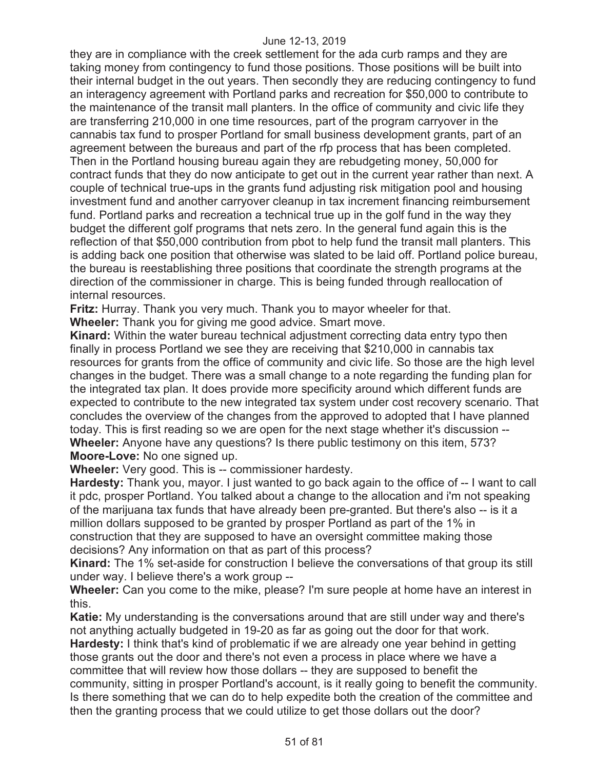they are in compliance with the creek settlement for the ada curb ramps and they are taking money from contingency to fund those positions. Those positions will be built into their internal budget in the out years. Then secondly they are reducing contingency to fund an interagency agreement with Portland parks and recreation for $50,000 to contribute to the maintenance of the transit mall planters. In the office of community and civic life they are transferring 210,000 in one time resources, part of the program carryover in the cannabis tax fund to prosper Portland for small business development grants, part of an agreement between the bureaus and part of the rfp process that has been completed. Then in the Portland housing bureau again they are rebudgeting money, 50,000 for contract funds that they do now anticipate to get out in the current year rather than next. A couple of technical true-ups in the grants fund adjusting risk mitigation pool and housing investment fund and another carryover cleanup in tax increment financing reimbursement fund. Portland parks and recreation a technical true up in the golf fund in the way they budget the different golf programs that nets zero. In the general fund again this is the reflection of that $50,000 contribution from pbot to help fund the transit mall planters. This is adding back one position that otherwise was slated to be laid off. Portland police bureau, the bureau is reestablishing three positions that coordinate the strength programs at the direction of the commissioner in charge. This is being funded through reallocation of internal resources.

**Fritz:** Hurray. Thank you very much. Thank you to mayor wheeler for that.

**Wheeler:** Thank you for giving me good advice. Smart move.

**Kinard:** Within the water bureau technical adjustment correcting data entry typo then finally in process Portland we see they are receiving that $210,000 in cannabis tax resources for grants from the office of community and civic life. So those are the high level changes in the budget. There was a small change to a note regarding the funding plan for the integrated tax plan. It does provide more specificity around which different funds are expected to contribute to the new integrated tax system under cost recovery scenario. That concludes the overview of the changes from the approved to adopted that I have planned today. This is first reading so we are open for the next stage whether it's discussion --

**Wheeler:** Anyone have any questions? Is there public testimony on this item, 573?

**Moore-Love:** No one signed up.

**Wheeler:** Very good. This is -- commissioner hardesty.

**Hardesty:** Thank you, mayor. I just wanted to go back again to the office of -- I want to call it pdc, prosper Portland. You talked about a change to the allocation and i'm not speaking of the marijuana tax funds that have already been pre-granted. But there's also -- is it a million dollars supposed to be granted by prosper Portland as part of the 1% in construction that they are supposed to have an oversight committee making those decisions? Any information on that as part of this process?

**Kinard:** The 1% set-aside for construction I believe the conversations of that group its still under way. I believe there's a work group --

**Wheeler:** Can you come to the mike, please? I'm sure people at home have an interest in this.

**Katie:** My understanding is the conversations around that are still under way and there's not anything actually budgeted in 19-20 as far as going out the door for that work.

**Hardesty:** I think that's kind of problematic if we are already one year behind in getting those grants out the door and there's not even a process in place where we have a committee that will review how those dollars -- they are supposed to benefit the community, sitting in prosper Portland's account, is it really going to benefit the community. Is there something that we can do to help expedite both the creation of the committee and then the granting process that we could utilize to get those dollars out the door?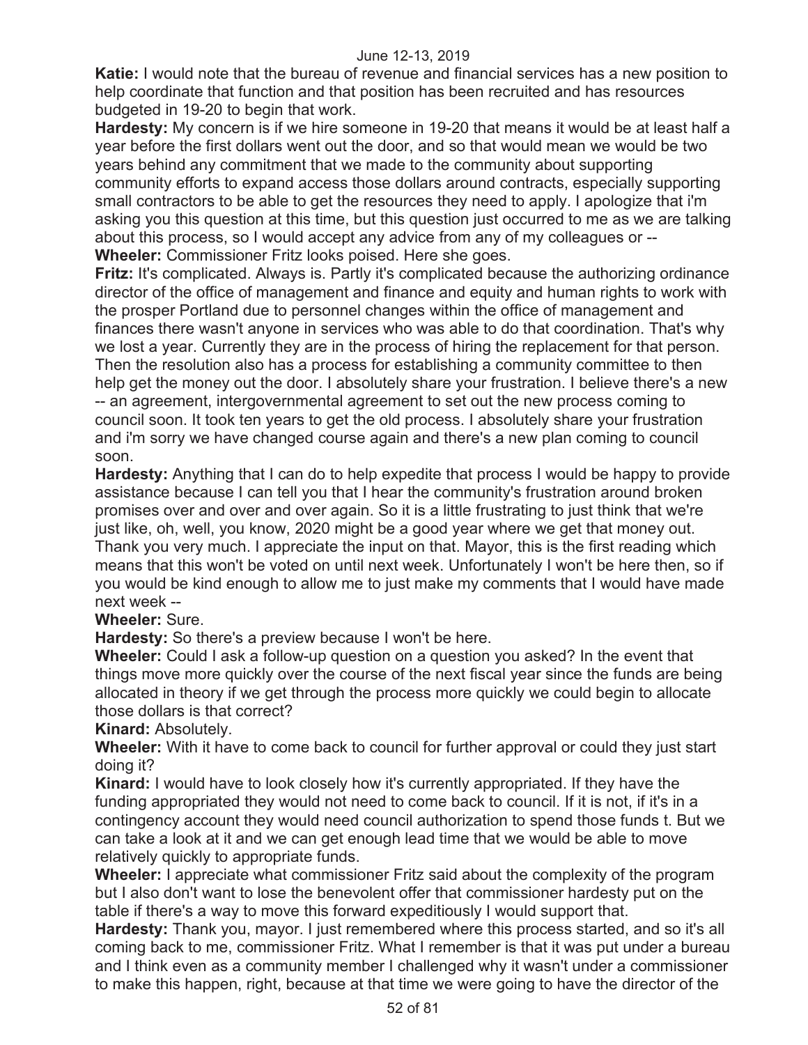**Katie:** I would note that the bureau of revenue and financial services has a new position to help coordinate that function and that position has been recruited and has resources budgeted in 19-20 to begin that work.

**Hardesty:** My concern is if we hire someone in 19-20 that means it would be at least half a year before the first dollars went out the door, and so that would mean we would be two years behind any commitment that we made to the community about supporting community efforts to expand access those dollars around contracts, especially supporting small contractors to be able to get the resources they need to apply. I apologize that i'm asking you this question at this time, but this question just occurred to me as we are talking about this process, so I would accept any advice from any of my colleagues or --

**Wheeler:** Commissioner Fritz looks poised. Here she goes.

**Fritz:** It's complicated. Always is. Partly it's complicated because the authorizing ordinance director of the office of management and finance and equity and human rights to work with the prosper Portland due to personnel changes within the office of management and finances there wasn't anyone in services who was able to do that coordination. That's why we lost a year. Currently they are in the process of hiring the replacement for that person. Then the resolution also has a process for establishing a community committee to then help get the money out the door. I absolutely share your frustration. I believe there's a new -- an agreement, intergovernmental agreement to set out the new process coming to council soon. It took ten years to get the old process. I absolutely share your frustration and i'm sorry we have changed course again and there's a new plan coming to council soon.

**Hardesty:** Anything that I can do to help expedite that process I would be happy to provide assistance because I can tell you that I hear the community's frustration around broken promises over and over and over again. So it is a little frustrating to just think that we're just like, oh, well, you know, 2020 might be a good year where we get that money out. Thank you very much. I appreciate the input on that. Mayor, this is the first reading which means that this won't be voted on until next week. Unfortunately I won't be here then, so if you would be kind enough to allow me to just make my comments that I would have made next week --

**Wheeler:** Sure.

**Hardesty:** So there's a preview because I won't be here.

**Wheeler:** Could I ask a follow-up question on a question you asked? In the event that things move more quickly over the course of the next fiscal year since the funds are being allocated in theory if we get through the process more quickly we could begin to allocate those dollars is that correct?

**Kinard:** Absolutely.

**Wheeler:** With it have to come back to council for further approval or could they just start doing it?

**Kinard:** I would have to look closely how it's currently appropriated. If they have the funding appropriated they would not need to come back to council. If it is not, if it's in a contingency account they would need council authorization to spend those funds t. But we can take a look at it and we can get enough lead time that we would be able to move relatively quickly to appropriate funds.

**Wheeler:** I appreciate what commissioner Fritz said about the complexity of the program but I also don't want to lose the benevolent offer that commissioner hardesty put on the table if there's a way to move this forward expeditiously I would support that.

**Hardesty:** Thank you, mayor. I just remembered where this process started, and so it's all coming back to me, commissioner Fritz. What I remember is that it was put under a bureau and I think even as a community member I challenged why it wasn't under a commissioner to make this happen, right, because at that time we were going to have the director of the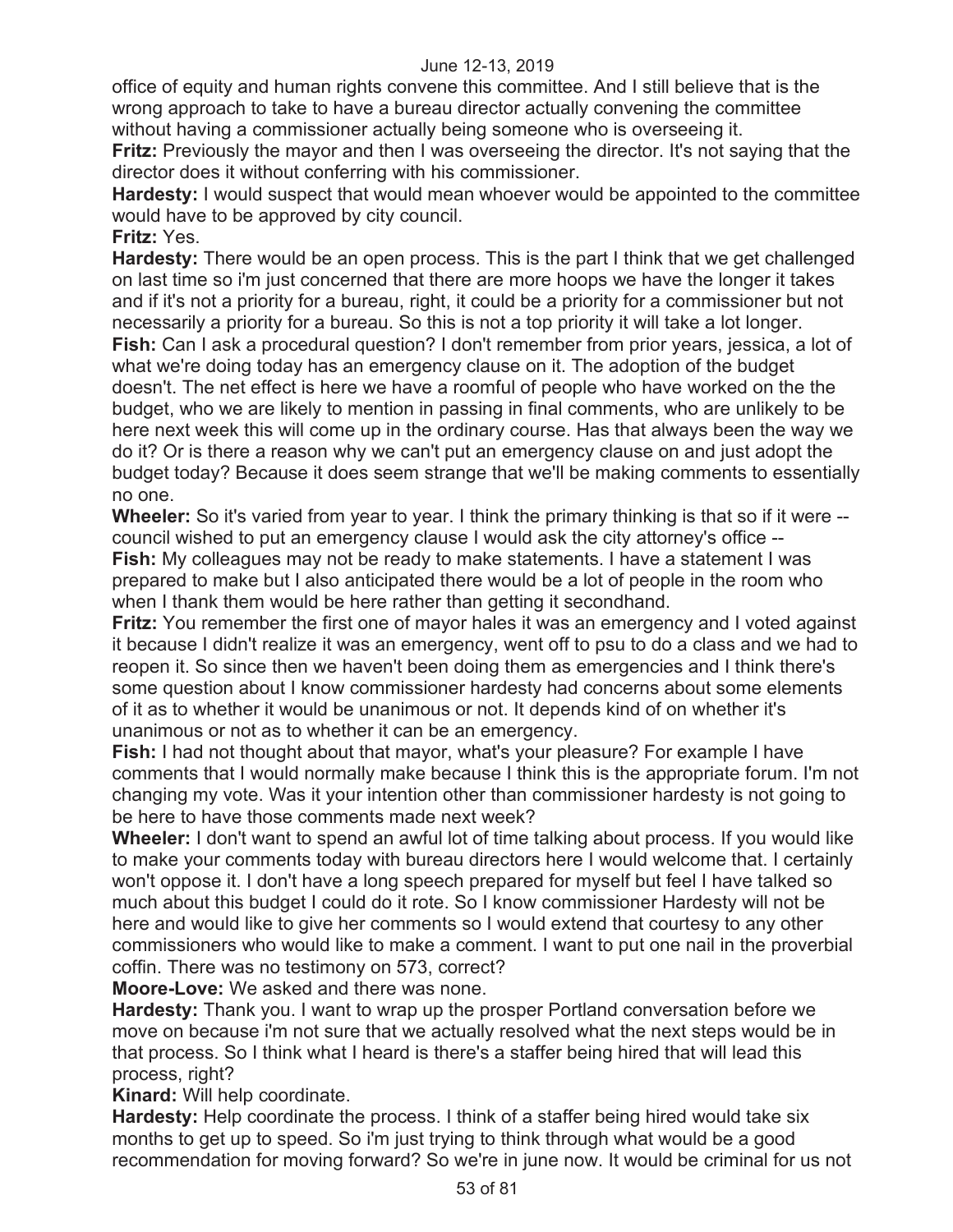office of equity and human rights convene this committee. And I still believe that is the wrong approach to take to have a bureau director actually convening the committee without having a commissioner actually being someone who is overseeing it.

**Fritz:** Previously the mayor and then I was overseeing the director. It's not saying that the director does it without conferring with his commissioner.

**Hardesty:** I would suspect that would mean whoever would be appointed to the committee would have to be approved by city council.

**Fritz:** Yes.

**Hardesty:** There would be an open process. This is the part I think that we get challenged on last time so i'm just concerned that there are more hoops we have the longer it takes and if it's not a priority for a bureau, right, it could be a priority for a commissioner but not necessarily a priority for a bureau. So this is not a top priority it will take a lot longer.

**Fish:** Can I ask a procedural question? I don't remember from prior years, jessica, a lot of what we're doing today has an emergency clause on it. The adoption of the budget doesn't. The net effect is here we have a roomful of people who have worked on the the budget, who we are likely to mention in passing in final comments, who are unlikely to be here next week this will come up in the ordinary course. Has that always been the way we do it? Or is there a reason why we can't put an emergency clause on and just adopt the budget today? Because it does seem strange that we'll be making comments to essentially no one.

**Wheeler:** So it's varied from year to year. I think the primary thinking is that so if it were -- council wished to put an emergency clause I would ask the city attorney's office --

**Fish:** My colleagues may not be ready to make statements. I have a statement I was prepared to make but I also anticipated there would be a lot of people in the room who when I thank them would be here rather than getting it secondhand.

**Fritz:** You remember the first one of mayor hales it was an emergency and I voted against it because I didn't realize it was an emergency, went off to psu to do a class and we had to reopen it. So since then we haven't been doing them as emergencies and I think there's some question about I know commissioner hardesty had concerns about some elements of it as to whether it would be unanimous or not. It depends kind of on whether it's unanimous or not as to whether it can be an emergency.

**Fish:** I had not thought about that mayor, what's your pleasure? For example I have comments that I would normally make because I think this is the appropriate forum. I'm not changing my vote. Was it your intention other than commissioner hardesty is not going to be here to have those comments made next week?

**Wheeler:** I don't want to spend an awful lot of time talking about process. If you would like to make your comments today with bureau directors here I would welcome that. I certainly won't oppose it. I don't have a long speech prepared for myself but feel I have talked so much about this budget I could do it rote. So I know commissioner Hardesty will not be here and would like to give her comments so I would extend that courtesy to any other commissioners who would like to make a comment. I want to put one nail in the proverbial coffin. There was no testimony on 573, correct?

**Moore-Love:** We asked and there was none.

**Hardesty:** Thank you. I want to wrap up the prosper Portland conversation before we move on because i'm not sure that we actually resolved what the next steps would be in that process. So I think what I heard is there's a staffer being hired that will lead this process, right?

**Kinard:** Will help coordinate.

**Hardesty:** Help coordinate the process. I think of a staffer being hired would take six months to get up to speed. So i'm just trying to think through what would be a good recommendation for moving forward? So we're in june now. It would be criminal for us not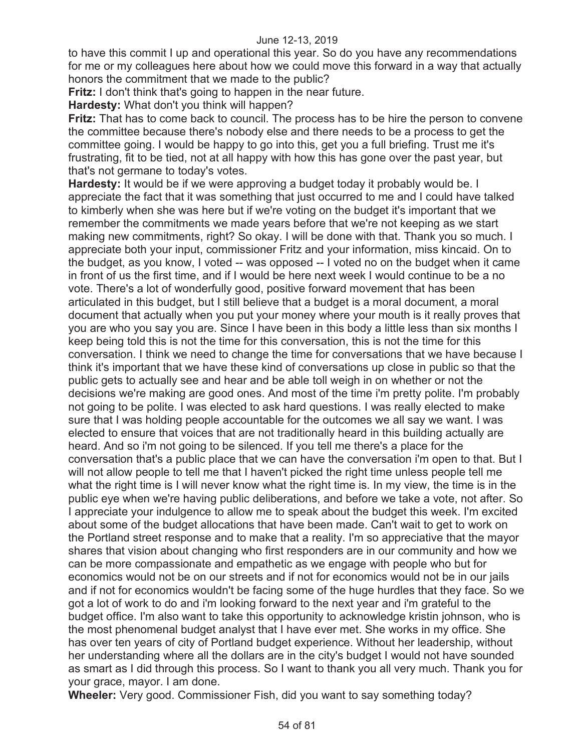to have this commit I up and operational this year. So do you have any recommendations for me or my colleagues here about how we could move this forward in a way that actually honors the commitment that we made to the public?

**Fritz:** I don't think that's going to happen in the near future.

**Hardesty:** What don't you think will happen?

**Fritz:** That has to come back to council. The process has to be hire the person to convene the committee because there's nobody else and there needs to be a process to get the committee going. I would be happy to go into this, get you a full briefing. Trust me it's frustrating, fit to be tied, not at all happy with how this has gone over the past year, but that's not germane to today's votes.

**Hardesty:** It would be if we were approving a budget today it probably would be. I appreciate the fact that it was something that just occurred to me and I could have talked to kimberly when she was here but if we're voting on the budget it's important that we remember the commitments we made years before that we're not keeping as we start making new commitments, right? So okay. I will be done with that. Thank you so much. I appreciate both your input, commissioner Fritz and your information, miss kincaid. On to the budget, as you know, I voted -- was opposed -- I voted no on the budget when it came in front of us the first time, and if I would be here next week I would continue to be a no vote. There's a lot of wonderfully good, positive forward movement that has been articulated in this budget, but I still believe that a budget is a moral document, a moral document that actually when you put your money where your mouth is it really proves that you are who you say you are. Since I have been in this body a little less than six months I keep being told this is not the time for this conversation, this is not the time for this conversation. I think we need to change the time for conversations that we have because I think it's important that we have these kind of conversations up close in public so that the public gets to actually see and hear and be able toll weigh in on whether or not the decisions we're making are good ones. And most of the time i'm pretty polite. I'm probably not going to be polite. I was elected to ask hard questions. I was really elected to make sure that I was holding people accountable for the outcomes we all say we want. I was elected to ensure that voices that are not traditionally heard in this building actually are heard. And so i'm not going to be silenced. If you tell me there's a place for the conversation that's a public place that we can have the conversation i'm open to that. But I will not allow people to tell me that I haven't picked the right time unless people tell me what the right time is I will never know what the right time is. In my view, the time is in the public eye when we're having public deliberations, and before we take a vote, not after. So I appreciate your indulgence to allow me to speak about the budget this week. I'm excited about some of the budget allocations that have been made. Can't wait to get to work on the Portland street response and to make that a reality. I'm so appreciative that the mayor shares that vision about changing who first responders are in our community and how we can be more compassionate and empathetic as we engage with people who but for economics would not be on our streets and if not for economics would not be in our jails and if not for economics wouldn't be facing some of the huge hurdles that they face. So we got a lot of work to do and i'm looking forward to the next year and i'm grateful to the budget office. I'm also want to take this opportunity to acknowledge kristin johnson, who is the most phenomenal budget analyst that I have ever met. She works in my office. She has over ten years of city of Portland budget experience. Without her leadership, without her understanding where all the dollars are in the city's budget I would not have sounded as smart as I did through this process. So I want to thank you all very much. Thank you for your grace, mayor. I am done.

**Wheeler:** Very good. Commissioner Fish, did you want to say something today?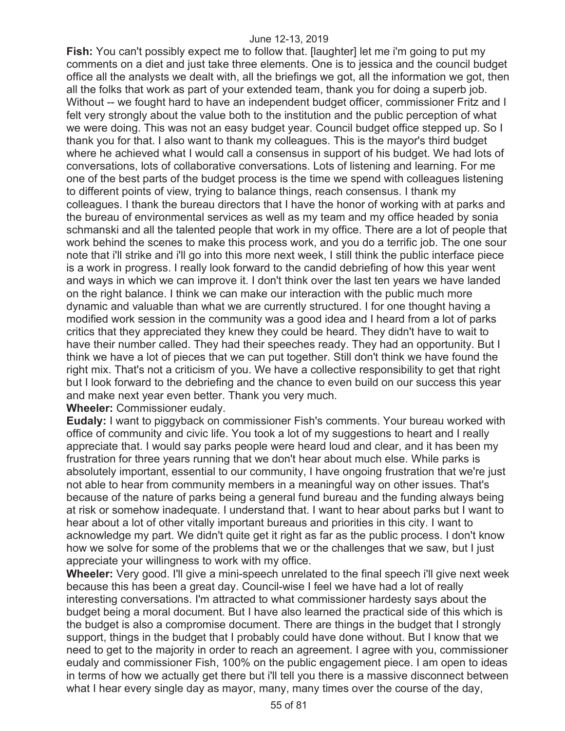**Fish:** You can't possibly expect me to follow that. [laughter] let me i'm going to put my comments on a diet and just take three elements. One is to jessica and the council budget office all the analysts we dealt with, all the briefings we got, all the information we got, then all the folks that work as part of your extended team, thank you for doing a superb job. Without -- we fought hard to have an independent budget officer, commissioner Fritz and I felt very strongly about the value both to the institution and the public perception of what we were doing. This was not an easy budget year. Council budget office stepped up. So I thank you for that. I also want to thank my colleagues. This is the mayor's third budget where he achieved what I would call a consensus in support of his budget. We had lots of conversations, lots of collaborative conversations. Lots of listening and learning. For me one of the best parts of the budget process is the time we spend with colleagues listening to different points of view, trying to balance things, reach consensus. I thank my colleagues. I thank the bureau directors that I have the honor of working with at parks and the bureau of environmental services as well as my team and my office headed by sonia schmanski and all the talented people that work in my office. There are a lot of people that work behind the scenes to make this process work, and you do a terrific job. The one sour note that i'll strike and i'll go into this more next week, I still think the public interface piece is a work in progress. I really look forward to the candid debriefing of how this year went and ways in which we can improve it. I don't think over the last ten years we have landed on the right balance. I think we can make our interaction with the public much more dynamic and valuable than what we are currently structured. I for one thought having a modified work session in the community was a good idea and I heard from a lot of parks critics that they appreciated they knew they could be heard. They didn't have to wait to have their number called. They had their speeches ready. They had an opportunity. But I think we have a lot of pieces that we can put together. Still don't think we have found the right mix. That's not a criticism of you. We have a collective responsibility to get that right but I look forward to the debriefing and the chance to even build on our success this year and make next year even better. Thank you very much.

**Wheeler:** Commissioner eudaly.

**Eudaly:** I want to piggyback on commissioner Fish's comments. Your bureau worked with office of community and civic life. You took a lot of my suggestions to heart and I really appreciate that. I would say parks people were heard loud and clear, and it has been my frustration for three years running that we don't hear about much else. While parks is absolutely important, essential to our community, I have ongoing frustration that we're just not able to hear from community members in a meaningful way on other issues. That's because of the nature of parks being a general fund bureau and the funding always being at risk or somehow inadequate. I understand that. I want to hear about parks but I want to hear about a lot of other vitally important bureaus and priorities in this city. I want to acknowledge my part. We didn't quite get it right as far as the public process. I don't know how we solve for some of the problems that we or the challenges that we saw, but I just appreciate your willingness to work with my office.

**Wheeler:** Very good. I'll give a mini-speech unrelated to the final speech i'll give next week because this has been a great day. Council-wise I feel we have had a lot of really interesting conversations. I'm attracted to what commissioner hardesty says about the budget being a moral document. But I have also learned the practical side of this which is the budget is also a compromise document. There are things in the budget that I strongly support, things in the budget that I probably could have done without. But I know that we need to get to the majority in order to reach an agreement. I agree with you, commissioner eudaly and commissioner Fish, 100% on the public engagement piece. I am open to ideas in terms of how we actually get there but i'll tell you there is a massive disconnect between what I hear every single day as mayor, many, many times over the course of the day,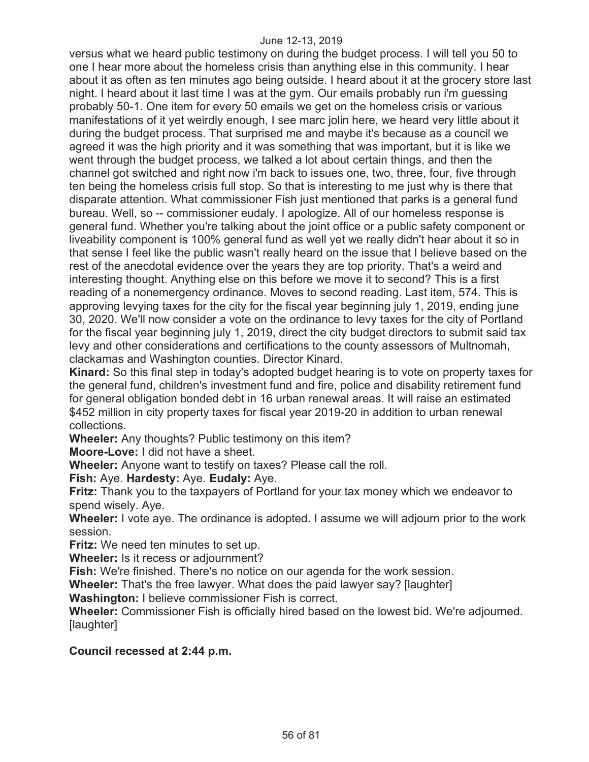versus what we heard public testimony on during the budget process. I will tell you 50 to one I hear more about the homeless crisis than anything else in this community. I hear about it as often as ten minutes ago being outside. I heard about it at the grocery store last night. I heard about it last time I was at the gym. Our emails probably run i'm guessing probably 50-1. One item for every 50 emails we get on the homeless crisis or various manifestations of it yet weirdly enough, I see marc jolin here, we heard very little about it during the budget process. That surprised me and maybe it's because as a council we agreed it was the high priority and it was something that was important, but it is like we went through the budget process, we talked a lot about certain things, and then the channel got switched and right now i'm back to issues one, two, three, four, five through ten being the homeless crisis full stop. So that is interesting to me just why is there that disparate attention. What commissioner Fish just mentioned that parks is a general fund bureau. Well, so -- commissioner eudaly. I apologize. All of our homeless response is general fund. Whether you're talking about the joint office or a public safety component or liveability component is 100% general fund as well yet we really didn't hear about it so in that sense I feel like the public wasn't really heard on the issue that I believe based on the rest of the anecdotal evidence over the years they are top priority. That's a weird and interesting thought. Anything else on this before we move it to second? This is a first reading of a nonemergency ordinance. Moves to second reading. Last item, 574. This is approving levying taxes for the city for the fiscal year beginning july 1, 2019, ending june 30, 2020. We'll now consider a vote on the ordinance to levy taxes for the city of Portland for the fiscal year beginning july 1, 2019, direct the city budget directors to submit said tax levy and other considerations and certifications to the county assessors of Multnomah, clackamas and Washington counties. Director Kinard.

**Kinard:** So this final step in today's adopted budget hearing is to vote on property taxes for the general fund, children's investment fund and fire, police and disability retirement fund for general obligation bonded debt in 16 urban renewal areas. It will raise an estimated $452 million in city property taxes for fiscal year 2019-20 in addition to urban renewal collections.

**Wheeler:** Any thoughts? Public testimony on this item?

**Moore-Love:** I did not have a sheet.

**Wheeler:** Anyone want to testify on taxes? Please call the roll.

**Fish:** Aye. **Hardesty:** Aye. **Eudaly:** Aye.

**Fritz:** Thank you to the taxpayers of Portland for your tax money which we endeavor to spend wisely. Aye.

**Wheeler:** I vote aye. The ordinance is adopted. I assume we will adjourn prior to the work session.

**Fritz:** We need ten minutes to set up.

**Wheeler:** Is it recess or adjournment?

**Fish:** We're finished. There's no notice on our agenda for the work session.

**Wheeler:** That's the free lawyer. What does the paid lawyer say? [laughter]

**Washington:** I believe commissioner Fish is correct.

**Wheeler:** Commissioner Fish is officially hired based on the lowest bid. We're adjourned. [laughter]

**Council recessed at 2:44 p.m.**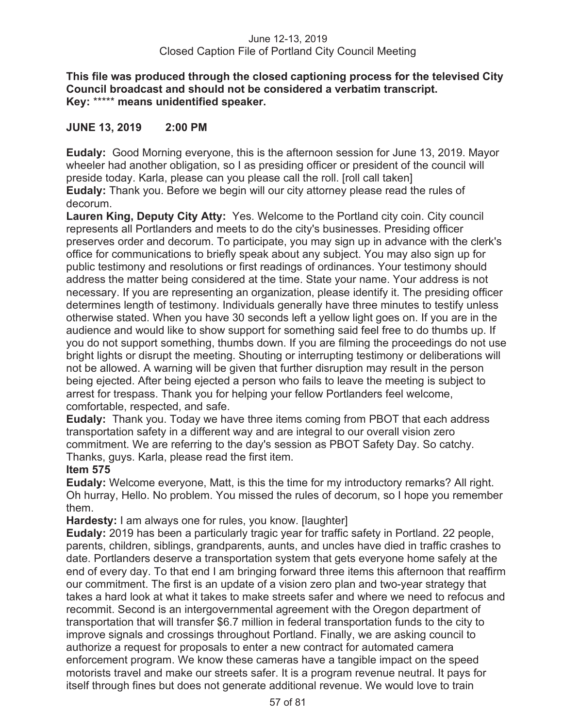June 12-13, 2019
Closed Caption File of Portland City Council Meeting

**This file was produced through the closed captioning process for the televised City Council broadcast and should not be considered a verbatim transcript.**
**Key: ***** means unidentified speaker.**

**JUNE 13, 2019 2:00 PM**

**Eudaly:** Good Morning everyone, this is the afternoon session for June 13, 2019. Mayor wheeler had another obligation, so I as presiding officer or president of the council will preside today. Karla, please can you please call the roll. [roll call taken]

**Eudaly:** Thank you. Before we begin will our city attorney please read the rules of decorum.

**Lauren King, Deputy City Atty:** Yes. Welcome to the Portland city coin. City council represents all Portlanders and meets to do the city's businesses. Presiding officer preserves order and decorum. To participate, you may sign up in advance with the clerk's office for communications to briefly speak about any subject. You may also sign up for public testimony and resolutions or first readings of ordinances. Your testimony should address the matter being considered at the time. State your name. Your address is not necessary. If you are representing an organization, please identify it. The presiding officer determines length of testimony. Individuals generally have three minutes to testify unless otherwise stated. When you have 30 seconds left a yellow light goes on. If you are in the audience and would like to show support for something said feel free to do thumbs up. If you do not support something, thumbs down. If you are filming the proceedings do not use bright lights or disrupt the meeting. Shouting or interrupting testimony or deliberations will not be allowed. A warning will be given that further disruption may result in the person being ejected. After being ejected a person who fails to leave the meeting is subject to arrest for trespass. Thank you for helping your fellow Portlanders feel welcome, comfortable, respected, and safe.

**Eudaly:** Thank you. Today we have three items coming from PBOT that each address transportation safety in a different way and are integral to our overall vision zero commitment. We are referring to the day's session as PBOT Safety Day. So catchy. Thanks, guys. Karla, please read the first item.

**Item 575**

**Eudaly:** Welcome everyone, Matt, is this the time for my introductory remarks? All right. Oh hurray, Hello. No problem. You missed the rules of decorum, so I hope you remember them.

**Hardesty:** I am always one for rules, you know. [laughter]

**Eudaly:** 2019 has been a particularly tragic year for traffic safety in Portland. 22 people, parents, children, siblings, grandparents, aunts, and uncles have died in traffic crashes to date. Portlanders deserve a transportation system that gets everyone home safely at the end of every day. To that end I am bringing forward three items this afternoon that reaffirm our commitment. The first is an update of a vision zero plan and two-year strategy that takes a hard look at what it takes to make streets safer and where we need to refocus and recommit. Second is an intergovernmental agreement with the Oregon department of transportation that will transfer $6.7 million in federal transportation funds to the city to improve signals and crossings throughout Portland. Finally, we are asking council to authorize a request for proposals to enter a new contract for automated camera enforcement program. We know these cameras have a tangible impact on the speed motorists travel and make our streets safer. It is a program revenue neutral. It pays for itself through fines but does not generate additional revenue. We would love to train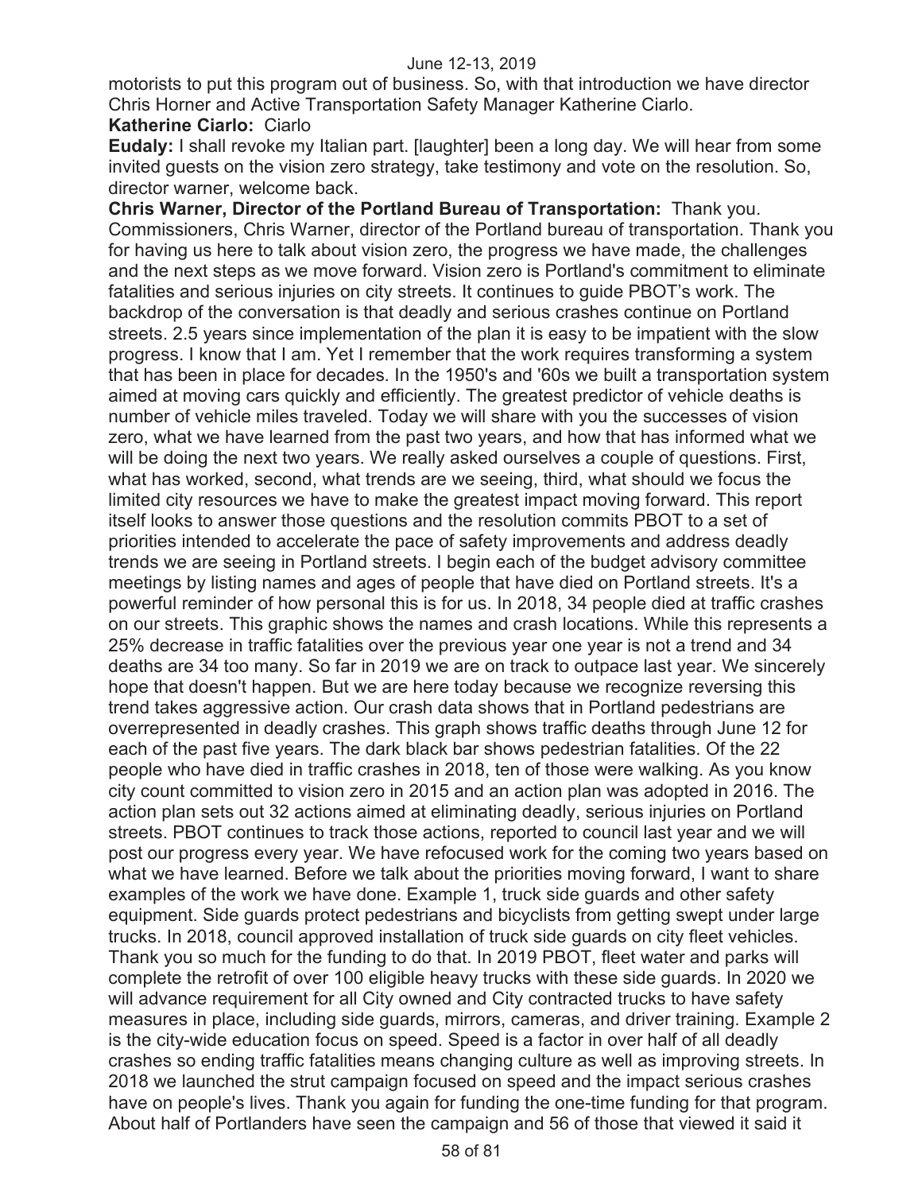motorists to put this program out of business. So, with that introduction we have director Chris Horner and Active Transportation Safety Manager Katherine Ciarlo.

**Katherine Ciarlo:** Ciarlo

**Eudaly:** I shall revoke my Italian part. [laughter] been a long day. We will hear from some invited guests on the vision zero strategy, take testimony and vote on the resolution. So, director warner, welcome back.

**Chris Warner, Director of the Portland Bureau of Transportation:** Thank you. Commissioners, Chris Warner, director of the Portland bureau of transportation. Thank you for having us here to talk about vision zero, the progress we have made, the challenges and the next steps as we move forward. Vision zero is Portland's commitment to eliminate fatalities and serious injuries on city streets. It continues to guide PBOT's work. The backdrop of the conversation is that deadly and serious crashes continue on Portland streets. 2.5 years since implementation of the plan it is easy to be impatient with the slow progress. I know that I am. Yet I remember that the work requires transforming a system that has been in place for decades. In the 1950's and '60s we built a transportation system aimed at moving cars quickly and efficiently. The greatest predictor of vehicle deaths is number of vehicle miles traveled. Today we will share with you the successes of vision zero, what we have learned from the past two years, and how that has informed what we will be doing the next two years. We really asked ourselves a couple of questions. First, what has worked, second, what trends are we seeing, third, what should we focus the limited city resources we have to make the greatest impact moving forward. This report itself looks to answer those questions and the resolution commits PBOT to a set of priorities intended to accelerate the pace of safety improvements and address deadly trends we are seeing in Portland streets. I begin each of the budget advisory committee meetings by listing names and ages of people that have died on Portland streets. It's a powerful reminder of how personal this is for us. In 2018, 34 people died at traffic crashes on our streets. This graphic shows the names and crash locations. While this represents a 25% decrease in traffic fatalities over the previous year one year is not a trend and 34 deaths are 34 too many. So far in 2019 we are on track to outpace last year. We sincerely hope that doesn't happen. But we are here today because we recognize reversing this trend takes aggressive action. Our crash data shows that in Portland pedestrians are overrepresented in deadly crashes. This graph shows traffic deaths through June 12 for each of the past five years. The dark black bar shows pedestrian fatalities. Of the 22 people who have died in traffic crashes in 2018, ten of those were walking. As you know city count committed to vision zero in 2015 and an action plan was adopted in 2016. The action plan sets out 32 actions aimed at eliminating deadly, serious injuries on Portland streets. PBOT continues to track those actions, reported to council last year and we will post our progress every year. We have refocused work for the coming two years based on what we have learned. Before we talk about the priorities moving forward, I want to share examples of the work we have done. Example 1, truck side guards and other safety equipment. Side guards protect pedestrians and bicyclists from getting swept under large trucks. In 2018, council approved installation of truck side guards on city fleet vehicles. Thank you so much for the funding to do that. In 2019 PBOT, fleet water and parks will complete the retrofit of over 100 eligible heavy trucks with these side guards. In 2020 we will advance requirement for all City owned and City contracted trucks to have safety measures in place, including side guards, mirrors, cameras, and driver training. Example 2 is the city-wide education focus on speed. Speed is a factor in over half of all deadly crashes so ending traffic fatalities means changing culture as well as improving streets. In 2018 we launched the strut campaign focused on speed and the impact serious crashes have on people's lives. Thank you again for funding the one-time funding for that program. About half of Portlanders have seen the campaign and 56 of those that viewed it said it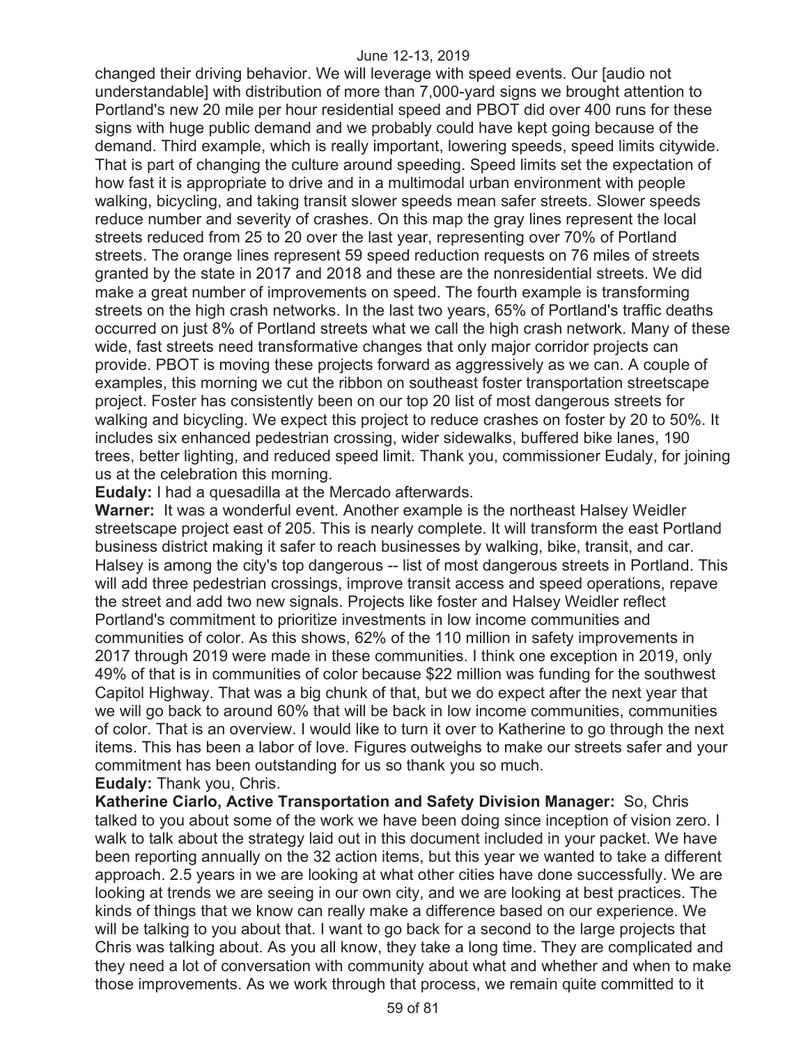changed their driving behavior. We will leverage with speed events. Our [audio not understandable] with distribution of more than 7,000-yard signs we brought attention to Portland's new 20 mile per hour residential speed and PBOT did over 400 runs for these signs with huge public demand and we probably could have kept going because of the demand. Third example, which is really important, lowering speeds, speed limits citywide. That is part of changing the culture around speeding. Speed limits set the expectation of how fast it is appropriate to drive and in a multimodal urban environment with people walking, bicycling, and taking transit slower speeds mean safer streets. Slower speeds reduce number and severity of crashes. On this map the gray lines represent the local streets reduced from 25 to 20 over the last year, representing over 70% of Portland streets. The orange lines represent 59 speed reduction requests on 76 miles of streets granted by the state in 2017 and 2018 and these are the nonresidential streets. We did make a great number of improvements on speed. The fourth example is transforming streets on the high crash networks. In the last two years, 65% of Portland's traffic deaths occurred on just 8% of Portland streets what we call the high crash network. Many of these wide, fast streets need transformative changes that only major corridor projects can provide. PBOT is moving these projects forward as aggressively as we can. A couple of examples, this morning we cut the ribbon on southeast foster transportation streetscape project. Foster has consistently been on our top 20 list of most dangerous streets for walking and bicycling. We expect this project to reduce crashes on foster by 20 to 50%. It includes six enhanced pedestrian crossing, wider sidewalks, buffered bike lanes, 190 trees, better lighting, and reduced speed limit. Thank you, commissioner Eudaly, for joining us at the celebration this morning.

**Eudaly:** I had a quesadilla at the Mercado afterwards.

**Warner:** It was a wonderful event. Another example is the northeast Halsey Weidler streetscape project east of 205. This is nearly complete. It will transform the east Portland business district making it safer to reach businesses by walking, bike, transit, and car. Halsey is among the city's top dangerous -- list of most dangerous streets in Portland. This will add three pedestrian crossings, improve transit access and speed operations, repave the street and add two new signals. Projects like foster and Halsey Weidler reflect Portland's commitment to prioritize investments in low income communities and communities of color. As this shows, 62% of the 110 million in safety improvements in 2017 through 2019 were made in these communities. I think one exception in 2019, only 49% of that is in communities of color because $22 million was funding for the southwest Capitol Highway. That was a big chunk of that, but we do expect after the next year that we will go back to around 60% that will be back in low income communities, communities of color. That is an overview. I would like to turn it over to Katherine to go through the next items. This has been a labor of love. Figures outweighs to make our streets safer and your commitment has been outstanding for us so thank you so much.

**Eudaly:** Thank you, Chris.

**Katherine Ciarlo, Active Transportation and Safety Division Manager:** So, Chris talked to you about some of the work we have been doing since inception of vision zero. I walk to talk about the strategy laid out in this document included in your packet. We have been reporting annually on the 32 action items, but this year we wanted to take a different approach. 2.5 years in we are looking at what other cities have done successfully. We are looking at trends we are seeing in our own city, and we are looking at best practices. The kinds of things that we know can really make a difference based on our experience. We will be talking to you about that. I want to go back for a second to the large projects that Chris was talking about. As you all know, they take a long time. They are complicated and they need a lot of conversation with community about what and whether and when to make those improvements. As we work through that process, we remain quite committed to it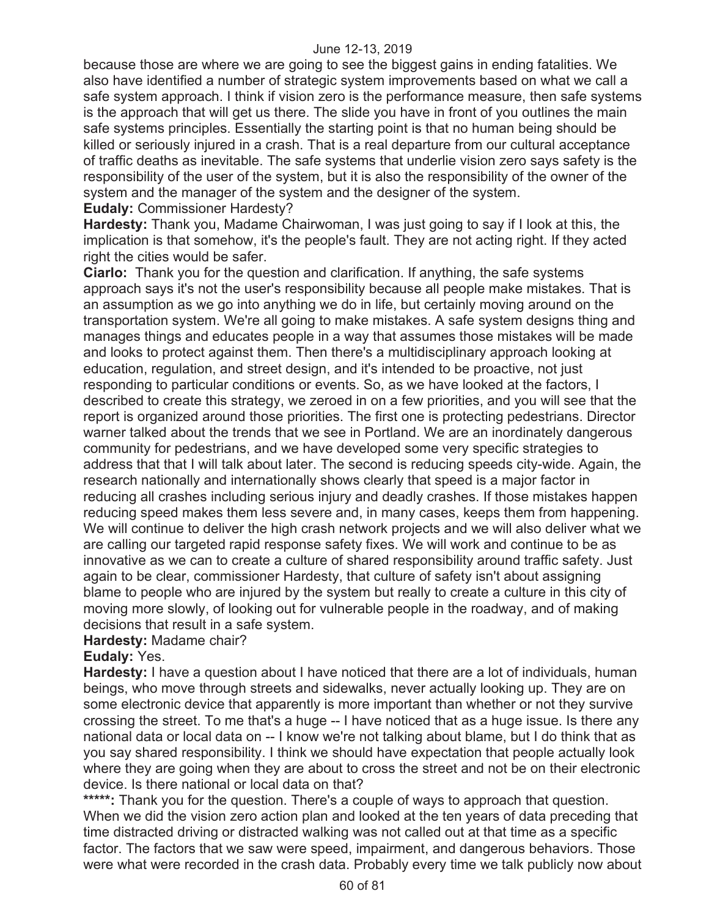because those are where we are going to see the biggest gains in ending fatalities. We also have identified a number of strategic system improvements based on what we call a safe system approach. I think if vision zero is the performance measure, then safe systems is the approach that will get us there. The slide you have in front of you outlines the main safe systems principles. Essentially the starting point is that no human being should be killed or seriously injured in a crash. That is a real departure from our cultural acceptance of traffic deaths as inevitable. The safe systems that underlie vision zero says safety is the responsibility of the user of the system, but it is also the responsibility of the owner of the system and the manager of the system and the designer of the system.

**Eudaly:** Commissioner Hardesty?

**Hardesty:** Thank you, Madame Chairwoman, I was just going to say if I look at this, the implication is that somehow, it's the people's fault. They are not acting right. If they acted right the cities would be safer.

**Ciarlo:** Thank you for the question and clarification. If anything, the safe systems approach says it's not the user's responsibility because all people make mistakes. That is an assumption as we go into anything we do in life, but certainly moving around on the transportation system. We're all going to make mistakes. A safe system designs thing and manages things and educates people in a way that assumes those mistakes will be made and looks to protect against them. Then there's a multidisciplinary approach looking at education, regulation, and street design, and it's intended to be proactive, not just responding to particular conditions or events. So, as we have looked at the factors, I described to create this strategy, we zeroed in on a few priorities, and you will see that the report is organized around those priorities. The first one is protecting pedestrians. Director warner talked about the trends that we see in Portland. We are an inordinately dangerous community for pedestrians, and we have developed some very specific strategies to address that that I will talk about later. The second is reducing speeds city-wide. Again, the research nationally and internationally shows clearly that speed is a major factor in reducing all crashes including serious injury and deadly crashes. If those mistakes happen reducing speed makes them less severe and, in many cases, keeps them from happening. We will continue to deliver the high crash network projects and we will also deliver what we are calling our targeted rapid response safety fixes. We will work and continue to be as innovative as we can to create a culture of shared responsibility around traffic safety. Just again to be clear, commissioner Hardesty, that culture of safety isn't about assigning blame to people who are injured by the system but really to create a culture in this city of moving more slowly, of looking out for vulnerable people in the roadway, and of making decisions that result in a safe system.

**Hardesty:** Madame chair?

**Eudaly:** Yes.

**Hardesty:** I have a question about I have noticed that there are a lot of individuals, human beings, who move through streets and sidewalks, never actually looking up. They are on some electronic device that apparently is more important than whether or not they survive crossing the street. To me that's a huge -- I have noticed that as a huge issue. Is there any national data or local data on -- I know we're not talking about blame, but I do think that as you say shared responsibility. I think we should have expectation that people actually look where they are going when they are about to cross the street and not be on their electronic device. Is there national or local data on that?

**\*\*\*\*\*:** Thank you for the question. There's a couple of ways to approach that question. When we did the vision zero action plan and looked at the ten years of data preceding that time distracted driving or distracted walking was not called out at that time as a specific factor. The factors that we saw were speed, impairment, and dangerous behaviors. Those were what were recorded in the crash data. Probably every time we talk publicly now about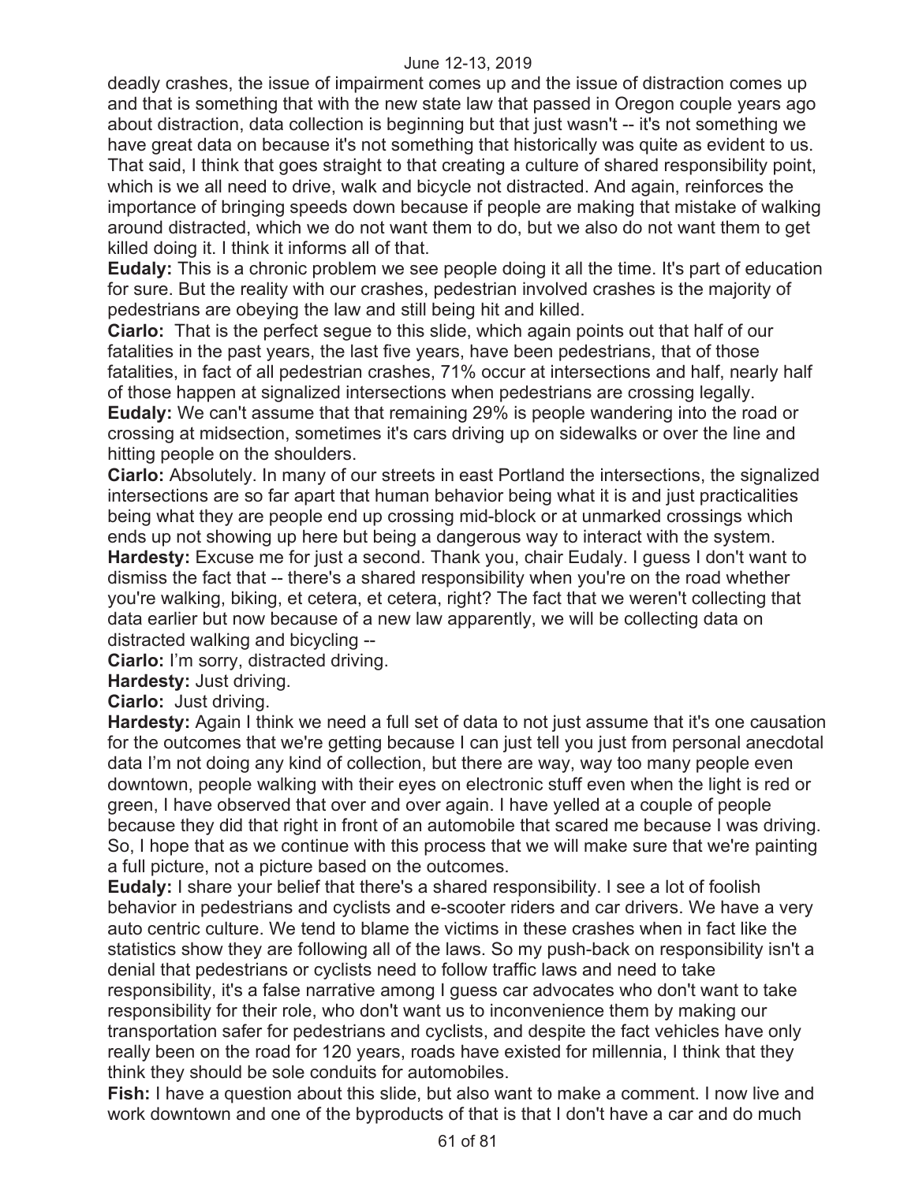deadly crashes, the issue of impairment comes up and the issue of distraction comes up and that is something that with the new state law that passed in Oregon couple years ago about distraction, data collection is beginning but that just wasn't -- it's not something we have great data on because it's not something that historically was quite as evident to us. That said, I think that goes straight to that creating a culture of shared responsibility point, which is we all need to drive, walk and bicycle not distracted. And again, reinforces the importance of bringing speeds down because if people are making that mistake of walking around distracted, which we do not want them to do, but we also do not want them to get killed doing it. I think it informs all of that.

**Eudaly:** This is a chronic problem we see people doing it all the time. It's part of education for sure. But the reality with our crashes, pedestrian involved crashes is the majority of pedestrians are obeying the law and still being hit and killed.

**Ciarlo:** That is the perfect segue to this slide, which again points out that half of our fatalities in the past years, the last five years, have been pedestrians, that of those fatalities, in fact of all pedestrian crashes, 71% occur at intersections and half, nearly half of those happen at signalized intersections when pedestrians are crossing legally.

**Eudaly:** We can't assume that that remaining 29% is people wandering into the road or crossing at midsection, sometimes it's cars driving up on sidewalks or over the line and hitting people on the shoulders.

**Ciarlo:** Absolutely. In many of our streets in east Portland the intersections, the signalized intersections are so far apart that human behavior being what it is and just practicalities being what they are people end up crossing mid-block or at unmarked crossings which ends up not showing up here but being a dangerous way to interact with the system.

**Hardesty:** Excuse me for just a second. Thank you, chair Eudaly. I guess I don't want to dismiss the fact that -- there's a shared responsibility when you're on the road whether you're walking, biking, et cetera, et cetera, right? The fact that we weren't collecting that data earlier but now because of a new law apparently, we will be collecting data on distracted walking and bicycling --

**Ciarlo:** I'm sorry, distracted driving.

**Hardesty:** Just driving.

**Ciarlo:** Just driving.

**Hardesty:** Again I think we need a full set of data to not just assume that it's one causation for the outcomes that we're getting because I can just tell you just from personal anecdotal data I'm not doing any kind of collection, but there are way, way too many people even downtown, people walking with their eyes on electronic stuff even when the light is red or green, I have observed that over and over again. I have yelled at a couple of people because they did that right in front of an automobile that scared me because I was driving. So, I hope that as we continue with this process that we will make sure that we're painting a full picture, not a picture based on the outcomes.

**Eudaly:** I share your belief that there's a shared responsibility. I see a lot of foolish behavior in pedestrians and cyclists and e-scooter riders and car drivers. We have a very auto centric culture. We tend to blame the victims in these crashes when in fact like the statistics show they are following all of the laws. So my push-back on responsibility isn't a denial that pedestrians or cyclists need to follow traffic laws and need to take responsibility, it's a false narrative among I guess car advocates who don't want to take responsibility for their role, who don't want us to inconvenience them by making our transportation safer for pedestrians and cyclists, and despite the fact vehicles have only really been on the road for 120 years, roads have existed for millennia, I think that they think they should be sole conduits for automobiles.

**Fish:** I have a question about this slide, but also want to make a comment. I now live and work downtown and one of the byproducts of that is that I don't have a car and do much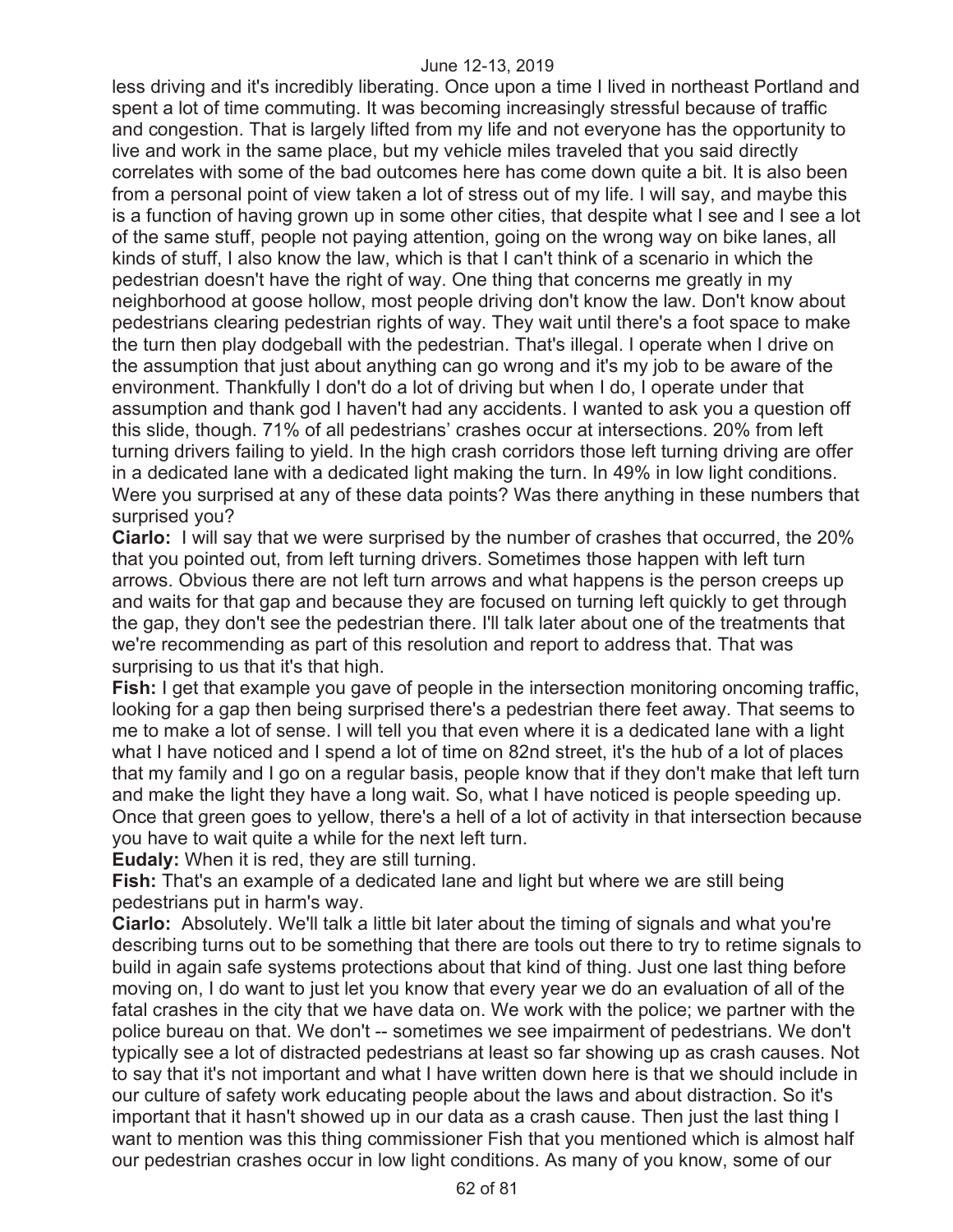less driving and it's incredibly liberating. Once upon a time I lived in northeast Portland and spent a lot of time commuting. It was becoming increasingly stressful because of traffic and congestion. That is largely lifted from my life and not everyone has the opportunity to live and work in the same place, but my vehicle miles traveled that you said directly correlates with some of the bad outcomes here has come down quite a bit. It is also been from a personal point of view taken a lot of stress out of my life. I will say, and maybe this is a function of having grown up in some other cities, that despite what I see and I see a lot of the same stuff, people not paying attention, going on the wrong way on bike lanes, all kinds of stuff, I also know the law, which is that I can't think of a scenario in which the pedestrian doesn't have the right of way. One thing that concerns me greatly in my neighborhood at goose hollow, most people driving don't know the law. Don't know about pedestrians clearing pedestrian rights of way. They wait until there's a foot space to make the turn then play dodgeball with the pedestrian. That's illegal. I operate when I drive on the assumption that just about anything can go wrong and it's my job to be aware of the environment. Thankfully I don't do a lot of driving but when I do, I operate under that assumption and thank god I haven't had any accidents. I wanted to ask you a question off this slide, though. 71% of all pedestrians' crashes occur at intersections. 20% from left turning drivers failing to yield. In the high crash corridors those left turning driving are offer in a dedicated lane with a dedicated light making the turn. In 49% in low light conditions. Were you surprised at any of these data points? Was there anything in these numbers that surprised you?

**Ciarlo:** I will say that we were surprised by the number of crashes that occurred, the 20% that you pointed out, from left turning drivers. Sometimes those happen with left turn arrows. Obvious there are not left turn arrows and what happens is the person creeps up and waits for that gap and because they are focused on turning left quickly to get through the gap, they don't see the pedestrian there. I'll talk later about one of the treatments that we're recommending as part of this resolution and report to address that. That was surprising to us that it's that high.

**Fish:** I get that example you gave of people in the intersection monitoring oncoming traffic, looking for a gap then being surprised there's a pedestrian there feet away. That seems to me to make a lot of sense. I will tell you that even where it is a dedicated lane with a light what I have noticed and I spend a lot of time on 82nd street, it's the hub of a lot of places that my family and I go on a regular basis, people know that if they don't make that left turn and make the light they have a long wait. So, what I have noticed is people speeding up. Once that green goes to yellow, there's a hell of a lot of activity in that intersection because you have to wait quite a while for the next left turn.

**Eudaly:** When it is red, they are still turning.

**Fish:** That's an example of a dedicated lane and light but where we are still being pedestrians put in harm's way.

**Ciarlo:** Absolutely. We'll talk a little bit later about the timing of signals and what you're describing turns out to be something that there are tools out there to try to retime signals to build in again safe systems protections about that kind of thing. Just one last thing before moving on, I do want to just let you know that every year we do an evaluation of all of the fatal crashes in the city that we have data on. We work with the police; we partner with the police bureau on that. We don't -- sometimes we see impairment of pedestrians. We don't typically see a lot of distracted pedestrians at least so far showing up as crash causes. Not to say that it's not important and what I have written down here is that we should include in our culture of safety work educating people about the laws and about distraction. So it's important that it hasn't showed up in our data as a crash cause. Then just the last thing I want to mention was this thing commissioner Fish that you mentioned which is almost half our pedestrian crashes occur in low light conditions. As many of you know, some of our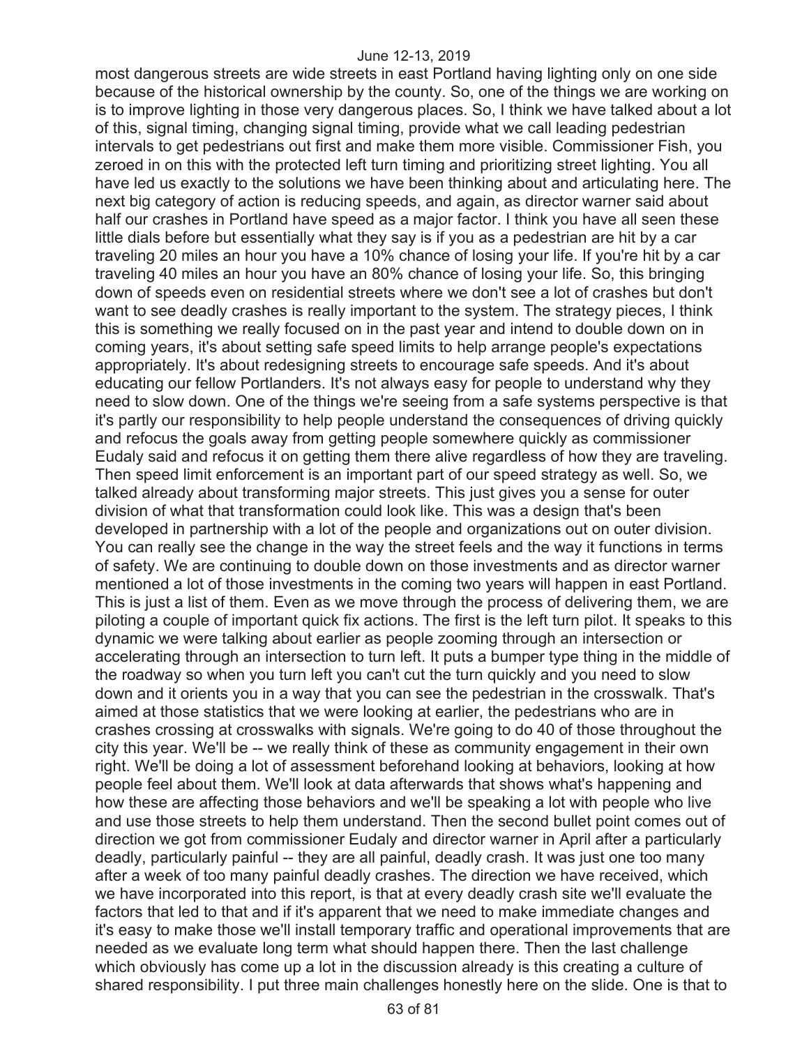most dangerous streets are wide streets in east Portland having lighting only on one side because of the historical ownership by the county. So, one of the things we are working on is to improve lighting in those very dangerous places. So, I think we have talked about a lot of this, signal timing, changing signal timing, provide what we call leading pedestrian intervals to get pedestrians out first and make them more visible. Commissioner Fish, you zeroed in on this with the protected left turn timing and prioritizing street lighting. You all have led us exactly to the solutions we have been thinking about and articulating here. The next big category of action is reducing speeds, and again, as director warner said about half our crashes in Portland have speed as a major factor. I think you have all seen these little dials before but essentially what they say is if you as a pedestrian are hit by a car traveling 20 miles an hour you have a 10% chance of losing your life. If you're hit by a car traveling 40 miles an hour you have an 80% chance of losing your life. So, this bringing down of speeds even on residential streets where we don't see a lot of crashes but don't want to see deadly crashes is really important to the system. The strategy pieces, I think this is something we really focused on in the past year and intend to double down on in coming years, it's about setting safe speed limits to help arrange people's expectations appropriately. It's about redesigning streets to encourage safe speeds. And it's about educating our fellow Portlanders. It's not always easy for people to understand why they need to slow down. One of the things we're seeing from a safe systems perspective is that it's partly our responsibility to help people understand the consequences of driving quickly and refocus the goals away from getting people somewhere quickly as commissioner Eudaly said and refocus it on getting them there alive regardless of how they are traveling. Then speed limit enforcement is an important part of our speed strategy as well. So, we talked already about transforming major streets. This just gives you a sense for outer division of what that transformation could look like. This was a design that's been developed in partnership with a lot of the people and organizations out on outer division. You can really see the change in the way the street feels and the way it functions in terms of safety. We are continuing to double down on those investments and as director warner mentioned a lot of those investments in the coming two years will happen in east Portland. This is just a list of them. Even as we move through the process of delivering them, we are piloting a couple of important quick fix actions. The first is the left turn pilot. It speaks to this dynamic we were talking about earlier as people zooming through an intersection or accelerating through an intersection to turn left. It puts a bumper type thing in the middle of the roadway so when you turn left you can't cut the turn quickly and you need to slow down and it orients you in a way that you can see the pedestrian in the crosswalk. That's aimed at those statistics that we were looking at earlier, the pedestrians who are in crashes crossing at crosswalks with signals. We're going to do 40 of those throughout the city this year. We'll be -- we really think of these as community engagement in their own right. We'll be doing a lot of assessment beforehand looking at behaviors, looking at how people feel about them. We'll look at data afterwards that shows what's happening and how these are affecting those behaviors and we'll be speaking a lot with people who live and use those streets to help them understand. Then the second bullet point comes out of direction we got from commissioner Eudaly and director warner in April after a particularly deadly, particularly painful -- they are all painful, deadly crash. It was just one too many after a week of too many painful deadly crashes. The direction we have received, which we have incorporated into this report, is that at every deadly crash site we'll evaluate the factors that led to that and if it's apparent that we need to make immediate changes and it's easy to make those we'll install temporary traffic and operational improvements that are needed as we evaluate long term what should happen there. Then the last challenge which obviously has come up a lot in the discussion already is this creating a culture of shared responsibility. I put three main challenges honestly here on the slide. One is that to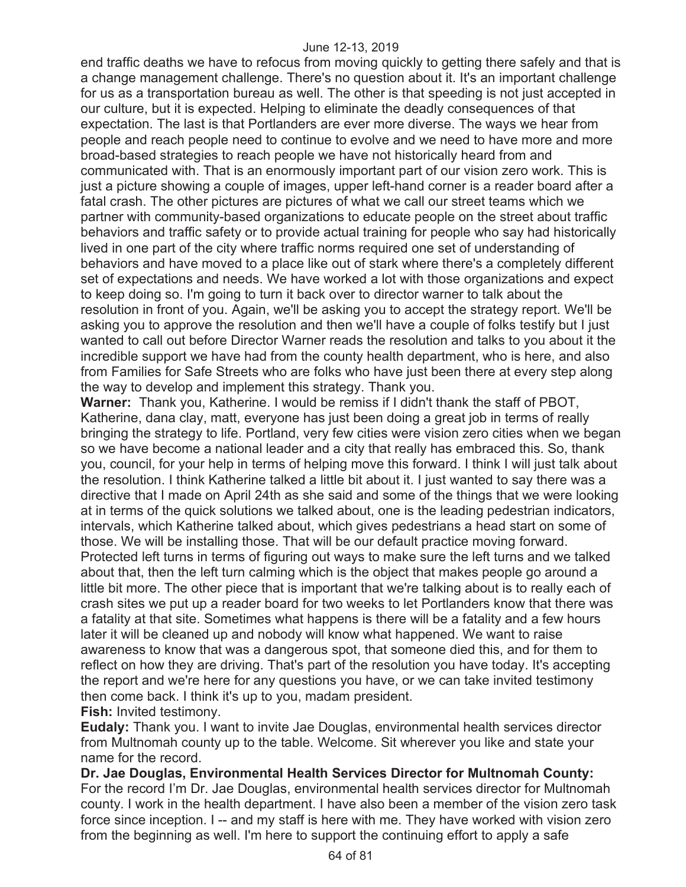end traffic deaths we have to refocus from moving quickly to getting there safely and that is a change management challenge. There's no question about it. It's an important challenge for us as a transportation bureau as well. The other is that speeding is not just accepted in our culture, but it is expected. Helping to eliminate the deadly consequences of that expectation. The last is that Portlanders are ever more diverse. The ways we hear from people and reach people need to continue to evolve and we need to have more and more broad-based strategies to reach people we have not historically heard from and communicated with. That is an enormously important part of our vision zero work. This is just a picture showing a couple of images, upper left-hand corner is a reader board after a fatal crash. The other pictures are pictures of what we call our street teams which we partner with community-based organizations to educate people on the street about traffic behaviors and traffic safety or to provide actual training for people who say had historically lived in one part of the city where traffic norms required one set of understanding of behaviors and have moved to a place like out of stark where there's a completely different set of expectations and needs. We have worked a lot with those organizations and expect to keep doing so. I'm going to turn it back over to director warner to talk about the resolution in front of you. Again, we'll be asking you to accept the strategy report. We'll be asking you to approve the resolution and then we'll have a couple of folks testify but I just wanted to call out before Director Warner reads the resolution and talks to you about it the incredible support we have had from the county health department, who is here, and also from Families for Safe Streets who are folks who have just been there at every step along the way to develop and implement this strategy. Thank you.

**Warner:** Thank you, Katherine. I would be remiss if I didn't thank the staff of PBOT, Katherine, dana clay, matt, everyone has just been doing a great job in terms of really bringing the strategy to life. Portland, very few cities were vision zero cities when we began so we have become a national leader and a city that really has embraced this. So, thank you, council, for your help in terms of helping move this forward. I think I will just talk about the resolution. I think Katherine talked a little bit about it. I just wanted to say there was a directive that I made on April 24th as she said and some of the things that we were looking at in terms of the quick solutions we talked about, one is the leading pedestrian indicators, intervals, which Katherine talked about, which gives pedestrians a head start on some of those. We will be installing those. That will be our default practice moving forward. Protected left turns in terms of figuring out ways to make sure the left turns and we talked about that, then the left turn calming which is the object that makes people go around a little bit more. The other piece that is important that we're talking about is to really each of crash sites we put up a reader board for two weeks to let Portlanders know that there was a fatality at that site. Sometimes what happens is there will be a fatality and a few hours later it will be cleaned up and nobody will know what happened. We want to raise awareness to know that was a dangerous spot, that someone died this, and for them to reflect on how they are driving. That's part of the resolution you have today. It's accepting the report and we're here for any questions you have, or we can take invited testimony then come back. I think it's up to you, madam president.

**Fish:** Invited testimony.

**Eudaly:** Thank you. I want to invite Jae Douglas, environmental health services director from Multnomah county up to the table. Welcome. Sit wherever you like and state your name for the record.

**Dr. Jae Douglas, Environmental Health Services Director for Multnomah County:** For the record I'm Dr. Jae Douglas, environmental health services director for Multnomah county. I work in the health department. I have also been a member of the vision zero task force since inception. I -- and my staff is here with me. They have worked with vision zero from the beginning as well. I'm here to support the continuing effort to apply a safe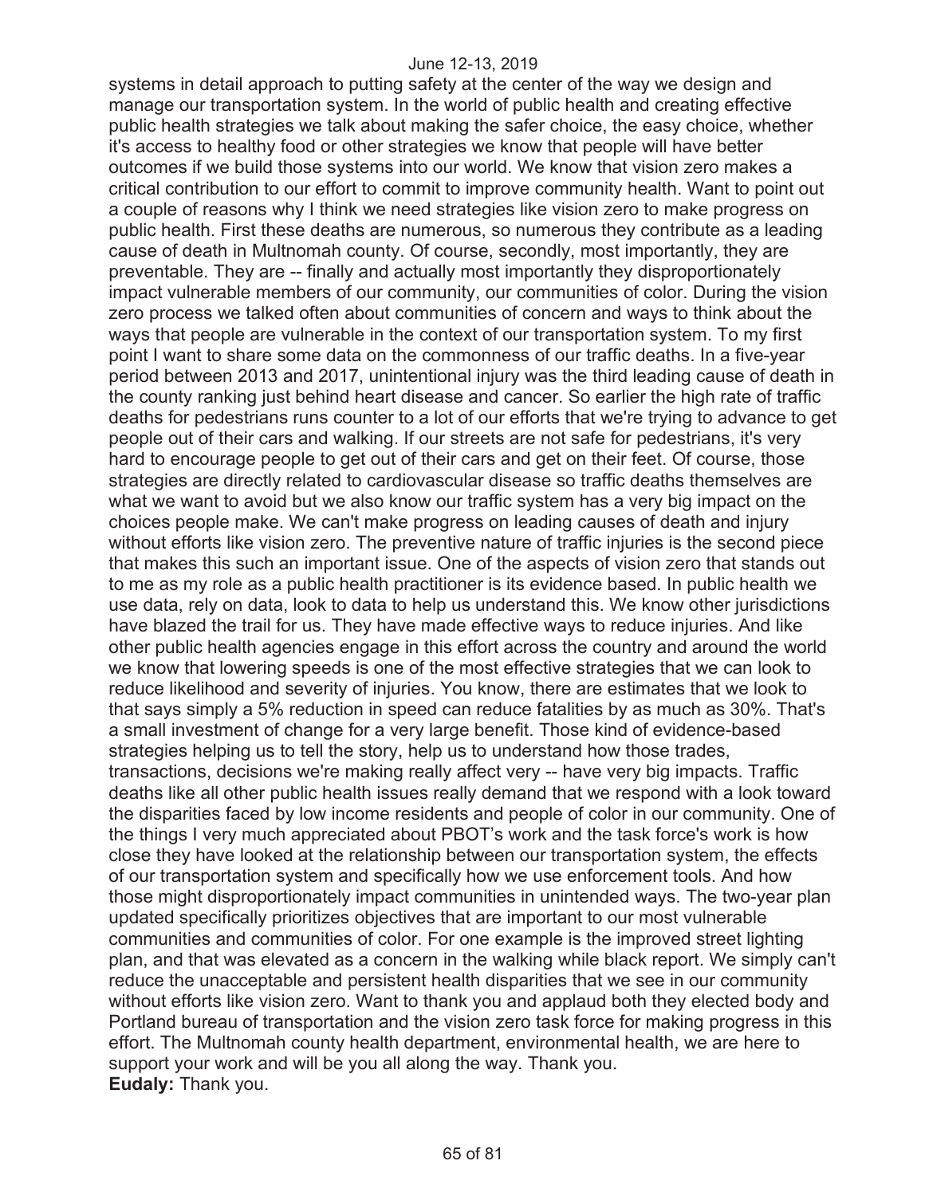systems in detail approach to putting safety at the center of the way we design and manage our transportation system. In the world of public health and creating effective public health strategies we talk about making the safer choice, the easy choice, whether it's access to healthy food or other strategies we know that people will have better outcomes if we build those systems into our world. We know that vision zero makes a critical contribution to our effort to commit to improve community health. Want to point out a couple of reasons why I think we need strategies like vision zero to make progress on public health. First these deaths are numerous, so numerous they contribute as a leading cause of death in Multnomah county. Of course, secondly, most importantly, they are preventable. They are -- finally and actually most importantly they disproportionately impact vulnerable members of our community, our communities of color. During the vision zero process we talked often about communities of concern and ways to think about the ways that people are vulnerable in the context of our transportation system. To my first point I want to share some data on the commonness of our traffic deaths. In a five-year period between 2013 and 2017, unintentional injury was the third leading cause of death in the county ranking just behind heart disease and cancer. So earlier the high rate of traffic deaths for pedestrians runs counter to a lot of our efforts that we're trying to advance to get people out of their cars and walking. If our streets are not safe for pedestrians, it's very hard to encourage people to get out of their cars and get on their feet. Of course, those strategies are directly related to cardiovascular disease so traffic deaths themselves are what we want to avoid but we also know our traffic system has a very big impact on the choices people make. We can't make progress on leading causes of death and injury without efforts like vision zero. The preventive nature of traffic injuries is the second piece that makes this such an important issue. One of the aspects of vision zero that stands out to me as my role as a public health practitioner is its evidence based. In public health we use data, rely on data, look to data to help us understand this. We know other jurisdictions have blazed the trail for us. They have made effective ways to reduce injuries. And like other public health agencies engage in this effort across the country and around the world we know that lowering speeds is one of the most effective strategies that we can look to reduce likelihood and severity of injuries. You know, there are estimates that we look to that says simply a 5% reduction in speed can reduce fatalities by as much as 30%. That's a small investment of change for a very large benefit. Those kind of evidence-based strategies helping us to tell the story, help us to understand how those trades, transactions, decisions we're making really affect very -- have very big impacts. Traffic deaths like all other public health issues really demand that we respond with a look toward the disparities faced by low income residents and people of color in our community. One of the things I very much appreciated about PBOT's work and the task force's work is how close they have looked at the relationship between our transportation system, the effects of our transportation system and specifically how we use enforcement tools. And how those might disproportionately impact communities in unintended ways. The two-year plan updated specifically prioritizes objectives that are important to our most vulnerable communities and communities of color. For one example is the improved street lighting plan, and that was elevated as a concern in the walking while black report. We simply can't reduce the unacceptable and persistent health disparities that we see in our community without efforts like vision zero. Want to thank you and applaud both they elected body and Portland bureau of transportation and the vision zero task force for making progress in this effort. The Multnomah county health department, environmental health, we are here to support your work and will be you all along the way. Thank you.

**Eudaly:** Thank you.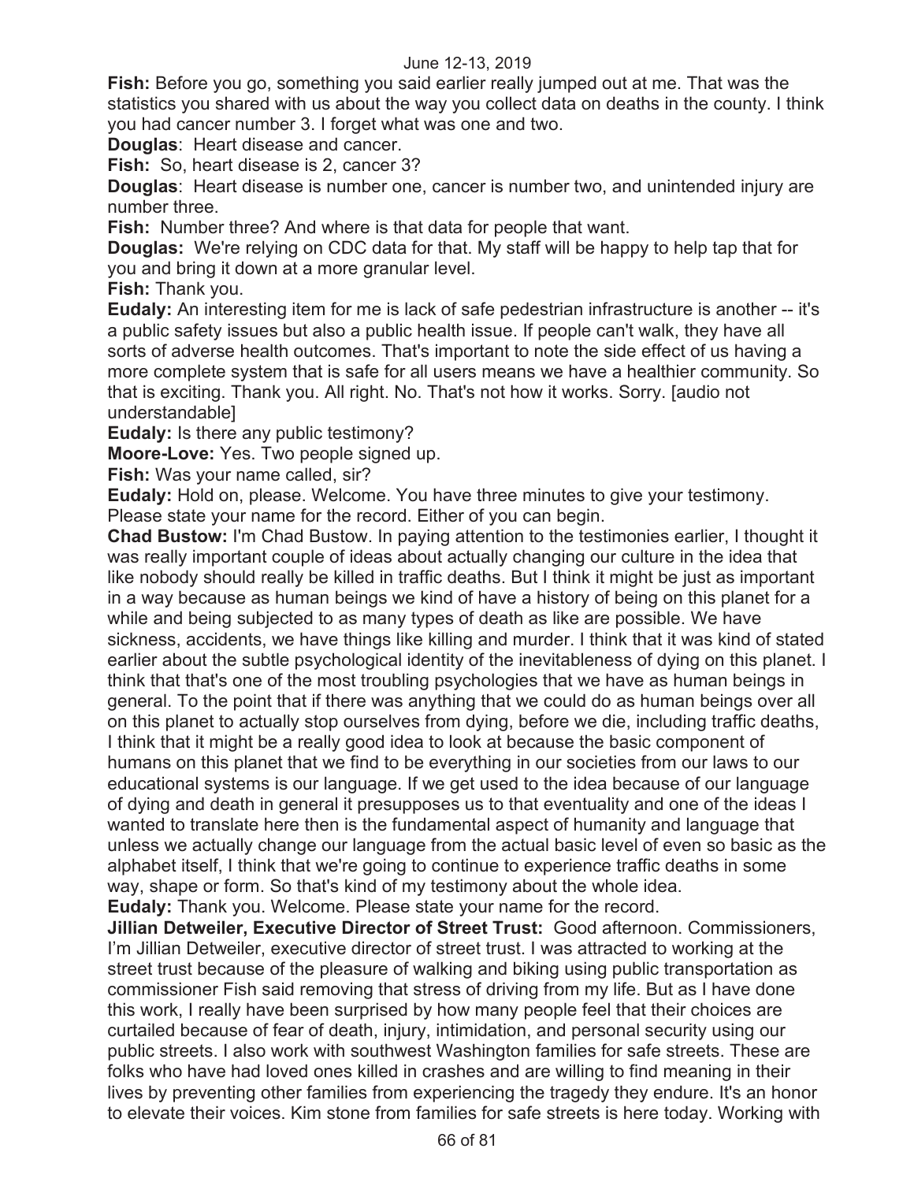**Fish:** Before you go, something you said earlier really jumped out at me. That was the statistics you shared with us about the way you collect data on deaths in the county. I think you had cancer number 3. I forget what was one and two.

**Douglas**: Heart disease and cancer.

**Fish:** So, heart disease is 2, cancer 3?

**Douglas**: Heart disease is number one, cancer is number two, and unintended injury are number three.

**Fish:** Number three? And where is that data for people that want.

**Douglas:** We're relying on CDC data for that. My staff will be happy to help tap that for you and bring it down at a more granular level.

**Fish:** Thank you.

**Eudaly:** An interesting item for me is lack of safe pedestrian infrastructure is another -- it's a public safety issues but also a public health issue. If people can't walk, they have all sorts of adverse health outcomes. That's important to note the side effect of us having a more complete system that is safe for all users means we have a healthier community. So that is exciting. Thank you. All right. No. That's not how it works. Sorry. [audio not understandable]

**Eudaly:** Is there any public testimony?

**Moore-Love:** Yes. Two people signed up.

**Fish:** Was your name called, sir?

**Eudaly:** Hold on, please. Welcome. You have three minutes to give your testimony. Please state your name for the record. Either of you can begin.

**Chad Bustow:** I'm Chad Bustow. In paying attention to the testimonies earlier, I thought it was really important couple of ideas about actually changing our culture in the idea that like nobody should really be killed in traffic deaths. But I think it might be just as important in a way because as human beings we kind of have a history of being on this planet for a while and being subjected to as many types of death as like are possible. We have sickness, accidents, we have things like killing and murder. I think that it was kind of stated earlier about the subtle psychological identity of the inevitableness of dying on this planet. I think that that's one of the most troubling psychologies that we have as human beings in general. To the point that if there was anything that we could do as human beings over all on this planet to actually stop ourselves from dying, before we die, including traffic deaths, I think that it might be a really good idea to look at because the basic component of humans on this planet that we find to be everything in our societies from our laws to our educational systems is our language. If we get used to the idea because of our language of dying and death in general it presupposes us to that eventuality and one of the ideas I wanted to translate here then is the fundamental aspect of humanity and language that unless we actually change our language from the actual basic level of even so basic as the alphabet itself, I think that we're going to continue to experience traffic deaths in some way, shape or form. So that's kind of my testimony about the whole idea.

**Eudaly:** Thank you. Welcome. Please state your name for the record.

**Jillian Detweiler, Executive Director of Street Trust:** Good afternoon. Commissioners, I'm Jillian Detweiler, executive director of street trust. I was attracted to working at the street trust because of the pleasure of walking and biking using public transportation as commissioner Fish said removing that stress of driving from my life. But as I have done this work, I really have been surprised by how many people feel that their choices are curtailed because of fear of death, injury, intimidation, and personal security using our public streets. I also work with southwest Washington families for safe streets. These are folks who have had loved ones killed in crashes and are willing to find meaning in their lives by preventing other families from experiencing the tragedy they endure. It's an honor to elevate their voices. Kim stone from families for safe streets is here today. Working with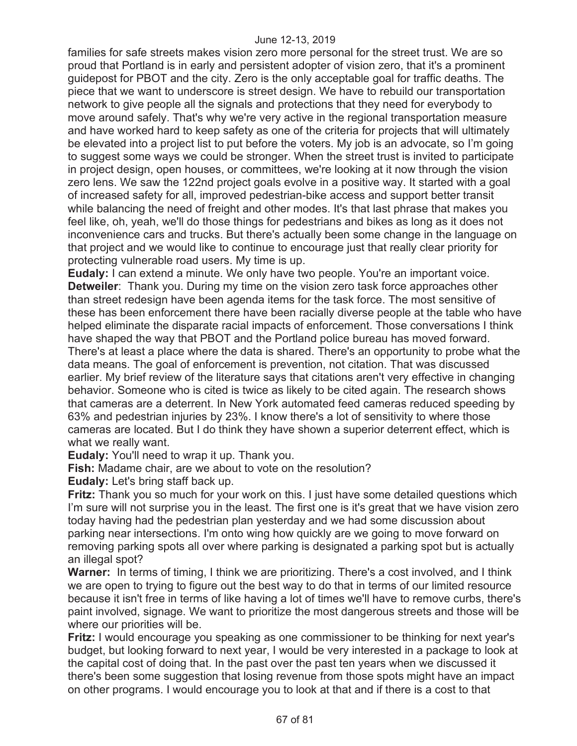families for safe streets makes vision zero more personal for the street trust. We are so proud that Portland is in early and persistent adopter of vision zero, that it's a prominent guidepost for PBOT and the city. Zero is the only acceptable goal for traffic deaths. The piece that we want to underscore is street design. We have to rebuild our transportation network to give people all the signals and protections that they need for everybody to move around safely. That's why we're very active in the regional transportation measure and have worked hard to keep safety as one of the criteria for projects that will ultimately be elevated into a project list to put before the voters. My job is an advocate, so I'm going to suggest some ways we could be stronger. When the street trust is invited to participate in project design, open houses, or committees, we're looking at it now through the vision zero lens. We saw the 122nd project goals evolve in a positive way. It started with a goal of increased safety for all, improved pedestrian-bike access and support better transit while balancing the need of freight and other modes. It's that last phrase that makes you feel like, oh, yeah, we'll do those things for pedestrians and bikes as long as it does not inconvenience cars and trucks. But there's actually been some change in the language on that project and we would like to continue to encourage just that really clear priority for protecting vulnerable road users. My time is up.

**Eudaly:** I can extend a minute. We only have two people. You're an important voice.

**Detweiler**: Thank you. During my time on the vision zero task force approaches other than street redesign have been agenda items for the task force. The most sensitive of these has been enforcement there have been racially diverse people at the table who have helped eliminate the disparate racial impacts of enforcement. Those conversations I think have shaped the way that PBOT and the Portland police bureau has moved forward. There's at least a place where the data is shared. There's an opportunity to probe what the data means. The goal of enforcement is prevention, not citation. That was discussed earlier. My brief review of the literature says that citations aren't very effective in changing behavior. Someone who is cited is twice as likely to be cited again. The research shows that cameras are a deterrent. In New York automated feed cameras reduced speeding by 63% and pedestrian injuries by 23%. I know there's a lot of sensitivity to where those cameras are located. But I do think they have shown a superior deterrent effect, which is what we really want.

**Eudaly:** You'll need to wrap it up. Thank you.

**Fish:** Madame chair, are we about to vote on the resolution?

**Eudaly:** Let's bring staff back up.

**Fritz:** Thank you so much for your work on this. I just have some detailed questions which I'm sure will not surprise you in the least. The first one is it's great that we have vision zero today having had the pedestrian plan yesterday and we had some discussion about parking near intersections. I'm onto wing how quickly are we going to move forward on removing parking spots all over where parking is designated a parking spot but is actually an illegal spot?

**Warner:** In terms of timing, I think we are prioritizing. There's a cost involved, and I think we are open to trying to figure out the best way to do that in terms of our limited resource because it isn't free in terms of like having a lot of times we'll have to remove curbs, there's paint involved, signage. We want to prioritize the most dangerous streets and those will be where our priorities will be.

**Fritz:** I would encourage you speaking as one commissioner to be thinking for next year's budget, but looking forward to next year, I would be very interested in a package to look at the capital cost of doing that. In the past over the past ten years when we discussed it there's been some suggestion that losing revenue from those spots might have an impact on other programs. I would encourage you to look at that and if there is a cost to that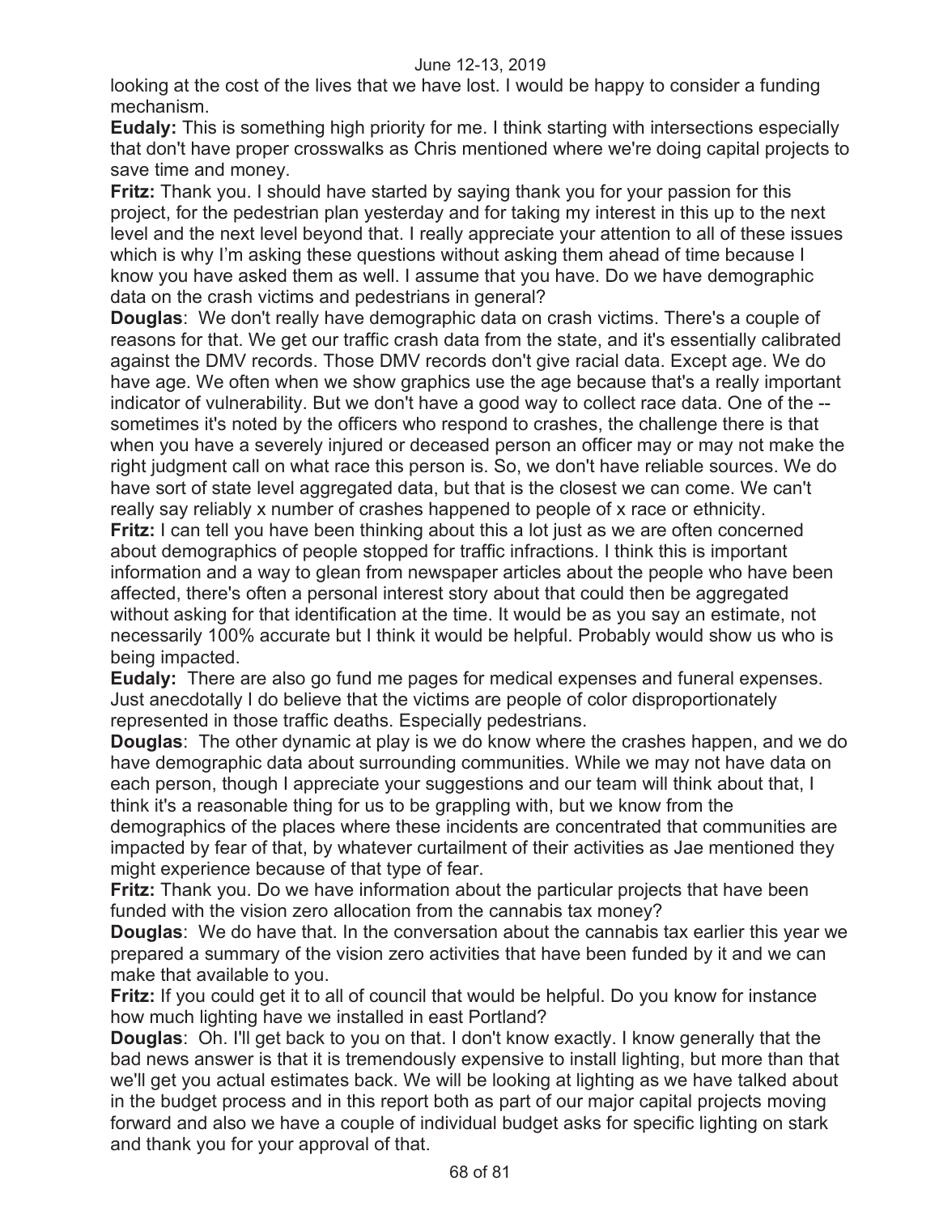looking at the cost of the lives that we have lost. I would be happy to consider a funding mechanism.

**Eudaly:** This is something high priority for me. I think starting with intersections especially that don't have proper crosswalks as Chris mentioned where we're doing capital projects to save time and money.

**Fritz:** Thank you. I should have started by saying thank you for your passion for this project, for the pedestrian plan yesterday and for taking my interest in this up to the next level and the next level beyond that. I really appreciate your attention to all of these issues which is why I'm asking these questions without asking them ahead of time because I know you have asked them as well. I assume that you have. Do we have demographic data on the crash victims and pedestrians in general?

**Douglas**: We don't really have demographic data on crash victims. There's a couple of reasons for that. We get our traffic crash data from the state, and it's essentially calibrated against the DMV records. Those DMV records don't give racial data. Except age. We do have age. We often when we show graphics use the age because that's a really important indicator of vulnerability. But we don't have a good way to collect race data. One of the -- sometimes it's noted by the officers who respond to crashes, the challenge there is that when you have a severely injured or deceased person an officer may or may not make the right judgment call on what race this person is. So, we don't have reliable sources. We do have sort of state level aggregated data, but that is the closest we can come. We can't really say reliably x number of crashes happened to people of x race or ethnicity.

**Fritz:** I can tell you have been thinking about this a lot just as we are often concerned about demographics of people stopped for traffic infractions. I think this is important information and a way to glean from newspaper articles about the people who have been affected, there's often a personal interest story about that could then be aggregated without asking for that identification at the time. It would be as you say an estimate, not necessarily 100% accurate but I think it would be helpful. Probably would show us who is being impacted.

**Eudaly:** There are also go fund me pages for medical expenses and funeral expenses. Just anecdotally I do believe that the victims are people of color disproportionately represented in those traffic deaths. Especially pedestrians.

**Douglas**: The other dynamic at play is we do know where the crashes happen, and we do have demographic data about surrounding communities. While we may not have data on each person, though I appreciate your suggestions and our team will think about that, I think it's a reasonable thing for us to be grappling with, but we know from the demographics of the places where these incidents are concentrated that communities are impacted by fear of that, by whatever curtailment of their activities as Jae mentioned they might experience because of that type of fear.

**Fritz:** Thank you. Do we have information about the particular projects that have been funded with the vision zero allocation from the cannabis tax money?

**Douglas**: We do have that. In the conversation about the cannabis tax earlier this year we prepared a summary of the vision zero activities that have been funded by it and we can make that available to you.

**Fritz:** If you could get it to all of council that would be helpful. Do you know for instance how much lighting have we installed in east Portland?

**Douglas**: Oh. I'll get back to you on that. I don't know exactly. I know generally that the bad news answer is that it is tremendously expensive to install lighting, but more than that we'll get you actual estimates back. We will be looking at lighting as we have talked about in the budget process and in this report both as part of our major capital projects moving forward and also we have a couple of individual budget asks for specific lighting on stark and thank you for your approval of that.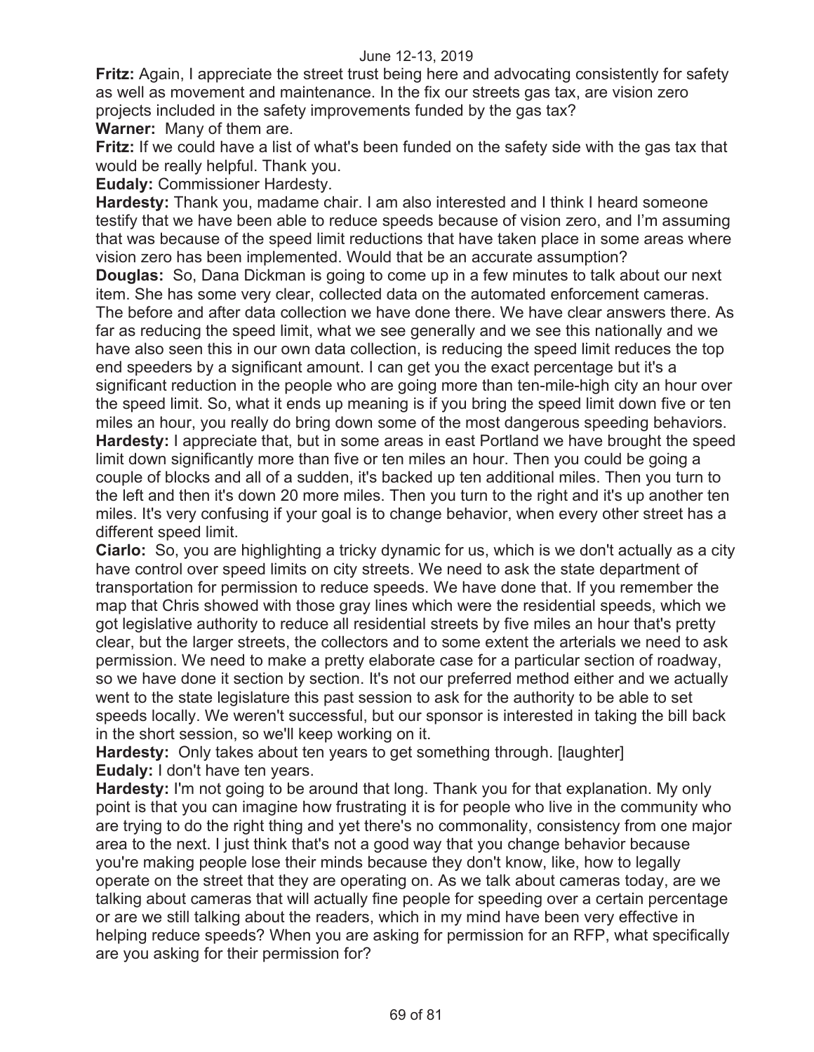**Fritz:** Again, I appreciate the street trust being here and advocating consistently for safety as well as movement and maintenance. In the fix our streets gas tax, are vision zero projects included in the safety improvements funded by the gas tax?

**Warner:** Many of them are.

**Fritz:** If we could have a list of what's been funded on the safety side with the gas tax that would be really helpful. Thank you.

**Eudaly:** Commissioner Hardesty.

**Hardesty:** Thank you, madame chair. I am also interested and I think I heard someone testify that we have been able to reduce speeds because of vision zero, and I'm assuming that was because of the speed limit reductions that have taken place in some areas where vision zero has been implemented. Would that be an accurate assumption?

**Douglas:** So, Dana Dickman is going to come up in a few minutes to talk about our next item. She has some very clear, collected data on the automated enforcement cameras. The before and after data collection we have done there. We have clear answers there. As far as reducing the speed limit, what we see generally and we see this nationally and we have also seen this in our own data collection, is reducing the speed limit reduces the top end speeders by a significant amount. I can get you the exact percentage but it's a significant reduction in the people who are going more than ten-mile-high city an hour over the speed limit. So, what it ends up meaning is if you bring the speed limit down five or ten miles an hour, you really do bring down some of the most dangerous speeding behaviors.

**Hardesty:** I appreciate that, but in some areas in east Portland we have brought the speed limit down significantly more than five or ten miles an hour. Then you could be going a couple of blocks and all of a sudden, it's backed up ten additional miles. Then you turn to the left and then it's down 20 more miles. Then you turn to the right and it's up another ten miles. It's very confusing if your goal is to change behavior, when every other street has a different speed limit.

**Ciarlo:** So, you are highlighting a tricky dynamic for us, which is we don't actually as a city have control over speed limits on city streets. We need to ask the state department of transportation for permission to reduce speeds. We have done that. If you remember the map that Chris showed with those gray lines which were the residential speeds, which we got legislative authority to reduce all residential streets by five miles an hour that's pretty clear, but the larger streets, the collectors and to some extent the arterials we need to ask permission. We need to make a pretty elaborate case for a particular section of roadway, so we have done it section by section. It's not our preferred method either and we actually went to the state legislature this past session to ask for the authority to be able to set speeds locally. We weren't successful, but our sponsor is interested in taking the bill back in the short session, so we'll keep working on it.

**Hardesty:** Only takes about ten years to get something through. [laughter]

**Eudaly:** I don't have ten years.

**Hardesty:** I'm not going to be around that long. Thank you for that explanation. My only point is that you can imagine how frustrating it is for people who live in the community who are trying to do the right thing and yet there's no commonality, consistency from one major area to the next. I just think that's not a good way that you change behavior because you're making people lose their minds because they don't know, like, how to legally operate on the street that they are operating on. As we talk about cameras today, are we talking about cameras that will actually fine people for speeding over a certain percentage or are we still talking about the readers, which in my mind have been very effective in helping reduce speeds? When you are asking for permission for an RFP, what specifically are you asking for their permission for?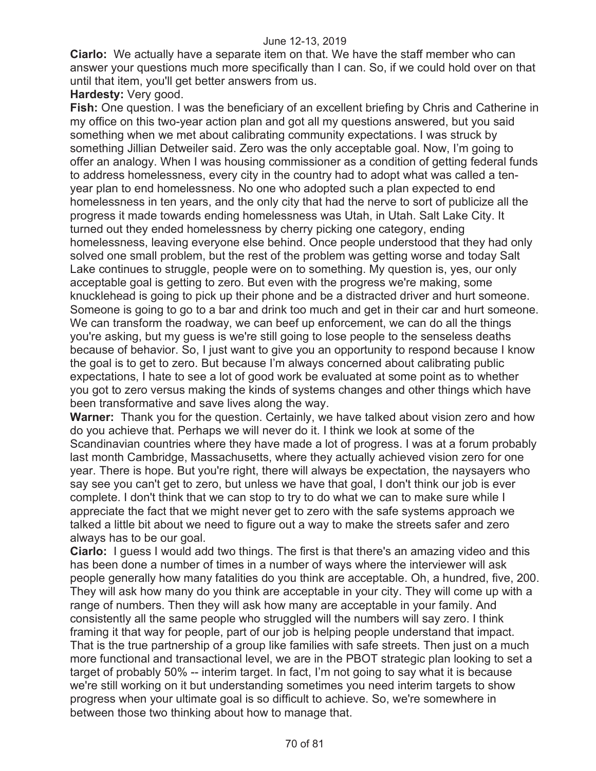**Ciarlo:** We actually have a separate item on that. We have the staff member who can answer your questions much more specifically than I can. So, if we could hold over on that until that item, you'll get better answers from us.

**Hardesty:** Very good.

**Fish:** One question. I was the beneficiary of an excellent briefing by Chris and Catherine in my office on this two-year action plan and got all my questions answered, but you said something when we met about calibrating community expectations. I was struck by something Jillian Detweiler said. Zero was the only acceptable goal. Now, I'm going to offer an analogy. When I was housing commissioner as a condition of getting federal funds to address homelessness, every city in the country had to adopt what was called a ten-year plan to end homelessness. No one who adopted such a plan expected to end homelessness in ten years, and the only city that had the nerve to sort of publicize all the progress it made towards ending homelessness was Utah, in Utah. Salt Lake City. It turned out they ended homelessness by cherry picking one category, ending homelessness, leaving everyone else behind. Once people understood that they had only solved one small problem, but the rest of the problem was getting worse and today Salt Lake continues to struggle, people were on to something. My question is, yes, our only acceptable goal is getting to zero. But even with the progress we're making, some knucklehead is going to pick up their phone and be a distracted driver and hurt someone. Someone is going to go to a bar and drink too much and get in their car and hurt someone. We can transform the roadway, we can beef up enforcement, we can do all the things you're asking, but my guess is we're still going to lose people to the senseless deaths because of behavior. So, I just want to give you an opportunity to respond because I know the goal is to get to zero. But because I'm always concerned about calibrating public expectations, I hate to see a lot of good work be evaluated at some point as to whether you got to zero versus making the kinds of systems changes and other things which have been transformative and save lives along the way.

**Warner:** Thank you for the question. Certainly, we have talked about vision zero and how do you achieve that. Perhaps we will never do it. I think we look at some of the Scandinavian countries where they have made a lot of progress. I was at a forum probably last month Cambridge, Massachusetts, where they actually achieved vision zero for one year. There is hope. But you're right, there will always be expectation, the naysayers who say see you can't get to zero, but unless we have that goal, I don't think our job is ever complete. I don't think that we can stop to try to do what we can to make sure while I appreciate the fact that we might never get to zero with the safe systems approach we talked a little bit about we need to figure out a way to make the streets safer and zero always has to be our goal.

**Ciarlo:** I guess I would add two things. The first is that there's an amazing video and this has been done a number of times in a number of ways where the interviewer will ask people generally how many fatalities do you think are acceptable. Oh, a hundred, five, 200. They will ask how many do you think are acceptable in your city. They will come up with a range of numbers. Then they will ask how many are acceptable in your family. And consistently all the same people who struggled will the numbers will say zero. I think framing it that way for people, part of our job is helping people understand that impact. That is the true partnership of a group like families with safe streets. Then just on a much more functional and transactional level, we are in the PBOT strategic plan looking to set a target of probably 50% -- interim target. In fact, I'm not going to say what it is because we're still working on it but understanding sometimes you need interim targets to show progress when your ultimate goal is so difficult to achieve. So, we're somewhere in between those two thinking about how to manage that.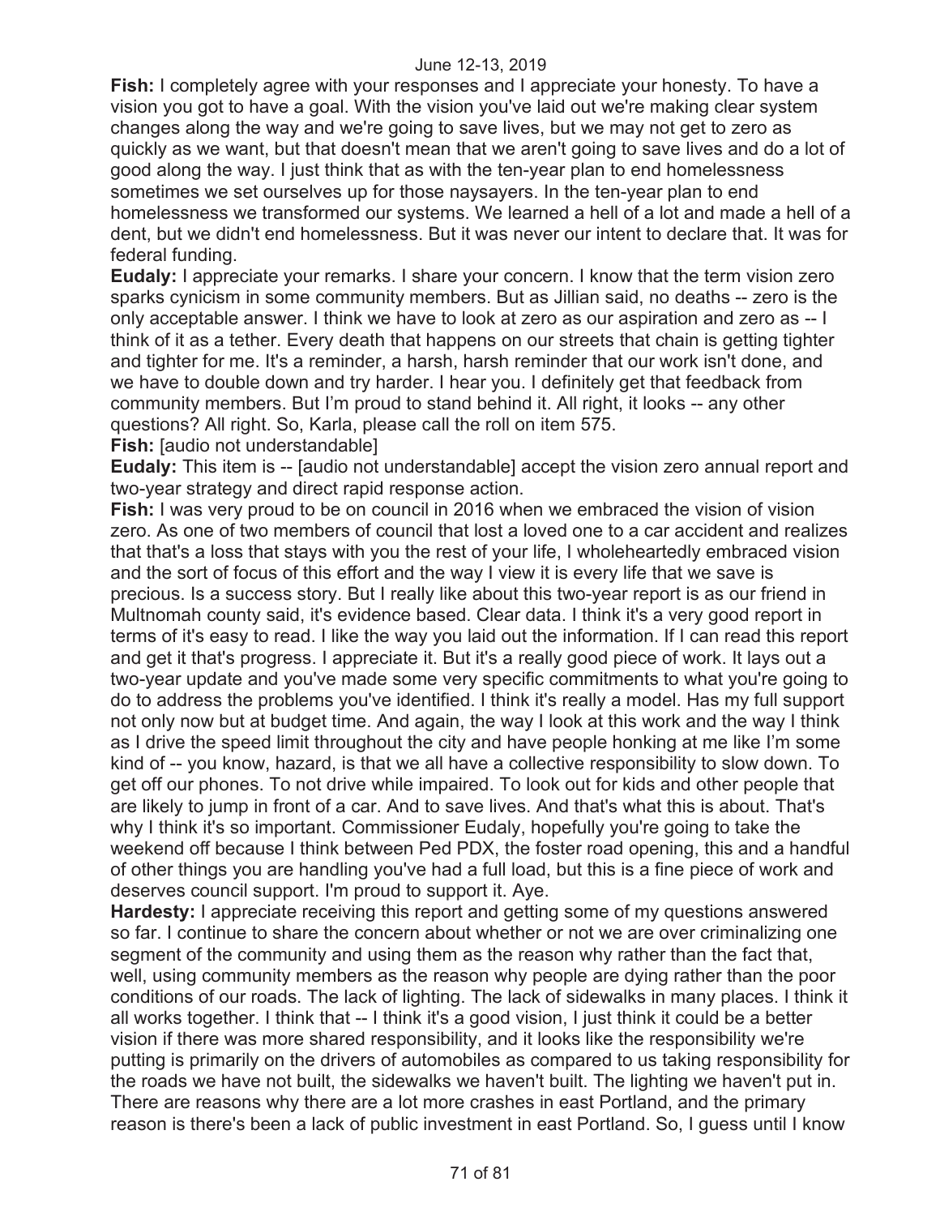**Fish:** I completely agree with your responses and I appreciate your honesty. To have a vision you got to have a goal. With the vision you've laid out we're making clear system changes along the way and we're going to save lives, but we may not get to zero as quickly as we want, but that doesn't mean that we aren't going to save lives and do a lot of good along the way. I just think that as with the ten-year plan to end homelessness sometimes we set ourselves up for those naysayers. In the ten-year plan to end homelessness we transformed our systems. We learned a hell of a lot and made a hell of a dent, but we didn't end homelessness. But it was never our intent to declare that. It was for federal funding.

**Eudaly:** I appreciate your remarks. I share your concern. I know that the term vision zero sparks cynicism in some community members. But as Jillian said, no deaths -- zero is the only acceptable answer. I think we have to look at zero as our aspiration and zero as -- I think of it as a tether. Every death that happens on our streets that chain is getting tighter and tighter for me. It's a reminder, a harsh, harsh reminder that our work isn't done, and we have to double down and try harder. I hear you. I definitely get that feedback from community members. But I'm proud to stand behind it. All right, it looks -- any other questions? All right. So, Karla, please call the roll on item 575.

**Fish:** [audio not understandable]

**Eudaly:** This item is -- [audio not understandable] accept the vision zero annual report and two-year strategy and direct rapid response action.

**Fish:** I was very proud to be on council in 2016 when we embraced the vision of vision zero. As one of two members of council that lost a loved one to a car accident and realizes that that's a loss that stays with you the rest of your life, I wholeheartedly embraced vision and the sort of focus of this effort and the way I view it is every life that we save is precious. Is a success story. But I really like about this two-year report is as our friend in Multnomah county said, it's evidence based. Clear data. I think it's a very good report in terms of it's easy to read. I like the way you laid out the information. If I can read this report and get it that's progress. I appreciate it. But it's a really good piece of work. It lays out a two-year update and you've made some very specific commitments to what you're going to do to address the problems you've identified. I think it's really a model. Has my full support not only now but at budget time. And again, the way I look at this work and the way I think as I drive the speed limit throughout the city and have people honking at me like I'm some kind of -- you know, hazard, is that we all have a collective responsibility to slow down. To get off our phones. To not drive while impaired. To look out for kids and other people that are likely to jump in front of a car. And to save lives. And that's what this is about. That's why I think it's so important. Commissioner Eudaly, hopefully you're going to take the weekend off because I think between Ped PDX, the foster road opening, this and a handful of other things you are handling you've had a full load, but this is a fine piece of work and deserves council support. I'm proud to support it. Aye.

**Hardesty:** I appreciate receiving this report and getting some of my questions answered so far. I continue to share the concern about whether or not we are over criminalizing one segment of the community and using them as the reason why rather than the fact that, well, using community members as the reason why people are dying rather than the poor conditions of our roads. The lack of lighting. The lack of sidewalks in many places. I think it all works together. I think that -- I think it's a good vision, I just think it could be a better vision if there was more shared responsibility, and it looks like the responsibility we're putting is primarily on the drivers of automobiles as compared to us taking responsibility for the roads we have not built, the sidewalks we haven't built. The lighting we haven't put in. There are reasons why there are a lot more crashes in east Portland, and the primary reason is there's been a lack of public investment in east Portland. So, I guess until I know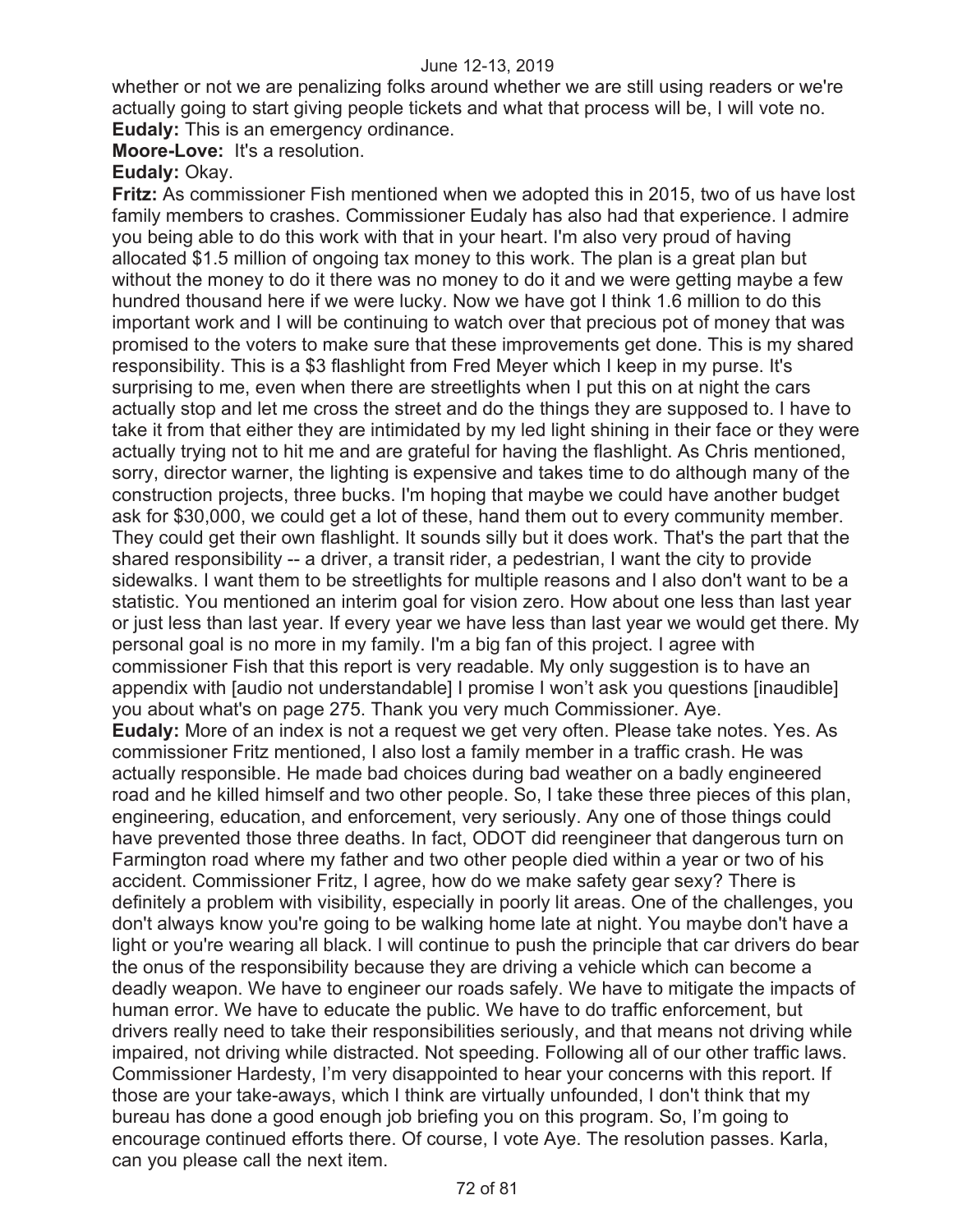whether or not we are penalizing folks around whether we are still using readers or we're actually going to start giving people tickets and what that process will be, I will vote no.

**Eudaly:** This is an emergency ordinance.

**Moore-Love:** It's a resolution.

**Eudaly:** Okay.

**Fritz:** As commissioner Fish mentioned when we adopted this in 2015, two of us have lost family members to crashes. Commissioner Eudaly has also had that experience. I admire you being able to do this work with that in your heart. I'm also very proud of having allocated $1.5 million of ongoing tax money to this work. The plan is a great plan but without the money to do it there was no money to do it and we were getting maybe a few hundred thousand here if we were lucky. Now we have got I think 1.6 million to do this important work and I will be continuing to watch over that precious pot of money that was promised to the voters to make sure that these improvements get done. This is my shared responsibility. This is a $3 flashlight from Fred Meyer which I keep in my purse. It's surprising to me, even when there are streetlights when I put this on at night the cars actually stop and let me cross the street and do the things they are supposed to. I have to take it from that either they are intimidated by my led light shining in their face or they were actually trying not to hit me and are grateful for having the flashlight. As Chris mentioned, sorry, director warner, the lighting is expensive and takes time to do although many of the construction projects, three bucks. I'm hoping that maybe we could have another budget ask for $30,000, we could get a lot of these, hand them out to every community member. They could get their own flashlight. It sounds silly but it does work. That's the part that the shared responsibility -- a driver, a transit rider, a pedestrian, I want the city to provide sidewalks. I want them to be streetlights for multiple reasons and I also don't want to be a statistic. You mentioned an interim goal for vision zero. How about one less than last year or just less than last year. If every year we have less than last year we would get there. My personal goal is no more in my family. I'm a big fan of this project. I agree with commissioner Fish that this report is very readable. My only suggestion is to have an appendix with [audio not understandable] I promise I won't ask you questions [inaudible] you about what's on page 275. Thank you very much Commissioner. Aye.

**Eudaly:** More of an index is not a request we get very often. Please take notes. Yes. As commissioner Fritz mentioned, I also lost a family member in a traffic crash. He was actually responsible. He made bad choices during bad weather on a badly engineered road and he killed himself and two other people. So, I take these three pieces of this plan, engineering, education, and enforcement, very seriously. Any one of those things could have prevented those three deaths. In fact, ODOT did reengineer that dangerous turn on Farmington road where my father and two other people died within a year or two of his accident. Commissioner Fritz, I agree, how do we make safety gear sexy? There is definitely a problem with visibility, especially in poorly lit areas. One of the challenges, you don't always know you're going to be walking home late at night. You maybe don't have a light or you're wearing all black. I will continue to push the principle that car drivers do bear the onus of the responsibility because they are driving a vehicle which can become a deadly weapon. We have to engineer our roads safely. We have to mitigate the impacts of human error. We have to educate the public. We have to do traffic enforcement, but drivers really need to take their responsibilities seriously, and that means not driving while impaired, not driving while distracted. Not speeding. Following all of our other traffic laws. Commissioner Hardesty, I'm very disappointed to hear your concerns with this report. If those are your take-aways, which I think are virtually unfounded, I don't think that my bureau has done a good enough job briefing you on this program. So, I'm going to encourage continued efforts there. Of course, I vote Aye. The resolution passes. Karla, can you please call the next item.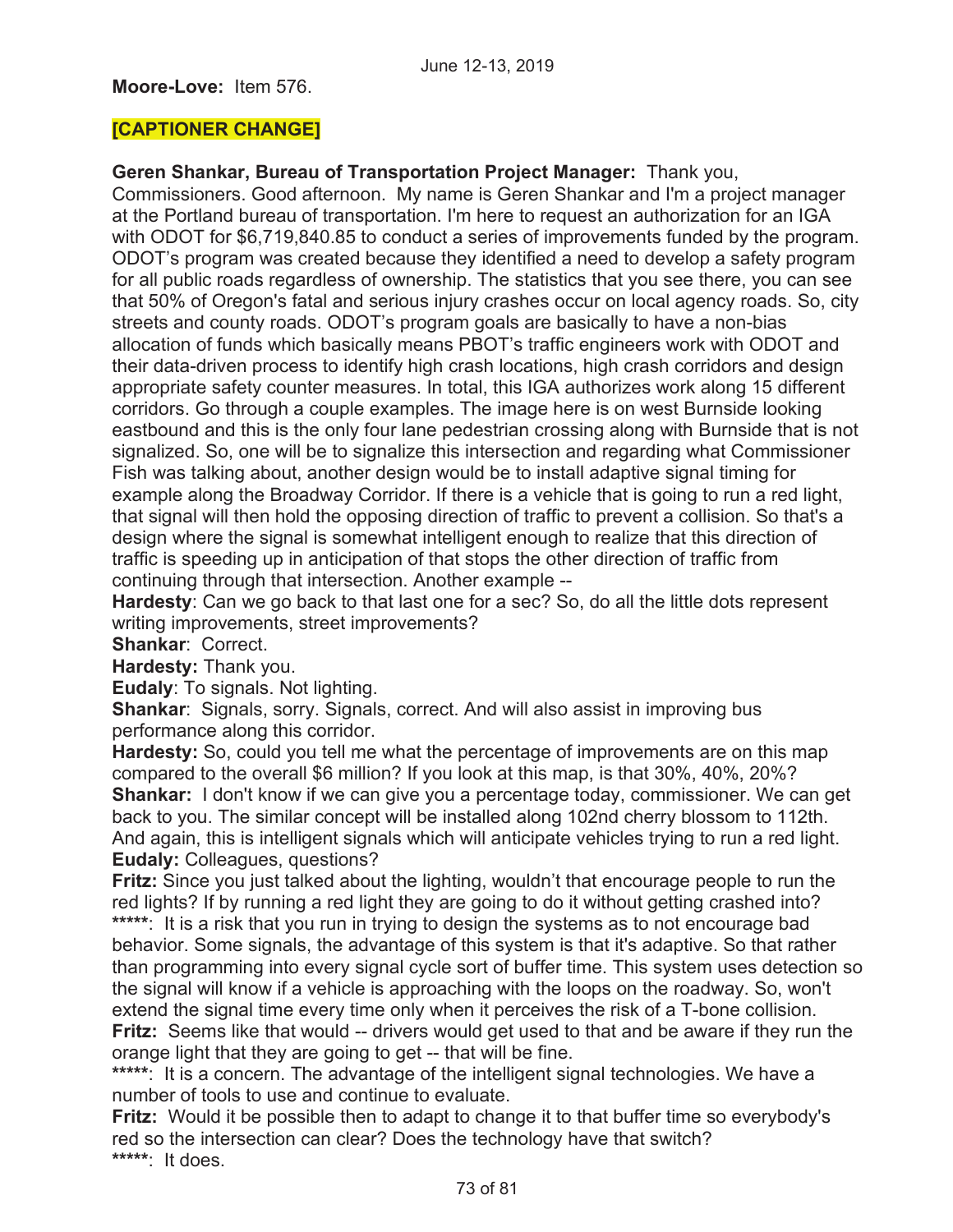**Moore-Love:** Item 576.

**[CAPTIONER CHANGE]**

**Geren Shankar, Bureau of Transportation Project Manager:** Thank you, Commissioners. Good afternoon. My name is Geren Shankar and I'm a project manager at the Portland bureau of transportation. I'm here to request an authorization for an IGA with ODOT for $6,719,840.85 to conduct a series of improvements funded by the program. ODOT's program was created because they identified a need to develop a safety program for all public roads regardless of ownership. The statistics that you see there, you can see that 50% of Oregon's fatal and serious injury crashes occur on local agency roads. So, city streets and county roads. ODOT's program goals are basically to have a non-bias allocation of funds which basically means PBOT's traffic engineers work with ODOT and their data-driven process to identify high crash locations, high crash corridors and design appropriate safety counter measures. In total, this IGA authorizes work along 15 different corridors. Go through a couple examples. The image here is on west Burnside looking eastbound and this is the only four lane pedestrian crossing along with Burnside that is not signalized. So, one will be to signalize this intersection and regarding what Commissioner Fish was talking about, another design would be to install adaptive signal timing for example along the Broadway Corridor. If there is a vehicle that is going to run a red light, that signal will then hold the opposing direction of traffic to prevent a collision. So that's a design where the signal is somewhat intelligent enough to realize that this direction of traffic is speeding up in anticipation of that stops the other direction of traffic from continuing through that intersection. Another example --

**Hardesty**: Can we go back to that last one for a sec? So, do all the little dots represent writing improvements, street improvements?

**Shankar**: Correct.

**Hardesty:** Thank you.

**Eudaly**: To signals. Not lighting.

**Shankar**: Signals, sorry. Signals, correct. And will also assist in improving bus performance along this corridor.

**Hardesty:** So, could you tell me what the percentage of improvements are on this map compared to the overall $6 million? If you look at this map, is that 30%, 40%, 20%?

**Shankar:** I don't know if we can give you a percentage today, commissioner. We can get back to you. The similar concept will be installed along 102nd cherry blossom to 112th. And again, this is intelligent signals which will anticipate vehicles trying to run a red light.

**Eudaly:** Colleagues, questions?

**Fritz:** Since you just talked about the lighting, wouldn't that encourage people to run the red lights? If by running a red light they are going to do it without getting crashed into?

**\*\*\*\*\***: It is a risk that you run in trying to design the systems as to not encourage bad behavior. Some signals, the advantage of this system is that it's adaptive. So that rather than programming into every signal cycle sort of buffer time. This system uses detection so the signal will know if a vehicle is approaching with the loops on the roadway. So, won't extend the signal time every time only when it perceives the risk of a T-bone collision.

**Fritz:** Seems like that would -- drivers would get used to that and be aware if they run the orange light that they are going to get -- that will be fine.

**\*\*\*\*\***: It is a concern. The advantage of the intelligent signal technologies. We have a number of tools to use and continue to evaluate.

**Fritz:** Would it be possible then to adapt to change it to that buffer time so everybody's red so the intersection can clear? Does the technology have that switch?

**\*\*\*\*\***: It does.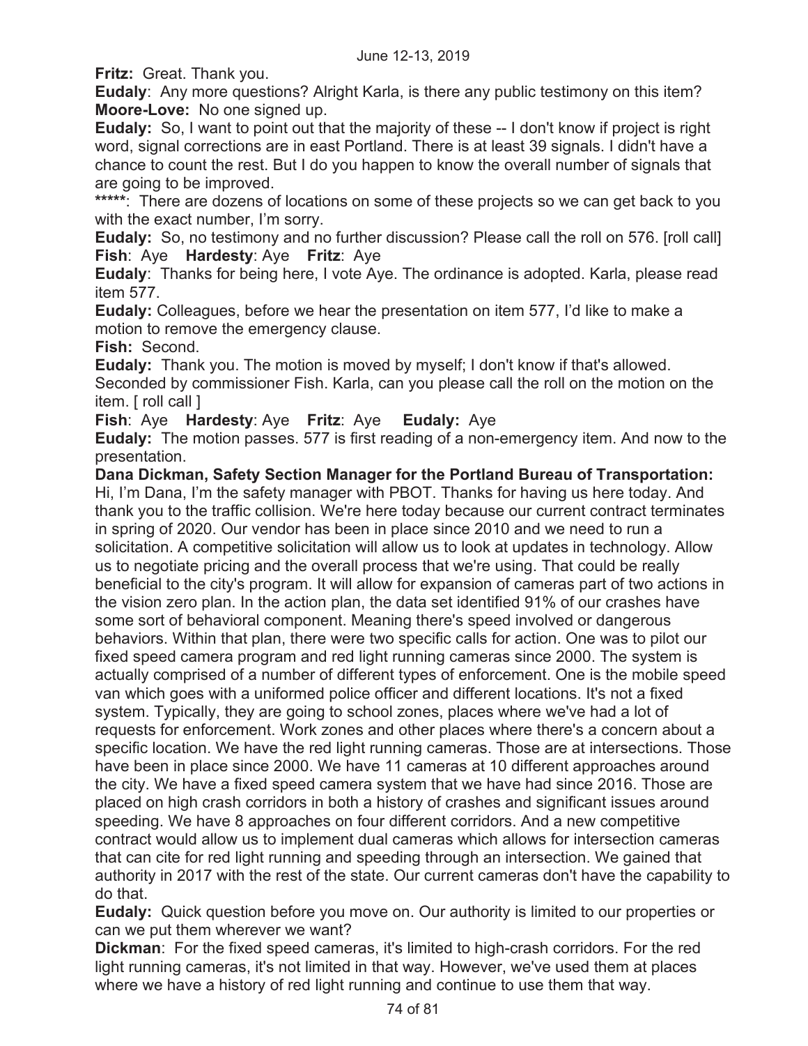**Fritz:** Great. Thank you.

**Eudaly**: Any more questions? Alright Karla, is there any public testimony on this item?

**Moore-Love:** No one signed up.

**Eudaly:** So, I want to point out that the majority of these -- I don't know if project is right word, signal corrections are in east Portland. There is at least 39 signals. I didn't have a chance to count the rest. But I do you happen to know the overall number of signals that are going to be improved.

**\*\*\*\*\***: There are dozens of locations on some of these projects so we can get back to you with the exact number, I'm sorry.

**Eudaly:** So, no testimony and no further discussion? Please call the roll on 576. [roll call]

**Fish**: Aye **Hardesty**: Aye **Fritz**: Aye

**Eudaly**: Thanks for being here, I vote Aye. The ordinance is adopted. Karla, please read item 577.

**Eudaly:** Colleagues, before we hear the presentation on item 577, I'd like to make a motion to remove the emergency clause.

**Fish:** Second.

**Eudaly:** Thank you. The motion is moved by myself; I don't know if that's allowed. Seconded by commissioner Fish. Karla, can you please call the roll on the motion on the item. [ roll call ]

**Fish**: Aye **Hardesty**: Aye **Fritz**: Aye **Eudaly:** Aye

**Eudaly:** The motion passes. 577 is first reading of a non-emergency item. And now to the presentation.

**Dana Dickman, Safety Section Manager for the Portland Bureau of Transportation:** Hi, I'm Dana, I'm the safety manager with PBOT. Thanks for having us here today. And thank you to the traffic collision. We're here today because our current contract terminates in spring of 2020. Our vendor has been in place since 2010 and we need to run a solicitation. A competitive solicitation will allow us to look at updates in technology. Allow us to negotiate pricing and the overall process that we're using. That could be really beneficial to the city's program. It will allow for expansion of cameras part of two actions in the vision zero plan. In the action plan, the data set identified 91% of our crashes have some sort of behavioral component. Meaning there's speed involved or dangerous behaviors. Within that plan, there were two specific calls for action. One was to pilot our fixed speed camera program and red light running cameras since 2000. The system is actually comprised of a number of different types of enforcement. One is the mobile speed van which goes with a uniformed police officer and different locations. It's not a fixed system. Typically, they are going to school zones, places where we've had a lot of requests for enforcement. Work zones and other places where there's a concern about a specific location. We have the red light running cameras. Those are at intersections. Those have been in place since 2000. We have 11 cameras at 10 different approaches around the city. We have a fixed speed camera system that we have had since 2016. Those are placed on high crash corridors in both a history of crashes and significant issues around speeding. We have 8 approaches on four different corridors. And a new competitive contract would allow us to implement dual cameras which allows for intersection cameras that can cite for red light running and speeding through an intersection. We gained that authority in 2017 with the rest of the state. Our current cameras don't have the capability to do that.

**Eudaly:** Quick question before you move on. Our authority is limited to our properties or can we put them wherever we want?

**Dickman**: For the fixed speed cameras, it's limited to high-crash corridors. For the red light running cameras, it's not limited in that way. However, we've used them at places where we have a history of red light running and continue to use them that way.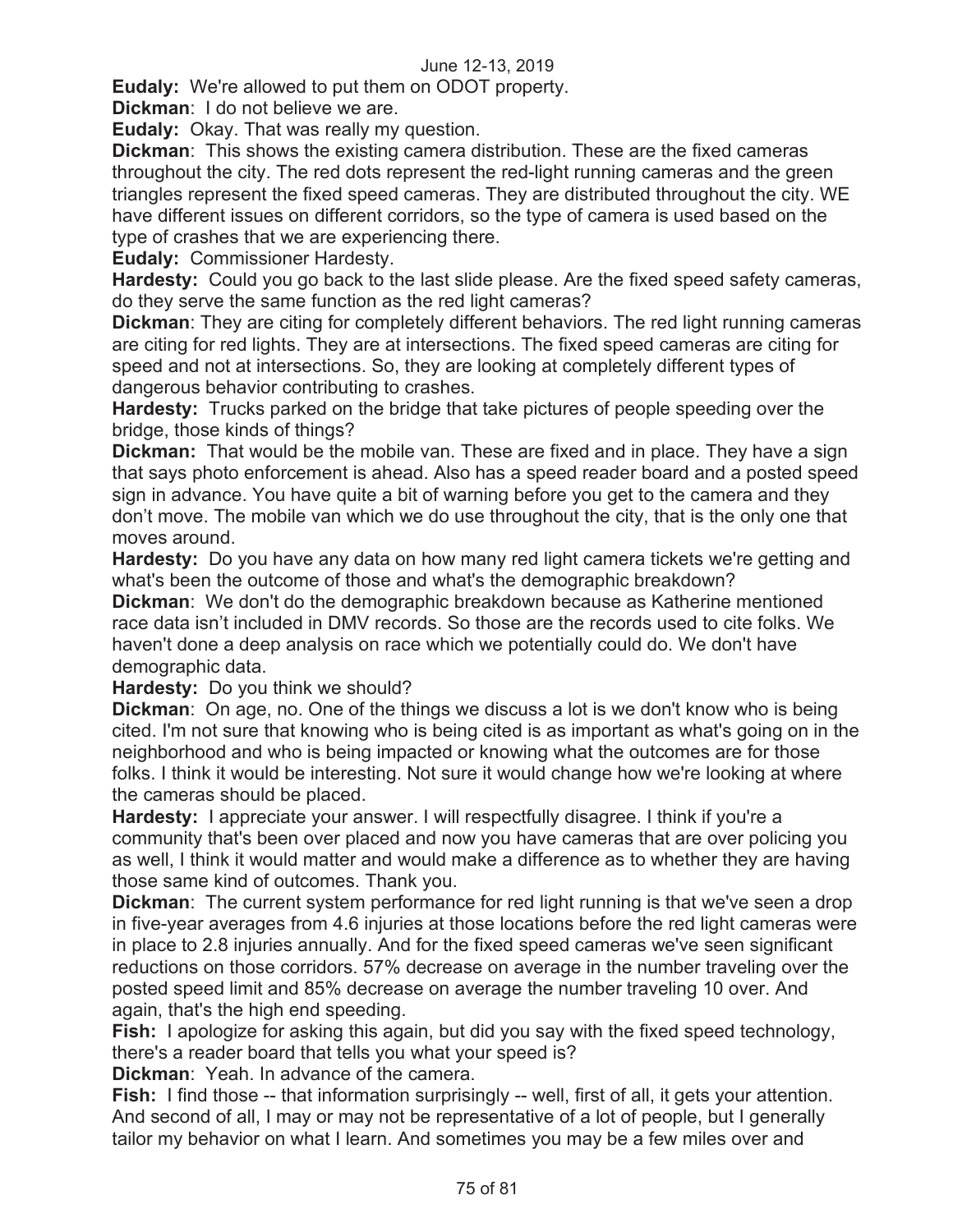**Eudaly:** We're allowed to put them on ODOT property.

**Dickman**: I do not believe we are.

**Eudaly:** Okay. That was really my question.

**Dickman**: This shows the existing camera distribution. These are the fixed cameras throughout the city. The red dots represent the red-light running cameras and the green triangles represent the fixed speed cameras. They are distributed throughout the city. WE have different issues on different corridors, so the type of camera is used based on the type of crashes that we are experiencing there.

**Eudaly:** Commissioner Hardesty.

**Hardesty:** Could you go back to the last slide please. Are the fixed speed safety cameras, do they serve the same function as the red light cameras?

**Dickman**: They are citing for completely different behaviors. The red light running cameras are citing for red lights. They are at intersections. The fixed speed cameras are citing for speed and not at intersections. So, they are looking at completely different types of dangerous behavior contributing to crashes.

**Hardesty:** Trucks parked on the bridge that take pictures of people speeding over the bridge, those kinds of things?

**Dickman:** That would be the mobile van. These are fixed and in place. They have a sign that says photo enforcement is ahead. Also has a speed reader board and a posted speed sign in advance. You have quite a bit of warning before you get to the camera and they don't move. The mobile van which we do use throughout the city, that is the only one that moves around.

**Hardesty:** Do you have any data on how many red light camera tickets we're getting and what's been the outcome of those and what's the demographic breakdown?

**Dickman**: We don't do the demographic breakdown because as Katherine mentioned race data isn't included in DMV records. So those are the records used to cite folks. We haven't done a deep analysis on race which we potentially could do. We don't have demographic data.

**Hardesty:** Do you think we should?

**Dickman**: On age, no. One of the things we discuss a lot is we don't know who is being cited. I'm not sure that knowing who is being cited is as important as what's going on in the neighborhood and who is being impacted or knowing what the outcomes are for those folks. I think it would be interesting. Not sure it would change how we're looking at where the cameras should be placed.

**Hardesty:** I appreciate your answer. I will respectfully disagree. I think if you're a community that's been over placed and now you have cameras that are over policing you as well, I think it would matter and would make a difference as to whether they are having those same kind of outcomes. Thank you.

**Dickman**: The current system performance for red light running is that we've seen a drop in five-year averages from 4.6 injuries at those locations before the red light cameras were in place to 2.8 injuries annually. And for the fixed speed cameras we've seen significant reductions on those corridors. 57% decrease on average in the number traveling over the posted speed limit and 85% decrease on average the number traveling 10 over. And again, that's the high end speeding.

**Fish:** I apologize for asking this again, but did you say with the fixed speed technology, there's a reader board that tells you what your speed is?

**Dickman**: Yeah. In advance of the camera.

**Fish:** I find those -- that information surprisingly -- well, first of all, it gets your attention. And second of all, I may or may not be representative of a lot of people, but I generally tailor my behavior on what I learn. And sometimes you may be a few miles over and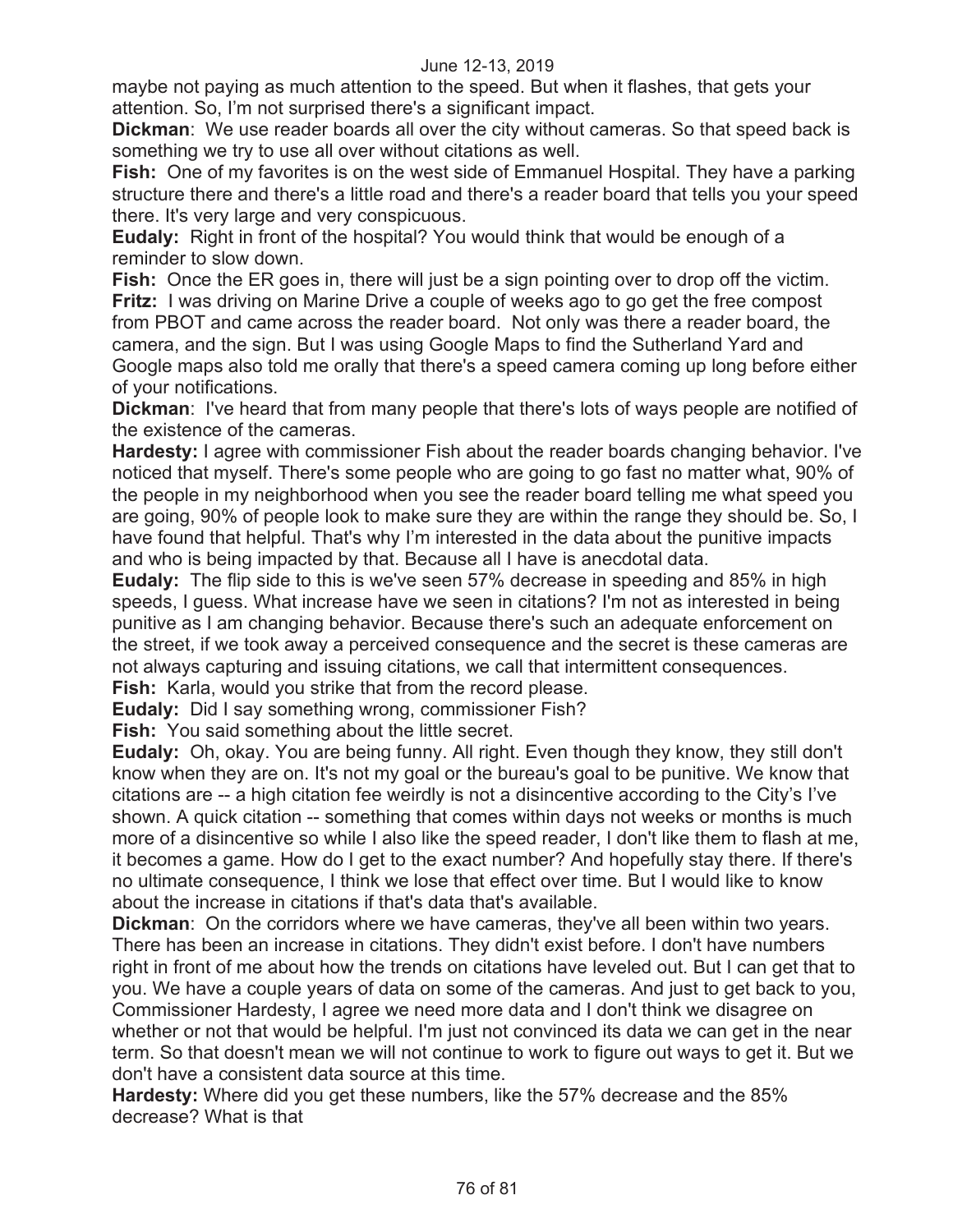maybe not paying as much attention to the speed. But when it flashes, that gets your attention. So, I'm not surprised there's a significant impact.

**Dickman**: We use reader boards all over the city without cameras. So that speed back is something we try to use all over without citations as well.

**Fish:** One of my favorites is on the west side of Emmanuel Hospital. They have a parking structure there and there's a little road and there's a reader board that tells you your speed there. It's very large and very conspicuous.

**Eudaly:** Right in front of the hospital? You would think that would be enough of a reminder to slow down.

**Fish:** Once the ER goes in, there will just be a sign pointing over to drop off the victim.

**Fritz:** I was driving on Marine Drive a couple of weeks ago to go get the free compost from PBOT and came across the reader board. Not only was there a reader board, the camera, and the sign. But I was using Google Maps to find the Sutherland Yard and Google maps also told me orally that there's a speed camera coming up long before either of your notifications.

**Dickman**: I've heard that from many people that there's lots of ways people are notified of the existence of the cameras.

**Hardesty:** I agree with commissioner Fish about the reader boards changing behavior. I've noticed that myself. There's some people who are going to go fast no matter what, 90% of the people in my neighborhood when you see the reader board telling me what speed you are going, 90% of people look to make sure they are within the range they should be. So, I have found that helpful. That's why I'm interested in the data about the punitive impacts and who is being impacted by that. Because all I have is anecdotal data.

**Eudaly:** The flip side to this is we've seen 57% decrease in speeding and 85% in high speeds, I guess. What increase have we seen in citations? I'm not as interested in being punitive as I am changing behavior. Because there's such an adequate enforcement on the street, if we took away a perceived consequence and the secret is these cameras are not always capturing and issuing citations, we call that intermittent consequences.

**Fish:** Karla, would you strike that from the record please.

**Eudaly:** Did I say something wrong, commissioner Fish?

**Fish:** You said something about the little secret.

**Eudaly:** Oh, okay. You are being funny. All right. Even though they know, they still don't know when they are on. It's not my goal or the bureau's goal to be punitive. We know that citations are -- a high citation fee weirdly is not a disincentive according to the City's I've shown. A quick citation -- something that comes within days not weeks or months is much more of a disincentive so while I also like the speed reader, I don't like them to flash at me, it becomes a game. How do I get to the exact number? And hopefully stay there. If there's no ultimate consequence, I think we lose that effect over time. But I would like to know about the increase in citations if that's data that's available.

**Dickman**: On the corridors where we have cameras, they've all been within two years. There has been an increase in citations. They didn't exist before. I don't have numbers right in front of me about how the trends on citations have leveled out. But I can get that to you. We have a couple years of data on some of the cameras. And just to get back to you, Commissioner Hardesty, I agree we need more data and I don't think we disagree on whether or not that would be helpful. I'm just not convinced its data we can get in the near term. So that doesn't mean we will not continue to work to figure out ways to get it. But we don't have a consistent data source at this time.

**Hardesty:** Where did you get these numbers, like the 57% decrease and the 85% decrease? What is that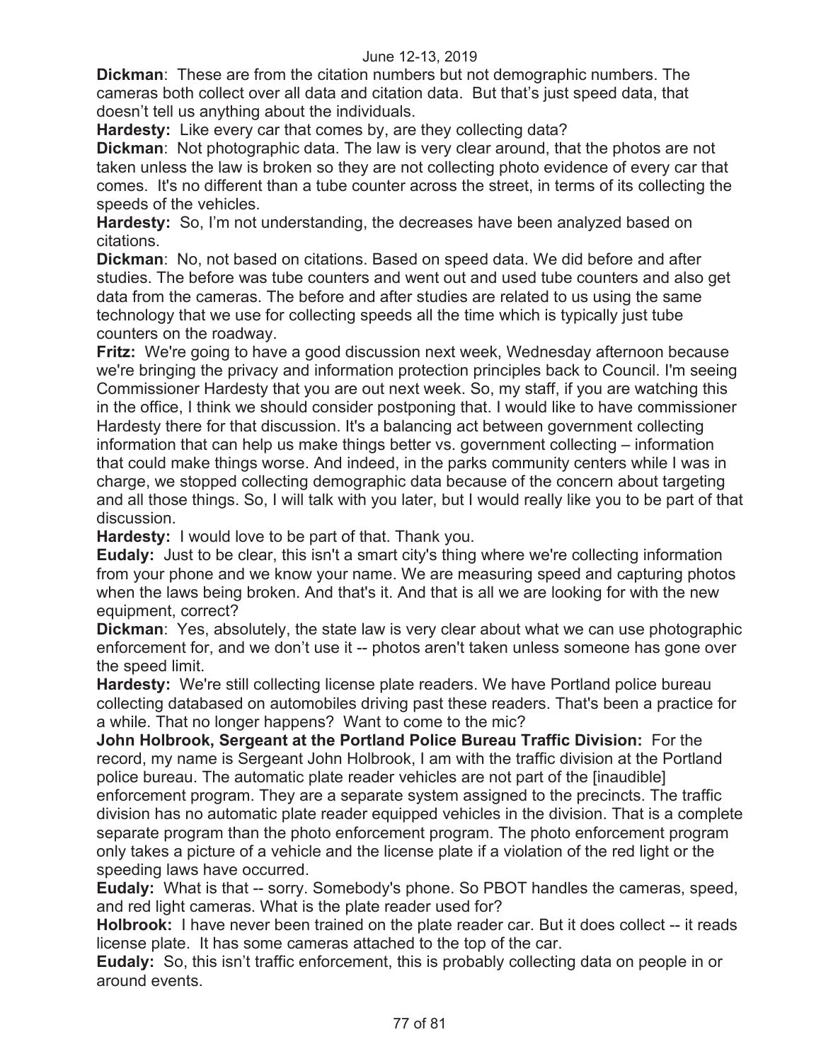**Dickman**: These are from the citation numbers but not demographic numbers. The cameras both collect over all data and citation data. But that's just speed data, that doesn't tell us anything about the individuals.

**Hardesty:** Like every car that comes by, are they collecting data?

**Dickman**: Not photographic data. The law is very clear around, that the photos are not taken unless the law is broken so they are not collecting photo evidence of every car that comes. It's no different than a tube counter across the street, in terms of its collecting the speeds of the vehicles.

**Hardesty:** So, I'm not understanding, the decreases have been analyzed based on citations.

**Dickman**: No, not based on citations. Based on speed data. We did before and after studies. The before was tube counters and went out and used tube counters and also get data from the cameras. The before and after studies are related to us using the same technology that we use for collecting speeds all the time which is typically just tube counters on the roadway.

**Fritz:** We're going to have a good discussion next week, Wednesday afternoon because we're bringing the privacy and information protection principles back to Council. I'm seeing Commissioner Hardesty that you are out next week. So, my staff, if you are watching this in the office, I think we should consider postponing that. I would like to have commissioner Hardesty there for that discussion. It's a balancing act between government collecting information that can help us make things better vs. government collecting – information that could make things worse. And indeed, in the parks community centers while I was in charge, we stopped collecting demographic data because of the concern about targeting and all those things. So, I will talk with you later, but I would really like you to be part of that discussion.

**Hardesty:** I would love to be part of that. Thank you.

**Eudaly:** Just to be clear, this isn't a smart city's thing where we're collecting information from your phone and we know your name. We are measuring speed and capturing photos when the laws being broken. And that's it. And that is all we are looking for with the new equipment, correct?

**Dickman**: Yes, absolutely, the state law is very clear about what we can use photographic enforcement for, and we don't use it -- photos aren't taken unless someone has gone over the speed limit.

**Hardesty:** We're still collecting license plate readers. We have Portland police bureau collecting databased on automobiles driving past these readers. That's been a practice for a while. That no longer happens? Want to come to the mic?

**John Holbrook, Sergeant at the Portland Police Bureau Traffic Division:** For the record, my name is Sergeant John Holbrook, I am with the traffic division at the Portland police bureau. The automatic plate reader vehicles are not part of the [inaudible] enforcement program. They are a separate system assigned to the precincts. The traffic division has no automatic plate reader equipped vehicles in the division. That is a complete separate program than the photo enforcement program. The photo enforcement program only takes a picture of a vehicle and the license plate if a violation of the red light or the speeding laws have occurred.

**Eudaly:** What is that -- sorry. Somebody's phone. So PBOT handles the cameras, speed, and red light cameras. What is the plate reader used for?

**Holbrook:** I have never been trained on the plate reader car. But it does collect -- it reads license plate. It has some cameras attached to the top of the car.

**Eudaly:** So, this isn't traffic enforcement, this is probably collecting data on people in or around events.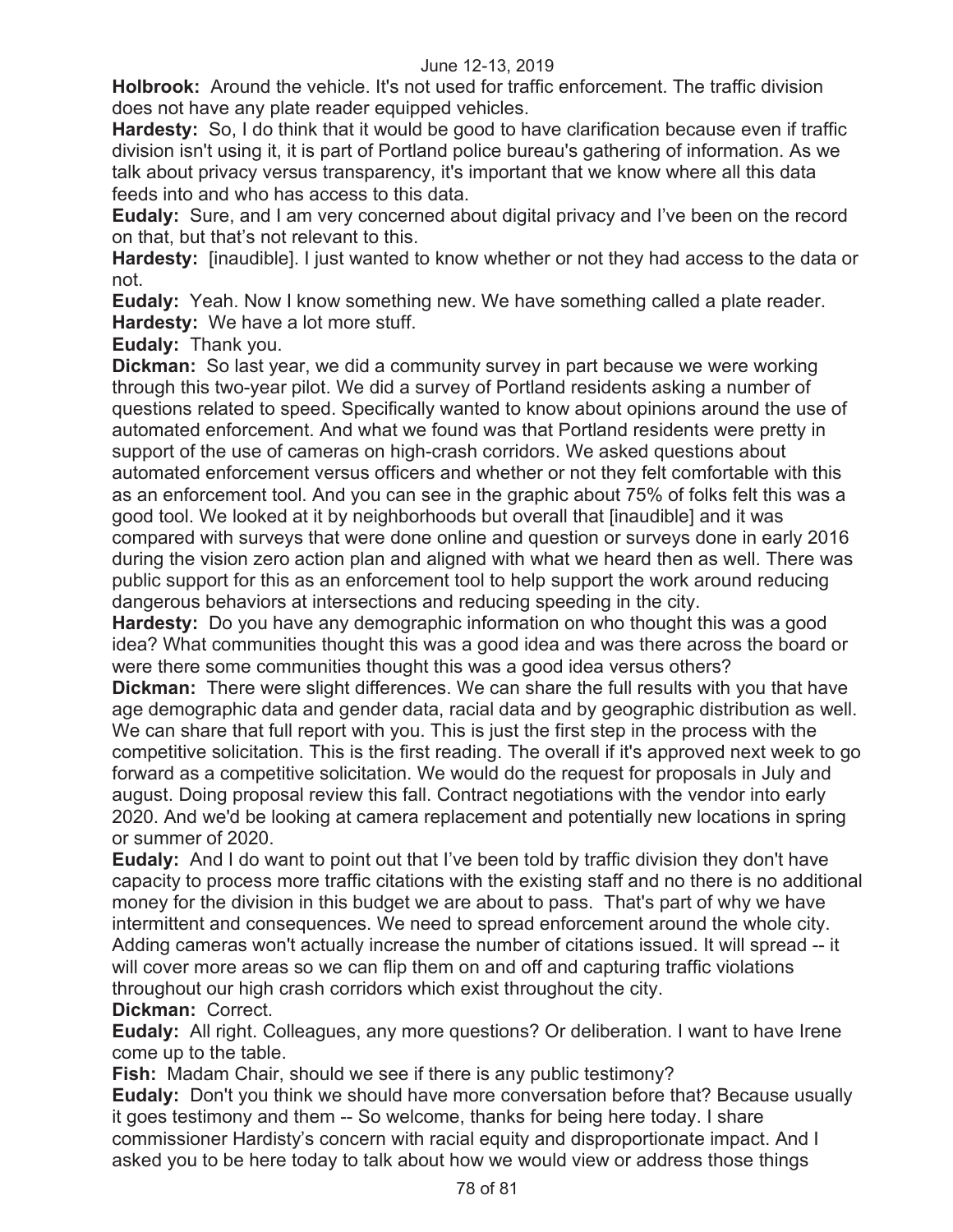**Holbrook:** Around the vehicle. It's not used for traffic enforcement. The traffic division does not have any plate reader equipped vehicles.

**Hardesty:** So, I do think that it would be good to have clarification because even if traffic division isn't using it, it is part of Portland police bureau's gathering of information. As we talk about privacy versus transparency, it's important that we know where all this data feeds into and who has access to this data.

**Eudaly:** Sure, and I am very concerned about digital privacy and I've been on the record on that, but that's not relevant to this.

**Hardesty:** [inaudible]. I just wanted to know whether or not they had access to the data or not.

**Eudaly:** Yeah. Now I know something new. We have something called a plate reader.

**Hardesty:** We have a lot more stuff.

**Eudaly:** Thank you.

**Dickman:** So last year, we did a community survey in part because we were working through this two-year pilot. We did a survey of Portland residents asking a number of questions related to speed. Specifically wanted to know about opinions around the use of automated enforcement. And what we found was that Portland residents were pretty in support of the use of cameras on high-crash corridors. We asked questions about automated enforcement versus officers and whether or not they felt comfortable with this as an enforcement tool. And you can see in the graphic about 75% of folks felt this was a good tool. We looked at it by neighborhoods but overall that [inaudible] and it was compared with surveys that were done online and question or surveys done in early 2016 during the vision zero action plan and aligned with what we heard then as well. There was public support for this as an enforcement tool to help support the work around reducing dangerous behaviors at intersections and reducing speeding in the city.

**Hardesty:** Do you have any demographic information on who thought this was a good idea? What communities thought this was a good idea and was there across the board or were there some communities thought this was a good idea versus others?

**Dickman:** There were slight differences. We can share the full results with you that have age demographic data and gender data, racial data and by geographic distribution as well. We can share that full report with you. This is just the first step in the process with the competitive solicitation. This is the first reading. The overall if it's approved next week to go forward as a competitive solicitation. We would do the request for proposals in July and august. Doing proposal review this fall. Contract negotiations with the vendor into early 2020. And we'd be looking at camera replacement and potentially new locations in spring or summer of 2020.

**Eudaly:** And I do want to point out that I've been told by traffic division they don't have capacity to process more traffic citations with the existing staff and no there is no additional money for the division in this budget we are about to pass. That's part of why we have intermittent and consequences. We need to spread enforcement around the whole city. Adding cameras won't actually increase the number of citations issued. It will spread -- it will cover more areas so we can flip them on and off and capturing traffic violations throughout our high crash corridors which exist throughout the city.

**Dickman:** Correct.

**Eudaly:** All right. Colleagues, any more questions? Or deliberation. I want to have Irene come up to the table.

**Fish:** Madam Chair, should we see if there is any public testimony?

**Eudaly:** Don't you think we should have more conversation before that? Because usually it goes testimony and them -- So welcome, thanks for being here today. I share commissioner Hardisty's concern with racial equity and disproportionate impact. And I asked you to be here today to talk about how we would view or address those things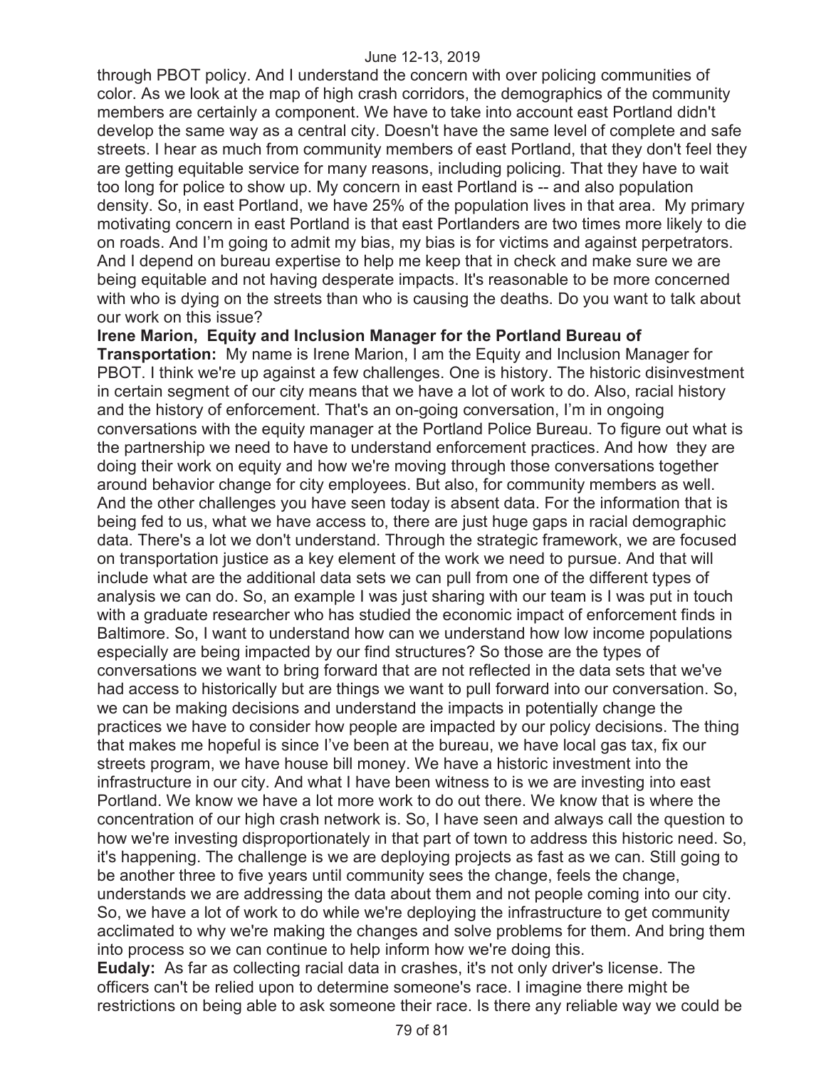through PBOT policy. And I understand the concern with over policing communities of color. As we look at the map of high crash corridors, the demographics of the community members are certainly a component. We have to take into account east Portland didn't develop the same way as a central city. Doesn't have the same level of complete and safe streets. I hear as much from community members of east Portland, that they don't feel they are getting equitable service for many reasons, including policing. That they have to wait too long for police to show up. My concern in east Portland is -- and also population density. So, in east Portland, we have 25% of the population lives in that area. My primary motivating concern in east Portland is that east Portlanders are two times more likely to die on roads. And I'm going to admit my bias, my bias is for victims and against perpetrators. And I depend on bureau expertise to help me keep that in check and make sure we are being equitable and not having desperate impacts. It's reasonable to be more concerned with who is dying on the streets than who is causing the deaths. Do you want to talk about our work on this issue?

**Irene Marion, Equity and Inclusion Manager for the Portland Bureau of Transportation:** My name is Irene Marion, I am the Equity and Inclusion Manager for PBOT. I think we're up against a few challenges. One is history. The historic disinvestment in certain segment of our city means that we have a lot of work to do. Also, racial history and the history of enforcement. That's an on-going conversation, I'm in ongoing conversations with the equity manager at the Portland Police Bureau. To figure out what is the partnership we need to have to understand enforcement practices. And how they are doing their work on equity and how we're moving through those conversations together around behavior change for city employees. But also, for community members as well. And the other challenges you have seen today is absent data. For the information that is being fed to us, what we have access to, there are just huge gaps in racial demographic data. There's a lot we don't understand. Through the strategic framework, we are focused on transportation justice as a key element of the work we need to pursue. And that will include what are the additional data sets we can pull from one of the different types of analysis we can do. So, an example I was just sharing with our team is I was put in touch with a graduate researcher who has studied the economic impact of enforcement finds in Baltimore. So, I want to understand how can we understand how low income populations especially are being impacted by our find structures? So those are the types of conversations we want to bring forward that are not reflected in the data sets that we've had access to historically but are things we want to pull forward into our conversation. So, we can be making decisions and understand the impacts in potentially change the practices we have to consider how people are impacted by our policy decisions. The thing that makes me hopeful is since I've been at the bureau, we have local gas tax, fix our streets program, we have house bill money. We have a historic investment into the infrastructure in our city. And what I have been witness to is we are investing into east Portland. We know we have a lot more work to do out there. We know that is where the concentration of our high crash network is. So, I have seen and always call the question to how we're investing disproportionately in that part of town to address this historic need. So, it's happening. The challenge is we are deploying projects as fast as we can. Still going to be another three to five years until community sees the change, feels the change, understands we are addressing the data about them and not people coming into our city. So, we have a lot of work to do while we're deploying the infrastructure to get community acclimated to why we're making the changes and solve problems for them. And bring them into process so we can continue to help inform how we're doing this.

**Eudaly:** As far as collecting racial data in crashes, it's not only driver's license. The officers can't be relied upon to determine someone's race. I imagine there might be restrictions on being able to ask someone their race. Is there any reliable way we could be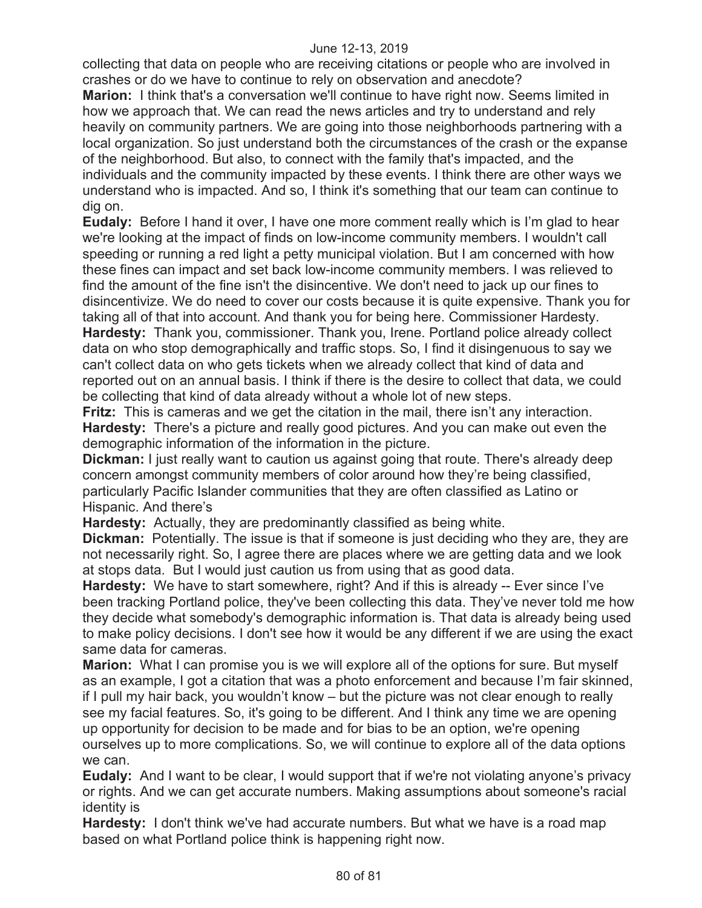collecting that data on people who are receiving citations or people who are involved in crashes or do we have to continue to rely on observation and anecdote?

**Marion:** I think that's a conversation we'll continue to have right now. Seems limited in how we approach that. We can read the news articles and try to understand and rely heavily on community partners. We are going into those neighborhoods partnering with a local organization. So just understand both the circumstances of the crash or the expanse of the neighborhood. But also, to connect with the family that's impacted, and the individuals and the community impacted by these events. I think there are other ways we understand who is impacted. And so, I think it's something that our team can continue to dig on.

**Eudaly:** Before I hand it over, I have one more comment really which is I'm glad to hear we're looking at the impact of finds on low-income community members. I wouldn't call speeding or running a red light a petty municipal violation. But I am concerned with how these fines can impact and set back low-income community members. I was relieved to find the amount of the fine isn't the disincentive. We don't need to jack up our fines to disincentivize. We do need to cover our costs because it is quite expensive. Thank you for taking all of that into account. And thank you for being here. Commissioner Hardesty.

**Hardesty:** Thank you, commissioner. Thank you, Irene. Portland police already collect data on who stop demographically and traffic stops. So, I find it disingenuous to say we can't collect data on who gets tickets when we already collect that kind of data and reported out on an annual basis. I think if there is the desire to collect that data, we could be collecting that kind of data already without a whole lot of new steps.

**Fritz:** This is cameras and we get the citation in the mail, there isn't any interaction.

**Hardesty:** There's a picture and really good pictures. And you can make out even the demographic information of the information in the picture.

**Dickman:** I just really want to caution us against going that route. There's already deep concern amongst community members of color around how they're being classified, particularly Pacific Islander communities that they are often classified as Latino or Hispanic. And there's

**Hardesty:** Actually, they are predominantly classified as being white.

**Dickman:** Potentially. The issue is that if someone is just deciding who they are, they are not necessarily right. So, I agree there are places where we are getting data and we look at stops data. But I would just caution us from using that as good data.

**Hardesty:** We have to start somewhere, right? And if this is already -- Ever since I've been tracking Portland police, they've been collecting this data. They've never told me how they decide what somebody's demographic information is. That data is already being used to make policy decisions. I don't see how it would be any different if we are using the exact same data for cameras.

**Marion:** What I can promise you is we will explore all of the options for sure. But myself as an example, I got a citation that was a photo enforcement and because I'm fair skinned, if I pull my hair back, you wouldn't know – but the picture was not clear enough to really see my facial features. So, it's going to be different. And I think any time we are opening up opportunity for decision to be made and for bias to be an option, we're opening ourselves up to more complications. So, we will continue to explore all of the data options we can.

**Eudaly:** And I want to be clear, I would support that if we're not violating anyone's privacy or rights. And we can get accurate numbers. Making assumptions about someone's racial identity is

**Hardesty:** I don't think we've had accurate numbers. But what we have is a road map based on what Portland police think is happening right now.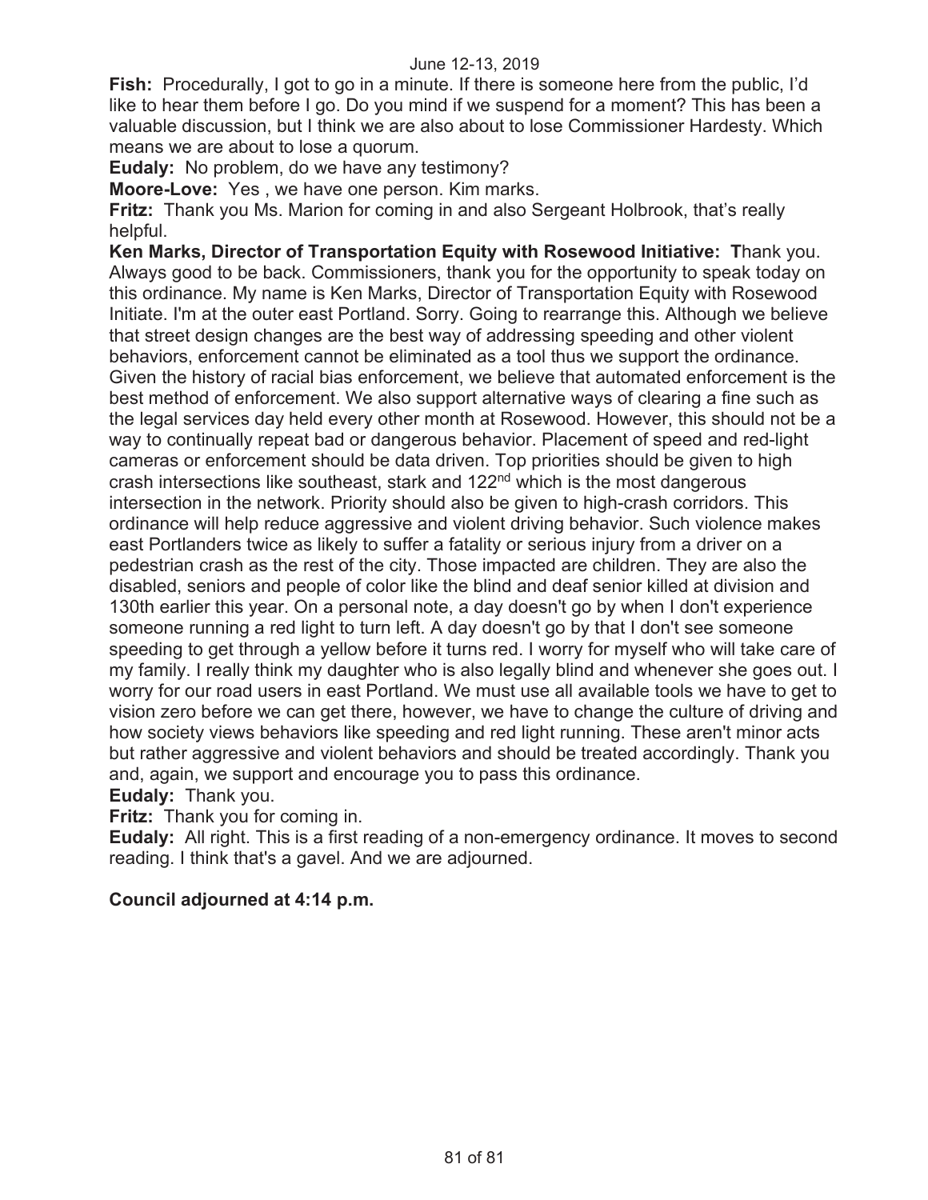**Fish:** Procedurally, I got to go in a minute. If there is someone here from the public, I'd like to hear them before I go. Do you mind if we suspend for a moment? This has been a valuable discussion, but I think we are also about to lose Commissioner Hardesty. Which means we are about to lose a quorum.

**Eudaly:** No problem, do we have any testimony?

**Moore-Love:** Yes , we have one person. Kim marks.

**Fritz:** Thank you Ms. Marion for coming in and also Sergeant Holbrook, that's really helpful.

**Ken Marks, Director of Transportation Equity with Rosewood Initiative:** **T**hank you. Always good to be back. Commissioners, thank you for the opportunity to speak today on this ordinance. My name is Ken Marks, Director of Transportation Equity with Rosewood Initiate. I'm at the outer east Portland. Sorry. Going to rearrange this. Although we believe that street design changes are the best way of addressing speeding and other violent behaviors, enforcement cannot be eliminated as a tool thus we support the ordinance. Given the history of racial bias enforcement, we believe that automated enforcement is the best method of enforcement. We also support alternative ways of clearing a fine such as the legal services day held every other month at Rosewood. However, this should not be a way to continually repeat bad or dangerous behavior. Placement of speed and red-light cameras or enforcement should be data driven. Top priorities should be given to high crash intersections like southeast, stark and 122nd which is the most dangerous intersection in the network. Priority should also be given to high-crash corridors. This ordinance will help reduce aggressive and violent driving behavior. Such violence makes east Portlanders twice as likely to suffer a fatality or serious injury from a driver on a pedestrian crash as the rest of the city. Those impacted are children. They are also the disabled, seniors and people of color like the blind and deaf senior killed at division and 130th earlier this year. On a personal note, a day doesn't go by when I don't experience someone running a red light to turn left. A day doesn't go by that I don't see someone speeding to get through a yellow before it turns red. I worry for myself who will take care of my family. I really think my daughter who is also legally blind and whenever she goes out. I worry for our road users in east Portland. We must use all available tools we have to get to vision zero before we can get there, however, we have to change the culture of driving and how society views behaviors like speeding and red light running. These aren't minor acts but rather aggressive and violent behaviors and should be treated accordingly. Thank you and, again, we support and encourage you to pass this ordinance.

**Eudaly:** Thank you.

**Fritz:** Thank you for coming in.

**Eudaly:** All right. This is a first reading of a non-emergency ordinance. It moves to second reading. I think that's a gavel. And we are adjourned.

**Council adjourned at 4:14 p.m.**